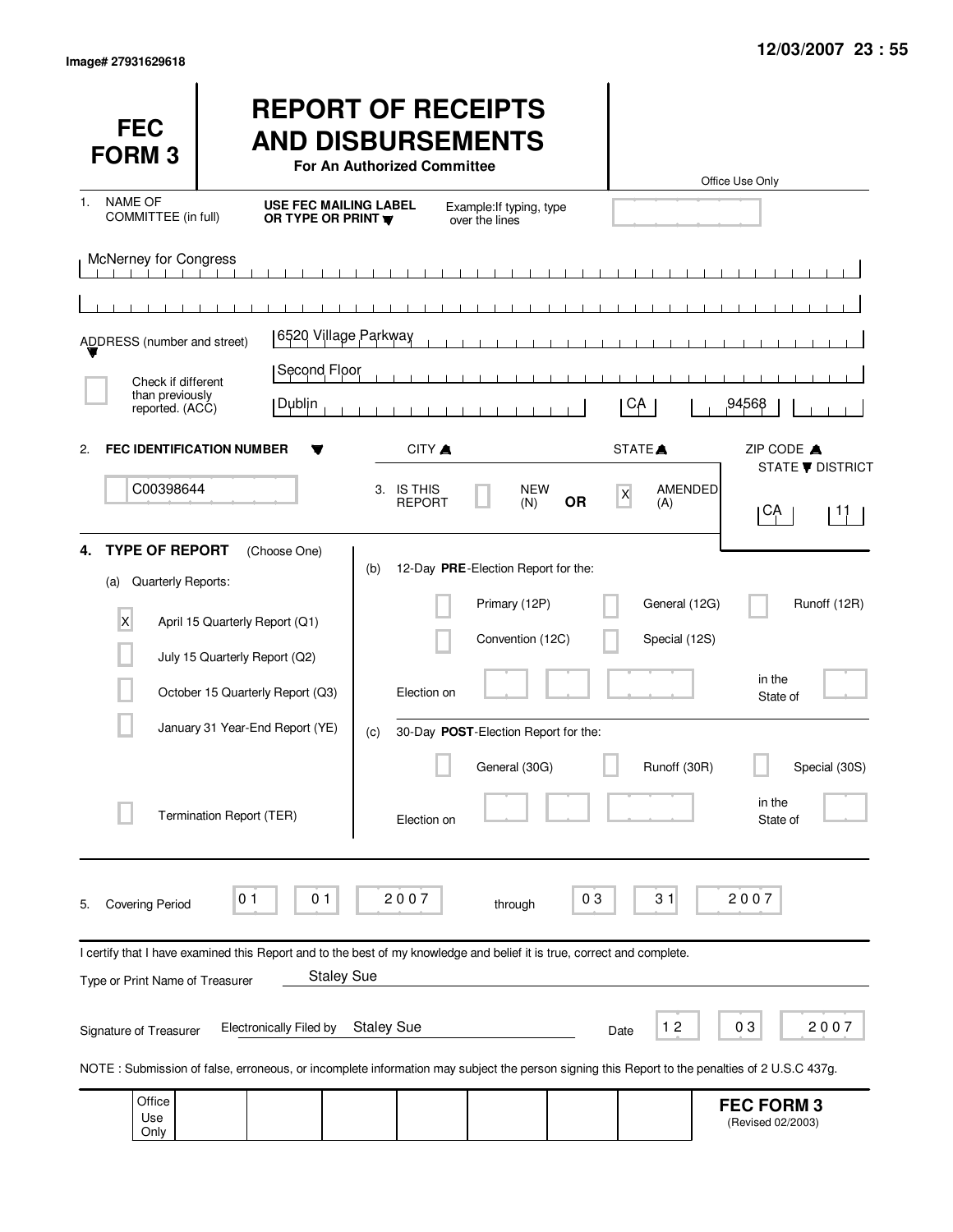Image# 27931629618

12/03/2007 23 : 55

# FEC FORM 3

# REPORT OF RECEIPTS AND DISBURSEMENTS

**For An Authorized Committee**

Office Use Only

1. NAME OF COMMITTEE (in full) — **USE FEC MAILING LABEL OR TYPE OR PRINT** — Example: If typing, type over the lines

McNerney for Congress

ADDRESS (number and street): 6520 Village Parkway

Second Floor

Dublin | CA | 94568

CITY | STATE | ZIP CODE

☐ Check if different than previously reported. (ACC)

2. **FEC IDENTIFICATION NUMBER**: C00398644

3. IS THIS REPORT ☐ NEW (N) **OR** [X] AMENDED (A)

STATE / DISTRICT: CA | 11

**4. TYPE OF REPORT** (Choose One)

(a) Quarterly Reports:

- [X] April 15 Quarterly Report (Q1)
- ☐ July 15 Quarterly Report (Q2)
- ☐ October 15 Quarterly Report (Q3)
- ☐ January 31 Year-End Report (YE)
- ☐ Termination Report (TER)

(b) 12-Day **PRE**-Election Report for the:

- ☐ Primary (12P)
- ☐ General (12G)
- ☐ Runoff (12R)
- ☐ Convention (12C)
- ☐ Special (12S)

Election on ______ in the State of ______

(c) 30-Day **POST**-Election Report for the:

- ☐ General (30G)
- ☐ Runoff (30R)
- ☐ Special (30S)

Election on ______ in the State of ______

5. Covering Period 01 01 2007 through 03 31 2007

I certify that I have examined this Report and to the best of my knowledge and belief it is true, correct and complete.

Type or Print Name of Treasurer: Staley Sue

Signature of Treasurer: Electronically Filed by Staley Sue — Date 12 03 2007

NOTE : Submission of false, erroneous, or incomplete information may subject the person signing this Report to the penalties of 2 U.S.C 437g.

Office Use Only

**FEC FORM 3** (Revised 02/2003)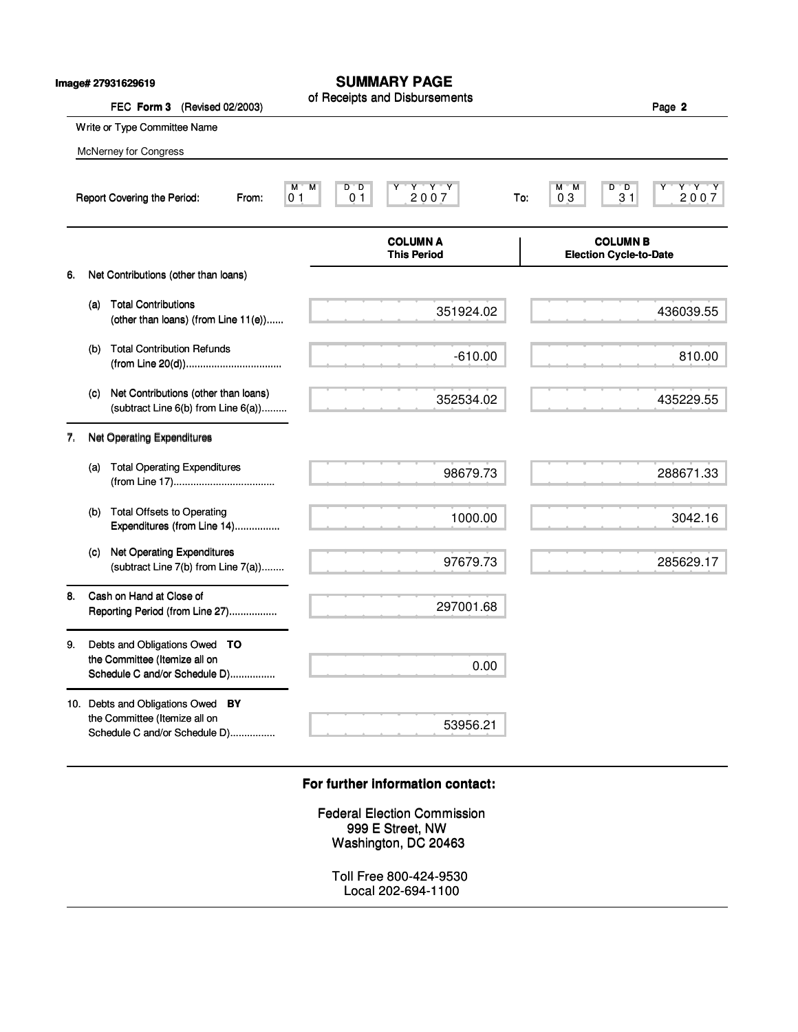Image# 27931629619

# SUMMARY PAGE

of Receipts and Disbursements

FEC **Form 3** (Revised 02/2003)

Page **2**

Write or Type Committee Name

McNerney for Congress

Report Covering the Period: From: 01 01 2007 To: 03 31 2007

| | COLUMN A This Period | COLUMN B Election Cycle-to-Date |
|---|---|---|
| **6. Net Contributions (other than loans)** | | |
| (a) Total Contributions (other than loans) (from Line 11(e)) | 351924.02 | 436039.55 |
| (b) Total Contribution Refunds (from Line 20(d)) | -610.00 | 810.00 |
| (c) Net Contributions (other than loans) (subtract Line 6(b) from Line 6(a)) | 352534.02 | 435229.55 |
| **7. Net Operating Expenditures** | | |
| (a) Total Operating Expenditures (from Line 17) | 98679.73 | 288671.33 |
| (b) Total Offsets to Operating Expenditures (from Line 14) | 1000.00 | 3042.16 |
| (c) Net Operating Expenditures (subtract Line 7(b) from Line 7(a)) | 97679.73 | 285629.17 |
| 8. Cash on Hand at Close of Reporting Period (from Line 27) | 297001.68 | |
| 9. Debts and Obligations Owed **TO** the Committee (Itemize all on Schedule C and/or Schedule D) | 0.00 | |
| 10. Debts and Obligations Owed **BY** the Committee (Itemize all on Schedule C and/or Schedule D) | 53956.21 | |

**For further information contact:**

Federal Election Commission
999 E Street, NW
Washington, DC 20463

Toll Free 800-424-9530
Local 202-694-1100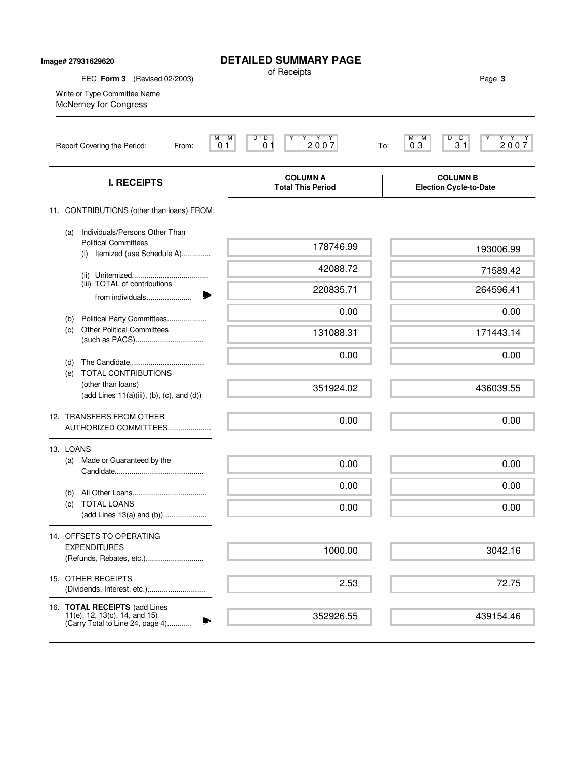Image# 27931629620

# DETAILED SUMMARY PAGE

of Receipts

FEC **Form 3** (Revised 02/2003)

Write or Type Committee Name

McNerney for Congress

Report Covering the Period: From: 01 01 2007 To: 03 31 2007

| I. RECEIPTS | COLUMN A Total This Period | COLUMN B Election Cycle-to-Date |
|---|---|---|
| 11. CONTRIBUTIONS (other than loans) FROM: | | |
| (a) Individuals/Persons Other Than Political Committees (i) Itemized (use Schedule A) | 178746.99 | 193006.99 |
| (ii) Unitemized | 42088.72 | 71589.42 |
| (iii) TOTAL of contributions from individuals | 220835.71 | 264596.41 |
| (b) Political Party Committees | 0.00 | 0.00 |
| (c) Other Political Committees (such as PACS) | 131088.31 | 171443.14 |
| (d) The Candidate | 0.00 | 0.00 |
| (e) TOTAL CONTRIBUTIONS (other than loans) (add Lines 11(a)(iii), (b), (c), and (d)) | 351924.02 | 436039.55 |
| 12. TRANSFERS FROM OTHER AUTHORIZED COMMITTEES | 0.00 | 0.00 |
| 13. LOANS | | |
| (a) Made or Guaranteed by the Candidate | 0.00 | 0.00 |
| (b) All Other Loans | 0.00 | 0.00 |
| (c) TOTAL LOANS (add Lines 13(a) and (b)) | 0.00 | 0.00 |
| 14. OFFSETS TO OPERATING EXPENDITURES (Refunds, Rebates, etc.) | 1000.00 | 3042.16 |
| 15. OTHER RECEIPTS (Dividends, Interest, etc.) | 2.53 | 72.75 |
| 16. **TOTAL RECEIPTS** (add Lines 11(e), 12, 13(c), 14, and 15) (Carry Total to Line 24, page 4) | 352926.55 | 439154.46 |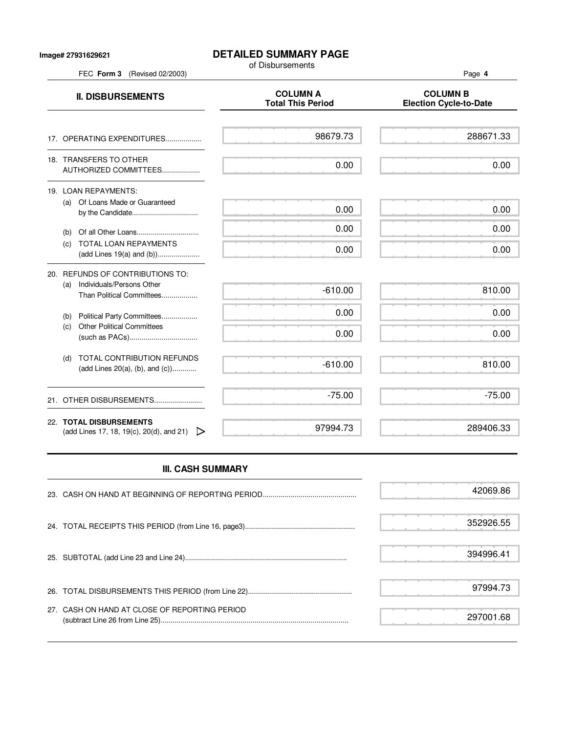Image# 27931629621

# DETAILED SUMMARY PAGE

of Disbursements

FEC **Form 3** (Revised 02/2003)

| II. DISBURSEMENTS | COLUMN A Total This Period | COLUMN B Election Cycle-to-Date |
|---|---|---|
| 17. OPERATING EXPENDITURES.................. | 98679.73 | 288671.33 |
| 18. TRANSFERS TO OTHER AUTHORIZED COMMITTEES................... | 0.00 | 0.00 |
| 19. LOAN REPAYMENTS: | | |
| (a) Of Loans Made or Guaranteed by the Candidate................................. | 0.00 | 0.00 |
| (b) Of all Other Loans............................... | 0.00 | 0.00 |
| (c) TOTAL LOAN REPAYMENTS (add Lines 19(a) and (b)).................... | 0.00 | 0.00 |
| 20. REFUNDS OF CONTRIBUTIONS TO: | | |
| (a) Individuals/Persons Other Than Political Committees.................. | -610.00 | 810.00 |
| (b) Political Party Committees.................. | 0.00 | 0.00 |
| (c) Other Political Committees (such as PACs).................................. | 0.00 | 0.00 |
| (d) TOTAL CONTRIBUTION REFUNDS (add Lines 20(a), (b), and (c))............ | -610.00 | 810.00 |
| 21. OTHER DISBURSEMENTS........................ | -75.00 | -75.00 |
| 22. **TOTAL DISBURSEMENTS** (add Lines 17, 18, 19(c), 20(d), and 21) ▷ | 97994.73 | 289406.33 |

## III. CASH SUMMARY

| | |
|---|---|
| 23. CASH ON HAND AT BEGINNING OF REPORTING PERIOD.............................................. | 42069.86 |
| 24. TOTAL RECEIPTS THIS PERIOD (from Line 16, page3)...................................................... | 352926.55 |
| 25. SUBTOTAL (add Line 23 and Line 24)............................................................................... | 394996.41 |
| 26. TOTAL DISBURSEMENTS THIS PERIOD (from Line 22).................................................... | 97994.73 |
| 27. CASH ON HAND AT CLOSE OF REPORTING PERIOD (subtract Line 26 from Line 25)............................................................................................ | 297001.68 |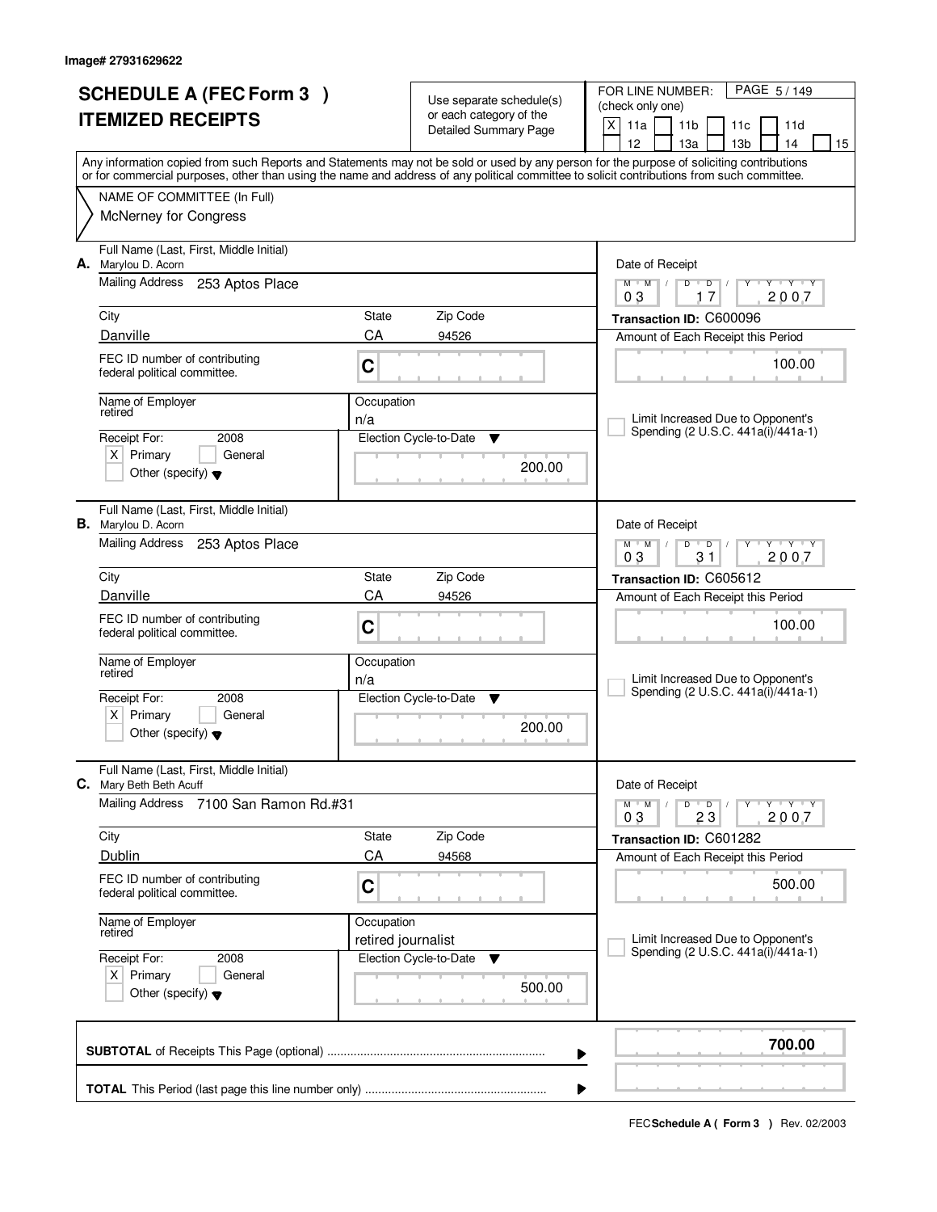Image# 27931629622

# SCHEDULE A (FEC Form 3 )
# ITEMIZED RECEIPTS

Use separate schedule(s) or each category of the Detailed Summary Page

FOR LINE NUMBER: (check only one)
[X] 11a [ ] 11b [ ] 11c [ ] 11d [ ] 12 [ ] 13a [ ] 13b [ ] 14 [ ] 15

PAGE 5 / 149

Any information copied from such Reports and Statements may not be sold or used by any person for the purpose of soliciting contributions or for commercial purposes, other than using the name and address of any political committee to solicit contributions from such committee.

NAME OF COMMITTEE (In Full)
McNerney for Congress

---

**A.** Full Name (Last, First, Middle Initial): Marylou D. Acorn
Mailing Address: 253 Aptos Place
City: Danville | State: CA | Zip Code: 94526
FEC ID number of contributing federal political committee: C
Name of Employer: retired
Occupation: n/a
Receipt For: 2008 [X] Primary [ ] General [ ] Other (specify)
Election Cycle-to-Date: 200.00
Date of Receipt: 03 17 2007
Transaction ID: C600096
Amount of Each Receipt this Period: 100.00
[ ] Limit Increased Due to Opponent's Spending (2 U.S.C. 441a(i)/441a-1)

---

**B.** Full Name (Last, First, Middle Initial): Marylou D. Acorn
Mailing Address: 253 Aptos Place
City: Danville | State: CA | Zip Code: 94526
FEC ID number of contributing federal political committee: C
Name of Employer: retired
Occupation: n/a
Receipt For: 2008 [X] Primary [ ] General [ ] Other (specify)
Election Cycle-to-Date: 200.00
Date of Receipt: 03 31 2007
Transaction ID: C605612
Amount of Each Receipt this Period: 100.00
[ ] Limit Increased Due to Opponent's Spending (2 U.S.C. 441a(i)/441a-1)

---

**C.** Full Name (Last, First, Middle Initial): Mary Beth Beth Acuff
Mailing Address: 7100 San Ramon Rd.#31
City: Dublin | State: CA | Zip Code: 94568
FEC ID number of contributing federal political committee: C
Name of Employer: retired
Occupation: retired journalist
Receipt For: 2008 [X] Primary [ ] General [ ] Other (specify)
Election Cycle-to-Date: 500.00
Date of Receipt: 03 23 2007
Transaction ID: C601282
Amount of Each Receipt this Period: 500.00
[ ] Limit Increased Due to Opponent's Spending (2 U.S.C. 441a(i)/441a-1)

---

**SUBTOTAL** of Receipts This Page (optional): **700.00**

**TOTAL** This Period (last page this line number only):

FEC **Schedule A ( Form 3 )** Rev. 02/2003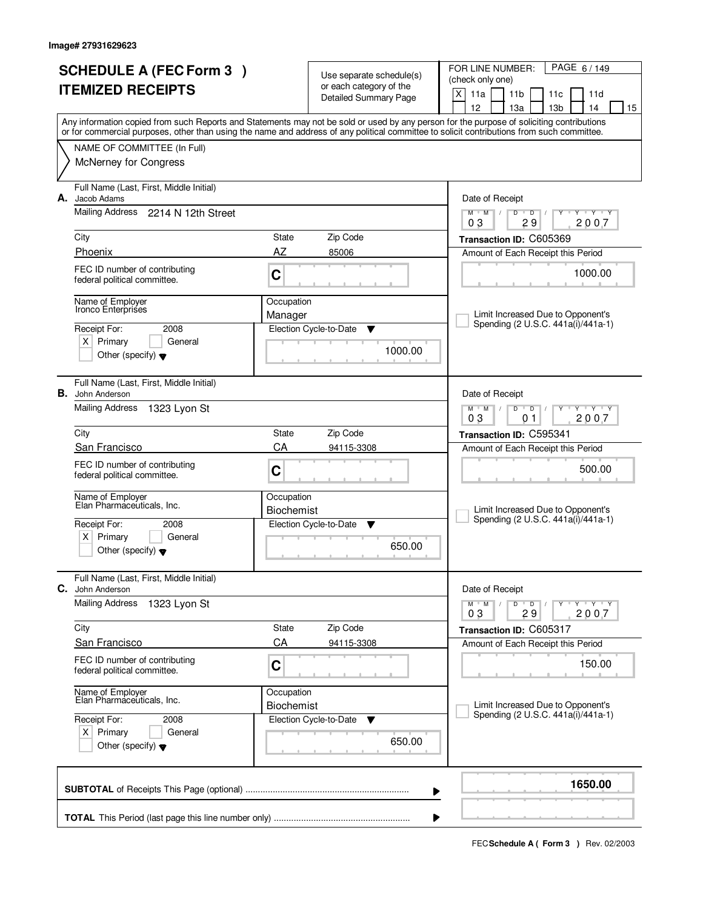Image# 27931629623

# SCHEDULE A (FEC Form 3 )
# ITEMIZED RECEIPTS

Use separate schedule(s) or each category of the Detailed Summary Page

FOR LINE NUMBER: (check only one)

- [X] 11a
- [ ] 11b
- [ ] 11c
- [ ] 11d
- [ ] 12
- [ ] 13a
- [ ] 13b
- [ ] 14
- [ ] 15

Any information copied from such Reports and Statements may not be sold or used by any person for the purpose of soliciting contributions or for commercial purposes, other than using the name and address of any political committee to solicit contributions from such committee.

NAME OF COMMITTEE (In Full)
McNerney for Congress

---

**A.** Full Name (Last, First, Middle Initial): Jacob Adams

Mailing Address: 2214 N 12th Street

City: Phoenix | State: AZ | Zip Code: 85006

FEC ID number of contributing federal political committee: C

Name of Employer: Ironco Enterprises

Occupation: Manager

Receipt For: 2008 — [X] Primary [ ] General [ ] Other (specify)

Election Cycle-to-Date: 1000.00

Date of Receipt: 03 / 29 / 2007

Transaction ID: C605369

Amount of Each Receipt this Period: 1000.00

[ ] Limit Increased Due to Opponent's Spending (2 U.S.C. 441a(i)/441a-1)

---

**B.** Full Name (Last, First, Middle Initial): John Anderson

Mailing Address: 1323 Lyon St

City: San Francisco | State: CA | Zip Code: 94115-3308

FEC ID number of contributing federal political committee: C

Name of Employer: Elan Pharmaceuticals, Inc.

Occupation: Biochemist

Receipt For: 2008 — [X] Primary [ ] General [ ] Other (specify)

Election Cycle-to-Date: 650.00

Date of Receipt: 03 / 01 / 2007

Transaction ID: C595341

Amount of Each Receipt this Period: 500.00

[ ] Limit Increased Due to Opponent's Spending (2 U.S.C. 441a(i)/441a-1)

---

**C.** Full Name (Last, First, Middle Initial): John Anderson

Mailing Address: 1323 Lyon St

City: San Francisco | State: CA | Zip Code: 94115-3308

FEC ID number of contributing federal political committee: C

Name of Employer: Elan Pharmaceuticals, Inc.

Occupation: Biochemist

Receipt For: 2008 — [X] Primary [ ] General [ ] Other (specify)

Election Cycle-to-Date: 650.00

Date of Receipt: 03 / 29 / 2007

Transaction ID: C605317

Amount of Each Receipt this Period: 150.00

[ ] Limit Increased Due to Opponent's Spending (2 U.S.C. 441a(i)/441a-1)

---

**SUBTOTAL** of Receipts This Page (optional) ........ **1650.00**

**TOTAL** This Period (last page this line number only) ........

FEC **Schedule A ( Form 3 )** Rev. 02/2003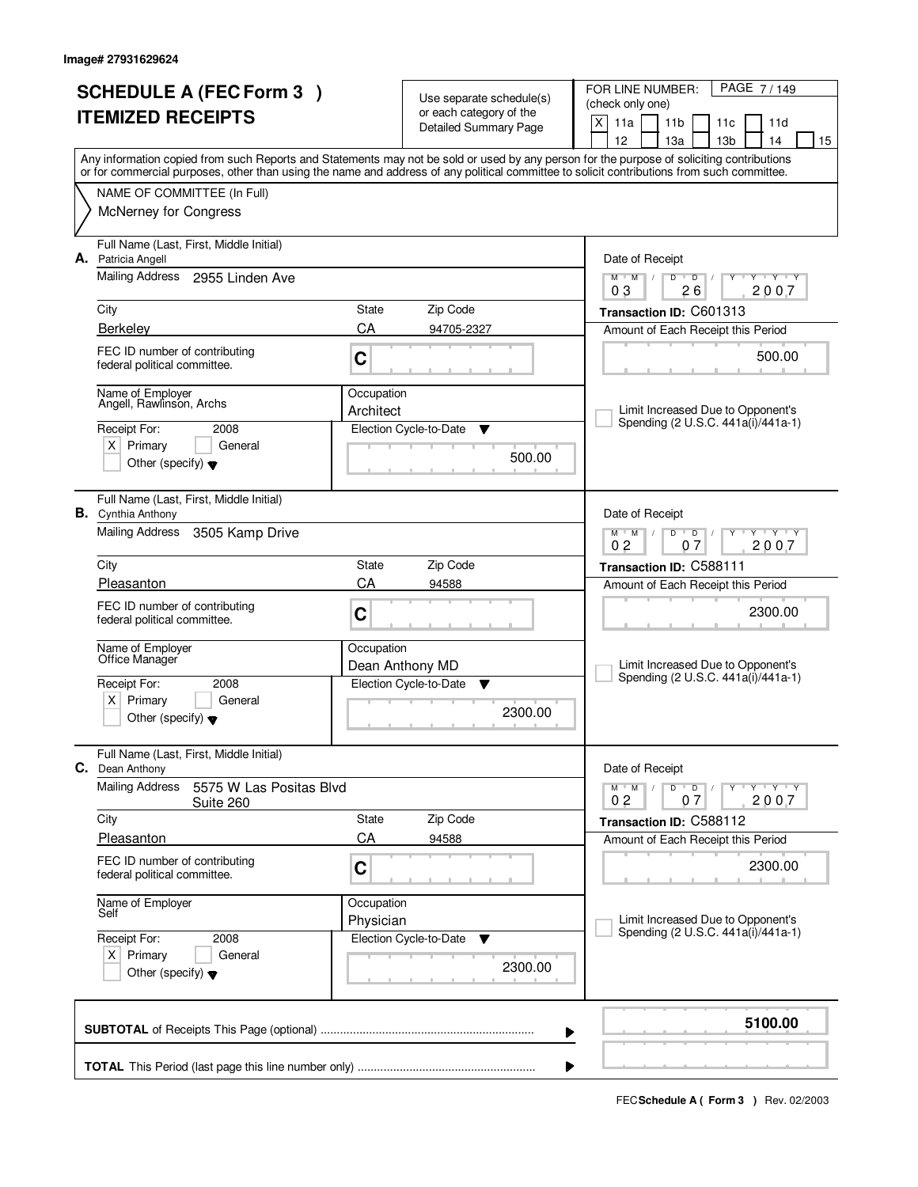Image# 27931629624

# SCHEDULE A (FEC Form 3 )
# ITEMIZED RECEIPTS

Use separate schedule(s) or each category of the Detailed Summary Page

FOR LINE NUMBER: (check only one)

[X] 11a [ ] 11b [ ] 11c [ ] 11d [ ] 12 [ ] 13a [ ] 13b [ ] 14 [ ] 15

Any information copied from such Reports and Statements may not be sold or used by any person for the purpose of soliciting contributions or for commercial purposes, other than using the name and address of any political committee to solicit contributions from such committee.

NAME OF COMMITTEE (In Full)
McNerney for Congress

---

**A.** Full Name (Last, First, Middle Initial): Patricia Angell

Mailing Address: 2955 Linden Ave

City: Berkeley | State: CA | Zip Code: 94705-2327

FEC ID number of contributing federal political committee: C

Name of Employer: Angell, Rawlinson, Archs

Occupation: Architect

Receipt For: 2008 — [X] Primary [ ] General [ ] Other (specify)

Election Cycle-to-Date: 500.00

Date of Receipt: 03 / 26 / 2007

Transaction ID: C601313

Amount of Each Receipt this Period: 500.00

[ ] Limit Increased Due to Opponent's Spending (2 U.S.C. 441a(i)/441a-1)

---

**B.** Full Name (Last, First, Middle Initial): Cynthia Anthony

Mailing Address: 3505 Kamp Drive

City: Pleasanton | State: CA | Zip Code: 94588

FEC ID number of contributing federal political committee: C

Name of Employer: Office Manager

Occupation: Dean Anthony MD

Receipt For: 2008 — [X] Primary [ ] General [ ] Other (specify)

Election Cycle-to-Date: 2300.00

Date of Receipt: 02 / 07 / 2007

Transaction ID: C588111

Amount of Each Receipt this Period: 2300.00

[ ] Limit Increased Due to Opponent's Spending (2 U.S.C. 441a(i)/441a-1)

---

**C.** Full Name (Last, First, Middle Initial): Dean Anthony

Mailing Address: 5575 W Las Positas Blvd Suite 260

City: Pleasanton | State: CA | Zip Code: 94588

FEC ID number of contributing federal political committee: C

Name of Employer: Self

Occupation: Physician

Receipt For: 2008 — [X] Primary [ ] General [ ] Other (specify)

Election Cycle-to-Date: 2300.00

Date of Receipt: 02 / 07 / 2007

Transaction ID: C588112

Amount of Each Receipt this Period: 2300.00

[ ] Limit Increased Due to Opponent's Spending (2 U.S.C. 441a(i)/441a-1)

---

**SUBTOTAL** of Receipts This Page (optional): **5100.00**

**TOTAL** This Period (last page this line number only):

FEC **Schedule A ( Form 3 )** Rev. 02/2003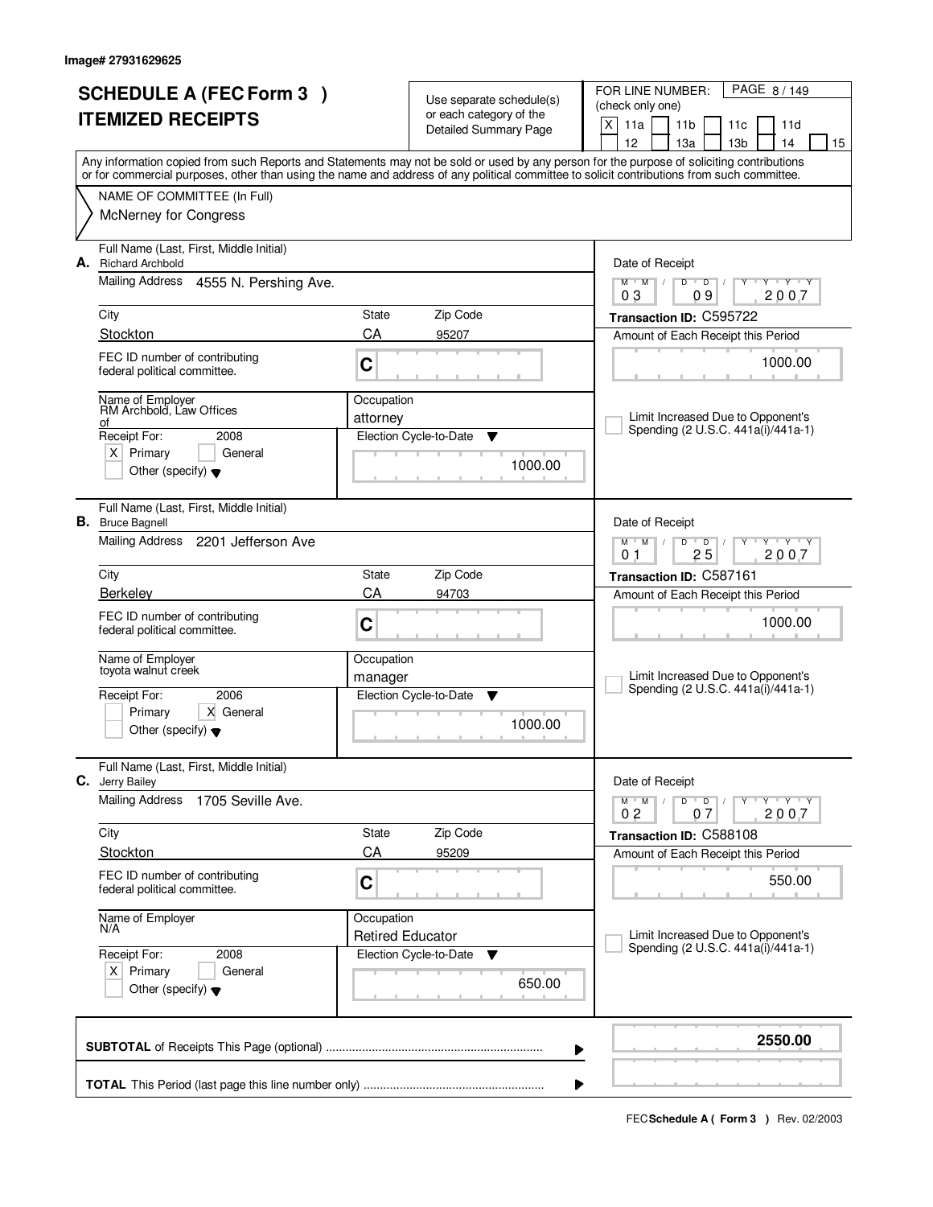Image# 27931629625

# SCHEDULE A (FEC Form 3 )
# ITEMIZED RECEIPTS

Use separate schedule(s) or each category of the Detailed Summary Page

FOR LINE NUMBER: (check only one)

[X] 11a [ ] 11b [ ] 11c [ ] 11d [ ] 12 [ ] 13a [ ] 13b [ ] 14 [ ] 15

Any information copied from such Reports and Statements may not be sold or used by any person for the purpose of soliciting contributions or for commercial purposes, other than using the name and address of any political committee to solicit contributions from such committee.

NAME OF COMMITTEE (In Full)
McNerney for Congress

---

**A.** Full Name (Last, First, Middle Initial): Richard Archbold

Mailing Address: 4555 N. Pershing Ave.

| City | State | Zip Code |
|---|---|---|
| Stockton | CA | 95207 |

FEC ID number of contributing federal political committee: C

Name of Employer: RM Archbold, Law Offices of

Occupation: attorney

Receipt For: 2008 [X] Primary [ ] General [ ] Other (specify)

Election Cycle-to-Date: 1000.00

Date of Receipt: 03 / 09 / 2007

Transaction ID: C595722

Amount of Each Receipt this Period: 1000.00

[ ] Limit Increased Due to Opponent's Spending (2 U.S.C. 441a(i)/441a-1)

---

**B.** Full Name (Last, First, Middle Initial): Bruce Bagnell

Mailing Address: 2201 Jefferson Ave

| City | State | Zip Code |
|---|---|---|
| Berkeley | CA | 94703 |

FEC ID number of contributing federal political committee: C

Name of Employer: toyota walnut creek

Occupation: manager

Receipt For: 2006 [ ] Primary [X] General [ ] Other (specify)

Election Cycle-to-Date: 1000.00

Date of Receipt: 01 / 25 / 2007

Transaction ID: C587161

Amount of Each Receipt this Period: 1000.00

[ ] Limit Increased Due to Opponent's Spending (2 U.S.C. 441a(i)/441a-1)

---

**C.** Full Name (Last, First, Middle Initial): Jerry Bailey

Mailing Address: 1705 Seville Ave.

| City | State | Zip Code |
|---|---|---|
| Stockton | CA | 95209 |

FEC ID number of contributing federal political committee: C

Name of Employer: N/A

Occupation: Retired Educator

Receipt For: 2008 [X] Primary [ ] General [ ] Other (specify)

Election Cycle-to-Date: 650.00

Date of Receipt: 02 / 07 / 2007

Transaction ID: C588108

Amount of Each Receipt this Period: 550.00

[ ] Limit Increased Due to Opponent's Spending (2 U.S.C. 441a(i)/441a-1)

---

**SUBTOTAL** of Receipts This Page (optional): **2550.00**

**TOTAL** This Period (last page this line number only):

FEC **Schedule A ( Form 3 )** Rev. 02/2003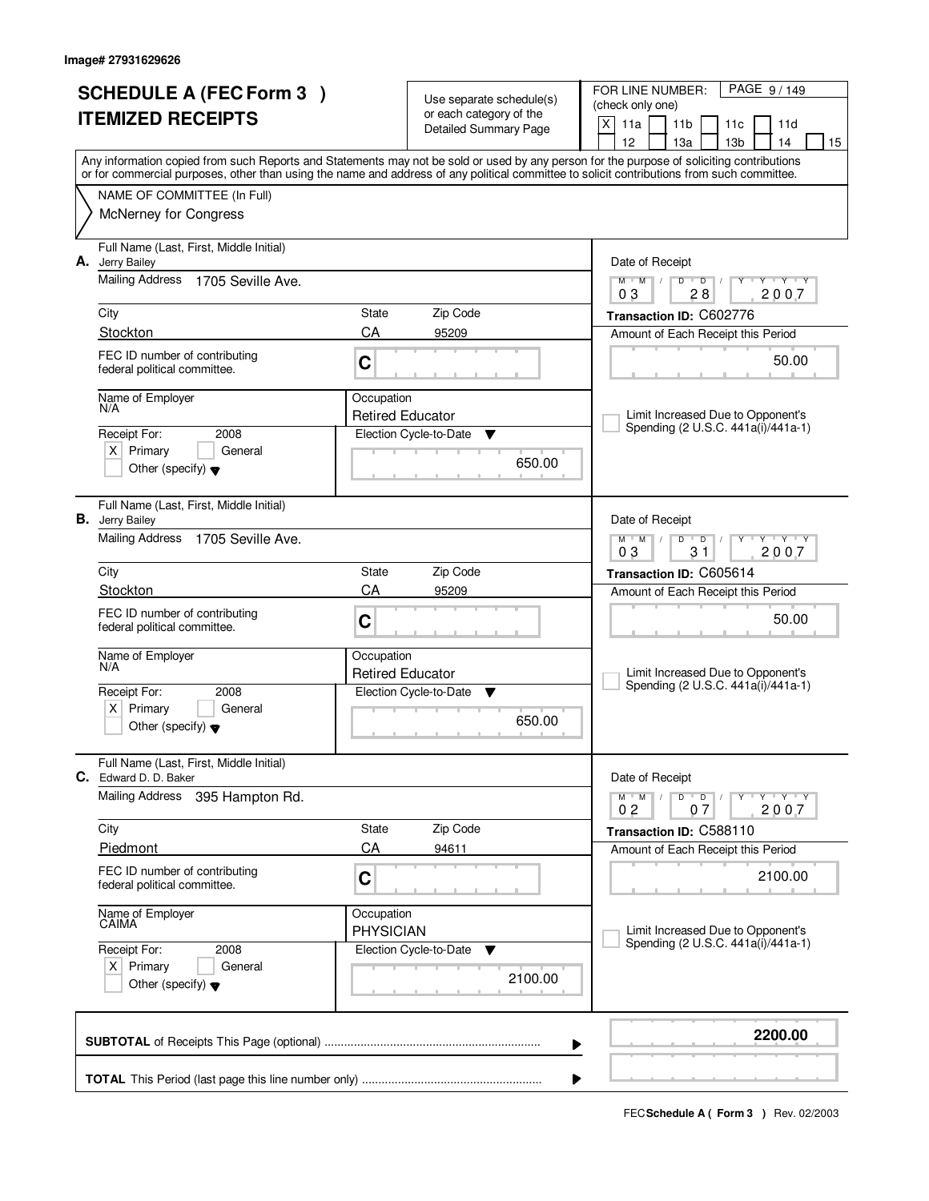Image# 27931629626

# SCHEDULE A (FEC Form 3 )
# ITEMIZED RECEIPTS

Use separate schedule(s) or each category of the Detailed Summary Page

FOR LINE NUMBER: (check only one)

[X] 11a [ ] 11b [ ] 11c [ ] 11d [ ] 12 [ ] 13a [ ] 13b [ ] 14 [ ] 15

Any information copied from such Reports and Statements may not be sold or used by any person for the purpose of soliciting contributions or for commercial purposes, other than using the name and address of any political committee to solicit contributions from such committee.

NAME OF COMMITTEE (In Full)
McNerney for Congress

---

**A.** Full Name (Last, First, Middle Initial): Jerry Bailey

Mailing Address: 1705 Seville Ave.

City: Stockton | State: CA | Zip Code: 95209

FEC ID number of contributing federal political committee: C

Name of Employer: N/A | Occupation: Retired Educator

Receipt For: 2008 [X] Primary [ ] General [ ] Other (specify)

Election Cycle-to-Date: 650.00

Date of Receipt: 03 / 28 / 2007

Transaction ID: C602776

Amount of Each Receipt this Period: 50.00

[ ] Limit Increased Due to Opponent's Spending (2 U.S.C. 441a(i)/441a-1)

---

**B.** Full Name (Last, First, Middle Initial): Jerry Bailey

Mailing Address: 1705 Seville Ave.

City: Stockton | State: CA | Zip Code: 95209

FEC ID number of contributing federal political committee: C

Name of Employer: N/A | Occupation: Retired Educator

Receipt For: 2008 [X] Primary [ ] General [ ] Other (specify)

Election Cycle-to-Date: 650.00

Date of Receipt: 03 / 31 / 2007

Transaction ID: C605614

Amount of Each Receipt this Period: 50.00

[ ] Limit Increased Due to Opponent's Spending (2 U.S.C. 441a(i)/441a-1)

---

**C.** Full Name (Last, First, Middle Initial): Edward D. D. Baker

Mailing Address: 395 Hampton Rd.

City: Piedmont | State: CA | Zip Code: 94611

FEC ID number of contributing federal political committee: C

Name of Employer: CAIMA | Occupation: PHYSICIAN

Receipt For: 2008 [X] Primary [ ] General [ ] Other (specify)

Election Cycle-to-Date: 2100.00

Date of Receipt: 02 / 07 / 2007

Transaction ID: C588110

Amount of Each Receipt this Period: 2100.00

[ ] Limit Increased Due to Opponent's Spending (2 U.S.C. 441a(i)/441a-1)

---

**SUBTOTAL** of Receipts This Page (optional): **2200.00**

**TOTAL** This Period (last page this line number only):

FEC **Schedule A ( Form 3 )** Rev. 02/2003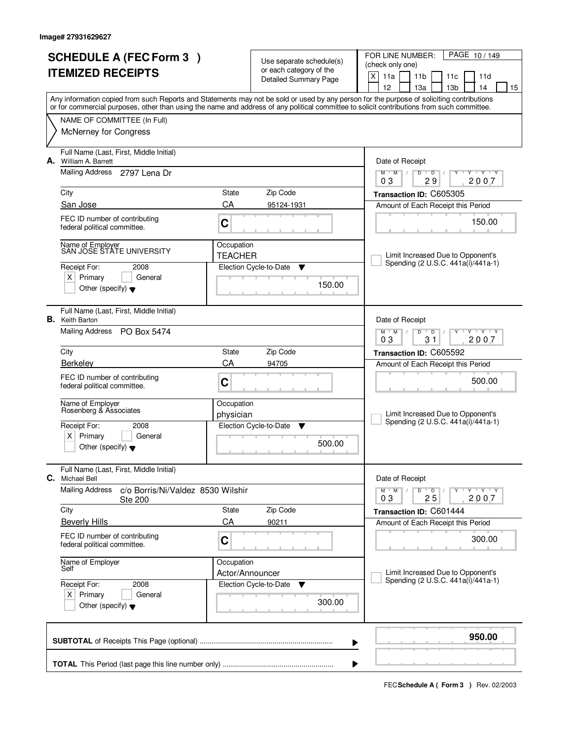Image# 27931629627

# SCHEDULE A (FEC Form 3 ) ITEMIZED RECEIPTS

Use separate schedule(s) or each category of the Detailed Summary Page

FOR LINE NUMBER: (check only one)

- [X] 11a
- [ ] 11b
- [ ] 11c
- [ ] 11d
- [ ] 12
- [ ] 13a
- [ ] 13b
- [ ] 14
- [ ] 15

Any information copied from such Reports and Statements may not be sold or used by any person for the purpose of soliciting contributions or for commercial purposes, other than using the name and address of any political committee to solicit contributions from such committee.

NAME OF COMMITTEE (In Full)
McNerney for Congress

---

**A.** Full Name (Last, First, Middle Initial): William A. Barrett

Mailing Address: 2797 Lena Dr

City: San Jose | State: CA | Zip Code: 95124-1931

FEC ID number of contributing federal political committee: C

Name of Employer: SAN JOSE STATE UNIVERSITY

Occupation: TEACHER

Receipt For: 2008 — [X] Primary [ ] General [ ] Other (specify)

Election Cycle-to-Date: 150.00

Date of Receipt: 03/29/2007

Transaction ID: C605305

Amount of Each Receipt this Period: 150.00

[ ] Limit Increased Due to Opponent's Spending (2 U.S.C. 441a(i)/441a-1)

---

**B.** Full Name (Last, First, Middle Initial): Keith Barton

Mailing Address: PO Box 5474

City: Berkeley | State: CA | Zip Code: 94705

FEC ID number of contributing federal political committee: C

Name of Employer: Rosenberg & Associates

Occupation: physician

Receipt For: 2008 — [X] Primary [ ] General [ ] Other (specify)

Election Cycle-to-Date: 500.00

Date of Receipt: 03/31/2007

Transaction ID: C605592

Amount of Each Receipt this Period: 500.00

[ ] Limit Increased Due to Opponent's Spending (2 U.S.C. 441a(i)/441a-1)

---

**C.** Full Name (Last, First, Middle Initial): Michael Bell

Mailing Address: c/o Borris/Ni/Valdez 8530 Wilshir Ste 200

City: Beverly Hills | State: CA | Zip Code: 90211

FEC ID number of contributing federal political committee: C

Name of Employer: Self

Occupation: Actor/Announcer

Receipt For: 2008 — [X] Primary [ ] General [ ] Other (specify)

Election Cycle-to-Date: 300.00

Date of Receipt: 03/25/2007

Transaction ID: C601444

Amount of Each Receipt this Period: 300.00

[ ] Limit Increased Due to Opponent's Spending (2 U.S.C. 441a(i)/441a-1)

---

**SUBTOTAL** of Receipts This Page (optional): **950.00**

**TOTAL** This Period (last page this line number only):

FEC **Schedule A ( Form 3 )** Rev. 02/2003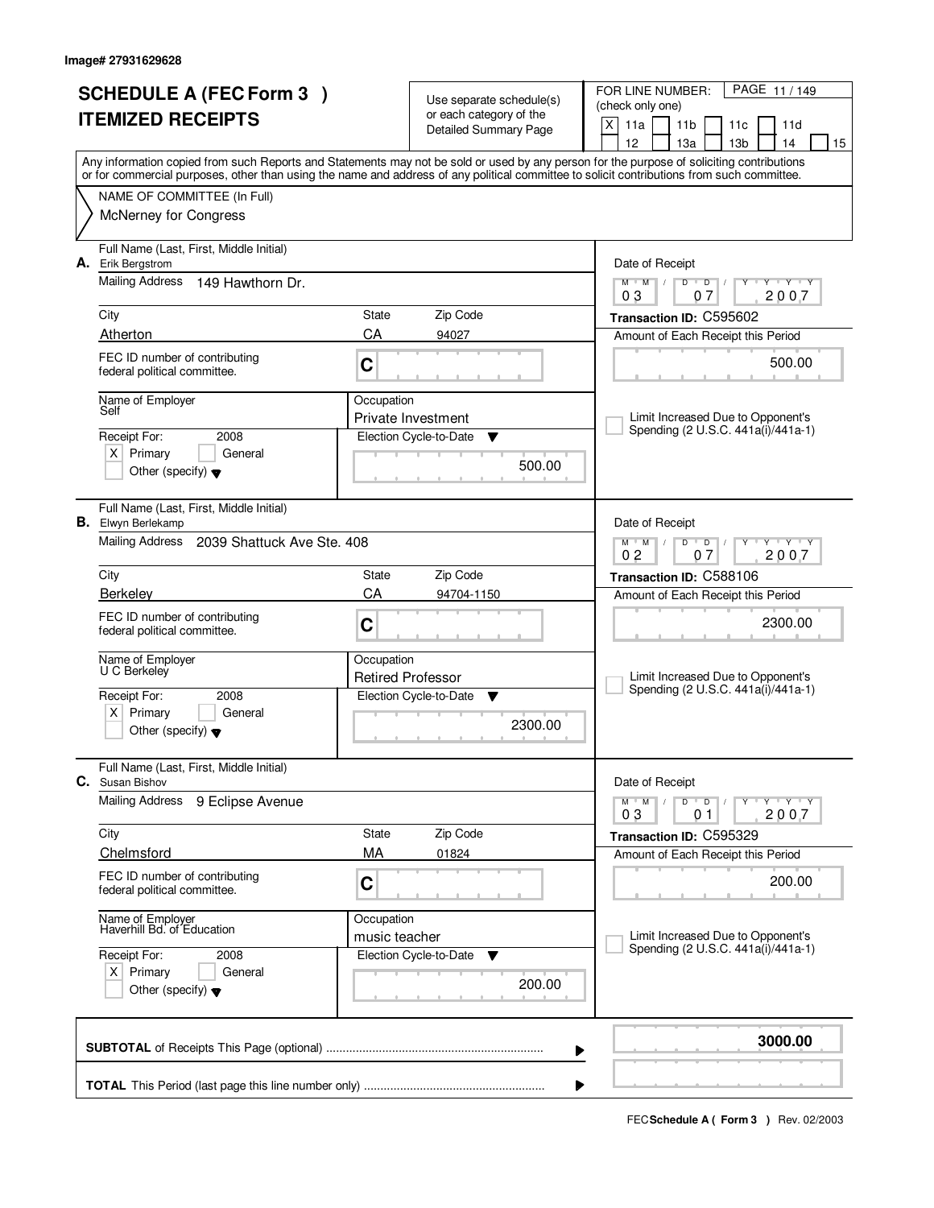Image# 27931629628

# SCHEDULE A (FEC Form 3 ) ITEMIZED RECEIPTS

Use separate schedule(s) or each category of the Detailed Summary Page

FOR LINE NUMBER: (check only one)

[X] 11a [ ] 11b [ ] 11c [ ] 11d [ ] 12 [ ] 13a [ ] 13b [ ] 14 [ ] 15

Any information copied from such Reports and Statements may not be sold or used by any person for the purpose of soliciting contributions or for commercial purposes, other than using the name and address of any political committee to solicit contributions from such committee.

NAME OF COMMITTEE (In Full)

McNerney for Congress

---

**A.** Full Name (Last, First, Middle Initial): Erik Bergstrom

Mailing Address: 149 Hawthorn Dr.

City: Atherton | State: CA | Zip Code: 94027

FEC ID number of contributing federal political committee: C

Name of Employer: Self

Occupation: Private Investment

Receipt For: 2008 — [X] Primary [ ] General [ ] Other (specify)

Election Cycle-to-Date: 500.00

Date of Receipt: 03/07/2007

Transaction ID: C595602

Amount of Each Receipt this Period: 500.00

[ ] Limit Increased Due to Opponent's Spending (2 U.S.C. 441a(i)/441a-1)

---

**B.** Full Name (Last, First, Middle Initial): Elwyn Berlekamp

Mailing Address: 2039 Shattuck Ave Ste. 408

City: Berkeley | State: CA | Zip Code: 94704-1150

FEC ID number of contributing federal political committee: C

Name of Employer: U C Berkeley

Occupation: Retired Professor

Receipt For: 2008 — [X] Primary [ ] General [ ] Other (specify)

Election Cycle-to-Date: 2300.00

Date of Receipt: 02/07/2007

Transaction ID: C588106

Amount of Each Receipt this Period: 2300.00

[ ] Limit Increased Due to Opponent's Spending (2 U.S.C. 441a(i)/441a-1)

---

**C.** Full Name (Last, First, Middle Initial): Susan Bishov

Mailing Address: 9 Eclipse Avenue

City: Chelmsford | State: MA | Zip Code: 01824

FEC ID number of contributing federal political committee: C

Name of Employer: Haverhill Bd. of Education

Occupation: music teacher

Receipt For: 2008 — [X] Primary [ ] General [ ] Other (specify)

Election Cycle-to-Date: 200.00

Date of Receipt: 03/01/2007

Transaction ID: C595329

Amount of Each Receipt this Period: 200.00

[ ] Limit Increased Due to Opponent's Spending (2 U.S.C. 441a(i)/441a-1)

---

**SUBTOTAL** of Receipts This Page (optional): **3000.00**

**TOTAL** This Period (last page this line number only):

FEC **Schedule A ( Form 3 )** Rev. 02/2003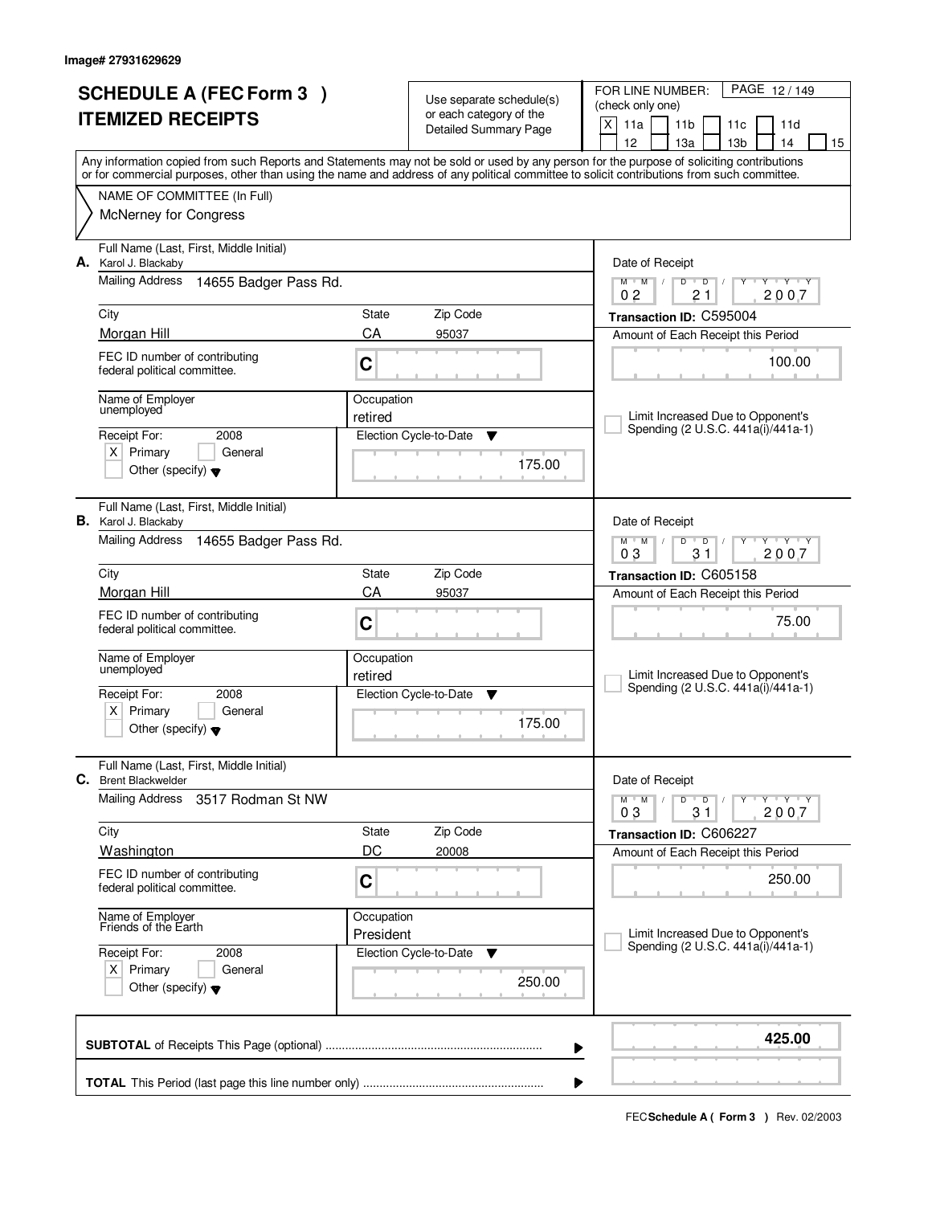Image# 27931629629

# SCHEDULE A (FEC Form 3 )
# ITEMIZED RECEIPTS

Use separate schedule(s) or each category of the Detailed Summary Page

FOR LINE NUMBER: (check only one)

[X] 11a [ ] 11b [ ] 11c [ ] 11d [ ] 12 [ ] 13a [ ] 13b [ ] 14 [ ] 15

Any information copied from such Reports and Statements may not be sold or used by any person for the purpose of soliciting contributions or for commercial purposes, other than using the name and address of any political committee to solicit contributions from such committee.

NAME OF COMMITTEE (In Full)

McNerney for Congress

---

**A.** Full Name (Last, First, Middle Initial): Karol J. Blackaby

Mailing Address: 14655 Badger Pass Rd.

City: Morgan Hill | State: CA | Zip Code: 95037

FEC ID number of contributing federal political committee: C

Name of Employer: unemployed

Occupation: retired

Receipt For: 2008 — [X] Primary [ ] General [ ] Other (specify)

Election Cycle-to-Date: 175.00

Date of Receipt: 02 / 21 / 2007

Transaction ID: C595004

Amount of Each Receipt this Period: 100.00

[ ] Limit Increased Due to Opponent's Spending (2 U.S.C. 441a(i)/441a-1)

---

**B.** Full Name (Last, First, Middle Initial): Karol J. Blackaby

Mailing Address: 14655 Badger Pass Rd.

City: Morgan Hill | State: CA | Zip Code: 95037

FEC ID number of contributing federal political committee: C

Name of Employer: unemployed

Occupation: retired

Receipt For: 2008 — [X] Primary [ ] General [ ] Other (specify)

Election Cycle-to-Date: 175.00

Date of Receipt: 03 / 31 / 2007

Transaction ID: C605158

Amount of Each Receipt this Period: 75.00

[ ] Limit Increased Due to Opponent's Spending (2 U.S.C. 441a(i)/441a-1)

---

**C.** Full Name (Last, First, Middle Initial): Brent Blackwelder

Mailing Address: 3517 Rodman St NW

City: Washington | State: DC | Zip Code: 20008

FEC ID number of contributing federal political committee: C

Name of Employer: Friends of the Earth

Occupation: President

Receipt For: 2008 — [X] Primary [ ] General [ ] Other (specify)

Election Cycle-to-Date: 250.00

Date of Receipt: 03 / 31 / 2007

Transaction ID: C606227

Amount of Each Receipt this Period: 250.00

[ ] Limit Increased Due to Opponent's Spending (2 U.S.C. 441a(i)/441a-1)

---

**SUBTOTAL** of Receipts This Page (optional) .......... **425.00**

**TOTAL** This Period (last page this line number only) ..........

FEC **Schedule A ( Form 3 )** Rev. 02/2003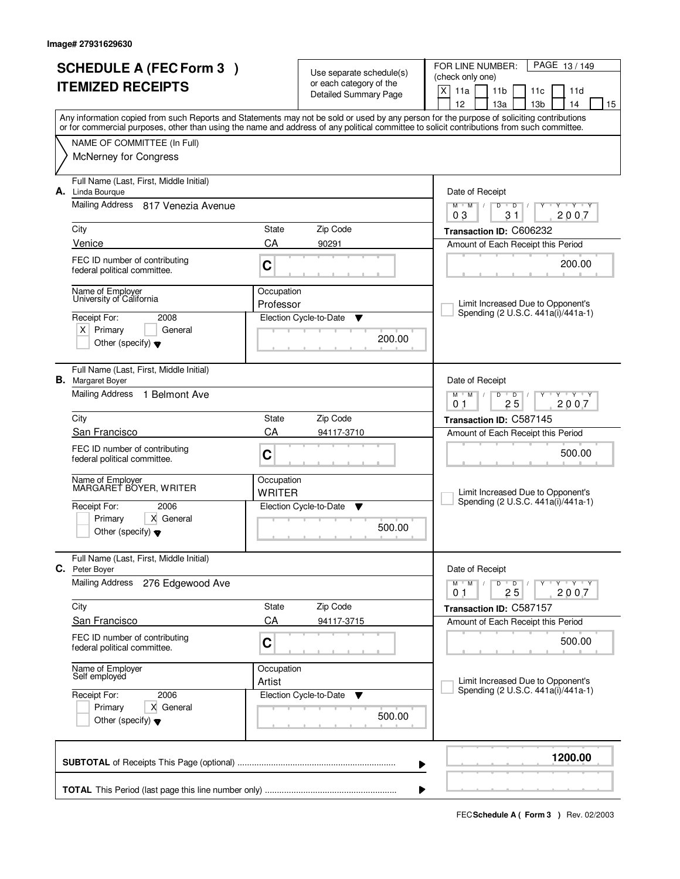Image# 27931629630

# SCHEDULE A (FEC Form 3 )
# ITEMIZED RECEIPTS

Use separate schedule(s) or each category of the Detailed Summary Page

FOR LINE NUMBER: (check only one)

[X] 11a [ ] 11b [ ] 11c [ ] 11d [ ] 12 [ ] 13a [ ] 13b [ ] 14 [ ] 15

Any information copied from such Reports and Statements may not be sold or used by any person for the purpose of soliciting contributions or for commercial purposes, other than using the name and address of any political committee to solicit contributions from such committee.

NAME OF COMMITTEE (In Full)
McNerney for Congress

---

**A.** Full Name (Last, First, Middle Initial): Linda Bourque

Mailing Address: 817 Venezia Avenue

City: Venice | State: CA | Zip Code: 90291

FEC ID number of contributing federal political committee: C

Name of Employer: University of California

Occupation: Professor

Receipt For: 2008 — [X] Primary [ ] General [ ] Other (specify)

Election Cycle-to-Date: 200.00

Date of Receipt: 03/31/2007

Transaction ID: C606232

Amount of Each Receipt this Period: 200.00

[ ] Limit Increased Due to Opponent's Spending (2 U.S.C. 441a(i)/441a-1)

---

**B.** Full Name (Last, First, Middle Initial): Margaret Boyer

Mailing Address: 1 Belmont Ave

City: San Francisco | State: CA | Zip Code: 94117-3710

FEC ID number of contributing federal political committee: C

Name of Employer: MARGARET BOYER, WRITER

Occupation: WRITER

Receipt For: 2006 — [ ] Primary [X] General [ ] Other (specify)

Election Cycle-to-Date: 500.00

Date of Receipt: 01/25/2007

Transaction ID: C587145

Amount of Each Receipt this Period: 500.00

[ ] Limit Increased Due to Opponent's Spending (2 U.S.C. 441a(i)/441a-1)

---

**C.** Full Name (Last, First, Middle Initial): Peter Boyer

Mailing Address: 276 Edgewood Ave

City: San Francisco | State: CA | Zip Code: 94117-3715

FEC ID number of contributing federal political committee: C

Name of Employer: Self employed

Occupation: Artist

Receipt For: 2006 — [ ] Primary [X] General [ ] Other (specify)

Election Cycle-to-Date: 500.00

Date of Receipt: 01/25/2007

Transaction ID: C587157

Amount of Each Receipt this Period: 500.00

[ ] Limit Increased Due to Opponent's Spending (2 U.S.C. 441a(i)/441a-1)

---

**SUBTOTAL** of Receipts This Page (optional) ........ 1200.00

**TOTAL** This Period (last page this line number only) ........

FEC **Schedule A ( Form 3 )** Rev. 02/2003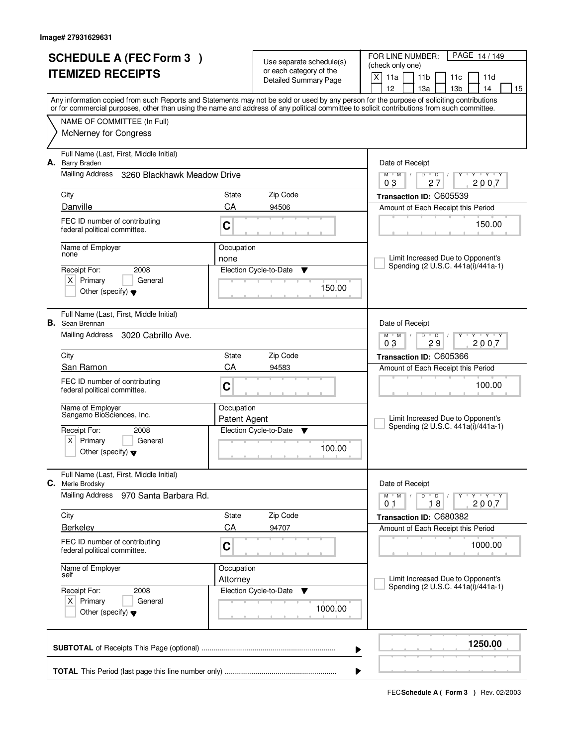Image# 27931629631

# SCHEDULE A (FEC Form 3 )
# ITEMIZED RECEIPTS

Use separate schedule(s) or each category of the Detailed Summary Page

FOR LINE NUMBER: (check only one)
[X] 11a [ ] 11b [ ] 11c [ ] 11d [ ] 12 [ ] 13a [ ] 13b [ ] 14 [ ] 15

Any information copied from such Reports and Statements may not be sold or used by any person for the purpose of soliciting contributions or for commercial purposes, other than using the name and address of any political committee to solicit contributions from such committee.

NAME OF COMMITTEE (In Full)
McNerney for Congress

---

**A.** Full Name (Last, First, Middle Initial): Barry Braden

Mailing Address: 3260 Blackhawk Meadow Drive

| City | State | Zip Code |
|---|---|---|
| Danville | CA | 94506 |

FEC ID number of contributing federal political committee: C

Name of Employer: none
Occupation: none

Receipt For: 2008 — [X] Primary [ ] General [ ] Other (specify)

Election Cycle-to-Date: 150.00

Date of Receipt: 03 / 27 / 2007
Transaction ID: C605539
Amount of Each Receipt this Period: 150.00

[ ] Limit Increased Due to Opponent's Spending (2 U.S.C. 441a(i)/441a-1)

---

**B.** Full Name (Last, First, Middle Initial): Sean Brennan

Mailing Address: 3020 Cabrillo Ave.

| City | State | Zip Code |
|---|---|---|
| San Ramon | CA | 94583 |

FEC ID number of contributing federal political committee: C

Name of Employer: Sangamo BioSciences, Inc.
Occupation: Patent Agent

Receipt For: 2008 — [X] Primary [ ] General [ ] Other (specify)

Election Cycle-to-Date: 100.00

Date of Receipt: 03 / 29 / 2007
Transaction ID: C605366
Amount of Each Receipt this Period: 100.00

[ ] Limit Increased Due to Opponent's Spending (2 U.S.C. 441a(i)/441a-1)

---

**C.** Full Name (Last, First, Middle Initial): Merle Brodsky

Mailing Address: 970 Santa Barbara Rd.

| City | State | Zip Code |
|---|---|---|
| Berkeley | CA | 94707 |

FEC ID number of contributing federal political committee: C

Name of Employer: self
Occupation: Attorney

Receipt For: 2008 — [X] Primary [ ] General [ ] Other (specify)

Election Cycle-to-Date: 1000.00

Date of Receipt: 01 / 18 / 2007
Transaction ID: C680382
Amount of Each Receipt this Period: 1000.00

[ ] Limit Increased Due to Opponent's Spending (2 U.S.C. 441a(i)/441a-1)

---

**SUBTOTAL** of Receipts This Page (optional): **1250.00**

**TOTAL** This Period (last page this line number only):

FEC **Schedule A ( Form 3 )** Rev. 02/2003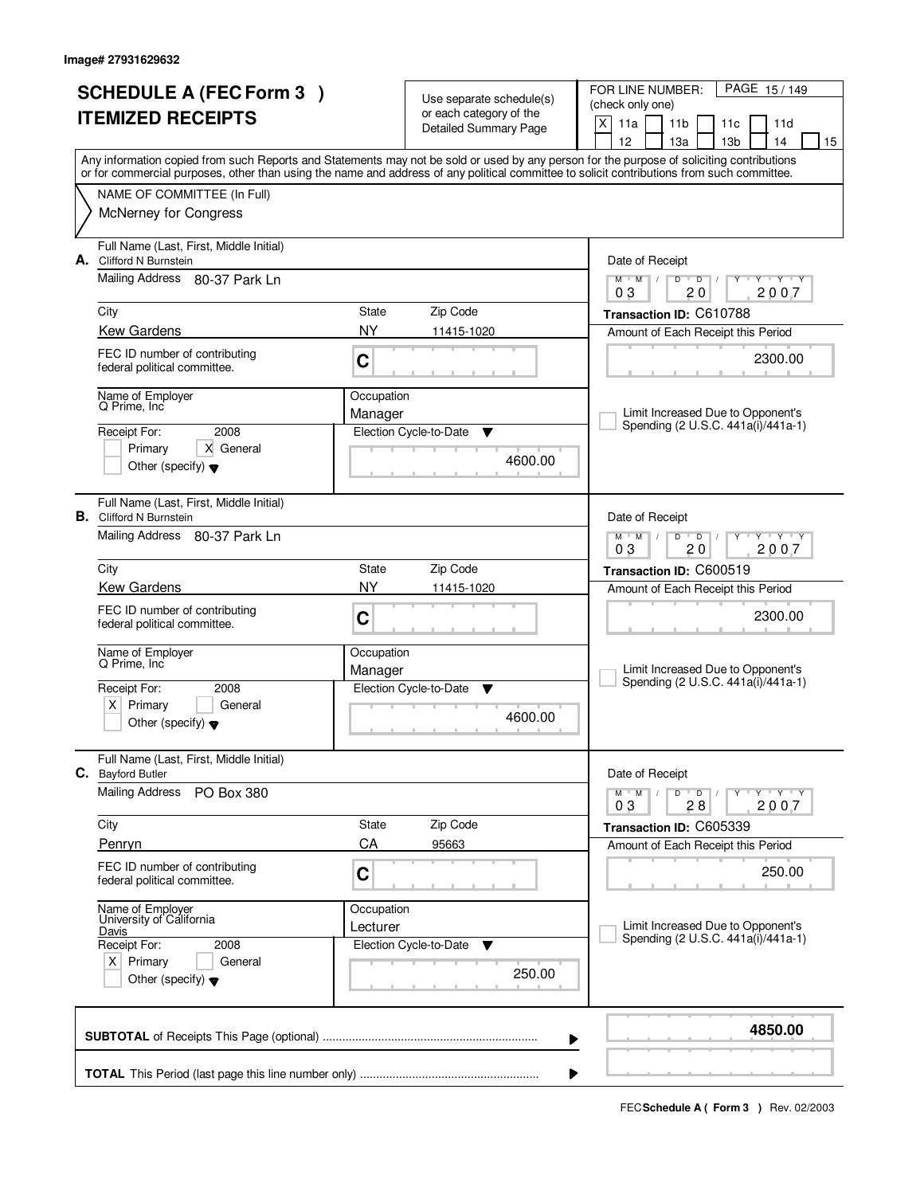Image# 27931629632

# SCHEDULE A (FEC Form 3 )
# ITEMIZED RECEIPTS

Use separate schedule(s) or each category of the Detailed Summary Page

FOR LINE NUMBER: (check only one)

[X] 11a [ ] 11b [ ] 11c [ ] 11d [ ] 12 [ ] 13a [ ] 13b [ ] 14 [ ] 15

Any information copied from such Reports and Statements may not be sold or used by any person for the purpose of soliciting contributions or for commercial purposes, other than using the name and address of any political committee to solicit contributions from such committee.

NAME OF COMMITTEE (In Full)
McNerney for Congress

---

**A.** Full Name (Last, First, Middle Initial): Clifford N Burnstein

Mailing Address: 80-37 Park Ln

City: Kew Gardens | State: NY | Zip Code: 11415-1020

FEC ID number of contributing federal political committee: C

Name of Employer: Q Prime, Inc

Occupation: Manager

Receipt For: 2008 — [ ] Primary [X] General [ ] Other (specify)

Election Cycle-to-Date: 4600.00

Date of Receipt: 03/20/2007

Transaction ID: C610788

Amount of Each Receipt this Period: 2300.00

[ ] Limit Increased Due to Opponent's Spending (2 U.S.C. 441a(i)/441a-1)

---

**B.** Full Name (Last, First, Middle Initial): Clifford N Burnstein

Mailing Address: 80-37 Park Ln

City: Kew Gardens | State: NY | Zip Code: 11415-1020

FEC ID number of contributing federal political committee: C

Name of Employer: Q Prime, Inc

Occupation: Manager

Receipt For: 2008 — [X] Primary [ ] General [ ] Other (specify)

Election Cycle-to-Date: 4600.00

Date of Receipt: 03/20/2007

Transaction ID: C600519

Amount of Each Receipt this Period: 2300.00

[ ] Limit Increased Due to Opponent's Spending (2 U.S.C. 441a(i)/441a-1)

---

**C.** Full Name (Last, First, Middle Initial): Bayford Butler

Mailing Address: PO Box 380

City: Penryn | State: CA | Zip Code: 95663

FEC ID number of contributing federal political committee: C

Name of Employer: University of California Davis

Occupation: Lecturer

Receipt For: 2008 — [X] Primary [ ] General [ ] Other (specify)

Election Cycle-to-Date: 250.00

Date of Receipt: 03/28/2007

Transaction ID: C605339

Amount of Each Receipt this Period: 250.00

[ ] Limit Increased Due to Opponent's Spending (2 U.S.C. 441a(i)/441a-1)

---

**SUBTOTAL** of Receipts This Page (optional): **4850.00**

**TOTAL** This Period (last page this line number only):

FEC **Schedule A ( Form 3 )** Rev. 02/2003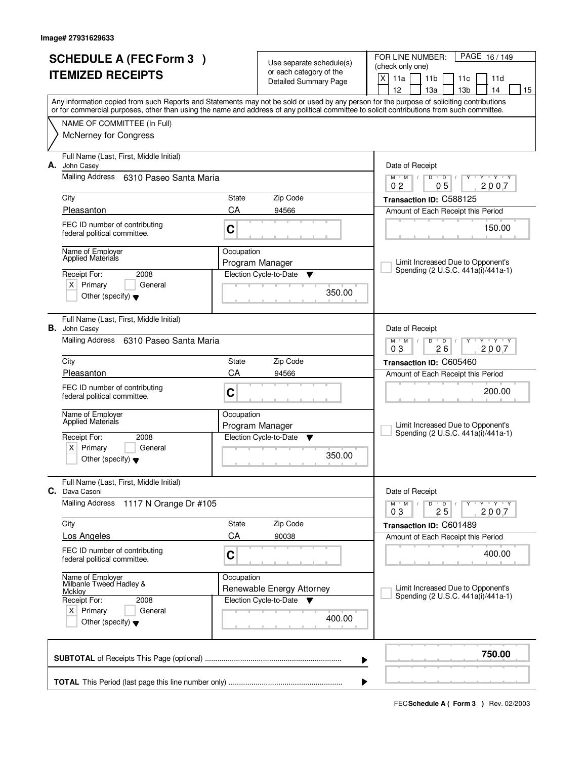Image# 27931629633

# SCHEDULE A (FEC Form 3 ) ITEMIZED RECEIPTS

Use separate schedule(s) or each category of the Detailed Summary Page

FOR LINE NUMBER: (check only one)

[X] 11a [ ] 11b [ ] 11c [ ] 11d [ ] 12 [ ] 13a [ ] 13b [ ] 14 [ ] 15

Any information copied from such Reports and Statements may not be sold or used by any person for the purpose of soliciting contributions or for commercial purposes, other than using the name and address of any political committee to solicit contributions from such committee.

NAME OF COMMITTEE (In Full)
McNerney for Congress

---

**A.** Full Name (Last, First, Middle Initial): John Casey

Mailing Address: 6310 Paseo Santa Maria

City: Pleasanton | State: CA | Zip Code: 94566

FEC ID number of contributing federal political committee: C

Name of Employer: Applied Materials

Occupation: Program Manager

Receipt For: 2008 [X] Primary [ ] General [ ] Other (specify)

Election Cycle-to-Date: 350.00

Date of Receipt: 02/05/2007

Transaction ID: C588125

Amount of Each Receipt this Period: 150.00

[ ] Limit Increased Due to Opponent's Spending (2 U.S.C. 441a(i)/441a-1)

---

**B.** Full Name (Last, First, Middle Initial): John Casey

Mailing Address: 6310 Paseo Santa Maria

City: Pleasanton | State: CA | Zip Code: 94566

FEC ID number of contributing federal political committee: C

Name of Employer: Applied Materials

Occupation: Program Manager

Receipt For: 2008 [X] Primary [ ] General [ ] Other (specify)

Election Cycle-to-Date: 350.00

Date of Receipt: 03/26/2007

Transaction ID: C605460

Amount of Each Receipt this Period: 200.00

[ ] Limit Increased Due to Opponent's Spending (2 U.S.C. 441a(i)/441a-1)

---

**C.** Full Name (Last, First, Middle Initial): Dava Casoni

Mailing Address: 1117 N Orange Dr #105

City: Los Angeles | State: CA | Zip Code: 90038

FEC ID number of contributing federal political committee: C

Name of Employer: Milbanle Tweed Hadley & Mckloy

Occupation: Renewable Energy Attorney

Receipt For: 2008 [X] Primary [ ] General [ ] Other (specify)

Election Cycle-to-Date: 400.00

Date of Receipt: 03/25/2007

Transaction ID: C601489

Amount of Each Receipt this Period: 400.00

[ ] Limit Increased Due to Opponent's Spending (2 U.S.C. 441a(i)/441a-1)

---

**SUBTOTAL** of Receipts This Page (optional): **750.00**

**TOTAL** This Period (last page this line number only):

FEC **Schedule A ( Form 3 )** Rev. 02/2003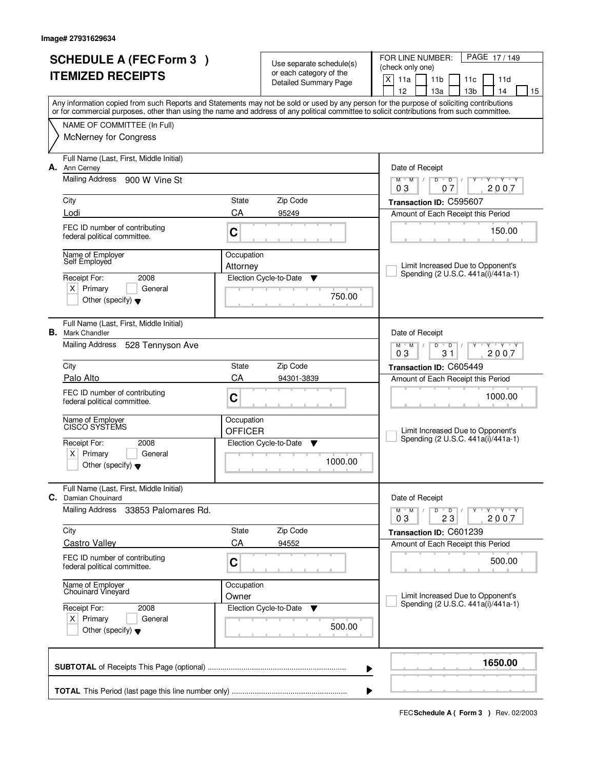Image# 27931629634

# SCHEDULE A (FEC Form 3 ) ITEMIZED RECEIPTS

Use separate schedule(s) or each category of the Detailed Summary Page

FOR LINE NUMBER: (check only one)
[X] 11a [ ] 11b [ ] 11c [ ] 11d [ ] 12 [ ] 13a [ ] 13b [ ] 14 [ ] 15

Any information copied from such Reports and Statements may not be sold or used by any person for the purpose of soliciting contributions or for commercial purposes, other than using the name and address of any political committee to solicit contributions from such committee.

NAME OF COMMITTEE (In Full)
McNerney for Congress

---

**A.** Full Name (Last, First, Middle Initial): Ann Cerney

Mailing Address: 900 W Vine St

City: Lodi | State: CA | Zip Code: 95249

FEC ID number of contributing federal political committee: C

Name of Employer: Self Employed

Occupation: Attorney

Receipt For: 2008 — [X] Primary [ ] General [ ] Other (specify)

Election Cycle-to-Date: 750.00

Date of Receipt: 03 / 07 / 2007

Transaction ID: C595607

Amount of Each Receipt this Period: 150.00

[ ] Limit Increased Due to Opponent's Spending (2 U.S.C. 441a(i)/441a-1)

---

**B.** Full Name (Last, First, Middle Initial): Mark Chandler

Mailing Address: 528 Tennyson Ave

City: Palo Alto | State: CA | Zip Code: 94301-3839

FEC ID number of contributing federal political committee: C

Name of Employer: CISCO SYSTEMS

Occupation: OFFICER

Receipt For: 2008 — [X] Primary [ ] General [ ] Other (specify)

Election Cycle-to-Date: 1000.00

Date of Receipt: 03 / 31 / 2007

Transaction ID: C605449

Amount of Each Receipt this Period: 1000.00

[ ] Limit Increased Due to Opponent's Spending (2 U.S.C. 441a(i)/441a-1)

---

**C.** Full Name (Last, First, Middle Initial): Damian Chouinard

Mailing Address: 33853 Palomares Rd.

City: Castro Valley | State: CA | Zip Code: 94552

FEC ID number of contributing federal political committee: C

Name of Employer: Chouinard Vineyard

Occupation: Owner

Receipt For: 2008 — [X] Primary [ ] General [ ] Other (specify)

Election Cycle-to-Date: 500.00

Date of Receipt: 03 / 23 / 2007

Transaction ID: C601239

Amount of Each Receipt this Period: 500.00

[ ] Limit Increased Due to Opponent's Spending (2 U.S.C. 441a(i)/441a-1)

---

**SUBTOTAL** of Receipts This Page (optional): **1650.00**

**TOTAL** This Period (last page this line number only):

FEC **Schedule A ( Form 3 )** Rev. 02/2003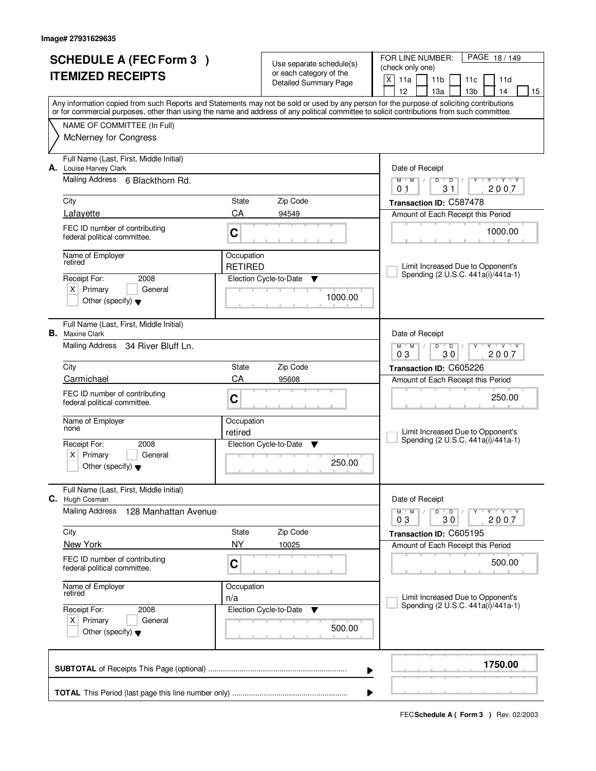Image# 27931629635

# SCHEDULE A (FEC Form 3 ) ITEMIZED RECEIPTS

Use separate schedule(s) or each category of the Detailed Summary Page

FOR LINE NUMBER: (check only one)

[X] 11a [ ] 11b [ ] 11c [ ] 11d [ ] 12 [ ] 13a [ ] 13b [ ] 14 [ ] 15

Any information copied from such Reports and Statements may not be sold or used by any person for the purpose of soliciting contributions or for commercial purposes, other than using the name and address of any political committee to solicit contributions from such committee.

NAME OF COMMITTEE (In Full)
McNerney for Congress

---

**A.** Full Name (Last, First, Middle Initial): Louise Harvey Clark

Mailing Address: 6 Blackthorn Rd.

City: Lafayette | State: CA | Zip Code: 94549

FEC ID number of contributing federal political committee: C

Name of Employer: retired | Occupation: RETIRED

Receipt For: 2008 [X] Primary [ ] General [ ] Other (specify)

Election Cycle-to-Date: 1000.00

Date of Receipt: 01/31/2007

Transaction ID: C587478

Amount of Each Receipt this Period: 1000.00

[ ] Limit Increased Due to Opponent's Spending (2 U.S.C. 441a(i)/441a-1)

---

**B.** Full Name (Last, First, Middle Initial): Maxine Clark

Mailing Address: 34 River Bluff Ln.

City: Carmichael | State: CA | Zip Code: 95608

FEC ID number of contributing federal political committee: C

Name of Employer: none | Occupation: retired

Receipt For: 2008 [X] Primary [ ] General [ ] Other (specify)

Election Cycle-to-Date: 250.00

Date of Receipt: 03/30/2007

Transaction ID: C605226

Amount of Each Receipt this Period: 250.00

[ ] Limit Increased Due to Opponent's Spending (2 U.S.C. 441a(i)/441a-1)

---

**C.** Full Name (Last, First, Middle Initial): Hugh Cosman

Mailing Address: 128 Manhattan Avenue

City: New York | State: NY | Zip Code: 10025

FEC ID number of contributing federal political committee: C

Name of Employer: retired | Occupation: n/a

Receipt For: 2008 [X] Primary [ ] General [ ] Other (specify)

Election Cycle-to-Date: 500.00

Date of Receipt: 03/30/2007

Transaction ID: C605195

Amount of Each Receipt this Period: 500.00

[ ] Limit Increased Due to Opponent's Spending (2 U.S.C. 441a(i)/441a-1)

---

**SUBTOTAL** of Receipts This Page (optional): **1750.00**

**TOTAL** This Period (last page this line number only):

FEC **Schedule A ( Form 3 )** Rev. 02/2003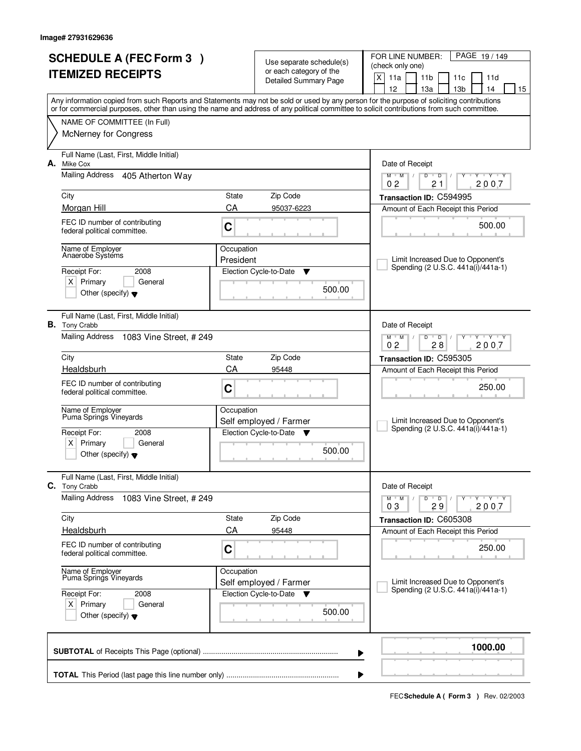Image# 27931629636

# SCHEDULE A (FEC Form 3 )
# ITEMIZED RECEIPTS

Use separate schedule(s) or each category of the Detailed Summary Page

FOR LINE NUMBER: (check only one)
[X] 11a [ ] 11b [ ] 11c [ ] 11d [ ] 12 [ ] 13a [ ] 13b [ ] 14 [ ] 15

Any information copied from such Reports and Statements may not be sold or used by any person for the purpose of soliciting contributions or for commercial purposes, other than using the name and address of any political committee to solicit contributions from such committee.

NAME OF COMMITTEE (In Full)
McNerney for Congress

---

**A.** Full Name (Last, First, Middle Initial): Mike Cox
Mailing Address: 405 Atherton Way
City: Morgan Hill | State: CA | Zip Code: 95037-6223
FEC ID number of contributing federal political committee: C
Name of Employer: Anaerobe Systems
Occupation: President
Receipt For: 2008 — [X] Primary [ ] General [ ] Other (specify)
Election Cycle-to-Date: 500.00
Date of Receipt: 02 / 21 / 2007
Transaction ID: C594995
Amount of Each Receipt this Period: 500.00
[ ] Limit Increased Due to Opponent's Spending (2 U.S.C. 441a(i)/441a-1)

---

**B.** Full Name (Last, First, Middle Initial): Tony Crabb
Mailing Address: 1083 Vine Street, # 249
City: Healdsburh | State: CA | Zip Code: 95448
FEC ID number of contributing federal political committee: C
Name of Employer: Puma Springs Vineyards
Occupation: Self employed / Farmer
Receipt For: 2008 — [X] Primary [ ] General [ ] Other (specify)
Election Cycle-to-Date: 500.00
Date of Receipt: 02 / 28 / 2007
Transaction ID: C595305
Amount of Each Receipt this Period: 250.00
[ ] Limit Increased Due to Opponent's Spending (2 U.S.C. 441a(i)/441a-1)

---

**C.** Full Name (Last, First, Middle Initial): Tony Crabb
Mailing Address: 1083 Vine Street, # 249
City: Healdsburh | State: CA | Zip Code: 95448
FEC ID number of contributing federal political committee: C
Name of Employer: Puma Springs Vineyards
Occupation: Self employed / Farmer
Receipt For: 2008 — [X] Primary [ ] General [ ] Other (specify)
Election Cycle-to-Date: 500.00
Date of Receipt: 03 / 29 / 2007
Transaction ID: C605308
Amount of Each Receipt this Period: 250.00
[ ] Limit Increased Due to Opponent's Spending (2 U.S.C. 441a(i)/441a-1)

---

**SUBTOTAL** of Receipts This Page (optional): **1000.00**

**TOTAL** This Period (last page this line number only):

FEC **Schedule A ( Form 3 )** Rev. 02/2003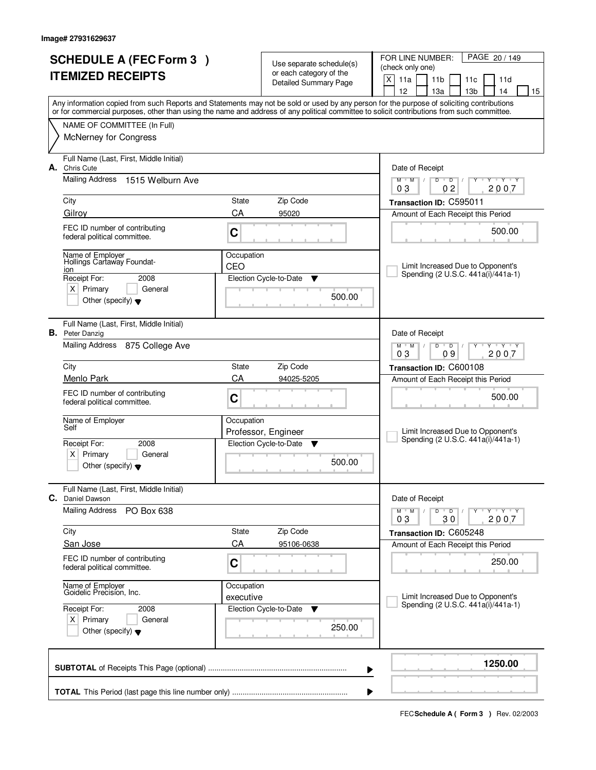Image# 27931629637

# SCHEDULE A (FEC Form 3 )
# ITEMIZED RECEIPTS

Use separate schedule(s) or each category of the Detailed Summary Page

FOR LINE NUMBER: (check only one)
[X] 11a [ ] 11b [ ] 11c [ ] 11d [ ] 12 [ ] 13a [ ] 13b [ ] 14 [ ] 15

PAGE 20 / 149

Any information copied from such Reports and Statements may not be sold or used by any person for the purpose of soliciting contributions or for commercial purposes, other than using the name and address of any political committee to solicit contributions from such committee.

NAME OF COMMITTEE (In Full)
McNerney for Congress

---

**A.** Full Name (Last, First, Middle Initial): Chris Cute

Mailing Address: 1515 Welburn Ave

City: Gilroy | State: CA | Zip Code: 95020

FEC ID number of contributing federal political committee: C

Name of Employer: Hollings Cartaway Foundation

Occupation: CEO

Receipt For: 2008 — [X] Primary [ ] General [ ] Other (specify)

Election Cycle-to-Date: 500.00

Date of Receipt: 03 / 02 / 2007

Transaction ID: C595011

Amount of Each Receipt this Period: 500.00

[ ] Limit Increased Due to Opponent's Spending (2 U.S.C. 441a(i)/441a-1)

---

**B.** Full Name (Last, First, Middle Initial): Peter Danzig

Mailing Address: 875 College Ave

City: Menlo Park | State: CA | Zip Code: 94025-5205

FEC ID number of contributing federal political committee: C

Name of Employer: Self

Occupation: Professor, Engineer

Receipt For: 2008 — [X] Primary [ ] General [ ] Other (specify)

Election Cycle-to-Date: 500.00

Date of Receipt: 03 / 09 / 2007

Transaction ID: C600108

Amount of Each Receipt this Period: 500.00

[ ] Limit Increased Due to Opponent's Spending (2 U.S.C. 441a(i)/441a-1)

---

**C.** Full Name (Last, First, Middle Initial): Daniel Dawson

Mailing Address: PO Box 638

City: San Jose | State: CA | Zip Code: 95106-0638

FEC ID number of contributing federal political committee: C

Name of Employer: Goidelic Precision, Inc.

Occupation: executive

Receipt For: 2008 — [X] Primary [ ] General [ ] Other (specify)

Election Cycle-to-Date: 250.00

Date of Receipt: 03 / 30 / 2007

Transaction ID: C605248

Amount of Each Receipt this Period: 250.00

[ ] Limit Increased Due to Opponent's Spending (2 U.S.C. 441a(i)/441a-1)

---

**SUBTOTAL** of Receipts This Page (optional): **1250.00**

**TOTAL** This Period (last page this line number only):

FEC **Schedule A ( Form 3 )** Rev. 02/2003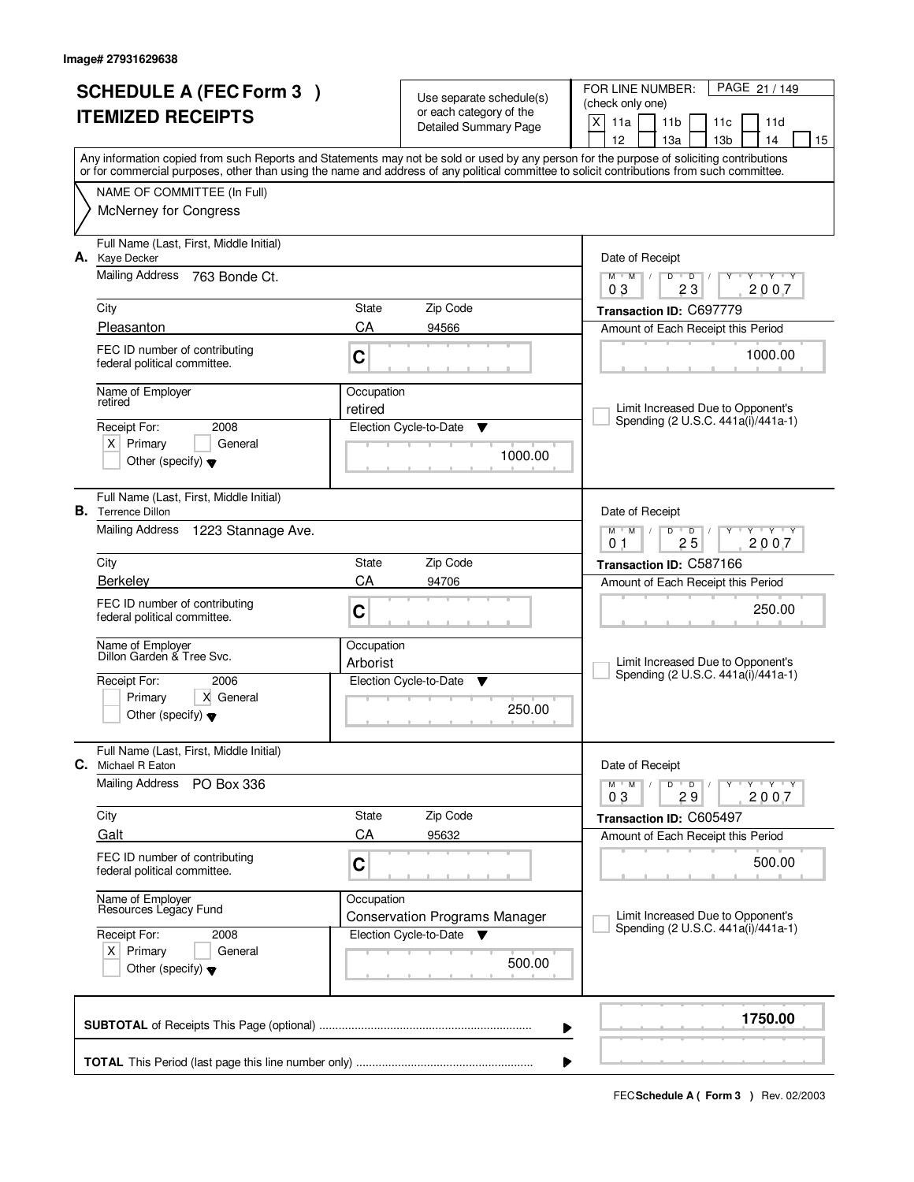Image# 27931629638

# SCHEDULE A (FEC Form 3 )
# ITEMIZED RECEIPTS

Use separate schedule(s) or each category of the Detailed Summary Page

FOR LINE NUMBER: (check only one)

[X] 11a [ ] 11b [ ] 11c [ ] 11d [ ] 12 [ ] 13a [ ] 13b [ ] 14 [ ] 15

Any information copied from such Reports and Statements may not be sold or used by any person for the purpose of soliciting contributions or for commercial purposes, other than using the name and address of any political committee to solicit contributions from such committee.

NAME OF COMMITTEE (In Full)

McNerney for Congress

---

**A.** Full Name (Last, First, Middle Initial): Kaye Decker

Mailing Address: 763 Bonde Ct.

City: Pleasanton | State: CA | Zip Code: 94566

FEC ID number of contributing federal political committee: C

Name of Employer: retired

Occupation: retired

Receipt For: 2008 [X] Primary [ ] General [ ] Other (specify)

Election Cycle-to-Date: 1000.00

Date of Receipt: 03 / 23 / 2007

Transaction ID: C697779

Amount of Each Receipt this Period: 1000.00

[ ] Limit Increased Due to Opponent's Spending (2 U.S.C. 441a(i)/441a-1)

---

**B.** Full Name (Last, First, Middle Initial): Terrence Dillon

Mailing Address: 1223 Stannage Ave.

City: Berkeley | State: CA | Zip Code: 94706

FEC ID number of contributing federal political committee: C

Name of Employer: Dillon Garden & Tree Svc.

Occupation: Arborist

Receipt For: 2006 [ ] Primary [X] General [ ] Other (specify)

Election Cycle-to-Date: 250.00

Date of Receipt: 01 / 25 / 2007

Transaction ID: C587166

Amount of Each Receipt this Period: 250.00

[ ] Limit Increased Due to Opponent's Spending (2 U.S.C. 441a(i)/441a-1)

---

**C.** Full Name (Last, First, Middle Initial): Michael R Eaton

Mailing Address: PO Box 336

City: Galt | State: CA | Zip Code: 95632

FEC ID number of contributing federal political committee: C

Name of Employer: Resources Legacy Fund

Occupation: Conservation Programs Manager

Receipt For: 2008 [X] Primary [ ] General [ ] Other (specify)

Election Cycle-to-Date: 500.00

Date of Receipt: 03 / 29 / 2007

Transaction ID: C605497

Amount of Each Receipt this Period: 500.00

[ ] Limit Increased Due to Opponent's Spending (2 U.S.C. 441a(i)/441a-1)

---

**SUBTOTAL** of Receipts This Page (optional): **1750.00**

**TOTAL** This Period (last page this line number only):

FEC **Schedule A ( Form 3 )** Rev. 02/2003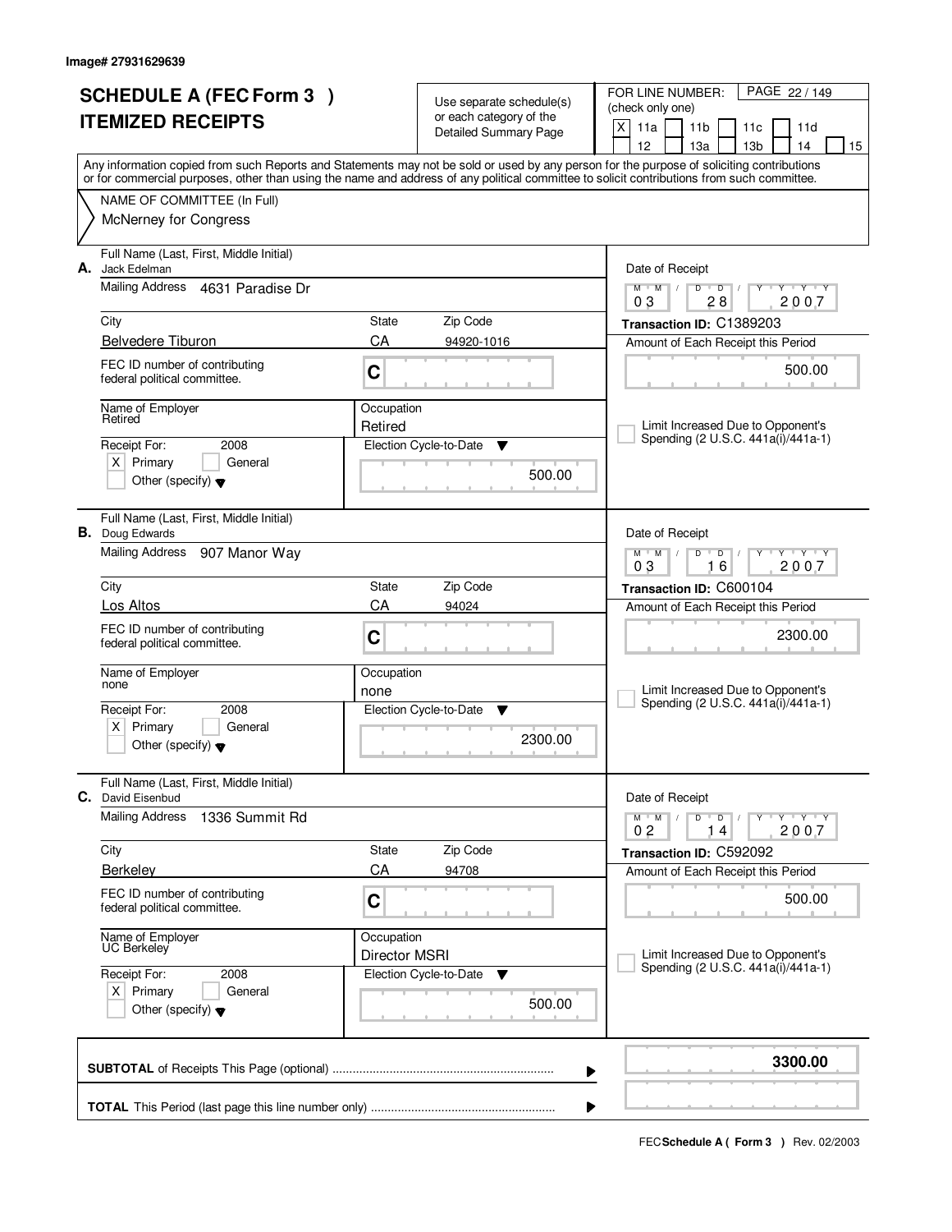Image# 27931629639

# SCHEDULE A (FEC Form 3 )
# ITEMIZED RECEIPTS

Use separate schedule(s) or each category of the Detailed Summary Page

FOR LINE NUMBER: (check only one)

[X] 11a [ ] 11b [ ] 11c [ ] 11d [ ] 12 [ ] 13a [ ] 13b [ ] 14 [ ] 15

Any information copied from such Reports and Statements may not be sold or used by any person for the purpose of soliciting contributions or for commercial purposes, other than using the name and address of any political committee to solicit contributions from such committee.

NAME OF COMMITTEE (In Full)
McNerney for Congress

---

**A.** Full Name (Last, First, Middle Initial): Jack Edelman

Mailing Address: 4631 Paradise Dr

City: Belvedere Tiburon | State: CA | Zip Code: 94920-1016

FEC ID number of contributing federal political committee: C

Name of Employer: Retired | Occupation: Retired

Receipt For: 2008 [X] Primary [ ] General [ ] Other (specify)

Election Cycle-to-Date: 500.00

Date of Receipt: 03 / 28 / 2007

Transaction ID: C1389203

Amount of Each Receipt this Period: 500.00

[ ] Limit Increased Due to Opponent's Spending (2 U.S.C. 441a(i)/441a-1)

---

**B.** Full Name (Last, First, Middle Initial): Doug Edwards

Mailing Address: 907 Manor Way

City: Los Altos | State: CA | Zip Code: 94024

FEC ID number of contributing federal political committee: C

Name of Employer: none | Occupation: none

Receipt For: 2008 [X] Primary [ ] General [ ] Other (specify)

Election Cycle-to-Date: 2300.00

Date of Receipt: 03 / 16 / 2007

Transaction ID: C600104

Amount of Each Receipt this Period: 2300.00

[ ] Limit Increased Due to Opponent's Spending (2 U.S.C. 441a(i)/441a-1)

---

**C.** Full Name (Last, First, Middle Initial): David Eisenbud

Mailing Address: 1336 Summit Rd

City: Berkeley | State: CA | Zip Code: 94708

FEC ID number of contributing federal political committee: C

Name of Employer: UC Berkeley | Occupation: Director MSRI

Receipt For: 2008 [X] Primary [ ] General [ ] Other (specify)

Election Cycle-to-Date: 500.00

Date of Receipt: 02 / 14 / 2007

Transaction ID: C592092

Amount of Each Receipt this Period: 500.00

[ ] Limit Increased Due to Opponent's Spending (2 U.S.C. 441a(i)/441a-1)

---

**SUBTOTAL** of Receipts This Page (optional): **3300.00**

**TOTAL** This Period (last page this line number only):

FEC **Schedule A ( Form 3 )** Rev. 02/2003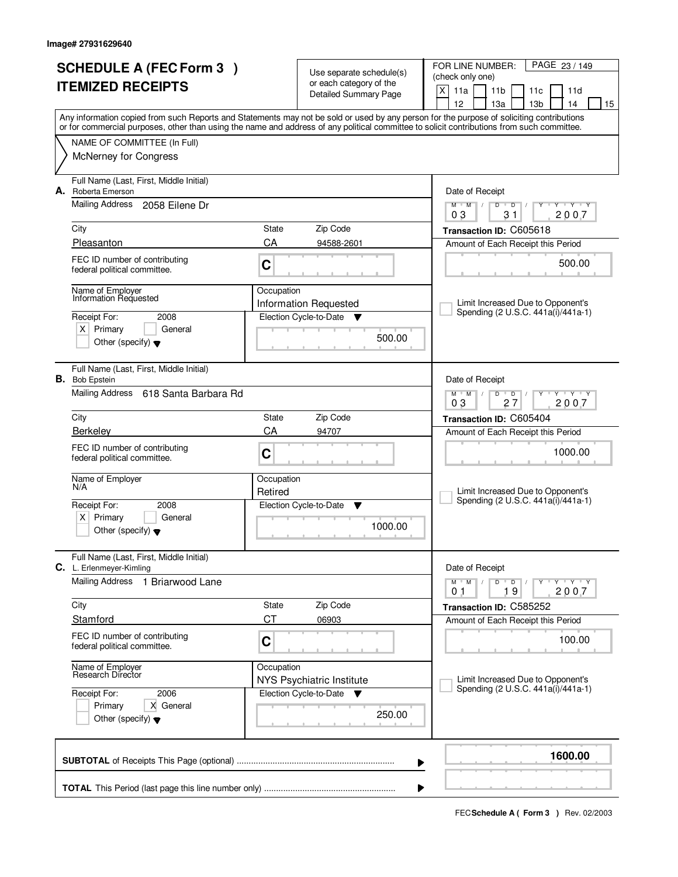Image# 27931629640

# SCHEDULE A (FEC Form 3 )
# ITEMIZED RECEIPTS

Use separate schedule(s) or each category of the Detailed Summary Page

FOR LINE NUMBER: (check only one)
[X] 11a [ ] 11b [ ] 11c [ ] 11d [ ] 12 [ ] 13a [ ] 13b [ ] 14 [ ] 15

Any information copied from such Reports and Statements may not be sold or used by any person for the purpose of soliciting contributions or for commercial purposes, other than using the name and address of any political committee to solicit contributions from such committee.

NAME OF COMMITTEE (In Full)
McNerney for Congress

---

**A.** Full Name (Last, First, Middle Initial): Roberta Emerson

Mailing Address: 2058 Eilene Dr

City: Pleasanton | State: CA | Zip Code: 94588-2601

FEC ID number of contributing federal political committee: C

Name of Employer: Information Requested

Occupation: Information Requested

Receipt For: 2008 — [X] Primary [ ] General [ ] Other (specify)

Election Cycle-to-Date: 500.00

Date of Receipt: 03/31/2007

Transaction ID: C605618

Amount of Each Receipt this Period: 500.00

[ ] Limit Increased Due to Opponent's Spending (2 U.S.C. 441a(i)/441a-1)

---

**B.** Full Name (Last, First, Middle Initial): Bob Epstein

Mailing Address: 618 Santa Barbara Rd

City: Berkeley | State: CA | Zip Code: 94707

FEC ID number of contributing federal political committee: C

Name of Employer: N/A

Occupation: Retired

Receipt For: 2008 — [X] Primary [ ] General [ ] Other (specify)

Election Cycle-to-Date: 1000.00

Date of Receipt: 03/27/2007

Transaction ID: C605404

Amount of Each Receipt this Period: 1000.00

[ ] Limit Increased Due to Opponent's Spending (2 U.S.C. 441a(i)/441a-1)

---

**C.** Full Name (Last, First, Middle Initial): L. Erlenmeyer-Kimling

Mailing Address: 1 Briarwood Lane

City: Stamford | State: CT | Zip Code: 06903

FEC ID number of contributing federal political committee: C

Name of Employer: Research Director

Occupation: NYS Psychiatric Institute

Receipt For: 2006 — [ ] Primary [X] General [ ] Other (specify)

Election Cycle-to-Date: 250.00

Date of Receipt: 01/19/2007

Transaction ID: C585252

Amount of Each Receipt this Period: 100.00

[ ] Limit Increased Due to Opponent's Spending (2 U.S.C. 441a(i)/441a-1)

---

**SUBTOTAL** of Receipts This Page (optional): **1600.00**

**TOTAL** This Period (last page this line number only):

FEC **Schedule A ( Form 3 )** Rev. 02/2003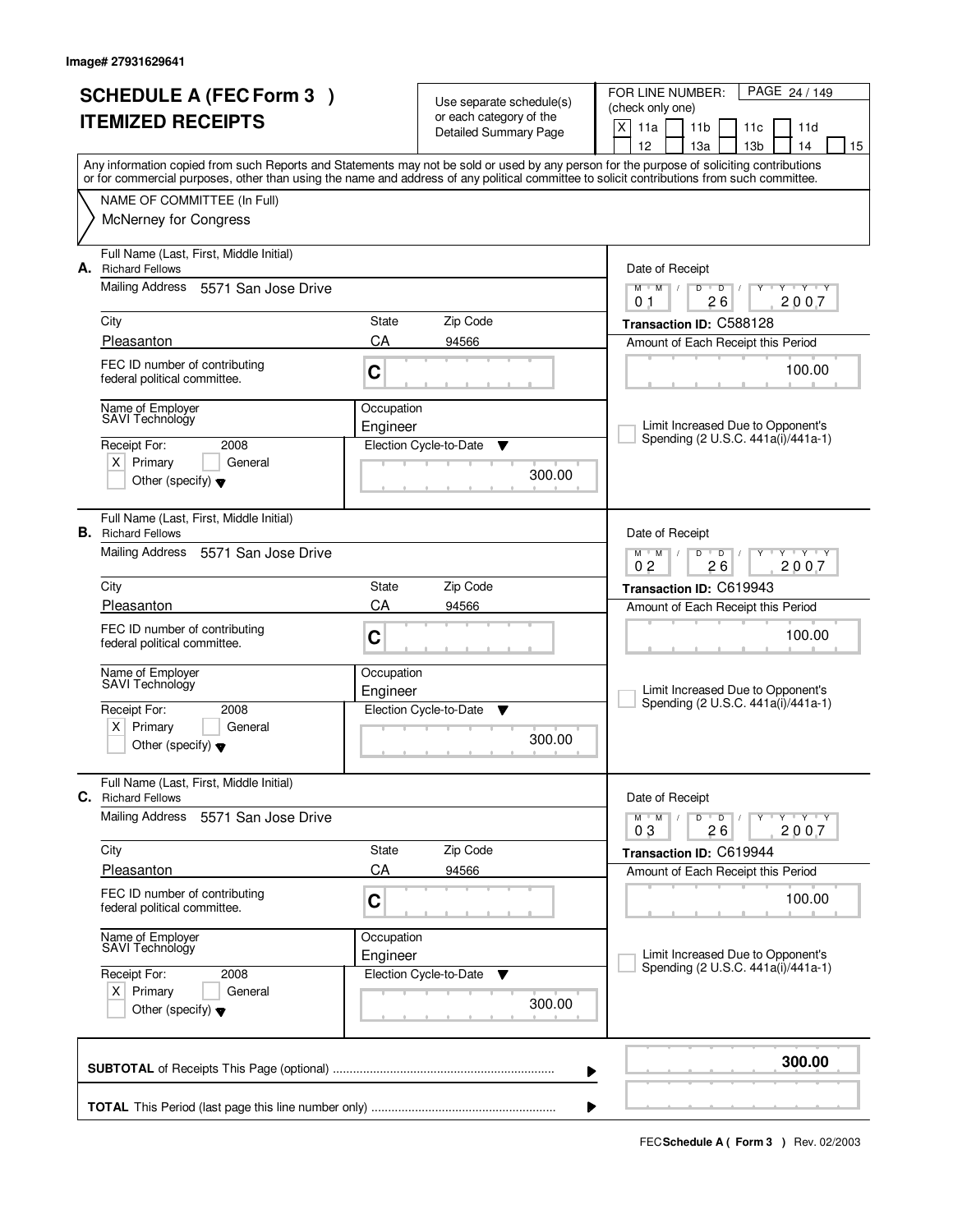Image# 27931629641

# SCHEDULE A (FEC Form 3 )
# ITEMIZED RECEIPTS

Use separate schedule(s) or each category of the Detailed Summary Page

FOR LINE NUMBER: (check only one)

[X] 11a [ ] 11b [ ] 11c [ ] 11d [ ] 12 [ ] 13a [ ] 13b [ ] 14 [ ] 15

Any information copied from such Reports and Statements may not be sold or used by any person for the purpose of soliciting contributions or for commercial purposes, other than using the name and address of any political committee to solicit contributions from such committee.

NAME OF COMMITTEE (In Full)
McNerney for Congress

---

**A.** Full Name (Last, First, Middle Initial): Richard Fellows

Mailing Address: 5571 San Jose Drive

City: Pleasanton | State: CA | Zip Code: 94566

FEC ID number of contributing federal political committee: C

Name of Employer: SAVI Technology

Occupation: Engineer

Receipt For: 2008 — [X] Primary [ ] General [ ] Other (specify)

Election Cycle-to-Date: 300.00

Date of Receipt: 01 / 26 / 2007

Transaction ID: C588128

Amount of Each Receipt this Period: 100.00

[ ] Limit Increased Due to Opponent's Spending (2 U.S.C. 441a(i)/441a-1)

---

**B.** Full Name (Last, First, Middle Initial): Richard Fellows

Mailing Address: 5571 San Jose Drive

City: Pleasanton | State: CA | Zip Code: 94566

FEC ID number of contributing federal political committee: C

Name of Employer: SAVI Technology

Occupation: Engineer

Receipt For: 2008 — [X] Primary [ ] General [ ] Other (specify)

Election Cycle-to-Date: 300.00

Date of Receipt: 02 / 26 / 2007

Transaction ID: C619943

Amount of Each Receipt this Period: 100.00

[ ] Limit Increased Due to Opponent's Spending (2 U.S.C. 441a(i)/441a-1)

---

**C.** Full Name (Last, First, Middle Initial): Richard Fellows

Mailing Address: 5571 San Jose Drive

City: Pleasanton | State: CA | Zip Code: 94566

FEC ID number of contributing federal political committee: C

Name of Employer: SAVI Technology

Occupation: Engineer

Receipt For: 2008 — [X] Primary [ ] General [ ] Other (specify)

Election Cycle-to-Date: 300.00

Date of Receipt: 03 / 26 / 2007

Transaction ID: C619944

Amount of Each Receipt this Period: 100.00

[ ] Limit Increased Due to Opponent's Spending (2 U.S.C. 441a(i)/441a-1)

---

**SUBTOTAL** of Receipts This Page (optional): **300.00**

**TOTAL** This Period (last page this line number only):

FEC **Schedule A ( Form 3 )** Rev. 02/2003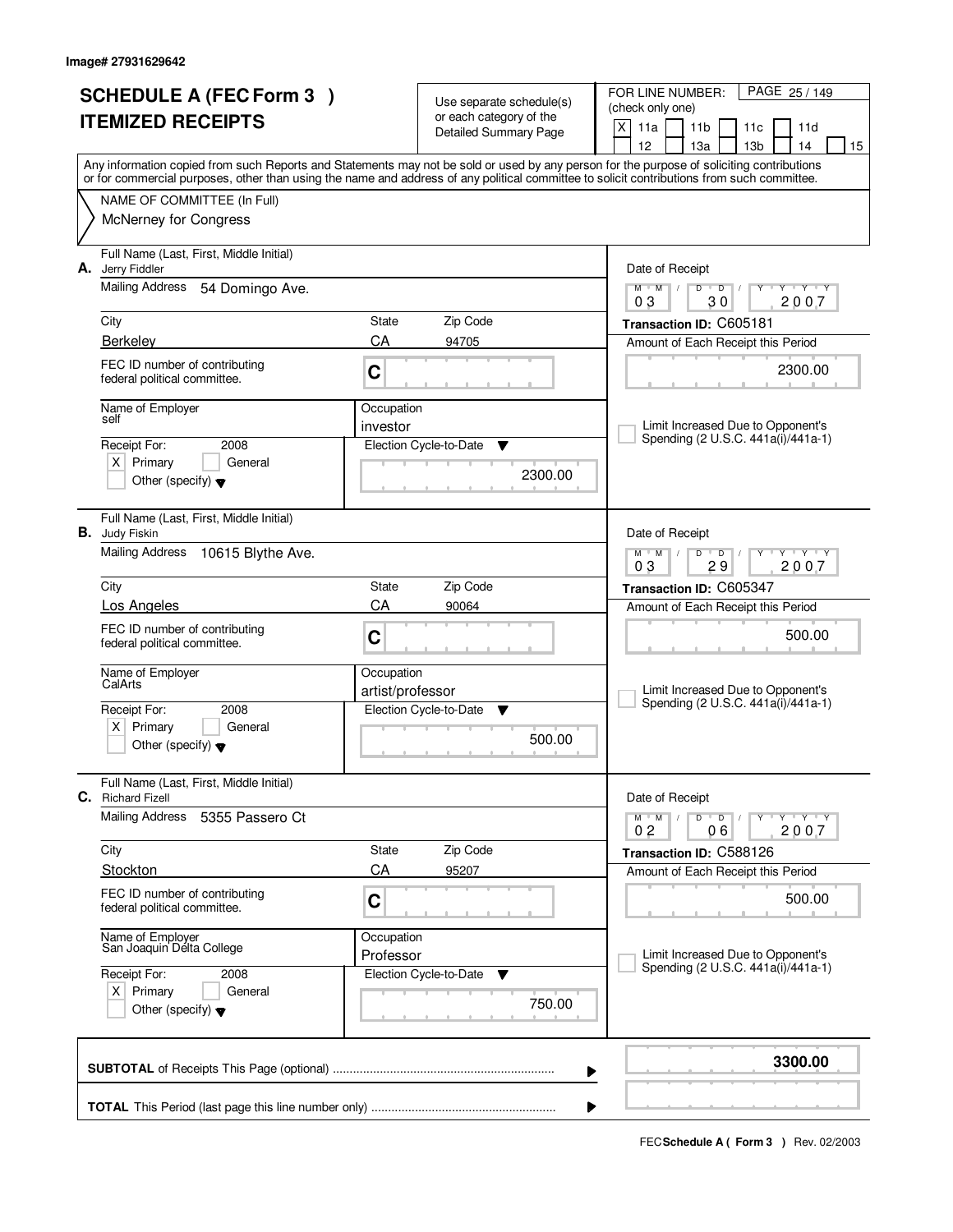Image# 27931629642

# SCHEDULE A (FEC Form 3 )
# ITEMIZED RECEIPTS

Use separate schedule(s) or each category of the Detailed Summary Page

FOR LINE NUMBER: (check only one)
[X] 11a [ ] 11b [ ] 11c [ ] 11d [ ] 12 [ ] 13a [ ] 13b [ ] 14 [ ] 15

Any information copied from such Reports and Statements may not be sold or used by any person for the purpose of soliciting contributions or for commercial purposes, other than using the name and address of any political committee to solicit contributions from such committee.

NAME OF COMMITTEE (In Full)
McNerney for Congress

---

**A.** Full Name (Last, First, Middle Initial): Jerry Fiddler

Mailing Address: 54 Domingo Ave.

City: Berkeley | State: CA | Zip Code: 94705

FEC ID number of contributing federal political committee: C

Name of Employer: self

Occupation: investor

Receipt For: 2008 — [X] Primary [ ] General [ ] Other (specify)

Election Cycle-to-Date: 2300.00

Date of Receipt: 03/30/2007

Transaction ID: C605181

Amount of Each Receipt this Period: 2300.00

[ ] Limit Increased Due to Opponent's Spending (2 U.S.C. 441a(i)/441a-1)

---

**B.** Full Name (Last, First, Middle Initial): Judy Fiskin

Mailing Address: 10615 Blythe Ave.

City: Los Angeles | State: CA | Zip Code: 90064

FEC ID number of contributing federal political committee: C

Name of Employer: CalArts

Occupation: artist/professor

Receipt For: 2008 — [X] Primary [ ] General [ ] Other (specify)

Election Cycle-to-Date: 500.00

Date of Receipt: 03/29/2007

Transaction ID: C605347

Amount of Each Receipt this Period: 500.00

[ ] Limit Increased Due to Opponent's Spending (2 U.S.C. 441a(i)/441a-1)

---

**C.** Full Name (Last, First, Middle Initial): Richard Fizell

Mailing Address: 5355 Passero Ct

City: Stockton | State: CA | Zip Code: 95207

FEC ID number of contributing federal political committee: C

Name of Employer: San Joaquin Delta College

Occupation: Professor

Receipt For: 2008 — [X] Primary [ ] General [ ] Other (specify)

Election Cycle-to-Date: 750.00

Date of Receipt: 02/06/2007

Transaction ID: C588126

Amount of Each Receipt this Period: 500.00

[ ] Limit Increased Due to Opponent's Spending (2 U.S.C. 441a(i)/441a-1)

---

**SUBTOTAL** of Receipts This Page (optional): **3300.00**

**TOTAL** This Period (last page this line number only):

FEC **Schedule A ( Form 3 )** Rev. 02/2003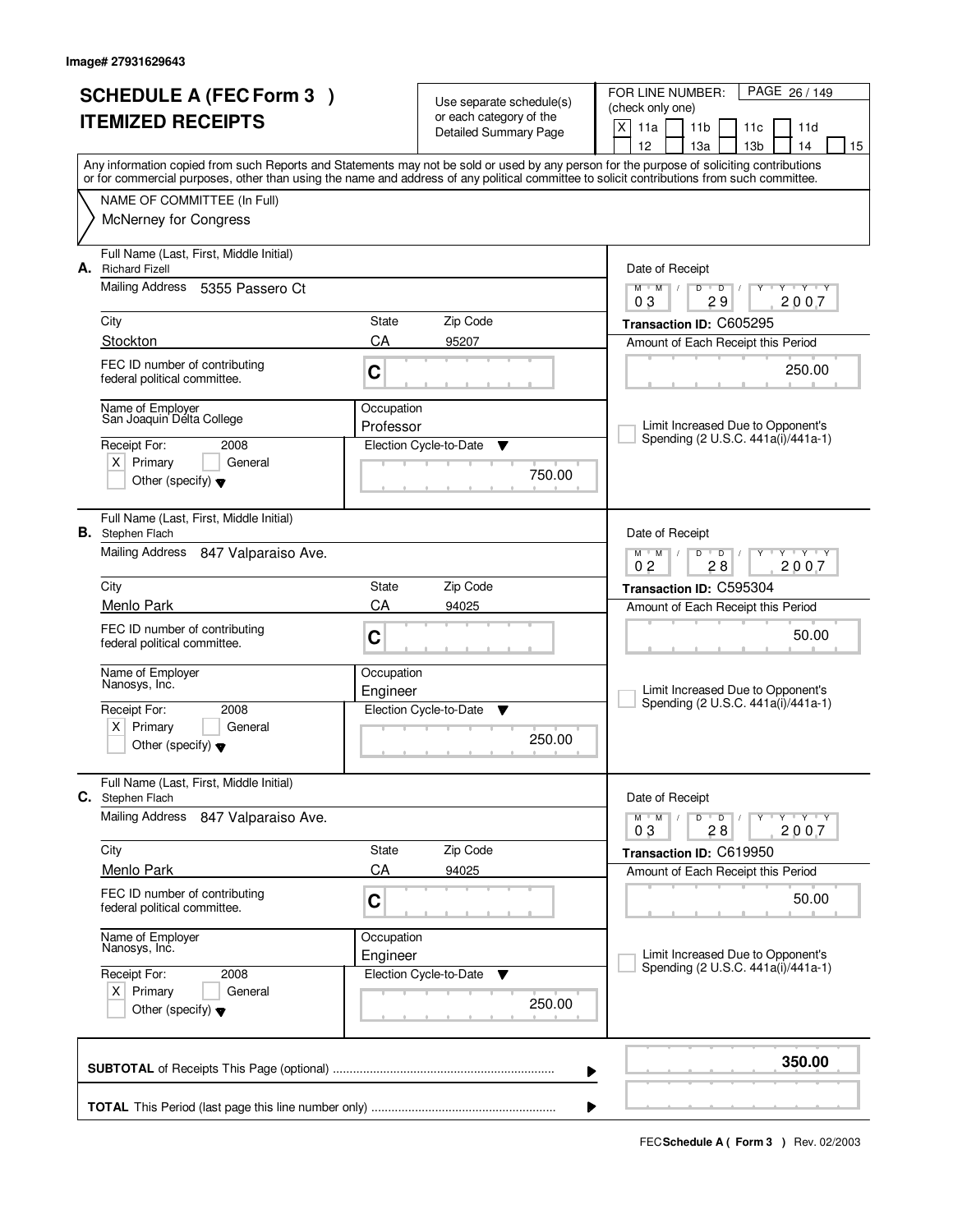Image# 27931629643

# SCHEDULE A (FEC Form 3 )
# ITEMIZED RECEIPTS

Use separate schedule(s) or each category of the Detailed Summary Page

FOR LINE NUMBER: (check only one)
[X] 11a [ ] 11b [ ] 11c [ ] 11d [ ] 12 [ ] 13a [ ] 13b [ ] 14 [ ] 15

Any information copied from such Reports and Statements may not be sold or used by any person for the purpose of soliciting contributions or for commercial purposes, other than using the name and address of any political committee to solicit contributions from such committee.

NAME OF COMMITTEE (In Full)
McNerney for Congress

---

**A.** Full Name (Last, First, Middle Initial): Richard Fizell

Mailing Address: 5355 Passero Ct

City: Stockton | State: CA | Zip Code: 95207

FEC ID number of contributing federal political committee: C

Name of Employer: San Joaquin Delta College

Occupation: Professor

Receipt For: 2008 — [X] Primary [ ] General [ ] Other (specify)

Election Cycle-to-Date: 750.00

Date of Receipt: 03 / 29 / 2007

Transaction ID: C605295

Amount of Each Receipt this Period: 250.00

[ ] Limit Increased Due to Opponent's Spending (2 U.S.C. 441a(i)/441a-1)

---

**B.** Full Name (Last, First, Middle Initial): Stephen Flach

Mailing Address: 847 Valparaiso Ave.

City: Menlo Park | State: CA | Zip Code: 94025

FEC ID number of contributing federal political committee: C

Name of Employer: Nanosys, Inc.

Occupation: Engineer

Receipt For: 2008 — [X] Primary [ ] General [ ] Other (specify)

Election Cycle-to-Date: 250.00

Date of Receipt: 02 / 28 / 2007

Transaction ID: C595304

Amount of Each Receipt this Period: 50.00

[ ] Limit Increased Due to Opponent's Spending (2 U.S.C. 441a(i)/441a-1)

---

**C.** Full Name (Last, First, Middle Initial): Stephen Flach

Mailing Address: 847 Valparaiso Ave.

City: Menlo Park | State: CA | Zip Code: 94025

FEC ID number of contributing federal political committee: C

Name of Employer: Nanosys, Inc.

Occupation: Engineer

Receipt For: 2008 — [X] Primary [ ] General [ ] Other (specify)

Election Cycle-to-Date: 250.00

Date of Receipt: 03 / 28 / 2007

Transaction ID: C619950

Amount of Each Receipt this Period: 50.00

[ ] Limit Increased Due to Opponent's Spending (2 U.S.C. 441a(i)/441a-1)

---

**SUBTOTAL** of Receipts This Page (optional) ........ **350.00**

**TOTAL** This Period (last page this line number only) ........

FEC **Schedule A ( Form 3 )** Rev. 02/2003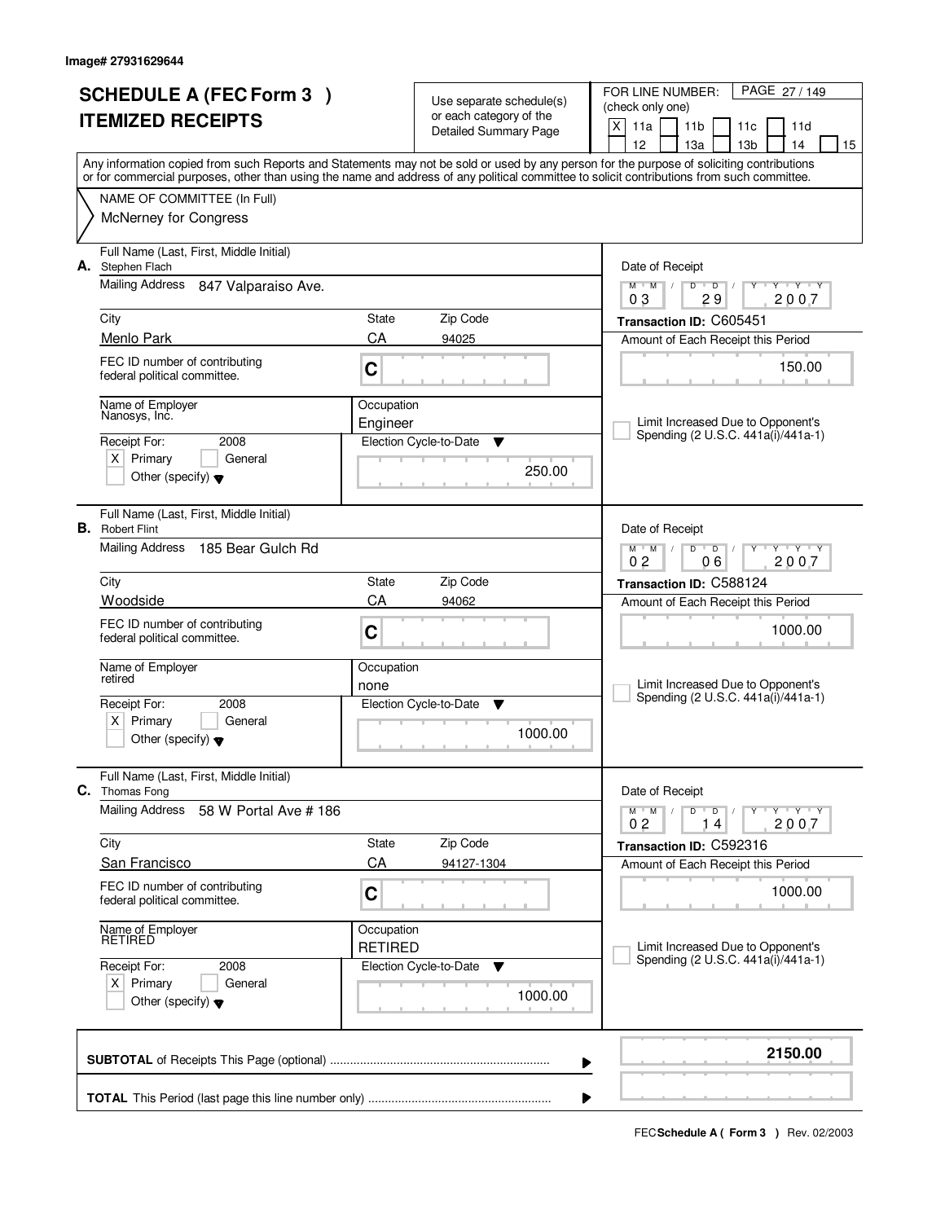Image# 27931629644

# SCHEDULE A (FEC Form 3 )
# ITEMIZED RECEIPTS

Use separate schedule(s) or each category of the Detailed Summary Page

FOR LINE NUMBER: (check only one)

[X] 11a [ ] 11b [ ] 11c [ ] 11d [ ] 12 [ ] 13a [ ] 13b [ ] 14 [ ] 15

Any information copied from such Reports and Statements may not be sold or used by any person for the purpose of soliciting contributions or for commercial purposes, other than using the name and address of any political committee to solicit contributions from such committee.

NAME OF COMMITTEE (In Full)
McNerney for Congress

---

**A.** Full Name (Last, First, Middle Initial): Stephen Flach
Mailing Address: 847 Valparaiso Ave.
City: Menlo Park | State: CA | Zip Code: 94025
FEC ID number of contributing federal political committee: C
Name of Employer: Nanosys, Inc.
Occupation: Engineer
Receipt For: 2008 — [X] Primary [ ] General [ ] Other (specify)
Election Cycle-to-Date: 250.00
Date of Receipt: 03 / 29 / 2007
Transaction ID: C605451
Amount of Each Receipt this Period: 150.00
[ ] Limit Increased Due to Opponent's Spending (2 U.S.C. 441a(i)/441a-1)

---

**B.** Full Name (Last, First, Middle Initial): Robert Flint
Mailing Address: 185 Bear Gulch Rd
City: Woodside | State: CA | Zip Code: 94062
FEC ID number of contributing federal political committee: C
Name of Employer: retired
Occupation: none
Receipt For: 2008 — [X] Primary [ ] General [ ] Other (specify)
Election Cycle-to-Date: 1000.00
Date of Receipt: 02 / 06 / 2007
Transaction ID: C588124
Amount of Each Receipt this Period: 1000.00
[ ] Limit Increased Due to Opponent's Spending (2 U.S.C. 441a(i)/441a-1)

---

**C.** Full Name (Last, First, Middle Initial): Thomas Fong
Mailing Address: 58 W Portal Ave # 186
City: San Francisco | State: CA | Zip Code: 94127-1304
FEC ID number of contributing federal political committee: C
Name of Employer: RETIRED
Occupation: RETIRED
Receipt For: 2008 — [X] Primary [ ] General [ ] Other (specify)
Election Cycle-to-Date: 1000.00
Date of Receipt: 02 / 14 / 2007
Transaction ID: C592316
Amount of Each Receipt this Period: 1000.00
[ ] Limit Increased Due to Opponent's Spending (2 U.S.C. 441a(i)/441a-1)

---

**SUBTOTAL** of Receipts This Page (optional): **2150.00**

**TOTAL** This Period (last page this line number only):

FEC **Schedule A ( Form 3 )** Rev. 02/2003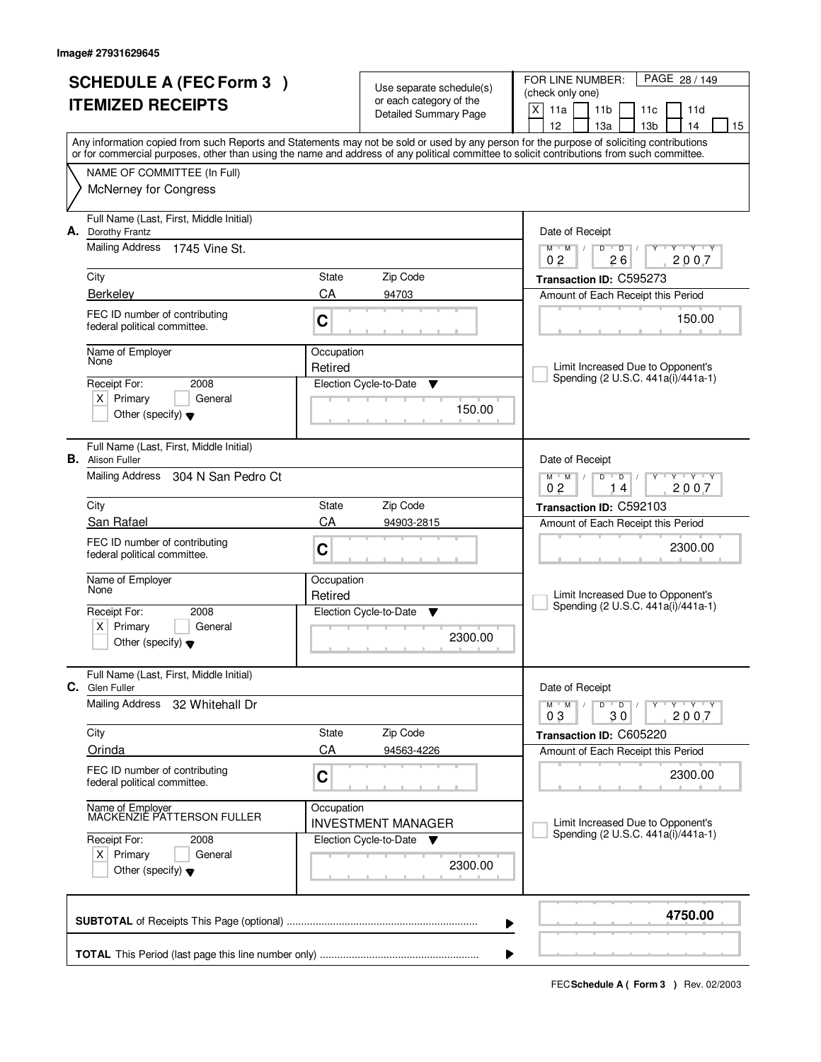Image# 27931629645

# SCHEDULE A (FEC Form 3 )
# ITEMIZED RECEIPTS

Use separate schedule(s) or each category of the Detailed Summary Page

FOR LINE NUMBER: (check only one)

[X] 11a [ ] 11b [ ] 11c [ ] 11d [ ] 12 [ ] 13a [ ] 13b [ ] 14 [ ] 15

PAGE 28 / 149

Any information copied from such Reports and Statements may not be sold or used by any person for the purpose of soliciting contributions or for commercial purposes, other than using the name and address of any political committee to solicit contributions from such committee.

NAME OF COMMITTEE (In Full)
McNerney for Congress

---

**A.** Full Name (Last, First, Middle Initial): Dorothy Frantz

Mailing Address: 1745 Vine St.

City: Berkeley | State: CA | Zip Code: 94703

FEC ID number of contributing federal political committee: C

Name of Employer: None

Occupation: Retired

Receipt For: 2008 — [X] Primary [ ] General [ ] Other (specify)

Election Cycle-to-Date: 150.00

Date of Receipt: 02 / 26 / 2007

Transaction ID: C595273

Amount of Each Receipt this Period: 150.00

[ ] Limit Increased Due to Opponent's Spending (2 U.S.C. 441a(i)/441a-1)

---

**B.** Full Name (Last, First, Middle Initial): Alison Fuller

Mailing Address: 304 N San Pedro Ct

City: San Rafael | State: CA | Zip Code: 94903-2815

FEC ID number of contributing federal political committee: C

Name of Employer: None

Occupation: Retired

Receipt For: 2008 — [X] Primary [ ] General [ ] Other (specify)

Election Cycle-to-Date: 2300.00

Date of Receipt: 02 / 14 / 2007

Transaction ID: C592103

Amount of Each Receipt this Period: 2300.00

[ ] Limit Increased Due to Opponent's Spending (2 U.S.C. 441a(i)/441a-1)

---

**C.** Full Name (Last, First, Middle Initial): Glen Fuller

Mailing Address: 32 Whitehall Dr

City: Orinda | State: CA | Zip Code: 94563-4226

FEC ID number of contributing federal political committee: C

Name of Employer: MACKENZIE PATTERSON FULLER

Occupation: INVESTMENT MANAGER

Receipt For: 2008 — [X] Primary [ ] General [ ] Other (specify)

Election Cycle-to-Date: 2300.00

Date of Receipt: 03 / 30 / 2007

Transaction ID: C605220

Amount of Each Receipt this Period: 2300.00

[ ] Limit Increased Due to Opponent's Spending (2 U.S.C. 441a(i)/441a-1)

---

**SUBTOTAL** of Receipts This Page (optional): **4750.00**

**TOTAL** This Period (last page this line number only):

FEC **Schedule A ( Form 3 )** Rev. 02/2003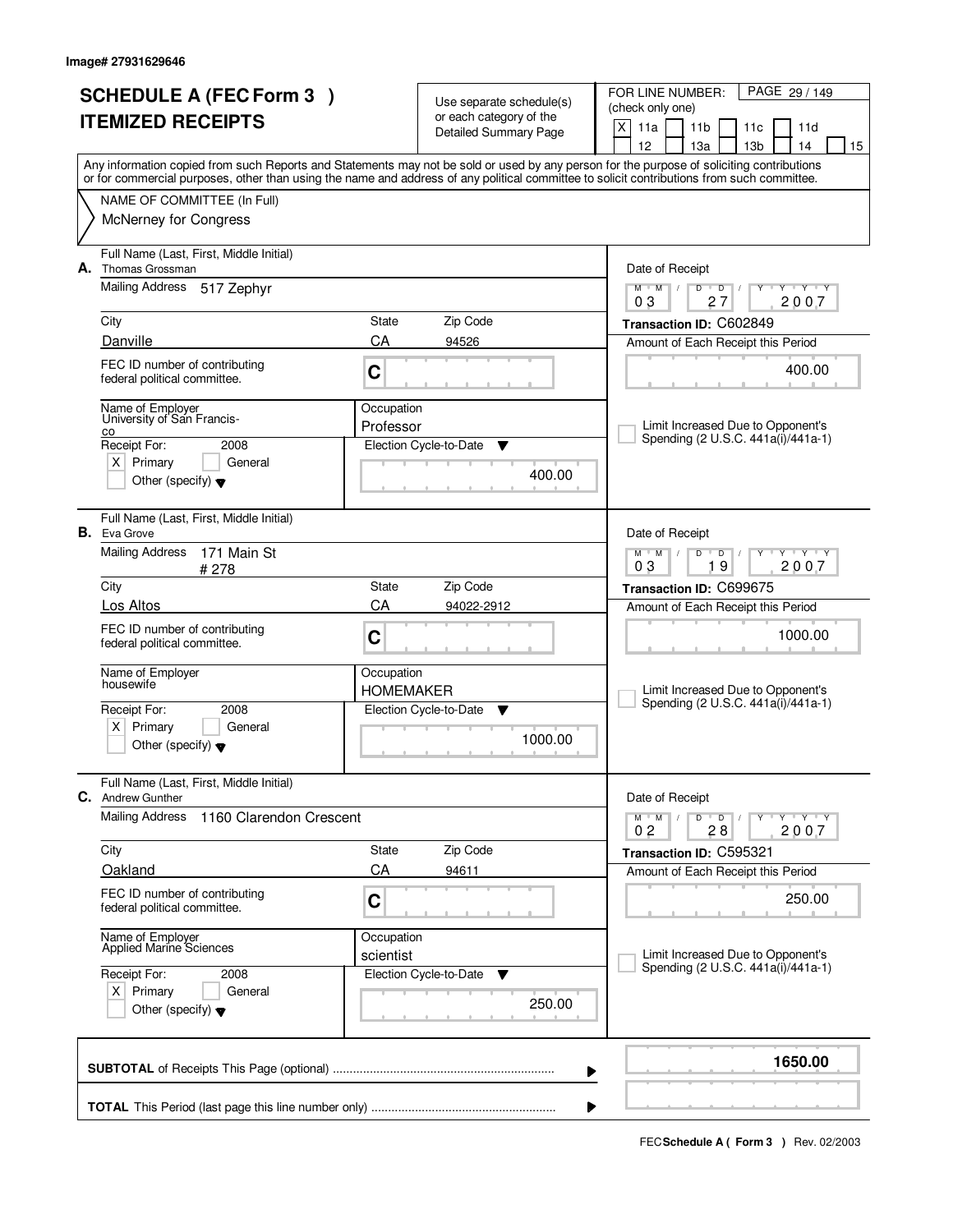Image# 27931629646

# SCHEDULE A (FEC Form 3 ) ITEMIZED RECEIPTS

Use separate schedule(s) or each category of the Detailed Summary Page

FOR LINE NUMBER: (check only one)

[X] 11a [ ] 11b [ ] 11c [ ] 11d [ ] 12 [ ] 13a [ ] 13b [ ] 14 [ ] 15

Any information copied from such Reports and Statements may not be sold or used by any person for the purpose of soliciting contributions or for commercial purposes, other than using the name and address of any political committee to solicit contributions from such committee.

NAME OF COMMITTEE (In Full)
McNerney for Congress

---

**A.** Full Name (Last, First, Middle Initial): Thomas Grossman

Mailing Address: 517 Zephyr

City: Danville | State: CA | Zip Code: 94526

FEC ID number of contributing federal political committee: C

Name of Employer: University of San Francisco

Occupation: Professor

Receipt For: 2008 — [X] Primary [ ] General [ ] Other (specify)

Election Cycle-to-Date: 400.00

Date of Receipt: 03 27 2007

Transaction ID: C602849

Amount of Each Receipt this Period: 400.00

[ ] Limit Increased Due to Opponent's Spending (2 U.S.C. 441a(i)/441a-1)

---

**B.** Full Name (Last, First, Middle Initial): Eva Grove

Mailing Address: 171 Main St # 278

City: Los Altos | State: CA | Zip Code: 94022-2912

FEC ID number of contributing federal political committee: C

Name of Employer: housewife

Occupation: HOMEMAKER

Receipt For: 2008 — [X] Primary [ ] General [ ] Other (specify)

Election Cycle-to-Date: 1000.00

Date of Receipt: 03 19 2007

Transaction ID: C699675

Amount of Each Receipt this Period: 1000.00

[ ] Limit Increased Due to Opponent's Spending (2 U.S.C. 441a(i)/441a-1)

---

**C.** Full Name (Last, First, Middle Initial): Andrew Gunther

Mailing Address: 1160 Clarendon Crescent

City: Oakland | State: CA | Zip Code: 94611

FEC ID number of contributing federal political committee: C

Name of Employer: Applied Marine Sciences

Occupation: scientist

Receipt For: 2008 — [X] Primary [ ] General [ ] Other (specify)

Election Cycle-to-Date: 250.00

Date of Receipt: 02 28 2007

Transaction ID: C595321

Amount of Each Receipt this Period: 250.00

[ ] Limit Increased Due to Opponent's Spending (2 U.S.C. 441a(i)/441a-1)

---

**SUBTOTAL** of Receipts This Page (optional): **1650.00**

**TOTAL** This Period (last page this line number only):

FEC **Schedule A ( Form 3 )** Rev. 02/2003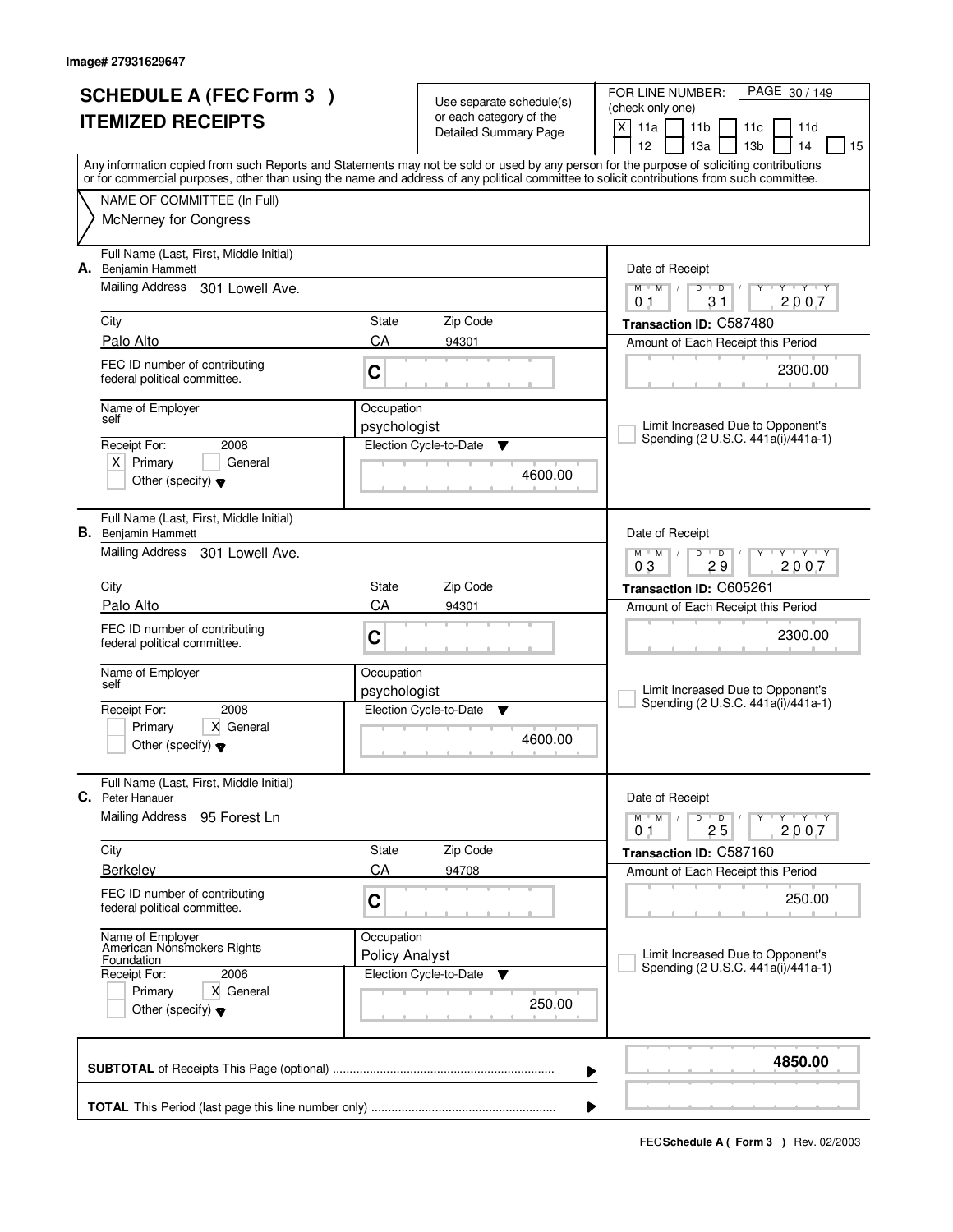Image# 27931629647

# SCHEDULE A (FEC Form 3 )
# ITEMIZED RECEIPTS

Use separate schedule(s) or each category of the Detailed Summary Page

FOR LINE NUMBER: (check only one)

[X] 11a [ ] 11b [ ] 11c [ ] 11d [ ] 12 [ ] 13a [ ] 13b [ ] 14 [ ] 15

Any information copied from such Reports and Statements may not be sold or used by any person for the purpose of soliciting contributions or for commercial purposes, other than using the name and address of any political committee to solicit contributions from such committee.

NAME OF COMMITTEE (In Full)
McNerney for Congress

---

**A.** Full Name (Last, First, Middle Initial): Benjamin Hammett

Mailing Address: 301 Lowell Ave.

City: Palo Alto | State: CA | Zip Code: 94301

FEC ID number of contributing federal political committee: C

Name of Employer: self

Occupation: psychologist

Receipt For: 2008 — [X] Primary [ ] General [ ] Other (specify)

Election Cycle-to-Date: 4600.00

Date of Receipt: 01/31/2007

Transaction ID: C587480

Amount of Each Receipt this Period: 2300.00

[ ] Limit Increased Due to Opponent's Spending (2 U.S.C. 441a(i)/441a-1)

---

**B.** Full Name (Last, First, Middle Initial): Benjamin Hammett

Mailing Address: 301 Lowell Ave.

City: Palo Alto | State: CA | Zip Code: 94301

FEC ID number of contributing federal political committee: C

Name of Employer: self

Occupation: psychologist

Receipt For: 2008 — [ ] Primary [X] General [ ] Other (specify)

Election Cycle-to-Date: 4600.00

Date of Receipt: 03/29/2007

Transaction ID: C605261

Amount of Each Receipt this Period: 2300.00

[ ] Limit Increased Due to Opponent's Spending (2 U.S.C. 441a(i)/441a-1)

---

**C.** Full Name (Last, First, Middle Initial): Peter Hanauer

Mailing Address: 95 Forest Ln

City: Berkeley | State: CA | Zip Code: 94708

FEC ID number of contributing federal political committee: C

Name of Employer: American Nonsmokers Rights Foundation

Occupation: Policy Analyst

Receipt For: 2006 — [ ] Primary [X] General [ ] Other (specify)

Election Cycle-to-Date: 250.00

Date of Receipt: 01/25/2007

Transaction ID: C587160

Amount of Each Receipt this Period: 250.00

[ ] Limit Increased Due to Opponent's Spending (2 U.S.C. 441a(i)/441a-1)

---

**SUBTOTAL** of Receipts This Page (optional): **4850.00**

**TOTAL** This Period (last page this line number only):

FEC **Schedule A ( Form 3 )** Rev. 02/2003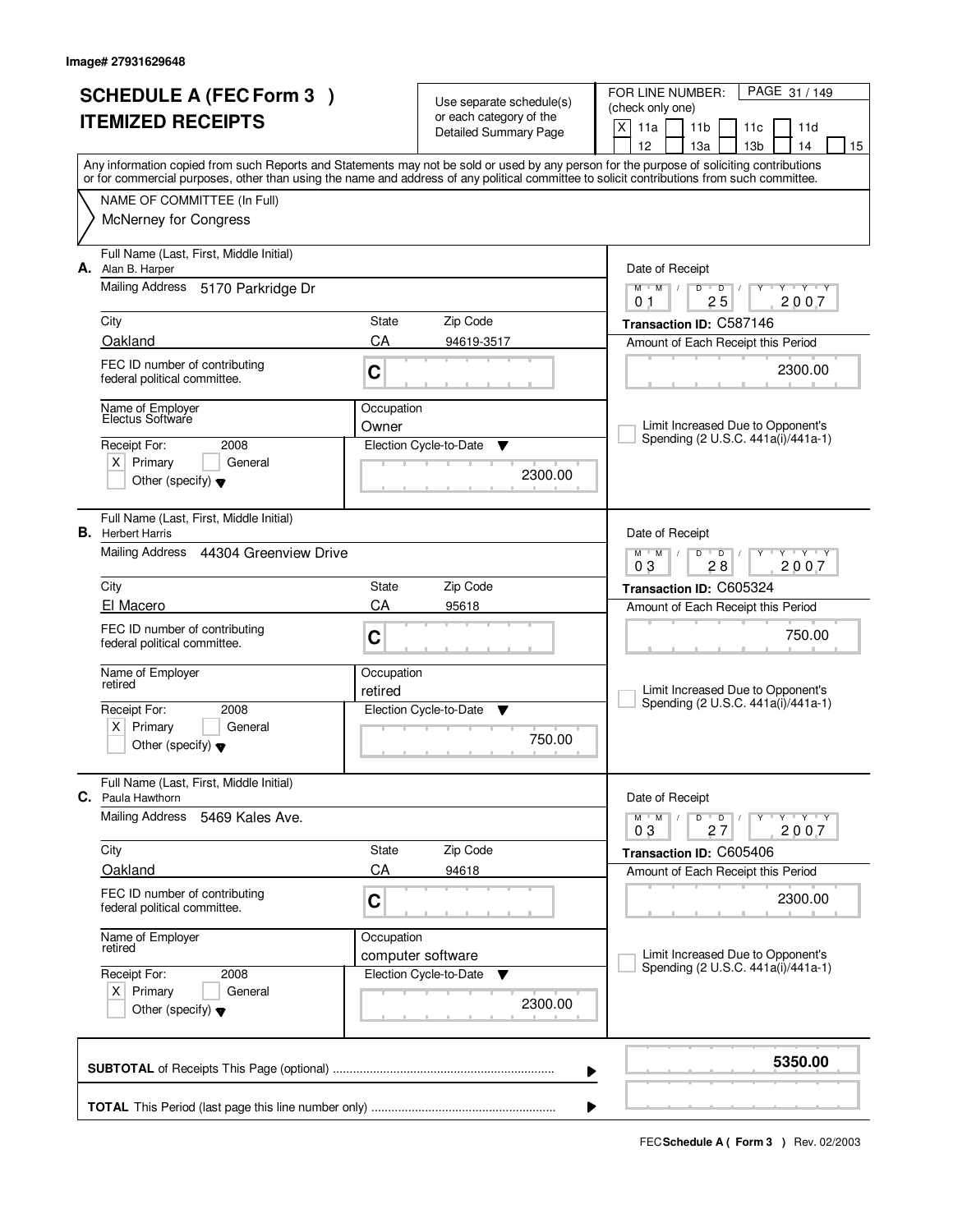Image# 27931629648

# SCHEDULE A (FEC Form 3 )
# ITEMIZED RECEIPTS

Use separate schedule(s) or each category of the Detailed Summary Page

FOR LINE NUMBER: (check only one)

X 11a | 11b | 11c | 11d | 12 | 13a | 13b | 14 | 15

Any information copied from such Reports and Statements may not be sold or used by any person for the purpose of soliciting contributions or for commercial purposes, other than using the name and address of any political committee to solicit contributions from such committee.

NAME OF COMMITTEE (In Full)
McNerney for Congress

---

**A.** Full Name (Last, First, Middle Initial): Alan B. Harper

Mailing Address: 5170 Parkridge Dr

City: Oakland | State: CA | Zip Code: 94619-3517

FEC ID number of contributing federal political committee: C

Name of Employer: Electus Software | Occupation: Owner

Receipt For: 2008 — X Primary | General | Other (specify)

Election Cycle-to-Date: 2300.00

Date of Receipt: 01 / 25 / 2007

Transaction ID: C587146

Amount of Each Receipt this Period: 2300.00

Limit Increased Due to Opponent's Spending (2 U.S.C. 441a(i)/441a-1)

---

**B.** Full Name (Last, First, Middle Initial): Herbert Harris

Mailing Address: 44304 Greenview Drive

City: El Macero | State: CA | Zip Code: 95618

FEC ID number of contributing federal political committee: C

Name of Employer: retired | Occupation: retired

Receipt For: 2008 — X Primary | General | Other (specify)

Election Cycle-to-Date: 750.00

Date of Receipt: 03 / 28 / 2007

Transaction ID: C605324

Amount of Each Receipt this Period: 750.00

Limit Increased Due to Opponent's Spending (2 U.S.C. 441a(i)/441a-1)

---

**C.** Full Name (Last, First, Middle Initial): Paula Hawthorn

Mailing Address: 5469 Kales Ave.

City: Oakland | State: CA | Zip Code: 94618

FEC ID number of contributing federal political committee: C

Name of Employer: retired | Occupation: computer software

Receipt For: 2008 — X Primary | General | Other (specify)

Election Cycle-to-Date: 2300.00

Date of Receipt: 03 / 27 / 2007

Transaction ID: C605406

Amount of Each Receipt this Period: 2300.00

Limit Increased Due to Opponent's Spending (2 U.S.C. 441a(i)/441a-1)

---

**SUBTOTAL** of Receipts This Page (optional): **5350.00**

**TOTAL** This Period (last page this line number only):

FEC **Schedule A ( Form 3 )** Rev. 02/2003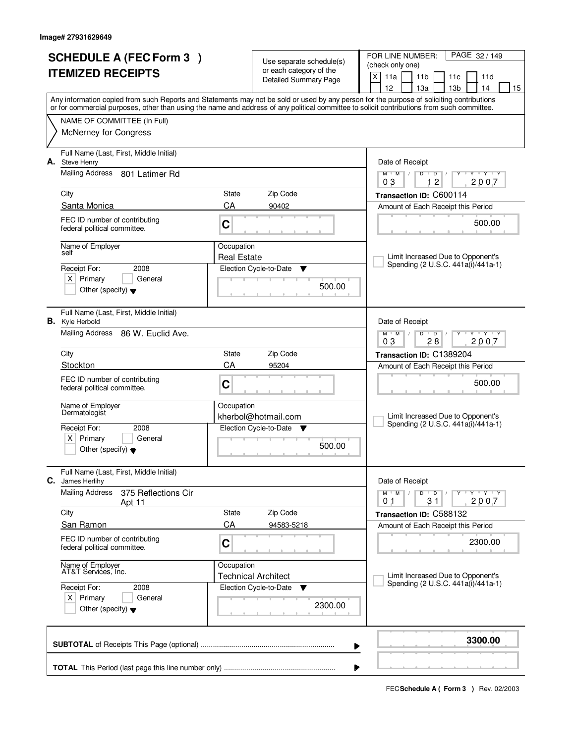Image# 27931629649

# SCHEDULE A (FEC Form 3 ) ITEMIZED RECEIPTS

Use separate schedule(s) or each category of the Detailed Summary Page

FOR LINE NUMBER: (check only one)

X 11a 11b 11c 11d 12 13a 13b 14 15

PAGE 32 / 149

Any information copied from such Reports and Statements may not be sold or used by any person for the purpose of soliciting contributions or for commercial purposes, other than using the name and address of any political committee to solicit contributions from such committee.

NAME OF COMMITTEE (In Full)
McNerney for Congress

---

**A.** Full Name (Last, First, Middle Initial): Steve Henry

Mailing Address: 801 Latimer Rd

City: Santa Monica | State: CA | Zip Code: 90402

FEC ID number of contributing federal political committee: C

Name of Employer: self | Occupation: Real Estate

Receipt For: 2008 — X Primary

Election Cycle-to-Date: 500.00

Date of Receipt: 03 12 2007

Transaction ID: C600114

Amount of Each Receipt this Period: 500.00

Limit Increased Due to Opponent's Spending (2 U.S.C. 441a(i)/441a-1)

---

**B.** Full Name (Last, First, Middle Initial): Kyle Herbold

Mailing Address: 86 W. Euclid Ave.

City: Stockton | State: CA | Zip Code: 95204

FEC ID number of contributing federal political committee: C

Name of Employer: Dermatologist | Occupation: kherbol@hotmail.com

Receipt For: 2008 — X Primary

Election Cycle-to-Date: 500.00

Date of Receipt: 03 28 2007

Transaction ID: C1389204

Amount of Each Receipt this Period: 500.00

Limit Increased Due to Opponent's Spending (2 U.S.C. 441a(i)/441a-1)

---

**C.** Full Name (Last, First, Middle Initial): James Herlihy

Mailing Address: 375 Reflections Cir Apt 11

City: San Ramon | State: CA | Zip Code: 94583-5218

FEC ID number of contributing federal political committee: C

Name of Employer: AT&T Services, Inc. | Occupation: Technical Architect

Receipt For: 2008 — X Primary

Election Cycle-to-Date: 2300.00

Date of Receipt: 01 31 2007

Transaction ID: C588132

Amount of Each Receipt this Period: 2300.00

Limit Increased Due to Opponent's Spending (2 U.S.C. 441a(i)/441a-1)

---

**SUBTOTAL** of Receipts This Page (optional): **3300.00**

**TOTAL** This Period (last page this line number only):

FEC Schedule A ( Form 3 ) Rev. 02/2003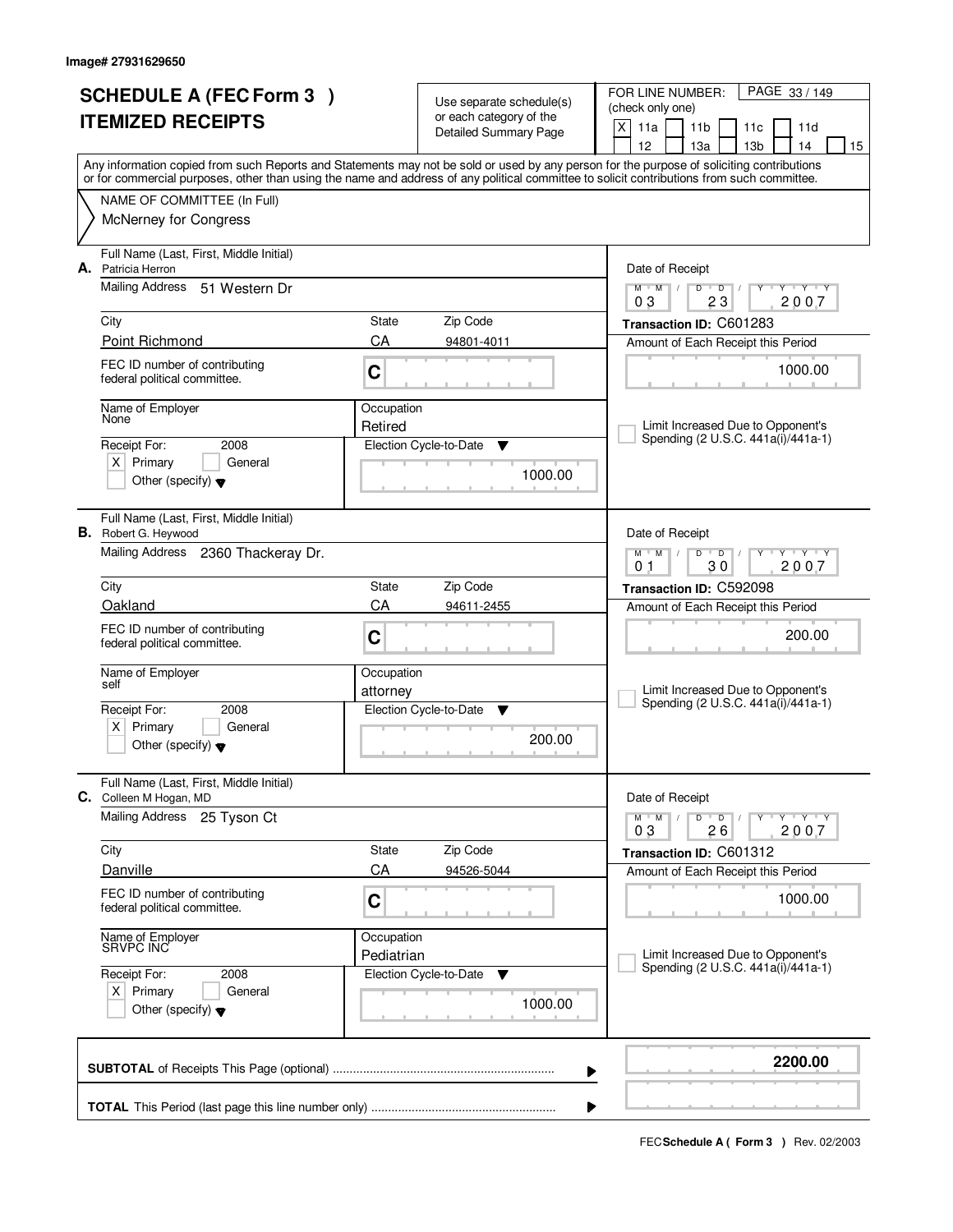Image# 27931629650

# SCHEDULE A (FEC Form 3 )
# ITEMIZED RECEIPTS

Use separate schedule(s) or each category of the Detailed Summary Page

FOR LINE NUMBER: (check only one)

[X] 11a [ ] 11b [ ] 11c [ ] 11d [ ] 12 [ ] 13a [ ] 13b [ ] 14 [ ] 15

Any information copied from such Reports and Statements may not be sold or used by any person for the purpose of soliciting contributions or for commercial purposes, other than using the name and address of any political committee to solicit contributions from such committee.

NAME OF COMMITTEE (In Full)
McNerney for Congress

---

**A.** Full Name (Last, First, Middle Initial): Patricia Herron

Mailing Address: 51 Western Dr

| City | State | Zip Code |
|---|---|---|
| Point Richmond | CA | 94801-4011 |

FEC ID number of contributing federal political committee: C

Name of Employer: None

Occupation: Retired

Receipt For: 2008 — [X] Primary [ ] General [ ] Other (specify)

Election Cycle-to-Date: 1000.00

Date of Receipt: 03 / 23 / 2007

Transaction ID: C601283

Amount of Each Receipt this Period: 1000.00

[ ] Limit Increased Due to Opponent's Spending (2 U.S.C. 441a(i)/441a-1)

---

**B.** Full Name (Last, First, Middle Initial): Robert G. Heywood

Mailing Address: 2360 Thackeray Dr.

| City | State | Zip Code |
|---|---|---|
| Oakland | CA | 94611-2455 |

FEC ID number of contributing federal political committee: C

Name of Employer: self

Occupation: attorney

Receipt For: 2008 — [X] Primary [ ] General [ ] Other (specify)

Election Cycle-to-Date: 200.00

Date of Receipt: 01 / 30 / 2007

Transaction ID: C592098

Amount of Each Receipt this Period: 200.00

[ ] Limit Increased Due to Opponent's Spending (2 U.S.C. 441a(i)/441a-1)

---

**C.** Full Name (Last, First, Middle Initial): Colleen M Hogan, MD

Mailing Address: 25 Tyson Ct

| City | State | Zip Code |
|---|---|---|
| Danville | CA | 94526-5044 |

FEC ID number of contributing federal political committee: C

Name of Employer: SRVPC INC

Occupation: Pediatrian

Receipt For: 2008 — [X] Primary [ ] General [ ] Other (specify)

Election Cycle-to-Date: 1000.00

Date of Receipt: 03 / 26 / 2007

Transaction ID: C601312

Amount of Each Receipt this Period: 1000.00

[ ] Limit Increased Due to Opponent's Spending (2 U.S.C. 441a(i)/441a-1)

---

**SUBTOTAL** of Receipts This Page (optional): **2200.00**

**TOTAL** This Period (last page this line number only):

FEC **Schedule A ( Form 3 )** Rev. 02/2003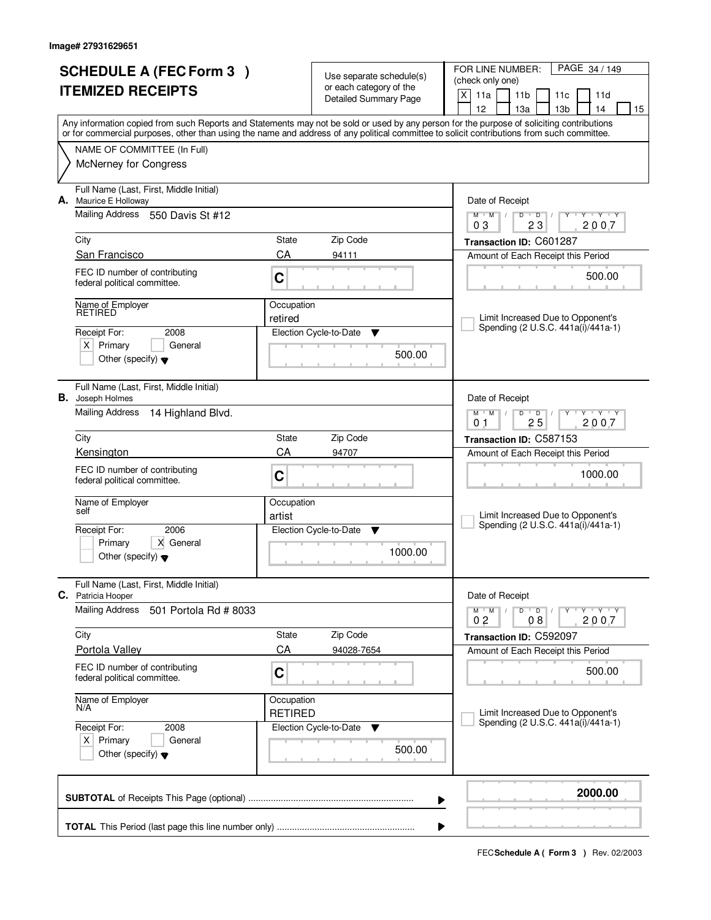Image# 27931629651

# SCHEDULE A (FEC Form 3 ) ITEMIZED RECEIPTS

Use separate schedule(s) or each category of the Detailed Summary Page

FOR LINE NUMBER: (check only one)
[X] 11a [ ] 11b [ ] 11c [ ] 11d [ ] 12 [ ] 13a [ ] 13b [ ] 14 [ ] 15

PAGE 34 / 149

Any information copied from such Reports and Statements may not be sold or used by any person for the purpose of soliciting contributions or for commercial purposes, other than using the name and address of any political committee to solicit contributions from such committee.

NAME OF COMMITTEE (In Full)
McNerney for Congress

---

**A.** Full Name (Last, First, Middle Initial): Maurice E Holloway
Mailing Address: 550 Davis St #12
City: San Francisco | State: CA | Zip Code: 94111
FEC ID number of contributing federal political committee: C
Name of Employer: RETIRED
Occupation: retired
Receipt For: 2008 — [X] Primary [ ] General [ ] Other (specify)
Election Cycle-to-Date: 500.00
Date of Receipt: 03 / 23 / 2007
Transaction ID: C601287
Amount of Each Receipt this Period: 500.00
[ ] Limit Increased Due to Opponent's Spending (2 U.S.C. 441a(i)/441a-1)

---

**B.** Full Name (Last, First, Middle Initial): Joseph Holmes
Mailing Address: 14 Highland Blvd.
City: Kensington | State: CA | Zip Code: 94707
FEC ID number of contributing federal political committee: C
Name of Employer: self
Occupation: artist
Receipt For: 2006 — [ ] Primary [X] General [ ] Other (specify)
Election Cycle-to-Date: 1000.00
Date of Receipt: 01 / 25 / 2007
Transaction ID: C587153
Amount of Each Receipt this Period: 1000.00
[ ] Limit Increased Due to Opponent's Spending (2 U.S.C. 441a(i)/441a-1)

---

**C.** Full Name (Last, First, Middle Initial): Patricia Hooper
Mailing Address: 501 Portola Rd # 8033
City: Portola Valley | State: CA | Zip Code: 94028-7654
FEC ID number of contributing federal political committee: C
Name of Employer: N/A
Occupation: RETIRED
Receipt For: 2008 — [X] Primary [ ] General [ ] Other (specify)
Election Cycle-to-Date: 500.00
Date of Receipt: 02 / 08 / 2007
Transaction ID: C592097
Amount of Each Receipt this Period: 500.00
[ ] Limit Increased Due to Opponent's Spending (2 U.S.C. 441a(i)/441a-1)

---

**SUBTOTAL** of Receipts This Page (optional): **2000.00**

**TOTAL** This Period (last page this line number only):

FEC **Schedule A ( Form 3 )** Rev. 02/2003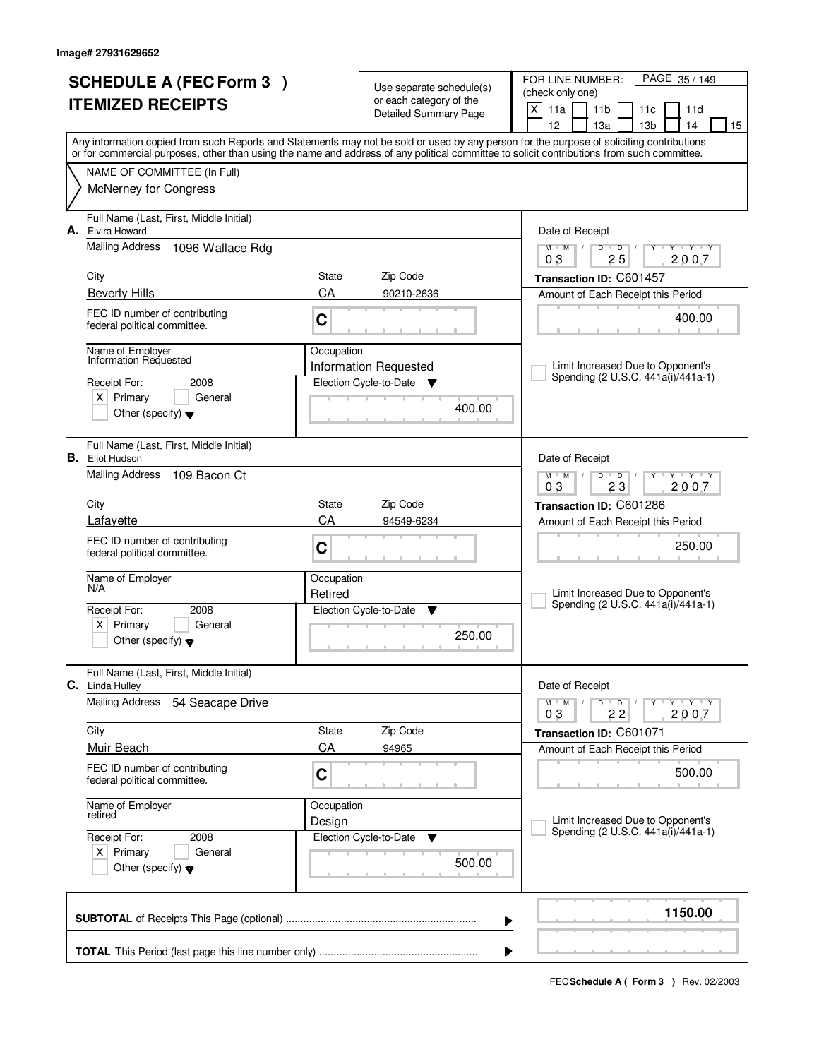Image# 27931629652

# SCHEDULE A (FEC Form 3 )
# ITEMIZED RECEIPTS

Use separate schedule(s) or each category of the Detailed Summary Page

FOR LINE NUMBER: (check only one)
[X] 11a [ ] 11b [ ] 11c [ ] 11d [ ] 12 [ ] 13a [ ] 13b [ ] 14 [ ] 15

Any information copied from such Reports and Statements may not be sold or used by any person for the purpose of soliciting contributions or for commercial purposes, other than using the name and address of any political committee to solicit contributions from such committee.

NAME OF COMMITTEE (In Full)
McNerney for Congress

---

**A.** Full Name (Last, First, Middle Initial): Elvira Howard
Mailing Address: 1096 Wallace Rdg
City: Beverly Hills | State: CA | Zip Code: 90210-2636
FEC ID number of contributing federal political committee: C
Name of Employer: Information Requested
Occupation: Information Requested
Receipt For: 2008 [X] Primary [ ] General [ ] Other (specify)
Election Cycle-to-Date: 400.00
Date of Receipt: 03 25 2007
Transaction ID: C601457
Amount of Each Receipt this Period: 400.00
[ ] Limit Increased Due to Opponent's Spending (2 U.S.C. 441a(i)/441a-1)

---

**B.** Full Name (Last, First, Middle Initial): Eliot Hudson
Mailing Address: 109 Bacon Ct
City: Lafayette | State: CA | Zip Code: 94549-6234
FEC ID number of contributing federal political committee: C
Name of Employer: N/A
Occupation: Retired
Receipt For: 2008 [X] Primary [ ] General [ ] Other (specify)
Election Cycle-to-Date: 250.00
Date of Receipt: 03 23 2007
Transaction ID: C601286
Amount of Each Receipt this Period: 250.00
[ ] Limit Increased Due to Opponent's Spending (2 U.S.C. 441a(i)/441a-1)

---

**C.** Full Name (Last, First, Middle Initial): Linda Hulley
Mailing Address: 54 Seacape Drive
City: Muir Beach | State: CA | Zip Code: 94965
FEC ID number of contributing federal political committee: C
Name of Employer: retired
Occupation: Design
Receipt For: 2008 [X] Primary [ ] General [ ] Other (specify)
Election Cycle-to-Date: 500.00
Date of Receipt: 03 22 2007
Transaction ID: C601071
Amount of Each Receipt this Period: 500.00
[ ] Limit Increased Due to Opponent's Spending (2 U.S.C. 441a(i)/441a-1)

---

**SUBTOTAL** of Receipts This Page (optional) ........ 1150.00

**TOTAL** This Period (last page this line number only) ........

FEC **Schedule A ( Form 3 )** Rev. 02/2003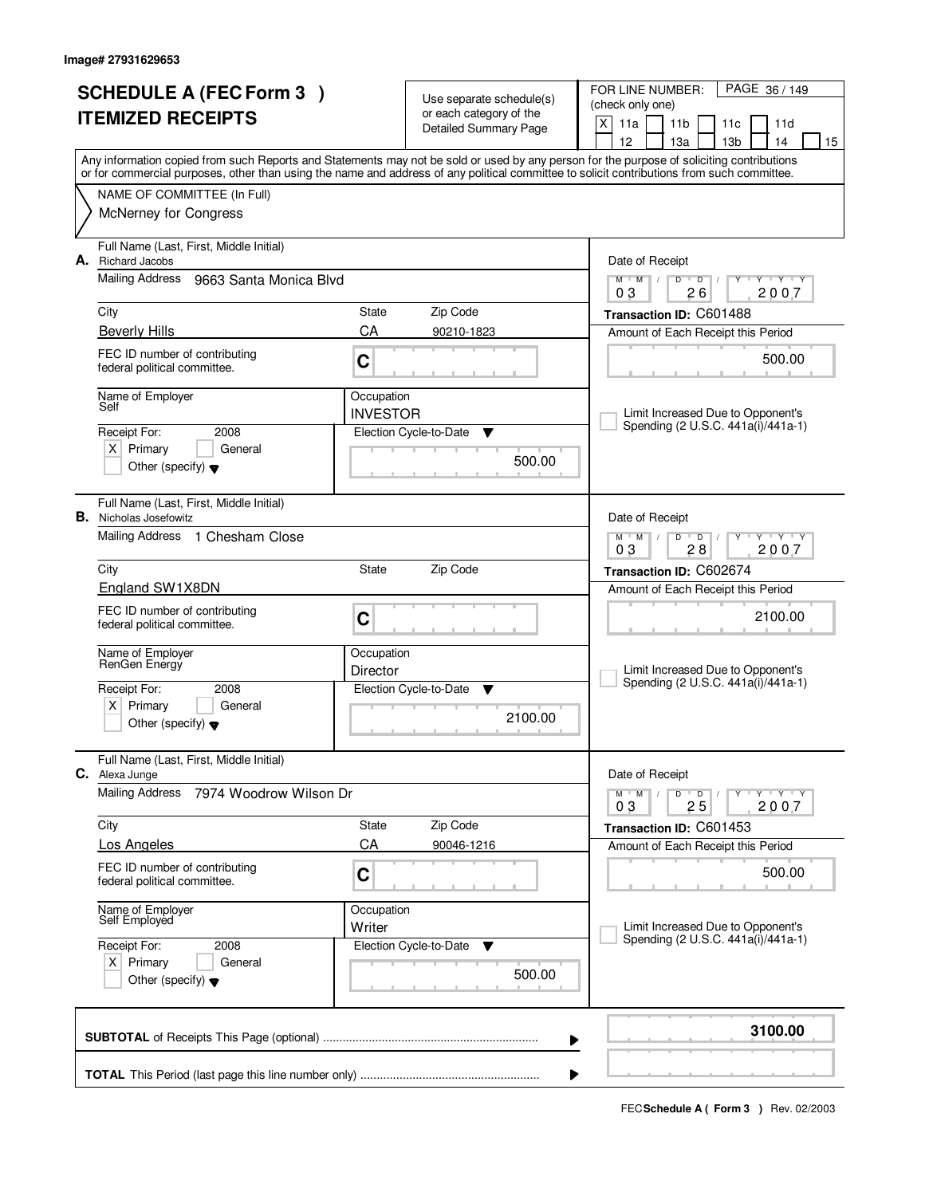Image# 27931629653

# SCHEDULE A (FEC Form 3 )
# ITEMIZED RECEIPTS

Use separate schedule(s) or each category of the Detailed Summary Page

FOR LINE NUMBER: (check only one)

[X] 11a [ ] 11b [ ] 11c [ ] 11d [ ] 12 [ ] 13a [ ] 13b [ ] 14 [ ] 15

Any information copied from such Reports and Statements may not be sold or used by any person for the purpose of soliciting contributions or for commercial purposes, other than using the name and address of any political committee to solicit contributions from such committee.

NAME OF COMMITTEE (In Full)
McNerney for Congress

---

**A.** Full Name (Last, First, Middle Initial): Richard Jacobs

Mailing Address: 9663 Santa Monica Blvd

City: Beverly Hills | State: CA | Zip Code: 90210-1823

FEC ID number of contributing federal political committee: C

Name of Employer: Self

Occupation: INVESTOR

Receipt For: 2008 [X] Primary [ ] General [ ] Other (specify)

Election Cycle-to-Date: 500.00

Date of Receipt: 03 / 26 / 2007

Transaction ID: C601488

Amount of Each Receipt this Period: 500.00

[ ] Limit Increased Due to Opponent's Spending (2 U.S.C. 441a(i)/441a-1)

---

**B.** Full Name (Last, First, Middle Initial): Nicholas Josefowitz

Mailing Address: 1 Chesham Close

City: England SW1X8DN | State: | Zip Code:

FEC ID number of contributing federal political committee: C

Name of Employer: RenGen Energy

Occupation: Director

Receipt For: 2008 [X] Primary [ ] General [ ] Other (specify)

Election Cycle-to-Date: 2100.00

Date of Receipt: 03 / 28 / 2007

Transaction ID: C602674

Amount of Each Receipt this Period: 2100.00

[ ] Limit Increased Due to Opponent's Spending (2 U.S.C. 441a(i)/441a-1)

---

**C.** Full Name (Last, First, Middle Initial): Alexa Junge

Mailing Address: 7974 Woodrow Wilson Dr

City: Los Angeles | State: CA | Zip Code: 90046-1216

FEC ID number of contributing federal political committee: C

Name of Employer: Self Employed

Occupation: Writer

Receipt For: 2008 [X] Primary [ ] General [ ] Other (specify)

Election Cycle-to-Date: 500.00

Date of Receipt: 03 / 25 / 2007

Transaction ID: C601453

Amount of Each Receipt this Period: 500.00

[ ] Limit Increased Due to Opponent's Spending (2 U.S.C. 441a(i)/441a-1)

---

**SUBTOTAL** of Receipts This Page (optional): **3100.00**

**TOTAL** This Period (last page this line number only):

FEC **Schedule A ( Form 3 )** Rev. 02/2003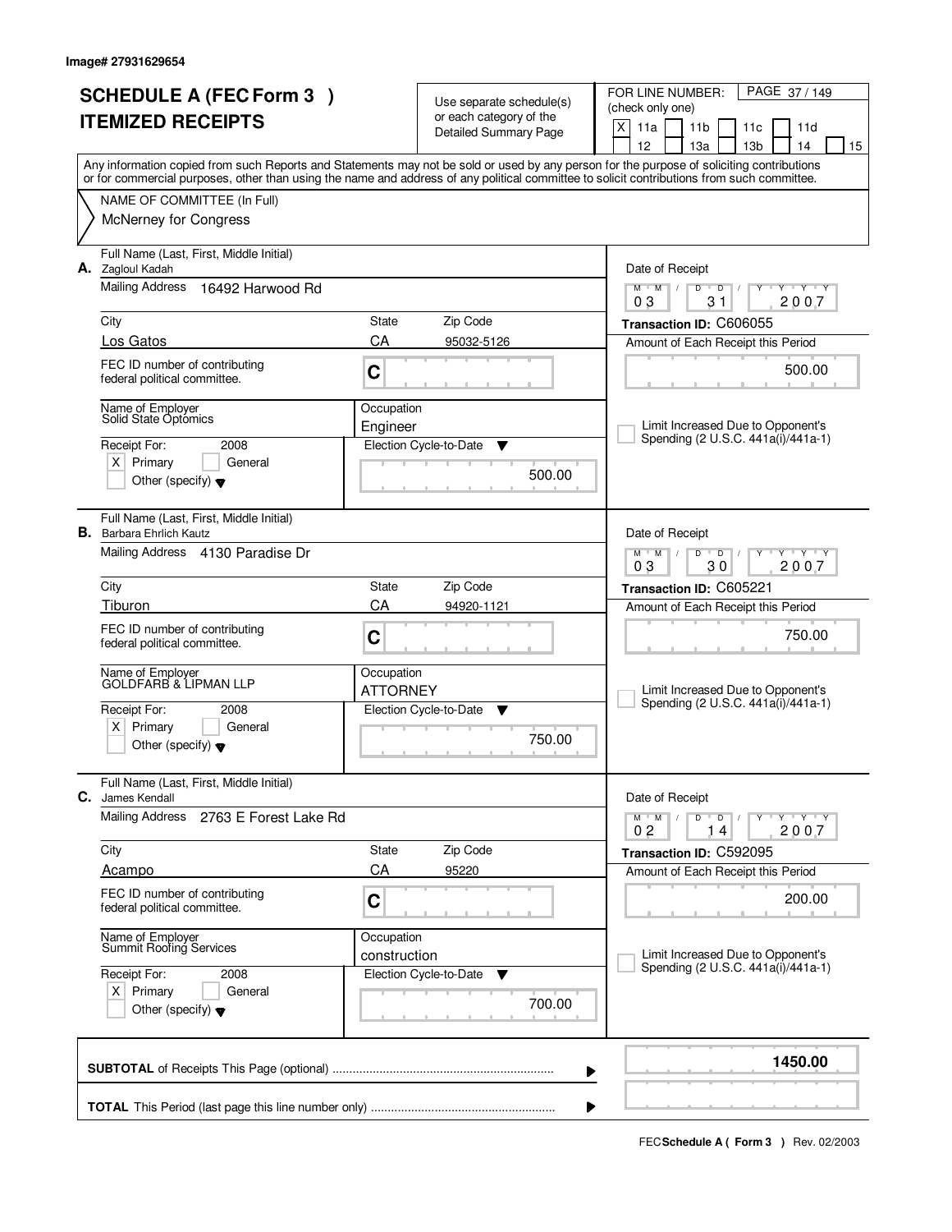Image# 27931629654

# SCHEDULE A (FEC Form 3 ) ITEMIZED RECEIPTS

Use separate schedule(s) or each category of the Detailed Summary Page

FOR LINE NUMBER: (check only one)

[X] 11a [ ] 11b [ ] 11c [ ] 11d [ ] 12 [ ] 13a [ ] 13b [ ] 14 [ ] 15

Any information copied from such Reports and Statements may not be sold or used by any person for the purpose of soliciting contributions or for commercial purposes, other than using the name and address of any political committee to solicit contributions from such committee.

NAME OF COMMITTEE (In Full)

McNerney for Congress

---

**A.** Full Name (Last, First, Middle Initial): Zagloul Kadah

Mailing Address: 16492 Harwood Rd

City: Los Gatos | State: CA | Zip Code: 95032-5126

FEC ID number of contributing federal political committee: C

Name of Employer: Solid State Optomics

Occupation: Engineer

Receipt For: 2008 [X] Primary [ ] General [ ] Other (specify)

Election Cycle-to-Date: 500.00

Date of Receipt: 03 / 31 / 2007

Transaction ID: C606055

Amount of Each Receipt this Period: 500.00

[ ] Limit Increased Due to Opponent's Spending (2 U.S.C. 441a(i)/441a-1)

---

**B.** Full Name (Last, First, Middle Initial): Barbara Ehrlich Kautz

Mailing Address: 4130 Paradise Dr

City: Tiburon | State: CA | Zip Code: 94920-1121

FEC ID number of contributing federal political committee: C

Name of Employer: GOLDFARB & LIPMAN LLP

Occupation: ATTORNEY

Receipt For: 2008 [X] Primary [ ] General [ ] Other (specify)

Election Cycle-to-Date: 750.00

Date of Receipt: 03 / 30 / 2007

Transaction ID: C605221

Amount of Each Receipt this Period: 750.00

[ ] Limit Increased Due to Opponent's Spending (2 U.S.C. 441a(i)/441a-1)

---

**C.** Full Name (Last, First, Middle Initial): James Kendall

Mailing Address: 2763 E Forest Lake Rd

City: Acampo | State: CA | Zip Code: 95220

FEC ID number of contributing federal political committee: C

Name of Employer: Summit Roofing Services

Occupation: construction

Receipt For: 2008 [X] Primary [ ] General [ ] Other (specify)

Election Cycle-to-Date: 700.00

Date of Receipt: 02 / 14 / 2007

Transaction ID: C592095

Amount of Each Receipt this Period: 200.00

[ ] Limit Increased Due to Opponent's Spending (2 U.S.C. 441a(i)/441a-1)

---

**SUBTOTAL** of Receipts This Page (optional): 1450.00

**TOTAL** This Period (last page this line number only):

FEC **Schedule A ( Form 3 )** Rev. 02/2003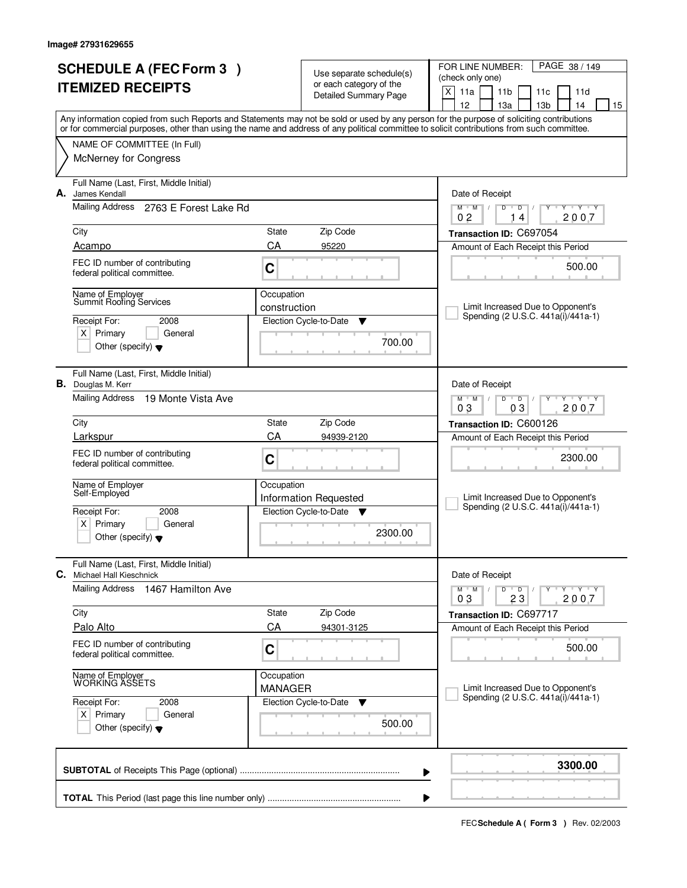Image# 27931629655

# SCHEDULE A (FEC Form 3 )
# ITEMIZED RECEIPTS

Use separate schedule(s) or each category of the Detailed Summary Page

FOR LINE NUMBER: (check only one)

[X] 11a [ ] 11b [ ] 11c [ ] 11d [ ] 12 [ ] 13a [ ] 13b [ ] 14 [ ] 15

Any information copied from such Reports and Statements may not be sold or used by any person for the purpose of soliciting contributions or for commercial purposes, other than using the name and address of any political committee to solicit contributions from such committee.

NAME OF COMMITTEE (In Full)
McNerney for Congress

---

**A.** Full Name (Last, First, Middle Initial): James Kendall

Mailing Address: 2763 E Forest Lake Rd

City: Acampo | State: CA | Zip Code: 95220

FEC ID number of contributing federal political committee: C

Name of Employer: Summit Roofing Services

Occupation: construction

Receipt For: 2008 [X] Primary [ ] General [ ] Other (specify)

Election Cycle-to-Date: 700.00

Date of Receipt: 02 14 2007

Transaction ID: C697054

Amount of Each Receipt this Period: 500.00

[ ] Limit Increased Due to Opponent's Spending (2 U.S.C. 441a(i)/441a-1)

---

**B.** Full Name (Last, First, Middle Initial): Douglas M. Kerr

Mailing Address: 19 Monte Vista Ave

City: Larkspur | State: CA | Zip Code: 94939-2120

FEC ID number of contributing federal political committee: C

Name of Employer: Self-Employed

Occupation: Information Requested

Receipt For: 2008 [X] Primary [ ] General [ ] Other (specify)

Election Cycle-to-Date: 2300.00

Date of Receipt: 03 03 2007

Transaction ID: C600126

Amount of Each Receipt this Period: 2300.00

[ ] Limit Increased Due to Opponent's Spending (2 U.S.C. 441a(i)/441a-1)

---

**C.** Full Name (Last, First, Middle Initial): Michael Hall Kieschnick

Mailing Address: 1467 Hamilton Ave

City: Palo Alto | State: CA | Zip Code: 94301-3125

FEC ID number of contributing federal political committee: C

Name of Employer: WORKING ASSETS

Occupation: MANAGER

Receipt For: 2008 [X] Primary [ ] General [ ] Other (specify)

Election Cycle-to-Date: 500.00

Date of Receipt: 03 23 2007

Transaction ID: C697717

Amount of Each Receipt this Period: 500.00

[ ] Limit Increased Due to Opponent's Spending (2 U.S.C. 441a(i)/441a-1)

---

**SUBTOTAL** of Receipts This Page (optional): **3300.00**

**TOTAL** This Period (last page this line number only):

FEC **Schedule A ( Form 3 )** Rev. 02/2003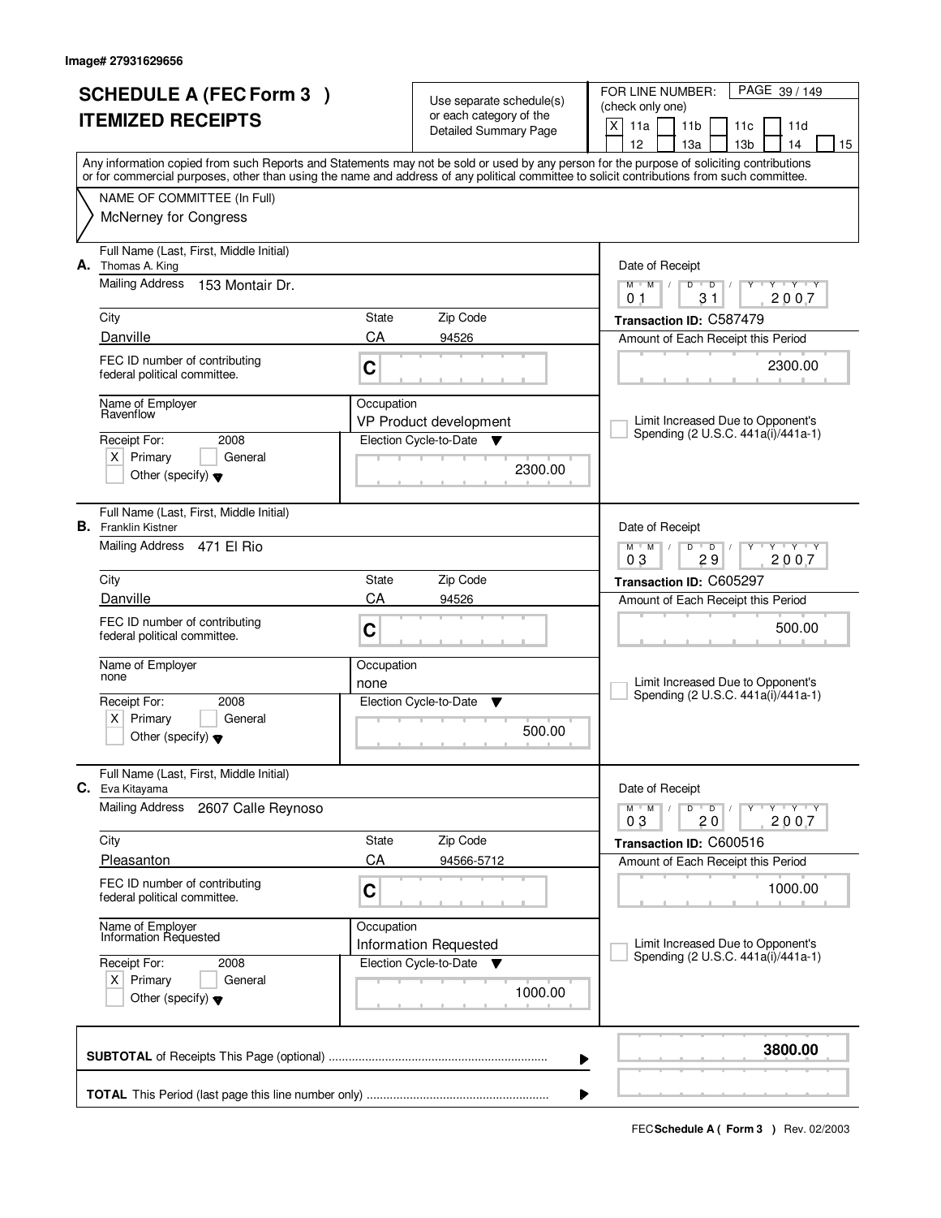Image# 27931629656

# SCHEDULE A (FEC Form 3 )
# ITEMIZED RECEIPTS

Use separate schedule(s) or each category of the Detailed Summary Page

FOR LINE NUMBER: (check only one)
[X] 11a [ ] 11b [ ] 11c [ ] 11d [ ] 12 [ ] 13a [ ] 13b [ ] 14 [ ] 15

Any information copied from such Reports and Statements may not be sold or used by any person for the purpose of soliciting contributions or for commercial purposes, other than using the name and address of any political committee to solicit contributions from such committee.

NAME OF COMMITTEE (In Full)
McNerney for Congress

---

**A.** Full Name (Last, First, Middle Initial): Thomas A. King

Mailing Address: 153 Montair Dr.

City: Danville | State: CA | Zip Code: 94526

FEC ID number of contributing federal political committee: C

Name of Employer: Ravenflow

Occupation: VP Product development

Receipt For: 2008 [X] Primary [ ] General [ ] Other (specify)

Election Cycle-to-Date: 2300.00

Date of Receipt: 01/31/2007

Transaction ID: C587479

Amount of Each Receipt this Period: 2300.00

[ ] Limit Increased Due to Opponent's Spending (2 U.S.C. 441a(i)/441a-1)

---

**B.** Full Name (Last, First, Middle Initial): Franklin Kistner

Mailing Address: 471 El Rio

City: Danville | State: CA | Zip Code: 94526

FEC ID number of contributing federal political committee: C

Name of Employer: none

Occupation: none

Receipt For: 2008 [X] Primary [ ] General [ ] Other (specify)

Election Cycle-to-Date: 500.00

Date of Receipt: 03/29/2007

Transaction ID: C605297

Amount of Each Receipt this Period: 500.00

[ ] Limit Increased Due to Opponent's Spending (2 U.S.C. 441a(i)/441a-1)

---

**C.** Full Name (Last, First, Middle Initial): Eva Kitayama

Mailing Address: 2607 Calle Reynoso

City: Pleasanton | State: CA | Zip Code: 94566-5712

FEC ID number of contributing federal political committee: C

Name of Employer: Information Requested

Occupation: Information Requested

Receipt For: 2008 [X] Primary [ ] General [ ] Other (specify)

Election Cycle-to-Date: 1000.00

Date of Receipt: 03/20/2007

Transaction ID: C600516

Amount of Each Receipt this Period: 1000.00

[ ] Limit Increased Due to Opponent's Spending (2 U.S.C. 441a(i)/441a-1)

---

**SUBTOTAL** of Receipts This Page (optional): **3800.00**

**TOTAL** This Period (last page this line number only):

FEC **Schedule A ( Form 3 )** Rev. 02/2003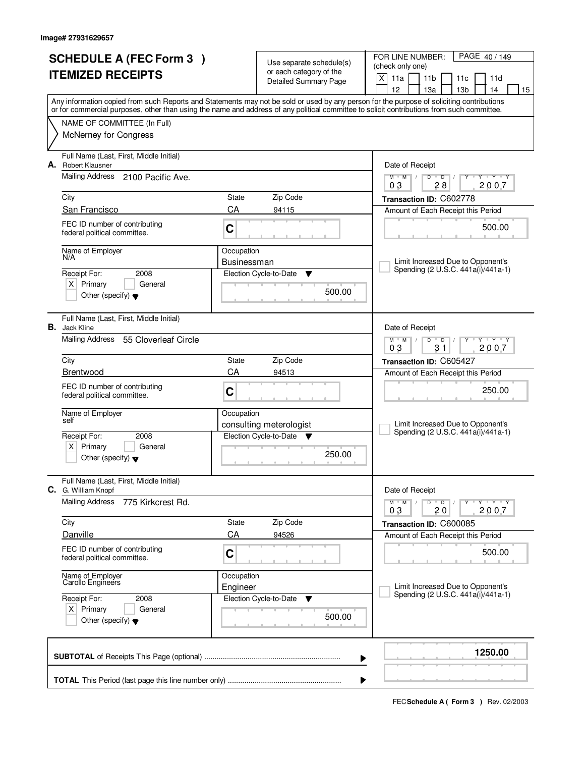Image# 27931629657

# SCHEDULE A (FEC Form 3 ) ITEMIZED RECEIPTS

Use separate schedule(s) or each category of the Detailed Summary Page

FOR LINE NUMBER: (check only one)

[X] 11a [ ] 11b [ ] 11c [ ] 11d [ ] 12 [ ] 13a [ ] 13b [ ] 14 [ ] 15

PAGE 40 / 149

Any information copied from such Reports and Statements may not be sold or used by any person for the purpose of soliciting contributions or for commercial purposes, other than using the name and address of any political committee to solicit contributions from such committee.

NAME OF COMMITTEE (In Full)
McNerney for Congress

---

**A.** Full Name (Last, First, Middle Initial): Robert Klausner

Mailing Address: 2100 Pacific Ave.

City: San Francisco | State: CA | Zip Code: 94115

FEC ID number of contributing federal political committee: C

Name of Employer: N/A

Occupation: Businessman

Receipt For: 2008 [X] Primary [ ] General [ ] Other (specify)

Election Cycle-to-Date: 500.00

Date of Receipt: 03 / 28 / 2007

Transaction ID: C602778

Amount of Each Receipt this Period: 500.00

[ ] Limit Increased Due to Opponent's Spending (2 U.S.C. 441a(i)/441a-1)

---

**B.** Full Name (Last, First, Middle Initial): Jack Kline

Mailing Address: 55 Cloverleaf Circle

City: Brentwood | State: CA | Zip Code: 94513

FEC ID number of contributing federal political committee: C

Name of Employer: self

Occupation: consulting meterologist

Receipt For: 2008 [X] Primary [ ] General [ ] Other (specify)

Election Cycle-to-Date: 250.00

Date of Receipt: 03 / 31 / 2007

Transaction ID: C605427

Amount of Each Receipt this Period: 250.00

[ ] Limit Increased Due to Opponent's Spending (2 U.S.C. 441a(i)/441a-1)

---

**C.** Full Name (Last, First, Middle Initial): G. William Knopf

Mailing Address: 775 Kirkcrest Rd.

City: Danville | State: CA | Zip Code: 94526

FEC ID number of contributing federal political committee: C

Name of Employer: Carollo Engineers

Occupation: Engineer

Receipt For: 2008 [X] Primary [ ] General [ ] Other (specify)

Election Cycle-to-Date: 500.00

Date of Receipt: 03 / 20 / 2007

Transaction ID: C600085

Amount of Each Receipt this Period: 500.00

[ ] Limit Increased Due to Opponent's Spending (2 U.S.C. 441a(i)/441a-1)

---

**SUBTOTAL** of Receipts This Page (optional): 1250.00

**TOTAL** This Period (last page this line number only):

FEC **Schedule A ( Form 3 )** Rev. 02/2003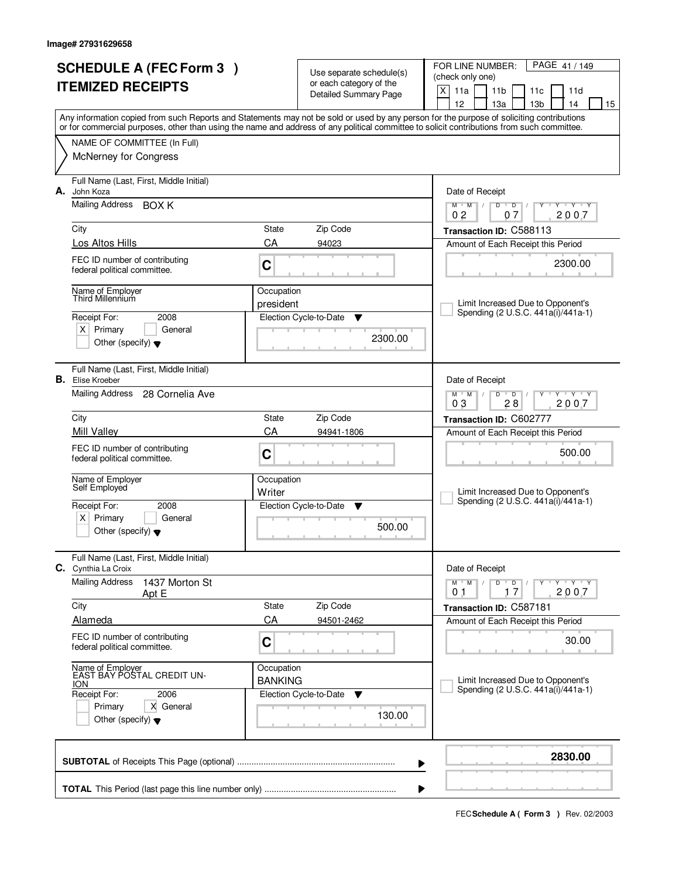Image# 27931629658

# SCHEDULE A (FEC Form 3 )
# ITEMIZED RECEIPTS

Use separate schedule(s) or each category of the Detailed Summary Page

FOR LINE NUMBER: (check only one)

X 11a | 11b | 11c | 11d | 12 | 13a | 13b | 14 | 15

Any information copied from such Reports and Statements may not be sold or used by any person for the purpose of soliciting contributions or for commercial purposes, other than using the name and address of any political committee to solicit contributions from such committee.

NAME OF COMMITTEE (In Full)
McNerney for Congress

**A.** Full Name (Last, First, Middle Initial): John Koza
Mailing Address: BOX K
City: Los Altos Hills | State: CA | Zip Code: 94023
FEC ID number of contributing federal political committee: C
Name of Employer: Third Millennium
Occupation: president
Receipt For: 2008 — X Primary
Election Cycle-to-Date: 2300.00
Date of Receipt: 02 / 07 / 2007
Transaction ID: C588113
Amount of Each Receipt this Period: 2300.00
Limit Increased Due to Opponent's Spending (2 U.S.C. 441a(i)/441a-1)

**B.** Full Name (Last, First, Middle Initial): Elise Kroeber
Mailing Address: 28 Cornelia Ave
City: Mill Valley | State: CA | Zip Code: 94941-1806
FEC ID number of contributing federal political committee: C
Name of Employer: Self Employed
Occupation: Writer
Receipt For: 2008 — X Primary
Election Cycle-to-Date: 500.00
Date of Receipt: 03 / 28 / 2007
Transaction ID: C602777
Amount of Each Receipt this Period: 500.00
Limit Increased Due to Opponent's Spending (2 U.S.C. 441a(i)/441a-1)

**C.** Full Name (Last, First, Middle Initial): Cynthia La Croix
Mailing Address: 1437 Morton St Apt E
City: Alameda | State: CA | Zip Code: 94501-2462
FEC ID number of contributing federal political committee: C
Name of Employer: EAST BAY POSTAL CREDIT UNION
Occupation: BANKING
Receipt For: 2006 — X General
Election Cycle-to-Date: 130.00
Date of Receipt: 01 / 17 / 2007
Transaction ID: C587181
Amount of Each Receipt this Period: 30.00
Limit Increased Due to Opponent's Spending (2 U.S.C. 441a(i)/441a-1)

**SUBTOTAL** of Receipts This Page (optional): **2830.00**

**TOTAL** This Period (last page this line number only):

FEC Schedule A ( Form 3 ) Rev. 02/2003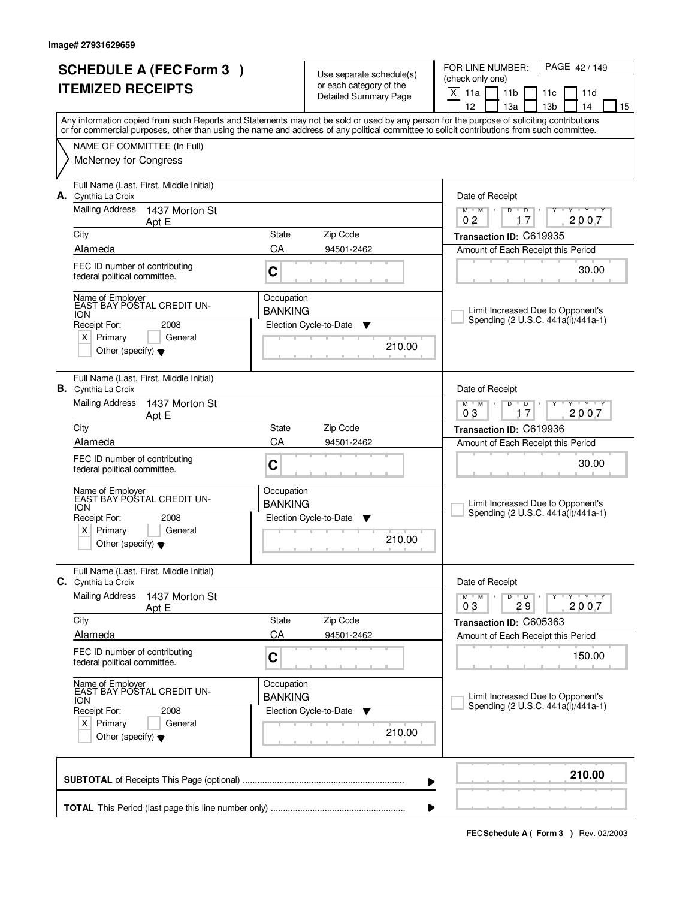Image# 27931629659

# SCHEDULE A (FEC Form 3 )
# ITEMIZED RECEIPTS

Use separate schedule(s) or each category of the Detailed Summary Page

FOR LINE NUMBER: (check only one)

PAGE 42 / 149

[X] 11a [ ] 11b [ ] 11c [ ] 11d [ ] 12 [ ] 13a [ ] 13b [ ] 14 [ ] 15

Any information copied from such Reports and Statements may not be sold or used by any person for the purpose of soliciting contributions or for commercial purposes, other than using the name and address of any political committee to solicit contributions from such committee.

NAME OF COMMITTEE (In Full)
McNerney for Congress

---

**A.** Full Name (Last, First, Middle Initial): Cynthia La Croix

Mailing Address: 1437 Morton St Apt E

City: Alameda | State: CA | Zip Code: 94501-2462

FEC ID number of contributing federal political committee: C

Name of Employer: EAST BAY POSTAL CREDIT UNION

Occupation: BANKING

Receipt For: 2008 [X] Primary [ ] General [ ] Other (specify)

Election Cycle-to-Date: 210.00

Date of Receipt: 02 17 2007

Transaction ID: C619935

Amount of Each Receipt this Period: 30.00

[ ] Limit Increased Due to Opponent's Spending (2 U.S.C. 441a(i)/441a-1)

---

**B.** Full Name (Last, First, Middle Initial): Cynthia La Croix

Mailing Address: 1437 Morton St Apt E

City: Alameda | State: CA | Zip Code: 94501-2462

FEC ID number of contributing federal political committee: C

Name of Employer: EAST BAY POSTAL CREDIT UNION

Occupation: BANKING

Receipt For: 2008 [X] Primary [ ] General [ ] Other (specify)

Election Cycle-to-Date: 210.00

Date of Receipt: 03 17 2007

Transaction ID: C619936

Amount of Each Receipt this Period: 30.00

[ ] Limit Increased Due to Opponent's Spending (2 U.S.C. 441a(i)/441a-1)

---

**C.** Full Name (Last, First, Middle Initial): Cynthia La Croix

Mailing Address: 1437 Morton St Apt E

City: Alameda | State: CA | Zip Code: 94501-2462

FEC ID number of contributing federal political committee: C

Name of Employer: EAST BAY POSTAL CREDIT UNION

Occupation: BANKING

Receipt For: 2008 [X] Primary [ ] General [ ] Other (specify)

Election Cycle-to-Date: 210.00

Date of Receipt: 03 29 2007

Transaction ID: C605363

Amount of Each Receipt this Period: 150.00

[ ] Limit Increased Due to Opponent's Spending (2 U.S.C. 441a(i)/441a-1)

---

**SUBTOTAL** of Receipts This Page (optional) ........ **210.00**

**TOTAL** This Period (last page this line number only) ........

FEC **Schedule A ( Form 3 )** Rev. 02/2003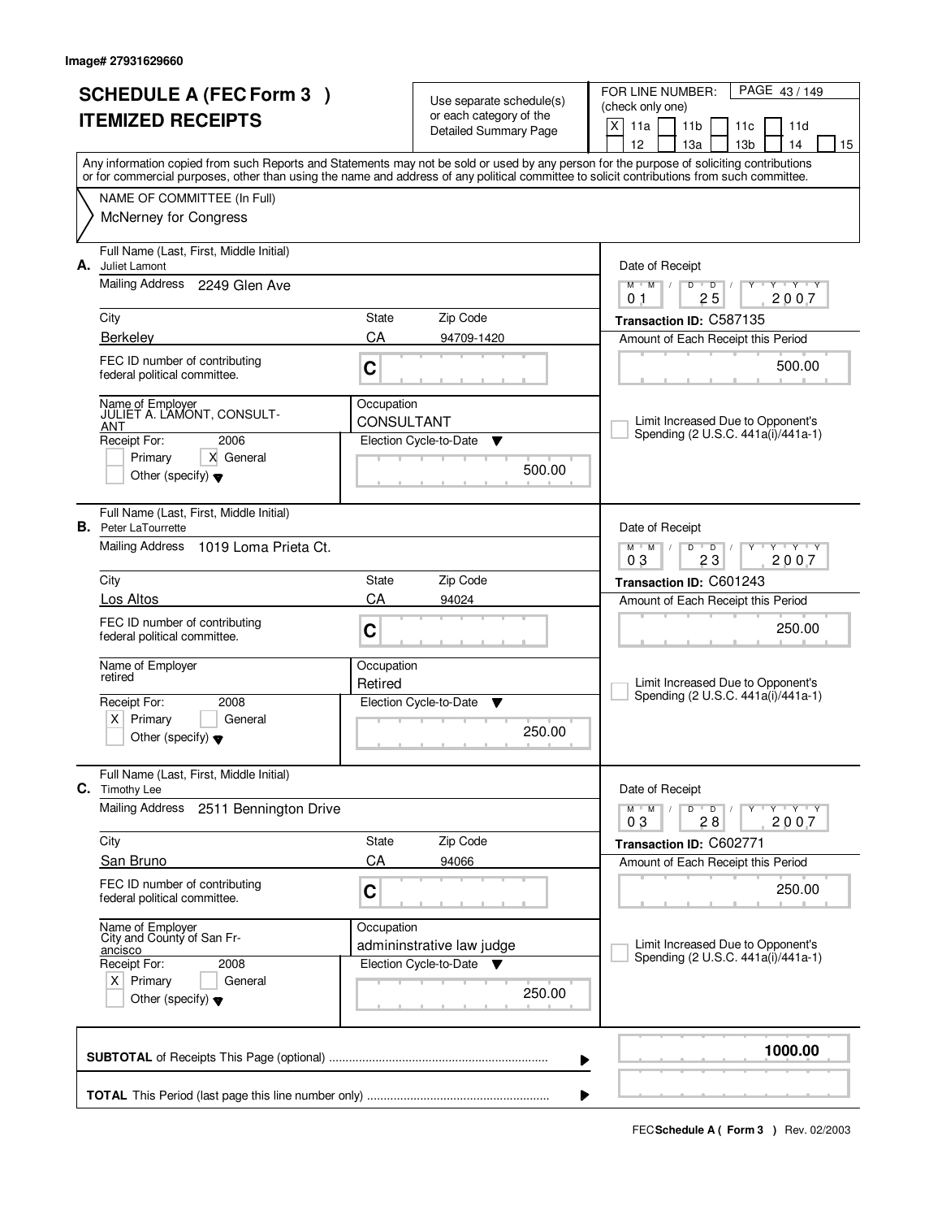Image# 27931629660

# SCHEDULE A (FEC Form 3 )
# ITEMIZED RECEIPTS

Use separate schedule(s) or each category of the Detailed Summary Page

FOR LINE NUMBER: (check only one)
[X] 11a [ ] 11b [ ] 11c [ ] 11d [ ] 12 [ ] 13a [ ] 13b [ ] 14 [ ] 15

Any information copied from such Reports and Statements may not be sold or used by any person for the purpose of soliciting contributions or for commercial purposes, other than using the name and address of any political committee to solicit contributions from such committee.

NAME OF COMMITTEE (In Full)
McNerney for Congress

---

**A.** Full Name (Last, First, Middle Initial): Juliet Lamont
Mailing Address: 2249 Glen Ave
City: Berkeley | State: CA | Zip Code: 94709-1420
FEC ID number of contributing federal political committee: C
Name of Employer: JULIET A. LAMONT, CONSULTANT
Occupation: CONSULTANT
Receipt For: 2006 — [ ] Primary [X] General [ ] Other (specify)
Election Cycle-to-Date: 500.00
Date of Receipt: 01/25/2007
Transaction ID: C587135
Amount of Each Receipt this Period: 500.00
[ ] Limit Increased Due to Opponent's Spending (2 U.S.C. 441a(i)/441a-1)

---

**B.** Full Name (Last, First, Middle Initial): Peter LaTourrette
Mailing Address: 1019 Loma Prieta Ct.
City: Los Altos | State: CA | Zip Code: 94024
FEC ID number of contributing federal political committee: C
Name of Employer: retired
Occupation: Retired
Receipt For: 2008 — [X] Primary [ ] General [ ] Other (specify)
Election Cycle-to-Date: 250.00
Date of Receipt: 03/23/2007
Transaction ID: C601243
Amount of Each Receipt this Period: 250.00
[ ] Limit Increased Due to Opponent's Spending (2 U.S.C. 441a(i)/441a-1)

---

**C.** Full Name (Last, First, Middle Initial): Timothy Lee
Mailing Address: 2511 Bennington Drive
City: San Bruno | State: CA | Zip Code: 94066
FEC ID number of contributing federal political committee: C
Name of Employer: City and County of San Francisco
Occupation: admininstrative law judge
Receipt For: 2008 — [X] Primary [ ] General [ ] Other (specify)
Election Cycle-to-Date: 250.00
Date of Receipt: 03/28/2007
Transaction ID: C602771
Amount of Each Receipt this Period: 250.00
[ ] Limit Increased Due to Opponent's Spending (2 U.S.C. 441a(i)/441a-1)

---

**SUBTOTAL** of Receipts This Page (optional): **1000.00**

**TOTAL** This Period (last page this line number only):

FEC **Schedule A ( Form 3 )** Rev. 02/2003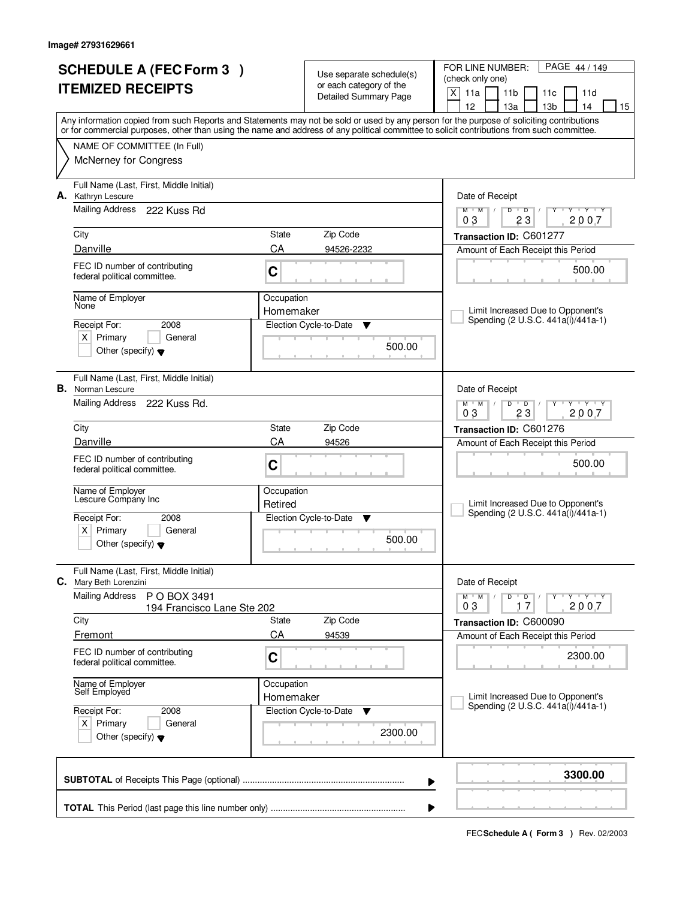Image# 27931629661

# SCHEDULE A (FEC Form 3 )
# ITEMIZED RECEIPTS

Use separate schedule(s) or each category of the Detailed Summary Page

FOR LINE NUMBER: (check only one)
[X] 11a [ ] 11b [ ] 11c [ ] 11d [ ] 12 [ ] 13a [ ] 13b [ ] 14 [ ] 15

PAGE 44 / 149

Any information copied from such Reports and Statements may not be sold or used by any person for the purpose of soliciting contributions or for commercial purposes, other than using the name and address of any political committee to solicit contributions from such committee.

NAME OF COMMITTEE (In Full)
McNerney for Congress

---

**A.** Full Name (Last, First, Middle Initial): Kathryn Lescure

Mailing Address: 222 Kuss Rd

| City | State | Zip Code |
|---|---|---|
| Danville | CA | 94526-2232 |

FEC ID number of contributing federal political committee: C

Name of Employer: None

Occupation: Homemaker

Receipt For: 2008 — [X] Primary [ ] General [ ] Other (specify)

Election Cycle-to-Date: 500.00

Date of Receipt: 03 / 23 / 2007

Transaction ID: C601277

Amount of Each Receipt this Period: 500.00

[ ] Limit Increased Due to Opponent's Spending (2 U.S.C. 441a(i)/441a-1)

---

**B.** Full Name (Last, First, Middle Initial): Norman Lescure

Mailing Address: 222 Kuss Rd.

| City | State | Zip Code |
|---|---|---|
| Danville | CA | 94526 |

FEC ID number of contributing federal political committee: C

Name of Employer: Lescure Company Inc

Occupation: Retired

Receipt For: 2008 — [X] Primary [ ] General [ ] Other (specify)

Election Cycle-to-Date: 500.00

Date of Receipt: 03 / 23 / 2007

Transaction ID: C601276

Amount of Each Receipt this Period: 500.00

[ ] Limit Increased Due to Opponent's Spending (2 U.S.C. 441a(i)/441a-1)

---

**C.** Full Name (Last, First, Middle Initial): Mary Beth Lorenzini

Mailing Address: P O BOX 3491
194 Francisco Lane Ste 202

| City | State | Zip Code |
|---|---|---|
| Fremont | CA | 94539 |

FEC ID number of contributing federal political committee: C

Name of Employer: Self Employed

Occupation: Homemaker

Receipt For: 2008 — [X] Primary [ ] General [ ] Other (specify)

Election Cycle-to-Date: 2300.00

Date of Receipt: 03 / 17 / 2007

Transaction ID: C600090

Amount of Each Receipt this Period: 2300.00

[ ] Limit Increased Due to Opponent's Spending (2 U.S.C. 441a(i)/441a-1)

---

**SUBTOTAL** of Receipts This Page (optional): **3300.00**

**TOTAL** This Period (last page this line number only):

FEC **Schedule A ( Form 3 )** Rev. 02/2003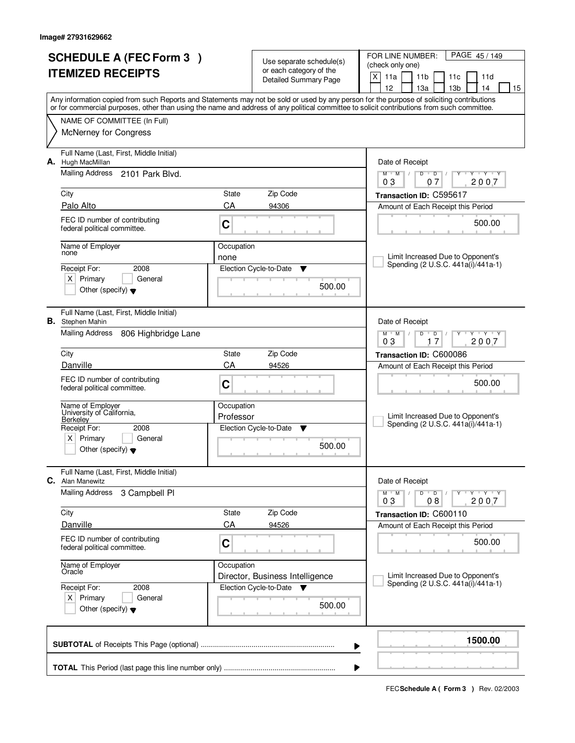Image# 27931629662

# SCHEDULE A (FEC Form 3 )
# ITEMIZED RECEIPTS

Use separate schedule(s) or each category of the Detailed Summary Page

FOR LINE NUMBER: (check only one)
[X] 11a [ ] 11b [ ] 11c [ ] 11d [ ] 12 [ ] 13a [ ] 13b [ ] 14 [ ] 15

PAGE 45 / 149

Any information copied from such Reports and Statements may not be sold or used by any person for the purpose of soliciting contributions or for commercial purposes, other than using the name and address of any political committee to solicit contributions from such committee.

NAME OF COMMITTEE (In Full)
McNerney for Congress

---

**A.** Full Name (Last, First, Middle Initial): Hugh MacMillan
Mailing Address: 2101 Park Blvd.
City: Palo Alto | State: CA | Zip Code: 94306
FEC ID number of contributing federal political committee: C
Name of Employer: none
Occupation: none
Receipt For: 2008 [X] Primary [ ] General [ ] Other (specify)
Election Cycle-to-Date: 500.00
Date of Receipt: 03 / 07 / 2007
Transaction ID: C595617
Amount of Each Receipt this Period: 500.00
[ ] Limit Increased Due to Opponent's Spending (2 U.S.C. 441a(i)/441a-1)

---

**B.** Full Name (Last, First, Middle Initial): Stephen Mahin
Mailing Address: 806 Highbridge Lane
City: Danville | State: CA | Zip Code: 94526
FEC ID number of contributing federal political committee: C
Name of Employer: University of California, Berkeley
Occupation: Professor
Receipt For: 2008 [X] Primary [ ] General [ ] Other (specify)
Election Cycle-to-Date: 500.00
Date of Receipt: 03 / 17 / 2007
Transaction ID: C600086
Amount of Each Receipt this Period: 500.00
[ ] Limit Increased Due to Opponent's Spending (2 U.S.C. 441a(i)/441a-1)

---

**C.** Full Name (Last, First, Middle Initial): Alan Manewitz
Mailing Address: 3 Campbell Pl
City: Danville | State: CA | Zip Code: 94526
FEC ID number of contributing federal political committee: C
Name of Employer: Oracle
Occupation: Director, Business Intelligence
Receipt For: 2008 [X] Primary [ ] General [ ] Other (specify)
Election Cycle-to-Date: 500.00
Date of Receipt: 03 / 08 / 2007
Transaction ID: C600110
Amount of Each Receipt this Period: 500.00
[ ] Limit Increased Due to Opponent's Spending (2 U.S.C. 441a(i)/441a-1)

---

**SUBTOTAL** of Receipts This Page (optional): **1500.00**

**TOTAL** This Period (last page this line number only):

FEC **Schedule A ( Form 3 )** Rev. 02/2003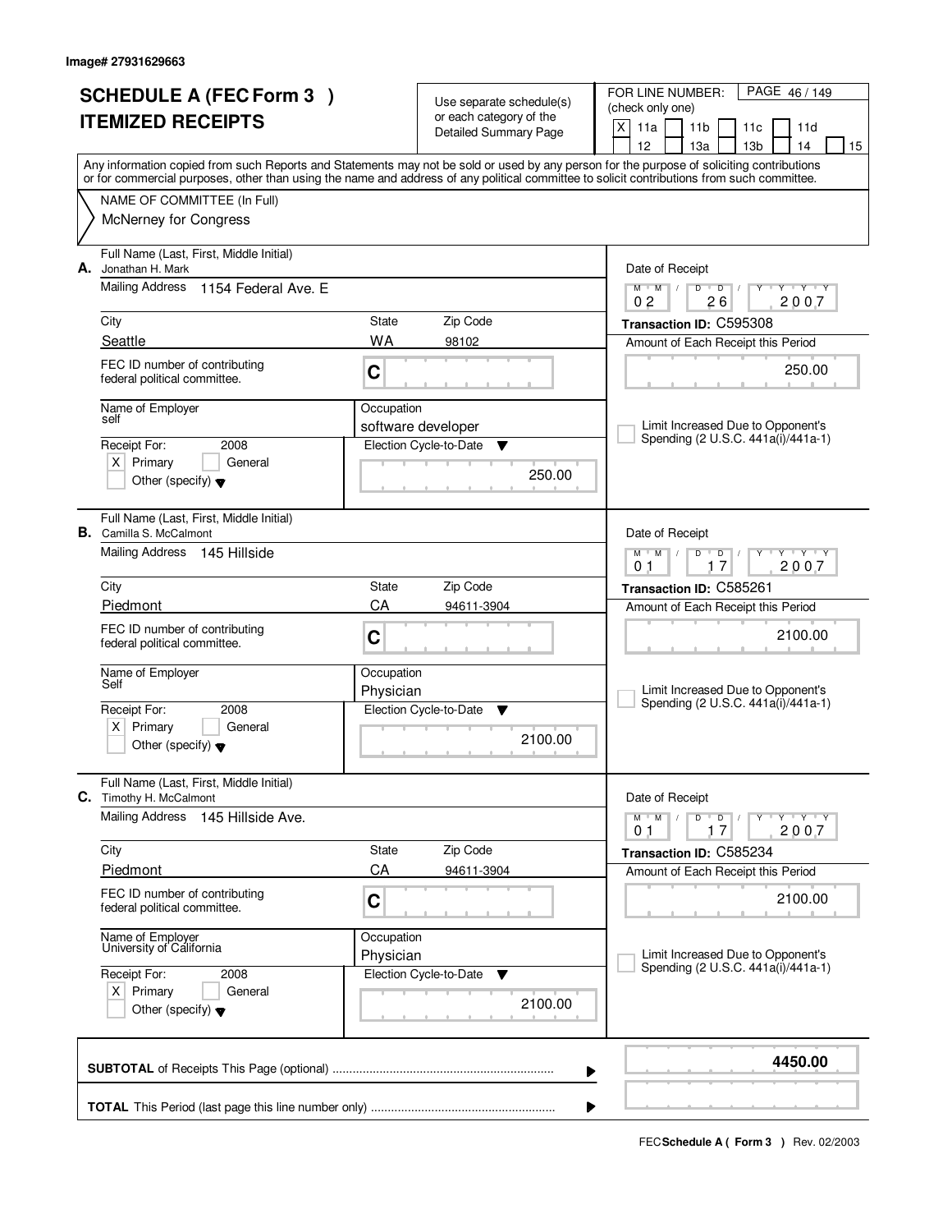Image# 27931629663

# SCHEDULE A (FEC Form 3 )
# ITEMIZED RECEIPTS

Use separate schedule(s) or each category of the Detailed Summary Page

FOR LINE NUMBER: (check only one)
[X] 11a [ ] 11b [ ] 11c [ ] 11d [ ] 12 [ ] 13a [ ] 13b [ ] 14 [ ] 15

PAGE 46 / 149

Any information copied from such Reports and Statements may not be sold or used by any person for the purpose of soliciting contributions or for commercial purposes, other than using the name and address of any political committee to solicit contributions from such committee.

NAME OF COMMITTEE (In Full)
McNerney for Congress

---

**A.** Full Name (Last, First, Middle Initial): Jonathan H. Mark

Mailing Address: 1154 Federal Ave. E

City: Seattle | State: WA | Zip Code: 98102

FEC ID number of contributing federal political committee: C

Name of Employer: self

Occupation: software developer

Receipt For: 2008 — [X] Primary [ ] General [ ] Other (specify)

Election Cycle-to-Date: 250.00

Date of Receipt: 02 / 26 / 2007

Transaction ID: C595308

Amount of Each Receipt this Period: 250.00

[ ] Limit Increased Due to Opponent's Spending (2 U.S.C. 441a(i)/441a-1)

---

**B.** Full Name (Last, First, Middle Initial): Camilla S. McCalmont

Mailing Address: 145 Hillside

City: Piedmont | State: CA | Zip Code: 94611-3904

FEC ID number of contributing federal political committee: C

Name of Employer: Self

Occupation: Physician

Receipt For: 2008 — [X] Primary [ ] General [ ] Other (specify)

Election Cycle-to-Date: 2100.00

Date of Receipt: 01 / 17 / 2007

Transaction ID: C585261

Amount of Each Receipt this Period: 2100.00

[ ] Limit Increased Due to Opponent's Spending (2 U.S.C. 441a(i)/441a-1)

---

**C.** Full Name (Last, First, Middle Initial): Timothy H. McCalmont

Mailing Address: 145 Hillside Ave.

City: Piedmont | State: CA | Zip Code: 94611-3904

FEC ID number of contributing federal political committee: C

Name of Employer: University of California

Occupation: Physician

Receipt For: 2008 — [X] Primary [ ] General [ ] Other (specify)

Election Cycle-to-Date: 2100.00

Date of Receipt: 01 / 17 / 2007

Transaction ID: C585234

Amount of Each Receipt this Period: 2100.00

[ ] Limit Increased Due to Opponent's Spending (2 U.S.C. 441a(i)/441a-1)

---

**SUBTOTAL** of Receipts This Page (optional) ........ **4450.00**

**TOTAL** This Period (last page this line number only) ........

FEC **Schedule A ( Form 3 )** Rev. 02/2003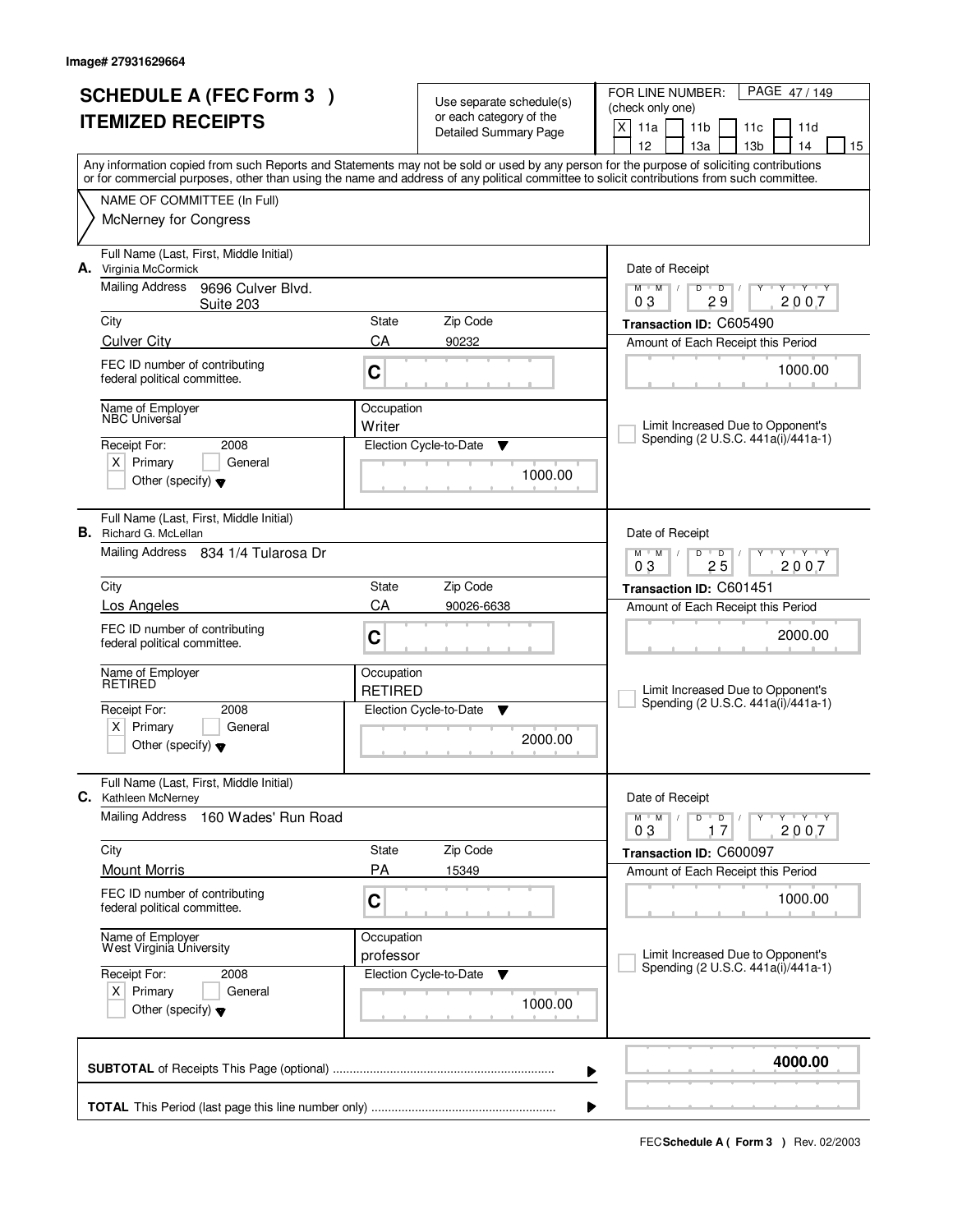Image# 27931629664

# SCHEDULE A (FEC Form 3 )
# ITEMIZED RECEIPTS

Use separate schedule(s) or each category of the Detailed Summary Page

FOR LINE NUMBER: (check only one)

[X] 11a [ ] 11b [ ] 11c [ ] 11d [ ] 12 [ ] 13a [ ] 13b [ ] 14 [ ] 15

Any information copied from such Reports and Statements may not be sold or used by any person for the purpose of soliciting contributions or for commercial purposes, other than using the name and address of any political committee to solicit contributions from such committee.

NAME OF COMMITTEE (In Full)
McNerney for Congress

---

**A.** Full Name (Last, First, Middle Initial): Virginia McCormick

Mailing Address: 9696 Culver Blvd. Suite 203

City: Culver City | State: CA | Zip Code: 90232

FEC ID number of contributing federal political committee: C

Name of Employer: NBC Universal

Occupation: Writer

Receipt For: 2008 [X] Primary [ ] General [ ] Other (specify)

Election Cycle-to-Date: 1000.00

Date of Receipt: 03 29 2007

Transaction ID: C605490

Amount of Each Receipt this Period: 1000.00

[ ] Limit Increased Due to Opponent's Spending (2 U.S.C. 441a(i)/441a-1)

---

**B.** Full Name (Last, First, Middle Initial): Richard G. McLellan

Mailing Address: 834 1/4 Tularosa Dr

City: Los Angeles | State: CA | Zip Code: 90026-6638

FEC ID number of contributing federal political committee: C

Name of Employer: RETIRED

Occupation: RETIRED

Receipt For: 2008 [X] Primary [ ] General [ ] Other (specify)

Election Cycle-to-Date: 2000.00

Date of Receipt: 03 25 2007

Transaction ID: C601451

Amount of Each Receipt this Period: 2000.00

[ ] Limit Increased Due to Opponent's Spending (2 U.S.C. 441a(i)/441a-1)

---

**C.** Full Name (Last, First, Middle Initial): Kathleen McNerney

Mailing Address: 160 Wades' Run Road

City: Mount Morris | State: PA | Zip Code: 15349

FEC ID number of contributing federal political committee: C

Name of Employer: West Virginia University

Occupation: professor

Receipt For: 2008 [X] Primary [ ] General [ ] Other (specify)

Election Cycle-to-Date: 1000.00

Date of Receipt: 03 17 2007

Transaction ID: C600097

Amount of Each Receipt this Period: 1000.00

[ ] Limit Increased Due to Opponent's Spending (2 U.S.C. 441a(i)/441a-1)

---

**SUBTOTAL** of Receipts This Page (optional): **4000.00**

**TOTAL** This Period (last page this line number only):

FEC **Schedule A ( Form 3 )** Rev. 02/2003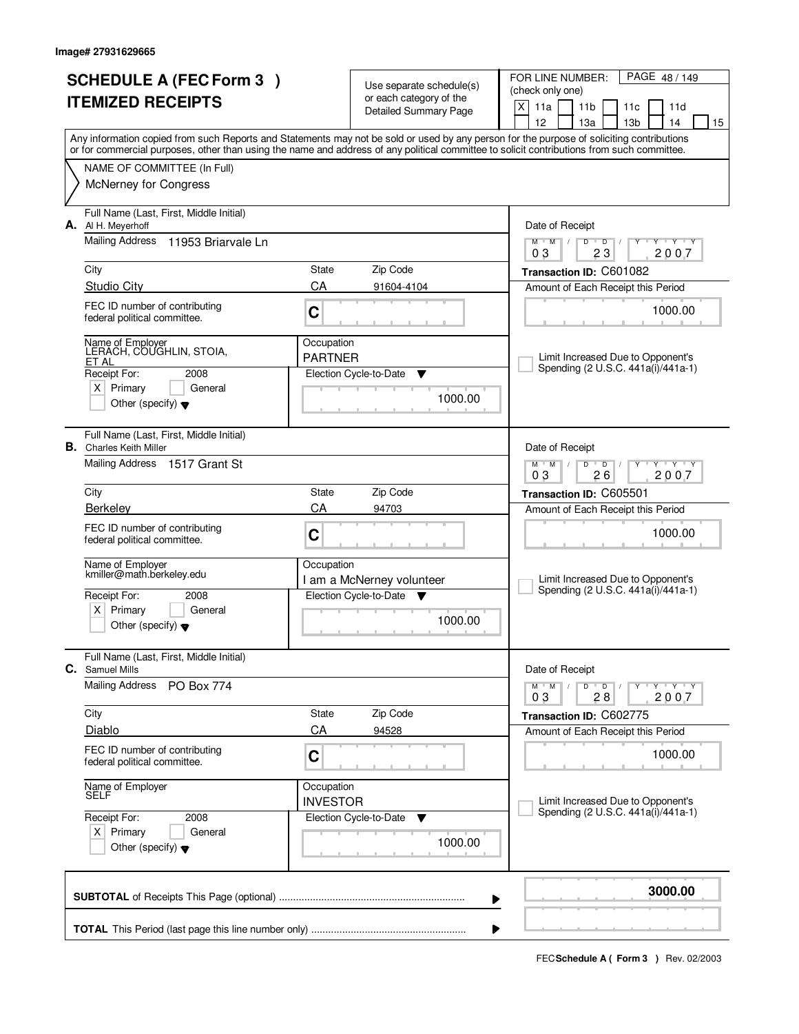Image# 27931629665

# SCHEDULE A (FEC Form 3 ) ITEMIZED RECEIPTS

Use separate schedule(s) or each category of the Detailed Summary Page

FOR LINE NUMBER: (check only one)

[X] 11a [ ] 11b [ ] 11c [ ] 11d [ ] 12 [ ] 13a [ ] 13b [ ] 14 [ ] 15

Any information copied from such Reports and Statements may not be sold or used by any person for the purpose of soliciting contributions or for commercial purposes, other than using the name and address of any political committee to solicit contributions from such committee.

NAME OF COMMITTEE (In Full)
McNerney for Congress

---

**A.** Full Name (Last, First, Middle Initial): Al H. Meyerhoff

Mailing Address: 11953 Briarvale Ln

City: Studio City | State: CA | Zip Code: 91604-4104

FEC ID number of contributing federal political committee: C

Name of Employer: LERACH, COUGHLIN, STOIA, ET AL

Occupation: PARTNER

Receipt For: 2008 [X] Primary [ ] General [ ] Other (specify)

Election Cycle-to-Date: 1000.00

Date of Receipt: 03 / 23 / 2007

Transaction ID: C601082

Amount of Each Receipt this Period: 1000.00

[ ] Limit Increased Due to Opponent's Spending (2 U.S.C. 441a(i)/441a-1)

---

**B.** Full Name (Last, First, Middle Initial): Charles Keith Miller

Mailing Address: 1517 Grant St

City: Berkeley | State: CA | Zip Code: 94703

FEC ID number of contributing federal political committee: C

Name of Employer: kmiller@math.berkeley.edu

Occupation: I am a McNerney volunteer

Receipt For: 2008 [X] Primary [ ] General [ ] Other (specify)

Election Cycle-to-Date: 1000.00

Date of Receipt: 03 / 26 / 2007

Transaction ID: C605501

Amount of Each Receipt this Period: 1000.00

[ ] Limit Increased Due to Opponent's Spending (2 U.S.C. 441a(i)/441a-1)

---

**C.** Full Name (Last, First, Middle Initial): Samuel Mills

Mailing Address: PO Box 774

City: Diablo | State: CA | Zip Code: 94528

FEC ID number of contributing federal political committee: C

Name of Employer: SELF

Occupation: INVESTOR

Receipt For: 2008 [X] Primary [ ] General [ ] Other (specify)

Election Cycle-to-Date: 1000.00

Date of Receipt: 03 / 28 / 2007

Transaction ID: C602775

Amount of Each Receipt this Period: 1000.00

[ ] Limit Increased Due to Opponent's Spending (2 U.S.C. 441a(i)/441a-1)

---

**SUBTOTAL** of Receipts This Page (optional): **3000.00**

**TOTAL** This Period (last page this line number only):

FEC Schedule A ( Form 3 ) Rev. 02/2003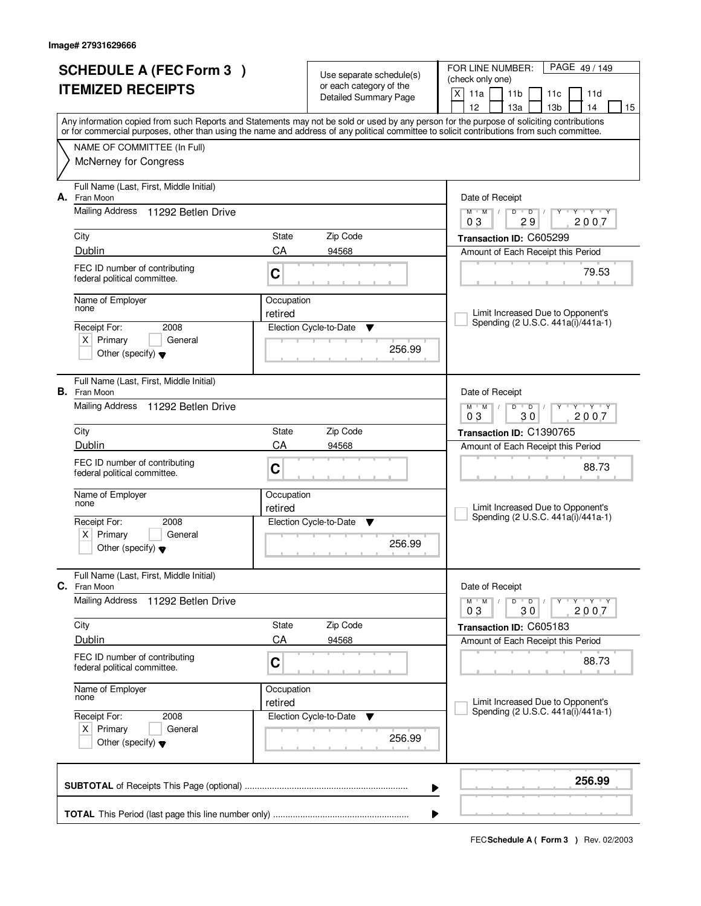Image# 27931629666

# SCHEDULE A (FEC Form 3 ) ITEMIZED RECEIPTS

Use separate schedule(s) or each category of the Detailed Summary Page

FOR LINE NUMBER: (check only one)

[X] 11a [ ] 11b [ ] 11c [ ] 11d [ ] 12 [ ] 13a [ ] 13b [ ] 14 [ ] 15

Any information copied from such Reports and Statements may not be sold or used by any person for the purpose of soliciting contributions or for commercial purposes, other than using the name and address of any political committee to solicit contributions from such committee.

NAME OF COMMITTEE (In Full)
McNerney for Congress

---

**A.** Full Name (Last, First, Middle Initial): Fran Moon

Mailing Address: 11292 Betlen Drive

City: Dublin | State: CA | Zip Code: 94568

FEC ID number of contributing federal political committee: C

Name of Employer: none | Occupation: retired

Receipt For: 2008 [X] Primary [ ] General [ ] Other (specify)

Election Cycle-to-Date: 256.99

Date of Receipt: 03/29/2007

Transaction ID: C605299

Amount of Each Receipt this Period: 79.53

[ ] Limit Increased Due to Opponent's Spending (2 U.S.C. 441a(i)/441a-1)

---

**B.** Full Name (Last, First, Middle Initial): Fran Moon

Mailing Address: 11292 Betlen Drive

City: Dublin | State: CA | Zip Code: 94568

FEC ID number of contributing federal political committee: C

Name of Employer: none | Occupation: retired

Receipt For: 2008 [X] Primary [ ] General [ ] Other (specify)

Election Cycle-to-Date: 256.99

Date of Receipt: 03/30/2007

Transaction ID: C1390765

Amount of Each Receipt this Period: 88.73

[ ] Limit Increased Due to Opponent's Spending (2 U.S.C. 441a(i)/441a-1)

---

**C.** Full Name (Last, First, Middle Initial): Fran Moon

Mailing Address: 11292 Betlen Drive

City: Dublin | State: CA | Zip Code: 94568

FEC ID number of contributing federal political committee: C

Name of Employer: none | Occupation: retired

Receipt For: 2008 [X] Primary [ ] General [ ] Other (specify)

Election Cycle-to-Date: 256.99

Date of Receipt: 03/30/2007

Transaction ID: C605183

Amount of Each Receipt this Period: 88.73

[ ] Limit Increased Due to Opponent's Spending (2 U.S.C. 441a(i)/441a-1)

---

**SUBTOTAL** of Receipts This Page (optional): **256.99**

**TOTAL** This Period (last page this line number only):

FEC **Schedule A ( Form 3 )** Rev. 02/2003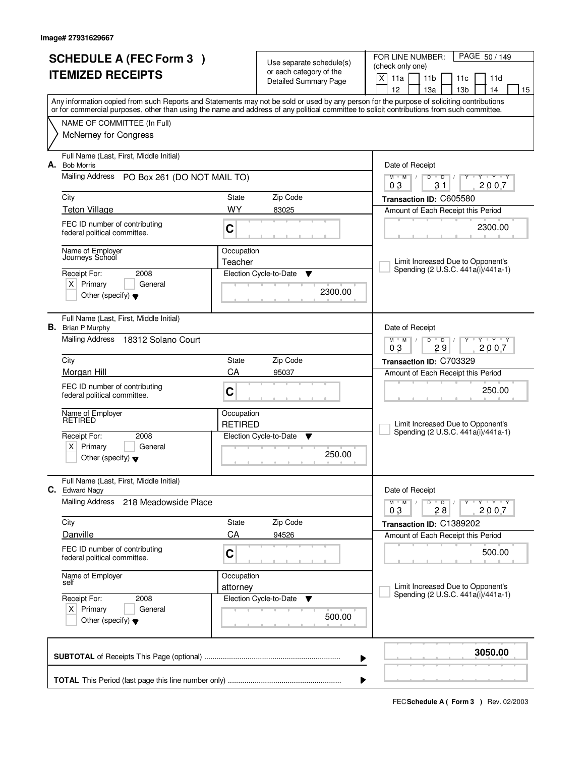Image# 27931629667

# SCHEDULE A (FEC Form 3 )
# ITEMIZED RECEIPTS

Use separate schedule(s) or each category of the Detailed Summary Page

FOR LINE NUMBER: (check only one)
[X] 11a [ ] 11b [ ] 11c [ ] 11d [ ] 12 [ ] 13a [ ] 13b [ ] 14 [ ] 15

PAGE 50 / 149

Any information copied from such Reports and Statements may not be sold or used by any person for the purpose of soliciting contributions or for commercial purposes, other than using the name and address of any political committee to solicit contributions from such committee.

NAME OF COMMITTEE (In Full)
McNerney for Congress

---

**A.** Full Name (Last, First, Middle Initial): Bob Morris
Mailing Address: PO Box 261 (DO NOT MAIL TO)
City: Teton Village | State: WY | Zip Code: 83025
FEC ID number of contributing federal political committee: C
Name of Employer: Journeys School
Occupation: Teacher
Receipt For: 2008 — [X] Primary [ ] General [ ] Other (specify)
Election Cycle-to-Date: 2300.00
Date of Receipt: 03 / 31 / 2007
Transaction ID: C605580
Amount of Each Receipt this Period: 2300.00
[ ] Limit Increased Due to Opponent's Spending (2 U.S.C. 441a(i)/441a-1)

---

**B.** Full Name (Last, First, Middle Initial): Brian P Murphy
Mailing Address: 18312 Solano Court
City: Morgan Hill | State: CA | Zip Code: 95037
FEC ID number of contributing federal political committee: C
Name of Employer: RETIRED
Occupation: RETIRED
Receipt For: 2008 — [X] Primary [ ] General [ ] Other (specify)
Election Cycle-to-Date: 250.00
Date of Receipt: 03 / 29 / 2007
Transaction ID: C703329
Amount of Each Receipt this Period: 250.00
[ ] Limit Increased Due to Opponent's Spending (2 U.S.C. 441a(i)/441a-1)

---

**C.** Full Name (Last, First, Middle Initial): Edward Nagy
Mailing Address: 218 Meadowside Place
City: Danville | State: CA | Zip Code: 94526
FEC ID number of contributing federal political committee: C
Name of Employer: self
Occupation: attorney
Receipt For: 2008 — [X] Primary [ ] General [ ] Other (specify)
Election Cycle-to-Date: 500.00
Date of Receipt: 03 / 28 / 2007
Transaction ID: C1389202
Amount of Each Receipt this Period: 500.00
[ ] Limit Increased Due to Opponent's Spending (2 U.S.C. 441a(i)/441a-1)

---

**SUBTOTAL** of Receipts This Page (optional): **3050.00**

**TOTAL** This Period (last page this line number only):

FEC **Schedule A ( Form 3 )** Rev. 02/2003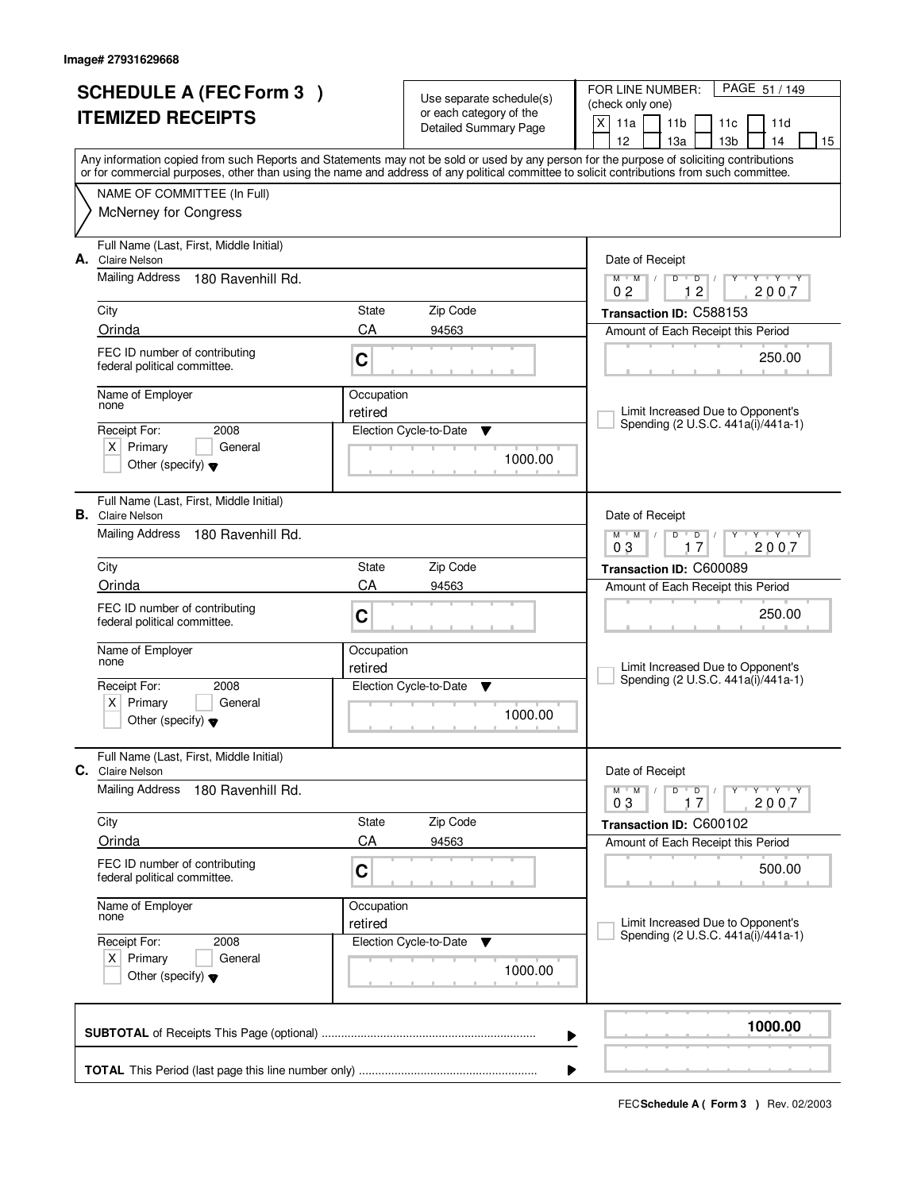Image# 27931629668

# SCHEDULE A (FEC Form 3 )
# ITEMIZED RECEIPTS

Use separate schedule(s) or each category of the Detailed Summary Page

FOR LINE NUMBER: (check only one)
[X] 11a [ ] 11b [ ] 11c [ ] 11d [ ] 12 [ ] 13a [ ] 13b [ ] 14 [ ] 15

Any information copied from such Reports and Statements may not be sold or used by any person for the purpose of soliciting contributions or for commercial purposes, other than using the name and address of any political committee to solicit contributions from such committee.

NAME OF COMMITTEE (In Full)
McNerney for Congress

**A.** Full Name (Last, First, Middle Initial): Claire Nelson
Mailing Address: 180 Ravenhill Rd.
City: Orinda | State: CA | Zip Code: 94563
FEC ID number of contributing federal political committee: C
Name of Employer: none
Occupation: retired
Receipt For: 2008 [X] Primary [ ] General [ ] Other (specify)
Election Cycle-to-Date: 1000.00
Date of Receipt: 02/12/2007
Transaction ID: C588153
Amount of Each Receipt this Period: 250.00
[ ] Limit Increased Due to Opponent's Spending (2 U.S.C. 441a(i)/441a-1)

**B.** Full Name (Last, First, Middle Initial): Claire Nelson
Mailing Address: 180 Ravenhill Rd.
City: Orinda | State: CA | Zip Code: 94563
FEC ID number of contributing federal political committee: C
Name of Employer: none
Occupation: retired
Receipt For: 2008 [X] Primary [ ] General [ ] Other (specify)
Election Cycle-to-Date: 1000.00
Date of Receipt: 03/17/2007
Transaction ID: C600089
Amount of Each Receipt this Period: 250.00
[ ] Limit Increased Due to Opponent's Spending (2 U.S.C. 441a(i)/441a-1)

**C.** Full Name (Last, First, Middle Initial): Claire Nelson
Mailing Address: 180 Ravenhill Rd.
City: Orinda | State: CA | Zip Code: 94563
FEC ID number of contributing federal political committee: C
Name of Employer: none
Occupation: retired
Receipt For: 2008 [X] Primary [ ] General [ ] Other (specify)
Election Cycle-to-Date: 1000.00
Date of Receipt: 03/17/2007
Transaction ID: C600102
Amount of Each Receipt this Period: 500.00
[ ] Limit Increased Due to Opponent's Spending (2 U.S.C. 441a(i)/441a-1)

**SUBTOTAL** of Receipts This Page (optional): **1000.00**

**TOTAL** This Period (last page this line number only):

FEC **Schedule A ( Form 3 )** Rev. 02/2003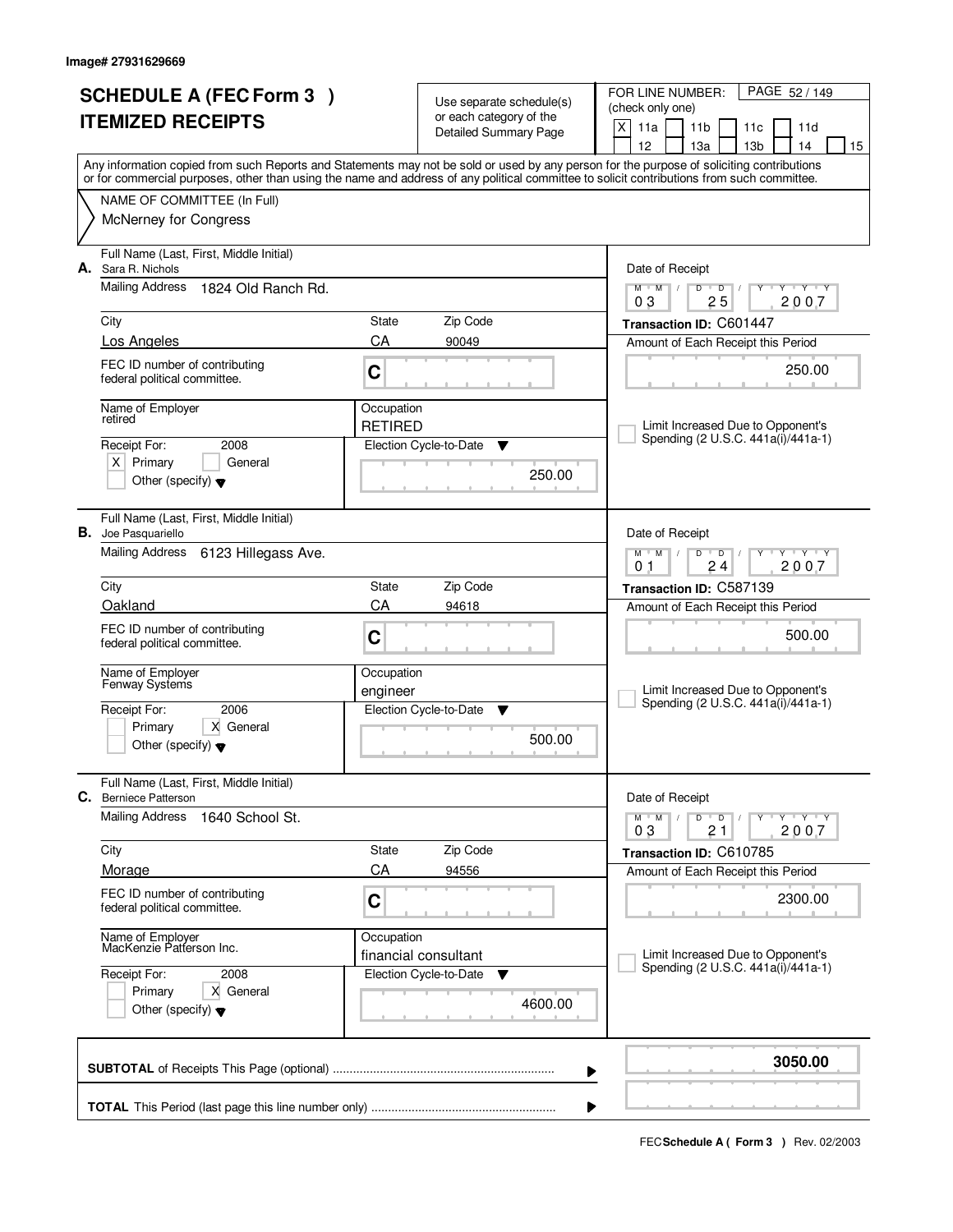Image# 27931629669

# SCHEDULE A (FEC Form 3 ) ITEMIZED RECEIPTS

Use separate schedule(s) or each category of the Detailed Summary Page

FOR LINE NUMBER: (check only one)

[X] 11a [ ] 11b [ ] 11c [ ] 11d [ ] 12 [ ] 13a [ ] 13b [ ] 14 [ ] 15

PAGE 52 / 149

Any information copied from such Reports and Statements may not be sold or used by any person for the purpose of soliciting contributions or for commercial purposes, other than using the name and address of any political committee to solicit contributions from such committee.

NAME OF COMMITTEE (In Full)
McNerney for Congress

---

**A.** Full Name (Last, First, Middle Initial): Sara R. Nichols

Mailing Address: 1824 Old Ranch Rd.

City: Los Angeles | State: CA | Zip Code: 90049

FEC ID number of contributing federal political committee: C

Name of Employer: retired

Occupation: RETIRED

Receipt For: 2008 — [X] Primary [ ] General [ ] Other (specify)

Election Cycle-to-Date: 250.00

Date of Receipt: 03 / 25 / 2007

Transaction ID: C601447

Amount of Each Receipt this Period: 250.00

[ ] Limit Increased Due to Opponent's Spending (2 U.S.C. 441a(i)/441a-1)

---

**B.** Full Name (Last, First, Middle Initial): Joe Pasquariello

Mailing Address: 6123 Hillegass Ave.

City: Oakland | State: CA | Zip Code: 94618

FEC ID number of contributing federal political committee: C

Name of Employer: Fenway Systems

Occupation: engineer

Receipt For: 2006 — [ ] Primary [X] General [ ] Other (specify)

Election Cycle-to-Date: 500.00

Date of Receipt: 01 / 24 / 2007

Transaction ID: C587139

Amount of Each Receipt this Period: 500.00

[ ] Limit Increased Due to Opponent's Spending (2 U.S.C. 441a(i)/441a-1)

---

**C.** Full Name (Last, First, Middle Initial): Berniece Patterson

Mailing Address: 1640 School St.

City: Morage | State: CA | Zip Code: 94556

FEC ID number of contributing federal political committee: C

Name of Employer: MacKenzie Patterson Inc.

Occupation: financial consultant

Receipt For: 2008 — [ ] Primary [X] General [ ] Other (specify)

Election Cycle-to-Date: 4600.00

Date of Receipt: 03 / 21 / 2007

Transaction ID: C610785

Amount of Each Receipt this Period: 2300.00

[ ] Limit Increased Due to Opponent's Spending (2 U.S.C. 441a(i)/441a-1)

---

**SUBTOTAL** of Receipts This Page (optional): **3050.00**

**TOTAL** This Period (last page this line number only):

FEC **Schedule A ( Form 3 )** Rev. 02/2003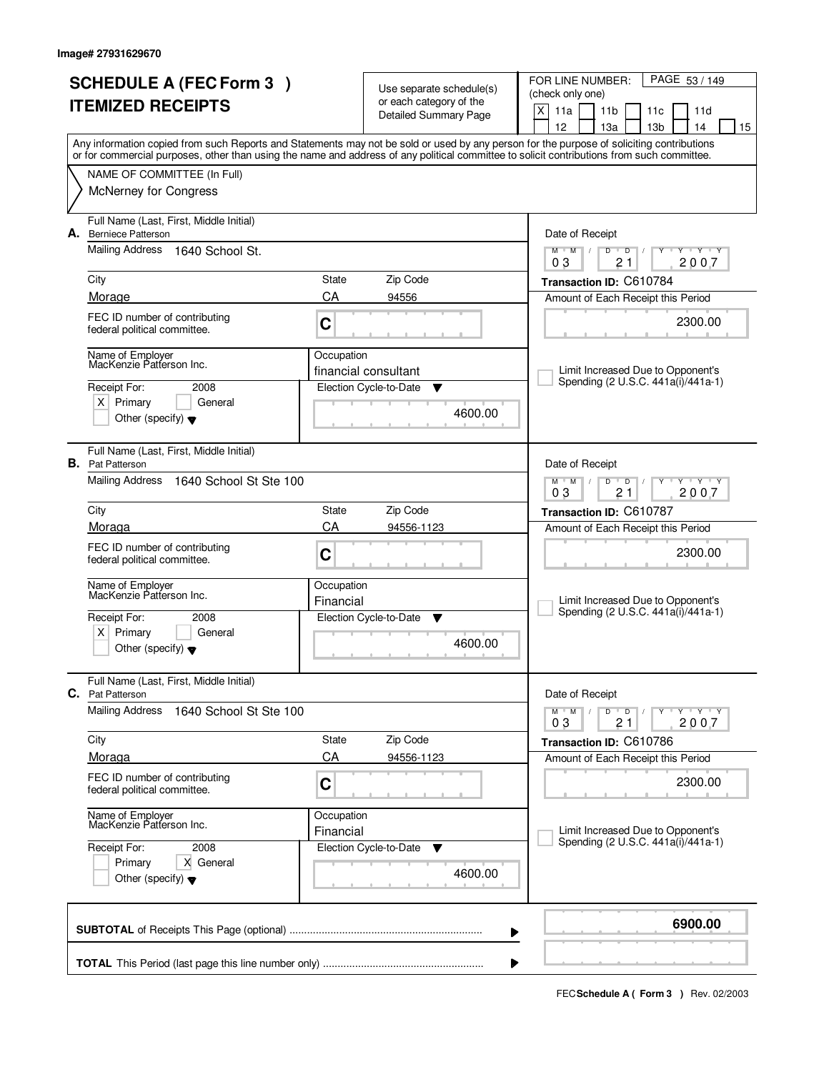Image# 27931629670

# SCHEDULE A (FEC Form 3 )
# ITEMIZED RECEIPTS

Use separate schedule(s) or each category of the Detailed Summary Page

FOR LINE NUMBER: (check only one)
[X] 11a [ ] 11b [ ] 11c [ ] 11d [ ] 12 [ ] 13a [ ] 13b [ ] 14 [ ] 15

PAGE 53 / 149

Any information copied from such Reports and Statements may not be sold or used by any person for the purpose of soliciting contributions or for commercial purposes, other than using the name and address of any political committee to solicit contributions from such committee.

NAME OF COMMITTEE (In Full)
McNerney for Congress

---

**A.** Full Name (Last, First, Middle Initial): Berniece Patterson

Mailing Address: 1640 School St.

City: Morage | State: CA | Zip Code: 94556

FEC ID number of contributing federal political committee: C

Name of Employer: MacKenzie Patterson Inc.

Occupation: financial consultant

Receipt For: 2008 — [X] Primary [ ] General [ ] Other (specify)

Election Cycle-to-Date: 4600.00

Date of Receipt: 03 / 21 / 2007

Transaction ID: C610784

Amount of Each Receipt this Period: 2300.00

[ ] Limit Increased Due to Opponent's Spending (2 U.S.C. 441a(i)/441a-1)

---

**B.** Full Name (Last, First, Middle Initial): Pat Patterson

Mailing Address: 1640 School St Ste 100

City: Moraga | State: CA | Zip Code: 94556-1123

FEC ID number of contributing federal political committee: C

Name of Employer: MacKenzie Patterson Inc.

Occupation: Financial

Receipt For: 2008 — [X] Primary [ ] General [ ] Other (specify)

Election Cycle-to-Date: 4600.00

Date of Receipt: 03 / 21 / 2007

Transaction ID: C610787

Amount of Each Receipt this Period: 2300.00

[ ] Limit Increased Due to Opponent's Spending (2 U.S.C. 441a(i)/441a-1)

---

**C.** Full Name (Last, First, Middle Initial): Pat Patterson

Mailing Address: 1640 School St Ste 100

City: Moraga | State: CA | Zip Code: 94556-1123

FEC ID number of contributing federal political committee: C

Name of Employer: MacKenzie Patterson Inc.

Occupation: Financial

Receipt For: 2008 — [ ] Primary [X] General [ ] Other (specify)

Election Cycle-to-Date: 4600.00

Date of Receipt: 03 / 21 / 2007

Transaction ID: C610786

Amount of Each Receipt this Period: 2300.00

[ ] Limit Increased Due to Opponent's Spending (2 U.S.C. 441a(i)/441a-1)

---

**SUBTOTAL** of Receipts This Page (optional): 6900.00

**TOTAL** This Period (last page this line number only):

FEC **Schedule A ( Form 3 )** Rev. 02/2003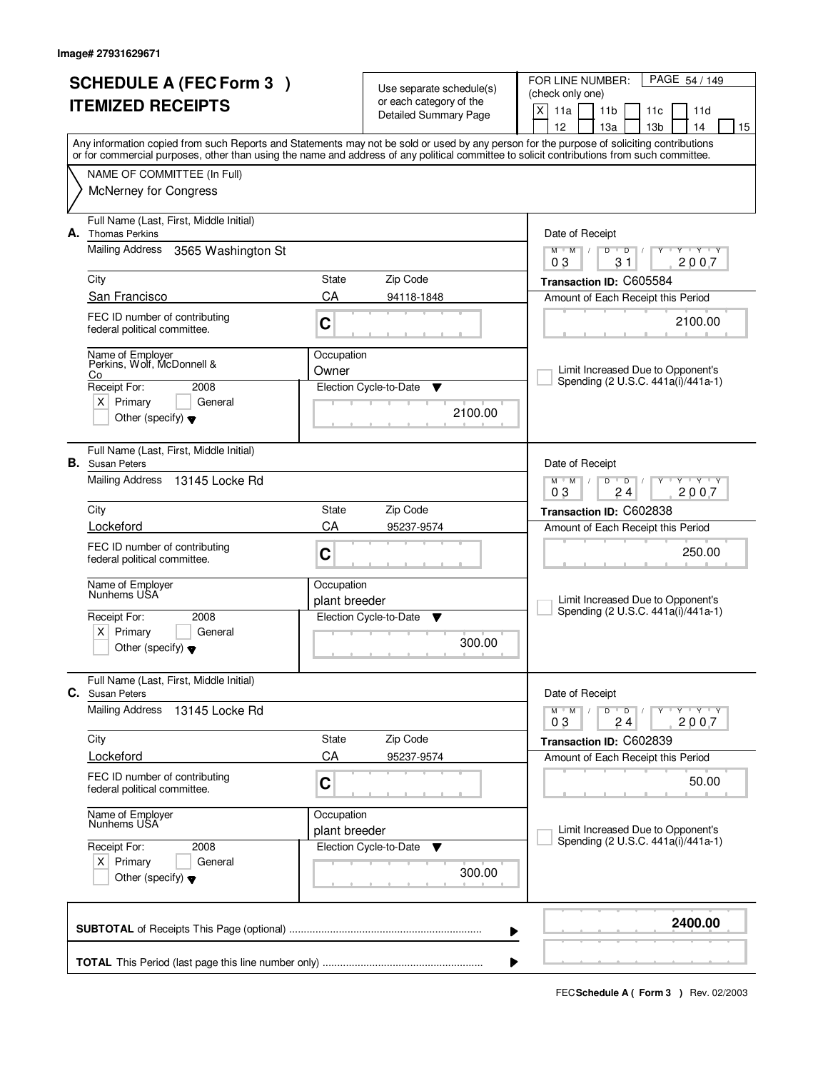Image# 27931629671

# SCHEDULE A (FEC Form 3 )
## ITEMIZED RECEIPTS

Use separate schedule(s) or each category of the Detailed Summary Page

FOR LINE NUMBER: (check only one)

- [X] 11a
- [ ] 11b
- [ ] 11c
- [ ] 11d
- [ ] 12
- [ ] 13a
- [ ] 13b
- [ ] 14
- [ ] 15

PAGE 54 / 149

Any information copied from such Reports and Statements may not be sold or used by any person for the purpose of soliciting contributions or for commercial purposes, other than using the name and address of any political committee to solicit contributions from such committee.

NAME OF COMMITTEE (In Full)
McNerney for Congress

---

**A.** Full Name (Last, First, Middle Initial): Thomas Perkins

Mailing Address: 3565 Washington St

City: San Francisco | State: CA | Zip Code: 94118-1848

FEC ID number of contributing federal political committee: C

Name of Employer: Perkins, Wolf, McDonnell & Co

Occupation: Owner

Receipt For: 2008 — [X] Primary [ ] General [ ] Other (specify)

Election Cycle-to-Date: 2100.00

Date of Receipt: 03 / 31 / 2007

Transaction ID: C605584

Amount of Each Receipt this Period: 2100.00

[ ] Limit Increased Due to Opponent's Spending (2 U.S.C. 441a(i)/441a-1)

---

**B.** Full Name (Last, First, Middle Initial): Susan Peters

Mailing Address: 13145 Locke Rd

City: Lockeford | State: CA | Zip Code: 95237-9574

FEC ID number of contributing federal political committee: C

Name of Employer: Nunhems USA

Occupation: plant breeder

Receipt For: 2008 — [X] Primary [ ] General [ ] Other (specify)

Election Cycle-to-Date: 300.00

Date of Receipt: 03 / 24 / 2007

Transaction ID: C602838

Amount of Each Receipt this Period: 250.00

[ ] Limit Increased Due to Opponent's Spending (2 U.S.C. 441a(i)/441a-1)

---

**C.** Full Name (Last, First, Middle Initial): Susan Peters

Mailing Address: 13145 Locke Rd

City: Lockeford | State: CA | Zip Code: 95237-9574

FEC ID number of contributing federal political committee: C

Name of Employer: Nunhems USA

Occupation: plant breeder

Receipt For: 2008 — [X] Primary [ ] General [ ] Other (specify)

Election Cycle-to-Date: 300.00

Date of Receipt: 03 / 24 / 2007

Transaction ID: C602839

Amount of Each Receipt this Period: 50.00

[ ] Limit Increased Due to Opponent's Spending (2 U.S.C. 441a(i)/441a-1)

---

**SUBTOTAL** of Receipts This Page (optional) ........ **2400.00**

**TOTAL** This Period (last page this line number only) ........

FEC **Schedule A ( Form 3 )** Rev. 02/2003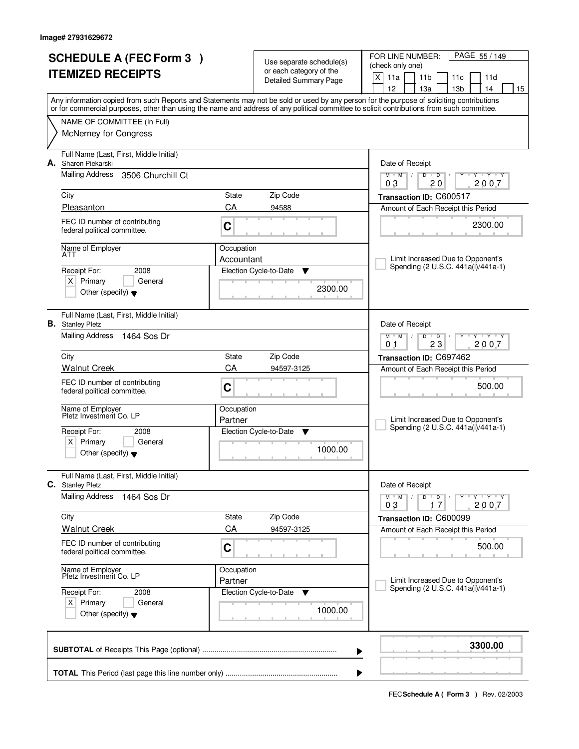Image# 27931629672

# SCHEDULE A (FEC Form 3 ) ITEMIZED RECEIPTS

Use separate schedule(s) or each category of the Detailed Summary Page

FOR LINE NUMBER: (check only one)

[X] 11a [ ] 11b [ ] 11c [ ] 11d [ ] 12 [ ] 13a [ ] 13b [ ] 14 [ ] 15

Any information copied from such Reports and Statements may not be sold or used by any person for the purpose of soliciting contributions or for commercial purposes, other than using the name and address of any political committee to solicit contributions from such committee.

NAME OF COMMITTEE (In Full)
McNerney for Congress

---

**A.** Full Name (Last, First, Middle Initial): Sharon Piekarski

Mailing Address: 3506 Churchill Ct

City: Pleasanton | State: CA | Zip Code: 94588

FEC ID number of contributing federal political committee: C

Name of Employer: ATT

Occupation: Accountant

Receipt For: 2008 [X] Primary [ ] General [ ] Other (specify)

Election Cycle-to-Date: 2300.00

Date of Receipt: 03/20/2007

Transaction ID: C600517

Amount of Each Receipt this Period: 2300.00

[ ] Limit Increased Due to Opponent's Spending (2 U.S.C. 441a(i)/441a-1)

---

**B.** Full Name (Last, First, Middle Initial): Stanley Pletz

Mailing Address: 1464 Sos Dr

City: Walnut Creek | State: CA | Zip Code: 94597-3125

FEC ID number of contributing federal political committee: C

Name of Employer: Pletz Investment Co. LP

Occupation: Partner

Receipt For: 2008 [X] Primary [ ] General [ ] Other (specify)

Election Cycle-to-Date: 1000.00

Date of Receipt: 01/23/2007

Transaction ID: C697462

Amount of Each Receipt this Period: 500.00

[ ] Limit Increased Due to Opponent's Spending (2 U.S.C. 441a(i)/441a-1)

---

**C.** Full Name (Last, First, Middle Initial): Stanley Pletz

Mailing Address: 1464 Sos Dr

City: Walnut Creek | State: CA | Zip Code: 94597-3125

FEC ID number of contributing federal political committee: C

Name of Employer: Pletz Investment Co. LP

Occupation: Partner

Receipt For: 2008 [X] Primary [ ] General [ ] Other (specify)

Election Cycle-to-Date: 1000.00

Date of Receipt: 03/17/2007

Transaction ID: C600099

Amount of Each Receipt this Period: 500.00

[ ] Limit Increased Due to Opponent's Spending (2 U.S.C. 441a(i)/441a-1)

---

**SUBTOTAL** of Receipts This Page (optional): 3300.00

**TOTAL** This Period (last page this line number only):

FEC **Schedule A ( Form 3 )** Rev. 02/2003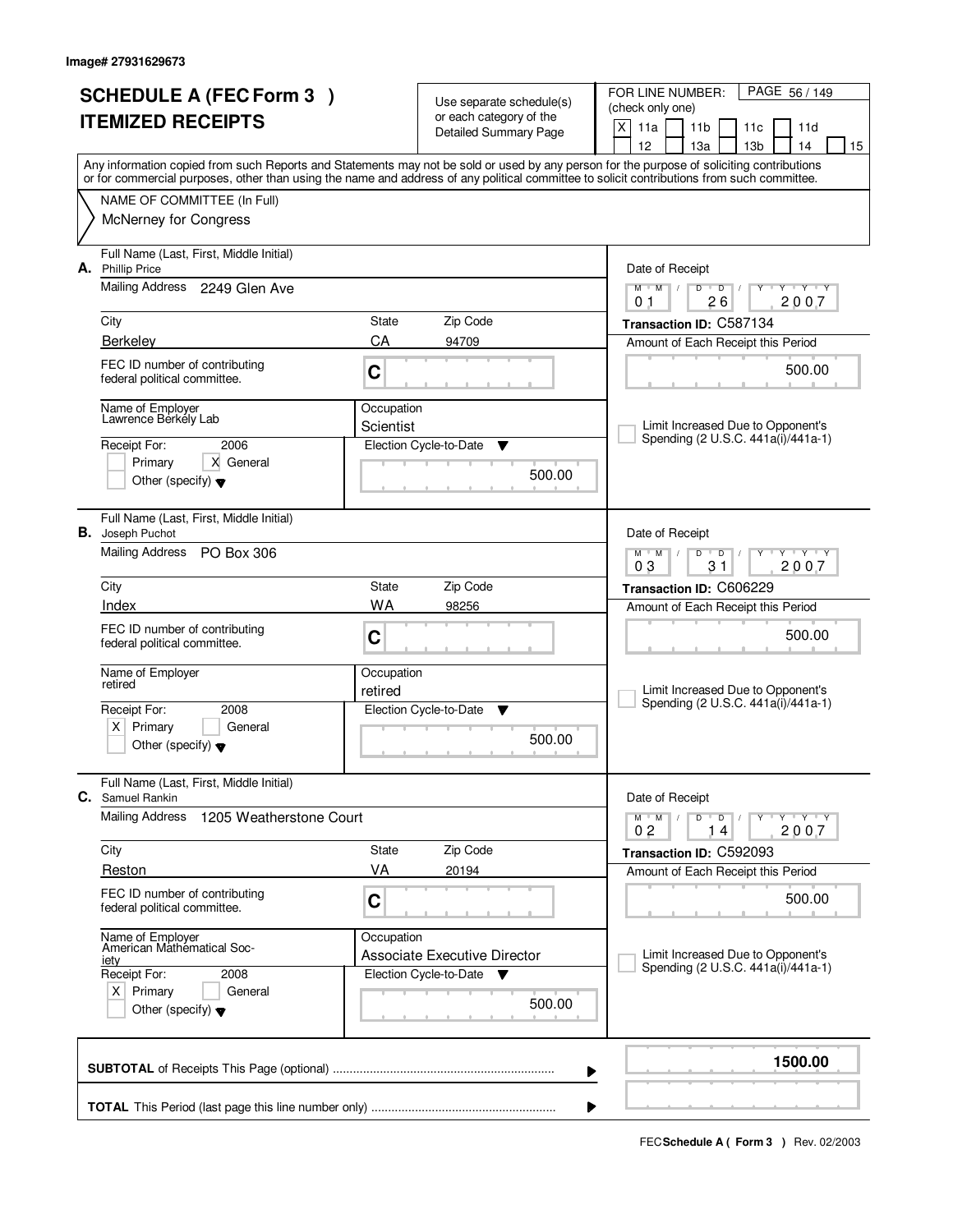Image# 27931629673

# SCHEDULE A (FEC Form 3 ) ITEMIZED RECEIPTS

Use separate schedule(s) or each category of the Detailed Summary Page

FOR LINE NUMBER: (check only one)

[X] 11a [ ] 11b [ ] 11c [ ] 11d [ ] 12 [ ] 13a [ ] 13b [ ] 14 [ ] 15

Any information copied from such Reports and Statements may not be sold or used by any person for the purpose of soliciting contributions or for commercial purposes, other than using the name and address of any political committee to solicit contributions from such committee.

NAME OF COMMITTEE (In Full)

McNerney for Congress

---

**A.** Full Name (Last, First, Middle Initial): Phillip Price

Mailing Address: 2249 Glen Ave

City: Berkeley | State: CA | Zip Code: 94709

FEC ID number of contributing federal political committee: C

Name of Employer: Lawrence Berkely Lab

Occupation: Scientist

Receipt For: 2006 — [ ] Primary [X] General [ ] Other (specify)

Election Cycle-to-Date: 500.00

Date of Receipt: 01 / 26 / 2007

Transaction ID: C587134

Amount of Each Receipt this Period: 500.00

[ ] Limit Increased Due to Opponent's Spending (2 U.S.C. 441a(i)/441a-1)

---

**B.** Full Name (Last, First, Middle Initial): Joseph Puchot

Mailing Address: PO Box 306

City: Index | State: WA | Zip Code: 98256

FEC ID number of contributing federal political committee: C

Name of Employer: retired

Occupation: retired

Receipt For: 2008 — [X] Primary [ ] General [ ] Other (specify)

Election Cycle-to-Date: 500.00

Date of Receipt: 03 / 31 / 2007

Transaction ID: C606229

Amount of Each Receipt this Period: 500.00

[ ] Limit Increased Due to Opponent's Spending (2 U.S.C. 441a(i)/441a-1)

---

**C.** Full Name (Last, First, Middle Initial): Samuel Rankin

Mailing Address: 1205 Weatherstone Court

City: Reston | State: VA | Zip Code: 20194

FEC ID number of contributing federal political committee: C

Name of Employer: American Mathematical Society

Occupation: Associate Executive Director

Receipt For: 2008 — [X] Primary [ ] General [ ] Other (specify)

Election Cycle-to-Date: 500.00

Date of Receipt: 02 / 14 / 2007

Transaction ID: C592093

Amount of Each Receipt this Period: 500.00

[ ] Limit Increased Due to Opponent's Spending (2 U.S.C. 441a(i)/441a-1)

---

**SUBTOTAL** of Receipts This Page (optional): 1500.00

**TOTAL** This Period (last page this line number only):

FEC **Schedule A ( Form 3 )** Rev. 02/2003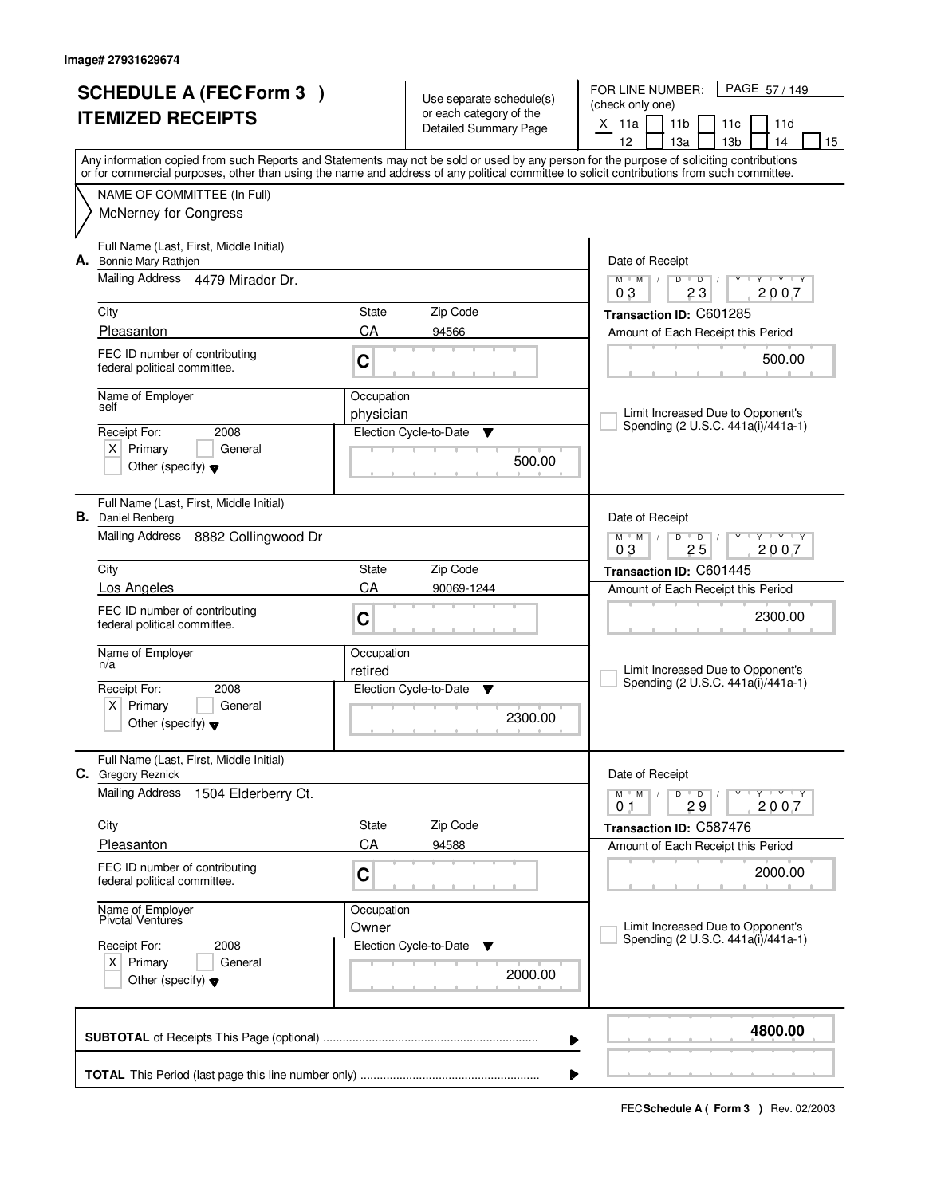Image# 27931629674

# SCHEDULE A (FEC Form 3 ) ITEMIZED RECEIPTS

Use separate schedule(s) or each category of the Detailed Summary Page

FOR LINE NUMBER: (check only one)

[X] 11a [ ] 11b [ ] 11c [ ] 11d [ ] 12 [ ] 13a [ ] 13b [ ] 14 [ ] 15

PAGE 57 / 149

Any information copied from such Reports and Statements may not be sold or used by any person for the purpose of soliciting contributions or for commercial purposes, other than using the name and address of any political committee to solicit contributions from such committee.

NAME OF COMMITTEE (In Full)
McNerney for Congress

---

**A.** Full Name (Last, First, Middle Initial): Bonnie Mary Rathjen

Mailing Address: 4479 Mirador Dr.

City: Pleasanton | State: CA | Zip Code: 94566

FEC ID number of contributing federal political committee: C

Name of Employer: self

Occupation: physician

Receipt For: 2008 [X] Primary [ ] General [ ] Other (specify)

Election Cycle-to-Date: 500.00

Date of Receipt: 03 / 23 / 2007

Transaction ID: C601285

Amount of Each Receipt this Period: 500.00

[ ] Limit Increased Due to Opponent's Spending (2 U.S.C. 441a(i)/441a-1)

---

**B.** Full Name (Last, First, Middle Initial): Daniel Renberg

Mailing Address: 8882 Collingwood Dr

City: Los Angeles | State: CA | Zip Code: 90069-1244

FEC ID number of contributing federal political committee: C

Name of Employer: n/a

Occupation: retired

Receipt For: 2008 [X] Primary [ ] General [ ] Other (specify)

Election Cycle-to-Date: 2300.00

Date of Receipt: 03 / 25 / 2007

Transaction ID: C601445

Amount of Each Receipt this Period: 2300.00

[ ] Limit Increased Due to Opponent's Spending (2 U.S.C. 441a(i)/441a-1)

---

**C.** Full Name (Last, First, Middle Initial): Gregory Reznick

Mailing Address: 1504 Elderberry Ct.

City: Pleasanton | State: CA | Zip Code: 94588

FEC ID number of contributing federal political committee: C

Name of Employer: Pivotal Ventures

Occupation: Owner

Receipt For: 2008 [X] Primary [ ] General [ ] Other (specify)

Election Cycle-to-Date: 2000.00

Date of Receipt: 01 / 29 / 2007

Transaction ID: C587476

Amount of Each Receipt this Period: 2000.00

[ ] Limit Increased Due to Opponent's Spending (2 U.S.C. 441a(i)/441a-1)

---

**SUBTOTAL** of Receipts This Page (optional): **4800.00**

**TOTAL** This Period (last page this line number only):

FEC **Schedule A ( Form 3 )** Rev. 02/2003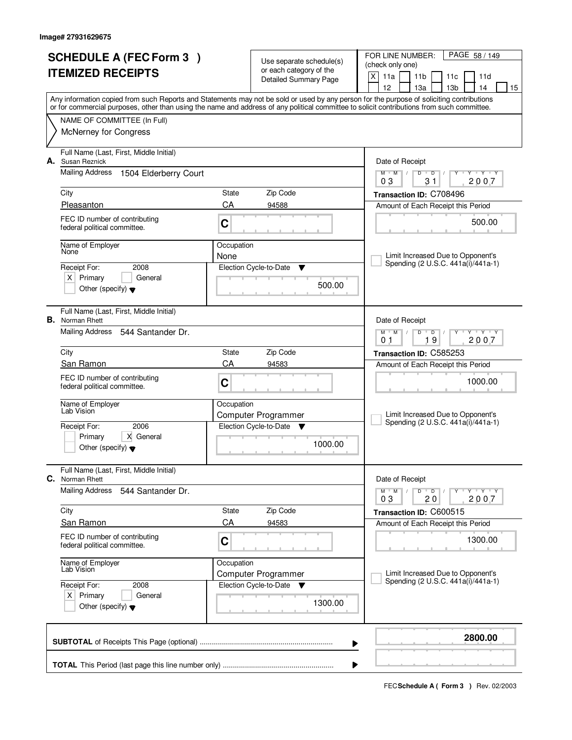Image# 27931629675

# SCHEDULE A (FEC Form 3 ) ITEMIZED RECEIPTS

Use separate schedule(s) or each category of the Detailed Summary Page

FOR LINE NUMBER: (check only one)

[X] 11a [ ] 11b [ ] 11c [ ] 11d [ ] 12 [ ] 13a [ ] 13b [ ] 14 [ ] 15

Any information copied from such Reports and Statements may not be sold or used by any person for the purpose of soliciting contributions or for commercial purposes, other than using the name and address of any political committee to solicit contributions from such committee.

NAME OF COMMITTEE (In Full)
McNerney for Congress

---

**A.** Full Name (Last, First, Middle Initial): Susan Reznick

Mailing Address: 1504 Elderberry Court

City: Pleasanton | State: CA | Zip Code: 94588

FEC ID number of contributing federal political committee: C

Name of Employer: None

Occupation: None

Receipt For: 2008 — [X] Primary [ ] General [ ] Other (specify)

Election Cycle-to-Date: 500.00

Date of Receipt: 03 / 31 / 2007

Transaction ID: C708496

Amount of Each Receipt this Period: 500.00

[ ] Limit Increased Due to Opponent's Spending (2 U.S.C. 441a(i)/441a-1)

---

**B.** Full Name (Last, First, Middle Initial): Norman Rhett

Mailing Address: 544 Santander Dr.

City: San Ramon | State: CA | Zip Code: 94583

FEC ID number of contributing federal political committee: C

Name of Employer: Lab Vision

Occupation: Computer Programmer

Receipt For: 2006 — [ ] Primary [X] General [ ] Other (specify)

Election Cycle-to-Date: 1000.00

Date of Receipt: 01 / 19 / 2007

Transaction ID: C585253

Amount of Each Receipt this Period: 1000.00

[ ] Limit Increased Due to Opponent's Spending (2 U.S.C. 441a(i)/441a-1)

---

**C.** Full Name (Last, First, Middle Initial): Norman Rhett

Mailing Address: 544 Santander Dr.

City: San Ramon | State: CA | Zip Code: 94583

FEC ID number of contributing federal political committee: C

Name of Employer: Lab Vision

Occupation: Computer Programmer

Receipt For: 2008 — [X] Primary [ ] General [ ] Other (specify)

Election Cycle-to-Date: 1300.00

Date of Receipt: 03 / 20 / 2007

Transaction ID: C600515

Amount of Each Receipt this Period: 1300.00

[ ] Limit Increased Due to Opponent's Spending (2 U.S.C. 441a(i)/441a-1)

---

**SUBTOTAL** of Receipts This Page (optional): **2800.00**

**TOTAL** This Period (last page this line number only):

FEC **Schedule A ( Form 3 )** Rev. 02/2003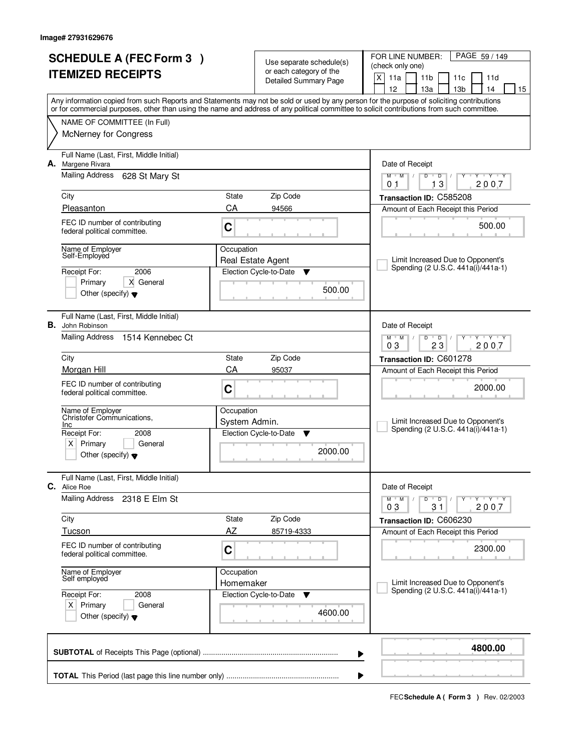Image# 27931629676

# SCHEDULE A (FEC Form 3 )
# ITEMIZED RECEIPTS

Use separate schedule(s) or each category of the Detailed Summary Page

FOR LINE NUMBER: (check only one)
[X] 11a [ ] 11b [ ] 11c [ ] 11d [ ] 12 [ ] 13a [ ] 13b [ ] 14 [ ] 15

PAGE 59 / 149

Any information copied from such Reports and Statements may not be sold or used by any person for the purpose of soliciting contributions or for commercial purposes, other than using the name and address of any political committee to solicit contributions from such committee.

NAME OF COMMITTEE (In Full)
McNerney for Congress

---

**A.** Full Name (Last, First, Middle Initial): Margene Rivara

Mailing Address: 628 St Mary St

City: Pleasanton | State: CA | Zip Code: 94566

FEC ID number of contributing federal political committee: C

Name of Employer: Self-Employed

Occupation: Real Estate Agent

Receipt For: 2006 — [ ] Primary [X] General — Other (specify)

Election Cycle-to-Date: 500.00

Date of Receipt: 01 / 13 / 2007

Transaction ID: C585208

Amount of Each Receipt this Period: 500.00

[ ] Limit Increased Due to Opponent's Spending (2 U.S.C. 441a(i)/441a-1)

---

**B.** Full Name (Last, First, Middle Initial): John Robinson

Mailing Address: 1514 Kennebec Ct

City: Morgan Hill | State: CA | Zip Code: 95037

FEC ID number of contributing federal political committee: C

Name of Employer: Christofer Communications, Inc

Occupation: System Admin.

Receipt For: 2008 — [X] Primary [ ] General — Other (specify)

Election Cycle-to-Date: 2000.00

Date of Receipt: 03 / 23 / 2007

Transaction ID: C601278

Amount of Each Receipt this Period: 2000.00

[ ] Limit Increased Due to Opponent's Spending (2 U.S.C. 441a(i)/441a-1)

---

**C.** Full Name (Last, First, Middle Initial): Alice Roe

Mailing Address: 2318 E Elm St

City: Tucson | State: AZ | Zip Code: 85719-4333

FEC ID number of contributing federal political committee: C

Name of Employer: Self employed

Occupation: Homemaker

Receipt For: 2008 — [X] Primary [ ] General — Other (specify)

Election Cycle-to-Date: 4600.00

Date of Receipt: 03 / 31 / 2007

Transaction ID: C606230

Amount of Each Receipt this Period: 2300.00

[ ] Limit Increased Due to Opponent's Spending (2 U.S.C. 441a(i)/441a-1)

---

**SUBTOTAL** of Receipts This Page (optional): **4800.00**

**TOTAL** This Period (last page this line number only):

FEC **Schedule A ( Form 3 )** Rev. 02/2003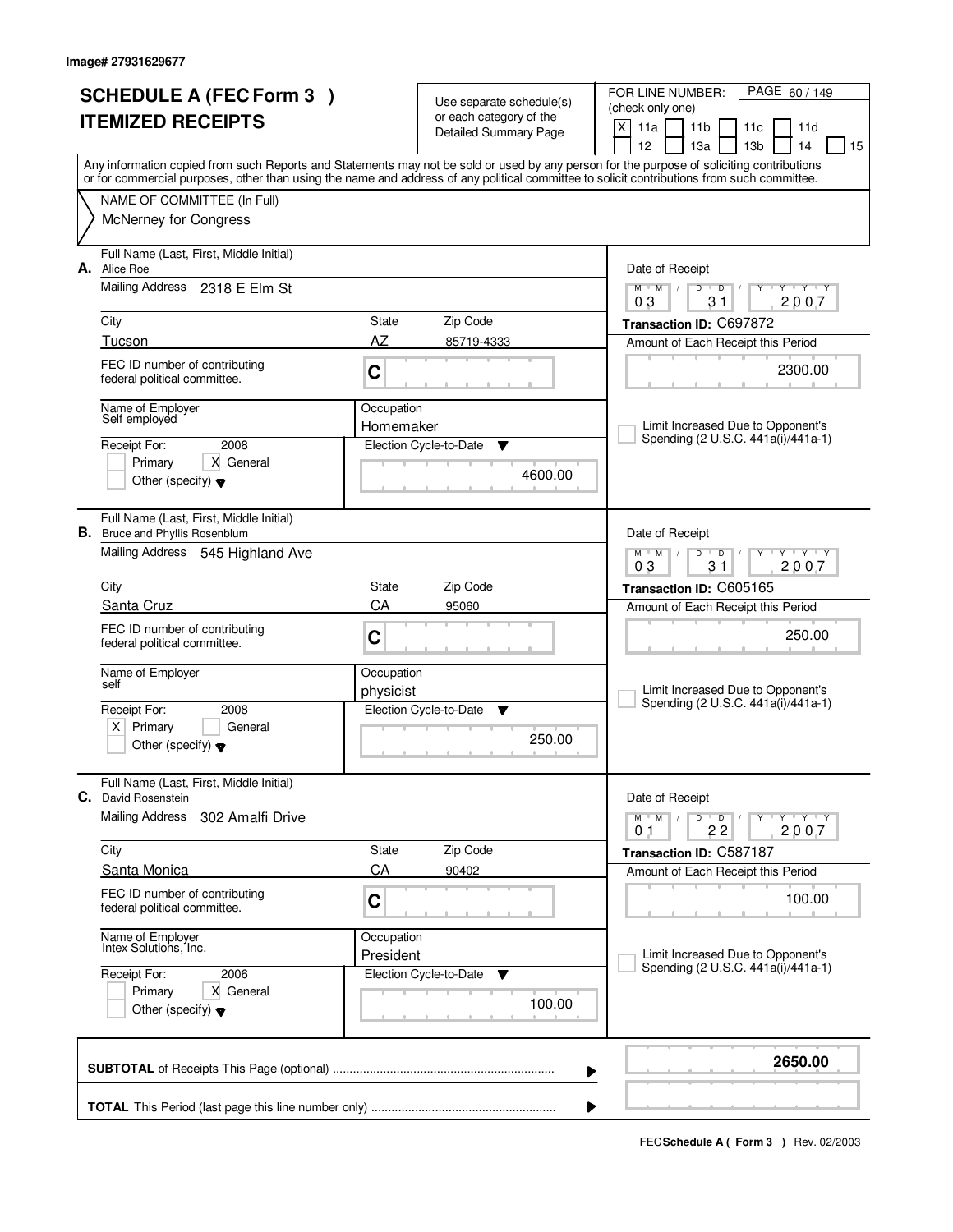Image# 27931629677

# SCHEDULE A (FEC Form 3 ) ITEMIZED RECEIPTS

Use separate schedule(s) or each category of the Detailed Summary Page

FOR LINE NUMBER: (check only one)

[X] 11a [ ] 11b [ ] 11c [ ] 11d [ ] 12 [ ] 13a [ ] 13b [ ] 14 [ ] 15

Any information copied from such Reports and Statements may not be sold or used by any person for the purpose of soliciting contributions or for commercial purposes, other than using the name and address of any political committee to solicit contributions from such committee.

NAME OF COMMITTEE (In Full)
McNerney for Congress

---

**A.** Full Name (Last, First, Middle Initial): Alice Roe

Mailing Address: 2318 E Elm St

City: Tucson | State: AZ | Zip Code: 85719-4333

FEC ID number of contributing federal political committee: C

Name of Employer: Self employed

Occupation: Homemaker

Receipt For: 2008 — [ ] Primary [X] General [ ] Other (specify)

Election Cycle-to-Date: 4600.00

Date of Receipt: 03/31/2007

Transaction ID: C697872

Amount of Each Receipt this Period: 2300.00

[ ] Limit Increased Due to Opponent's Spending (2 U.S.C. 441a(i)/441a-1)

---

**B.** Full Name (Last, First, Middle Initial): Bruce and Phyllis Rosenblum

Mailing Address: 545 Highland Ave

City: Santa Cruz | State: CA | Zip Code: 95060

FEC ID number of contributing federal political committee: C

Name of Employer: self

Occupation: physicist

Receipt For: 2008 — [X] Primary [ ] General [ ] Other (specify)

Election Cycle-to-Date: 250.00

Date of Receipt: 03/31/2007

Transaction ID: C605165

Amount of Each Receipt this Period: 250.00

[ ] Limit Increased Due to Opponent's Spending (2 U.S.C. 441a(i)/441a-1)

---

**C.** Full Name (Last, First, Middle Initial): David Rosenstein

Mailing Address: 302 Amalfi Drive

City: Santa Monica | State: CA | Zip Code: 90402

FEC ID number of contributing federal political committee: C

Name of Employer: Intex Solutions, Inc.

Occupation: President

Receipt For: 2006 — [ ] Primary [X] General [ ] Other (specify)

Election Cycle-to-Date: 100.00

Date of Receipt: 01/22/2007

Transaction ID: C587187

Amount of Each Receipt this Period: 100.00

[ ] Limit Increased Due to Opponent's Spending (2 U.S.C. 441a(i)/441a-1)

---

**SUBTOTAL** of Receipts This Page (optional): **2650.00**

**TOTAL** This Period (last page this line number only):

FEC Schedule A ( Form 3 ) Rev. 02/2003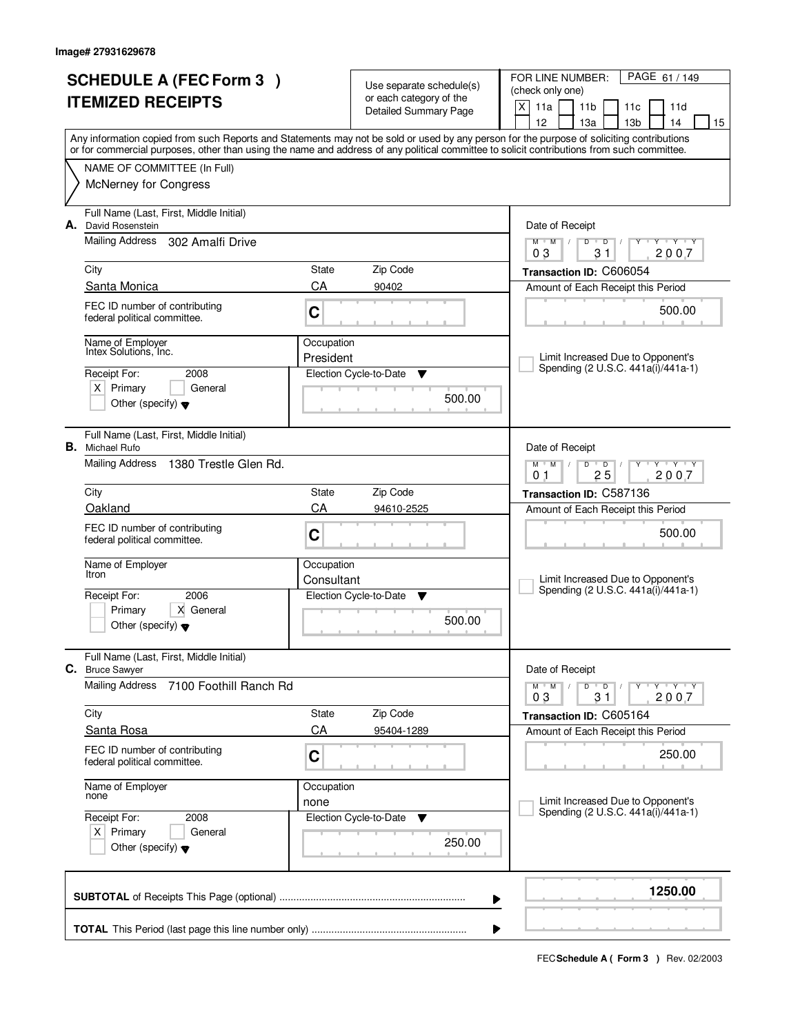Image# 27931629678

# SCHEDULE A (FEC Form 3 ) ITEMIZED RECEIPTS

Use separate schedule(s) or each category of the Detailed Summary Page

FOR LINE NUMBER: (check only one)
[X] 11a [ ] 11b [ ] 11c [ ] 11d [ ] 12 [ ] 13a [ ] 13b [ ] 14 [ ] 15

Any information copied from such Reports and Statements may not be sold or used by any person for the purpose of soliciting contributions or for commercial purposes, other than using the name and address of any political committee to solicit contributions from such committee.

NAME OF COMMITTEE (In Full)
McNerney for Congress

---

**A.** Full Name (Last, First, Middle Initial): David Rosenstein
Mailing Address: 302 Amalfi Drive
City: Santa Monica  State: CA  Zip Code: 90402
FEC ID number of contributing federal political committee: C
Name of Employer: Intex Solutions, Inc.
Occupation: President
Receipt For: 2008 [X] Primary [ ] General [ ] Other (specify)
Election Cycle-to-Date: 500.00
Date of Receipt: 03 / 31 / 2007
Transaction ID: C606054
Amount of Each Receipt this Period: 500.00
[ ] Limit Increased Due to Opponent's Spending (2 U.S.C. 441a(i)/441a-1)

---

**B.** Full Name (Last, First, Middle Initial): Michael Rufo
Mailing Address: 1380 Trestle Glen Rd.
City: Oakland  State: CA  Zip Code: 94610-2525
FEC ID number of contributing federal political committee: C
Name of Employer: Itron
Occupation: Consultant
Receipt For: 2006 [ ] Primary [X] General [ ] Other (specify)
Election Cycle-to-Date: 500.00
Date of Receipt: 01 / 25 / 2007
Transaction ID: C587136
Amount of Each Receipt this Period: 500.00
[ ] Limit Increased Due to Opponent's Spending (2 U.S.C. 441a(i)/441a-1)

---

**C.** Full Name (Last, First, Middle Initial): Bruce Sawyer
Mailing Address: 7100 Foothill Ranch Rd
City: Santa Rosa  State: CA  Zip Code: 95404-1289
FEC ID number of contributing federal political committee: C
Name of Employer: none
Occupation: none
Receipt For: 2008 [X] Primary [ ] General [ ] Other (specify)
Election Cycle-to-Date: 250.00
Date of Receipt: 03 / 31 / 2007
Transaction ID: C605164
Amount of Each Receipt this Period: 250.00
[ ] Limit Increased Due to Opponent's Spending (2 U.S.C. 441a(i)/441a-1)

---

**SUBTOTAL** of Receipts This Page (optional): 1250.00

**TOTAL** This Period (last page this line number only):

FEC **Schedule A ( Form 3 )** Rev. 02/2003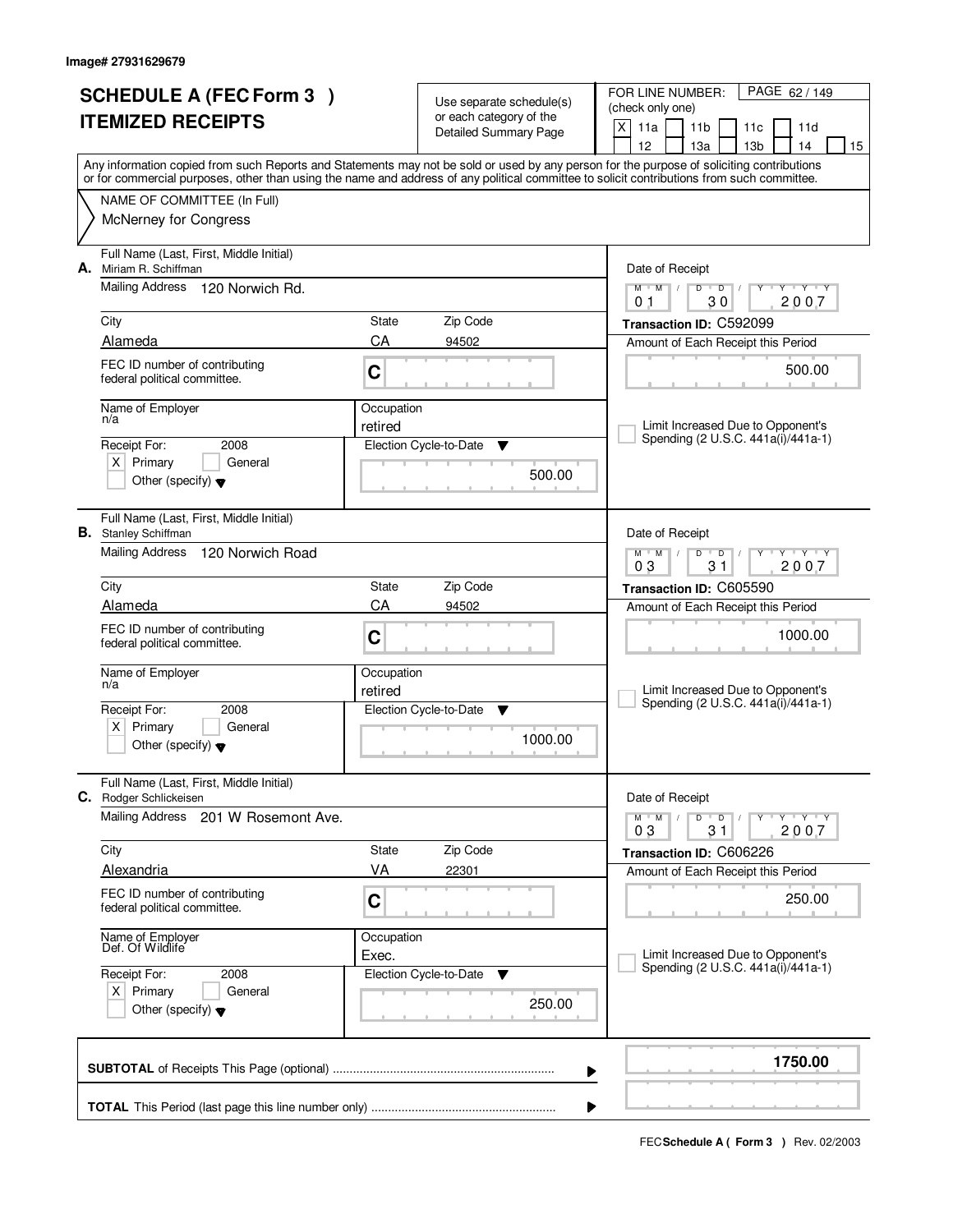Image# 27931629679

# SCHEDULE A (FEC Form 3 ) ITEMIZED RECEIPTS

Use separate schedule(s) or each category of the Detailed Summary Page

FOR LINE NUMBER: (check only one)

- [X] 11a
- [ ] 11b
- [ ] 11c
- [ ] 11d
- [ ] 12
- [ ] 13a
- [ ] 13b
- [ ] 14
- [ ] 15

PAGE 62 / 149

Any information copied from such Reports and Statements may not be sold or used by any person for the purpose of soliciting contributions or for commercial purposes, other than using the name and address of any political committee to solicit contributions from such committee.

NAME OF COMMITTEE (In Full)
McNerney for Congress

---

**A.** Full Name (Last, First, Middle Initial): Miriam R. Schiffman

Mailing Address: 120 Norwich Rd.

City: Alameda | State: CA | Zip Code: 94502

FEC ID number of contributing federal political committee: C

Name of Employer: n/a

Occupation: retired

Receipt For: 2008 — [X] Primary [ ] General [ ] Other (specify)

Election Cycle-to-Date: 500.00

Date of Receipt: 01/30/2007

Transaction ID: C592099

Amount of Each Receipt this Period: 500.00

[ ] Limit Increased Due to Opponent's Spending (2 U.S.C. 441a(i)/441a-1)

---

**B.** Full Name (Last, First, Middle Initial): Stanley Schiffman

Mailing Address: 120 Norwich Road

City: Alameda | State: CA | Zip Code: 94502

FEC ID number of contributing federal political committee: C

Name of Employer: n/a

Occupation: retired

Receipt For: 2008 — [X] Primary [ ] General [ ] Other (specify)

Election Cycle-to-Date: 1000.00

Date of Receipt: 03/31/2007

Transaction ID: C605590

Amount of Each Receipt this Period: 1000.00

[ ] Limit Increased Due to Opponent's Spending (2 U.S.C. 441a(i)/441a-1)

---

**C.** Full Name (Last, First, Middle Initial): Rodger Schlickeisen

Mailing Address: 201 W Rosemont Ave.

City: Alexandria | State: VA | Zip Code: 22301

FEC ID number of contributing federal political committee: C

Name of Employer: Def. Of Wildlife

Occupation: Exec.

Receipt For: 2008 — [X] Primary [ ] General [ ] Other (specify)

Election Cycle-to-Date: 250.00

Date of Receipt: 03/31/2007

Transaction ID: C606226

Amount of Each Receipt this Period: 250.00

[ ] Limit Increased Due to Opponent's Spending (2 U.S.C. 441a(i)/441a-1)

---

**SUBTOTAL** of Receipts This Page (optional): 1750.00

**TOTAL** This Period (last page this line number only):

FEC **Schedule A ( Form 3 )** Rev. 02/2003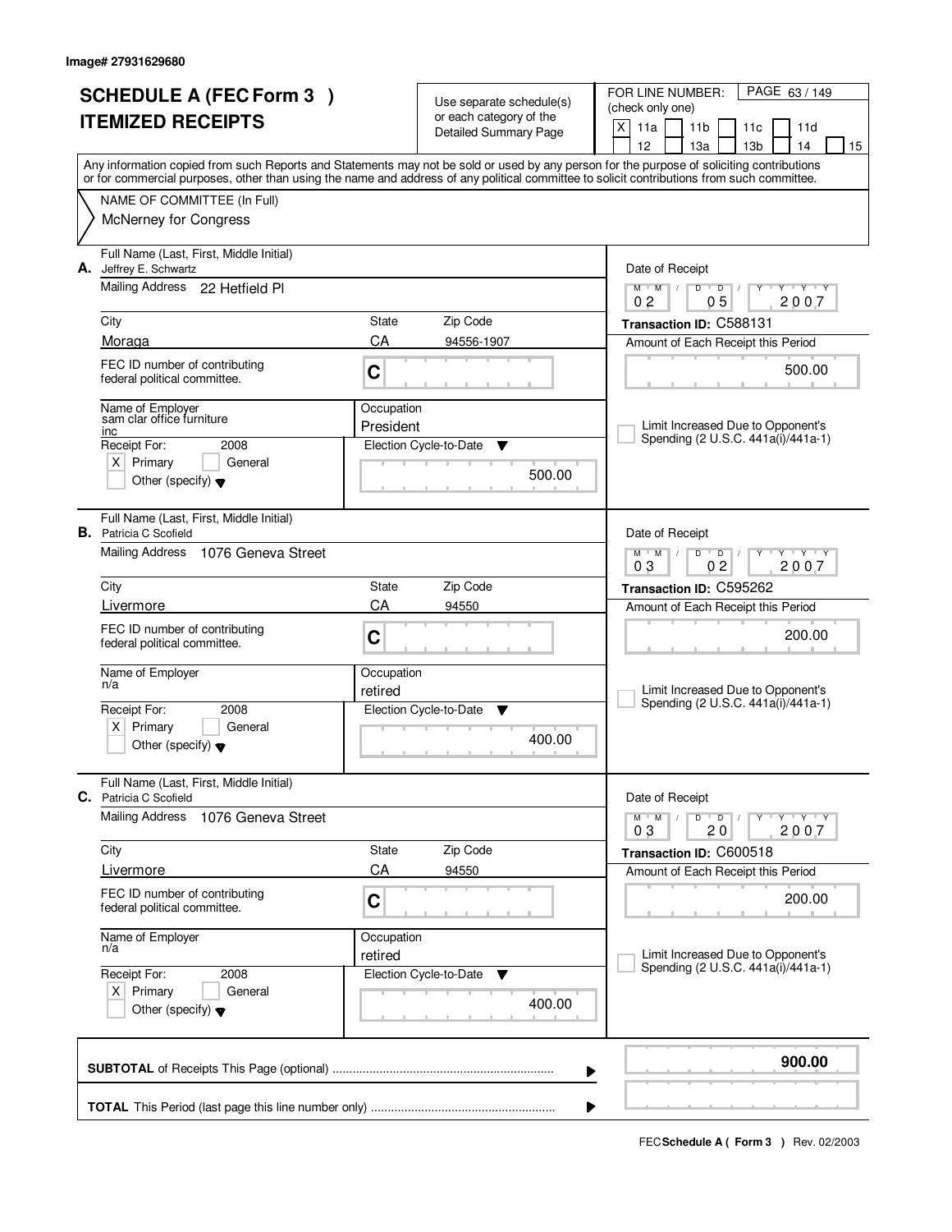Image# 27931629680

# SCHEDULE A (FEC Form 3 ) ITEMIZED RECEIPTS

Use separate schedule(s) or each category of the Detailed Summary Page

FOR LINE NUMBER: (check only one)
[X] 11a [ ] 11b [ ] 11c [ ] 11d [ ] 12 [ ] 13a [ ] 13b [ ] 14 [ ] 15

Any information copied from such Reports and Statements may not be sold or used by any person for the purpose of soliciting contributions or for commercial purposes, other than using the name and address of any political committee to solicit contributions from such committee.

NAME OF COMMITTEE (In Full)
McNerney for Congress

---

**A.** Full Name (Last, First, Middle Initial): Jeffrey E. Schwartz

Mailing Address: 22 Hetfield Pl

City: Moraga | State: CA | Zip Code: 94556-1907

FEC ID number of contributing federal political committee: C

Name of Employer: sam clar office furniture inc

Occupation: President

Receipt For: 2008 [X] Primary [ ] General [ ] Other (specify)

Election Cycle-to-Date: 500.00

Date of Receipt: 02 05 2007

Transaction ID: C588131

Amount of Each Receipt this Period: 500.00

[ ] Limit Increased Due to Opponent's Spending (2 U.S.C. 441a(i)/441a-1)

---

**B.** Full Name (Last, First, Middle Initial): Patricia C Scofield

Mailing Address: 1076 Geneva Street

City: Livermore | State: CA | Zip Code: 94550

FEC ID number of contributing federal political committee: C

Name of Employer: n/a

Occupation: retired

Receipt For: 2008 [X] Primary [ ] General [ ] Other (specify)

Election Cycle-to-Date: 400.00

Date of Receipt: 03 02 2007

Transaction ID: C595262

Amount of Each Receipt this Period: 200.00

[ ] Limit Increased Due to Opponent's Spending (2 U.S.C. 441a(i)/441a-1)

---

**C.** Full Name (Last, First, Middle Initial): Patricia C Scofield

Mailing Address: 1076 Geneva Street

City: Livermore | State: CA | Zip Code: 94550

FEC ID number of contributing federal political committee: C

Name of Employer: n/a

Occupation: retired

Receipt For: 2008 [X] Primary [ ] General [ ] Other (specify)

Election Cycle-to-Date: 400.00

Date of Receipt: 03 20 2007

Transaction ID: C600518

Amount of Each Receipt this Period: 200.00

[ ] Limit Increased Due to Opponent's Spending (2 U.S.C. 441a(i)/441a-1)

---

**SUBTOTAL** of Receipts This Page (optional): **900.00**

**TOTAL** This Period (last page this line number only):

FEC **Schedule A ( Form 3 )** Rev. 02/2003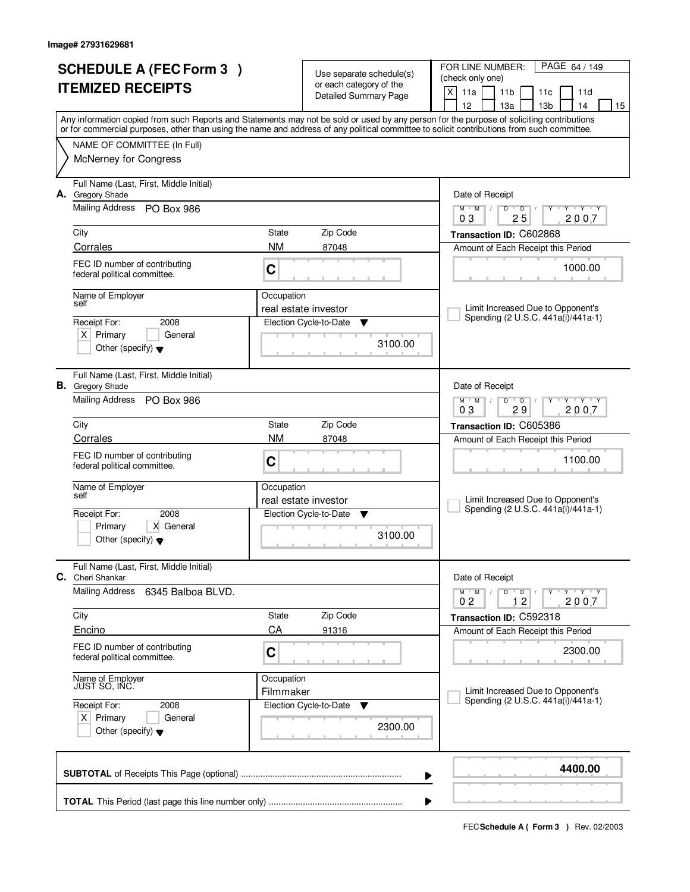Image# 27931629681

# SCHEDULE A (FEC Form 3 )
## ITEMIZED RECEIPTS

Use separate schedule(s) or each category of the Detailed Summary Page

FOR LINE NUMBER: (check only one)

- [X] 11a
- [ ] 11b
- [ ] 11c
- [ ] 11d
- [ ] 12
- [ ] 13a
- [ ] 13b
- [ ] 14
- [ ] 15

Any information copied from such Reports and Statements may not be sold or used by any person for the purpose of soliciting contributions or for commercial purposes, other than using the name and address of any political committee to solicit contributions from such committee.

NAME OF COMMITTEE (In Full)
McNerney for Congress

---

**A.** Full Name (Last, First, Middle Initial): Gregory Shade

Mailing Address: PO Box 986

City: Corrales | State: NM | Zip Code: 87048

FEC ID number of contributing federal political committee: C

Name of Employer: self

Occupation: real estate investor

Receipt For: 2008 — [X] Primary [ ] General [ ] Other (specify)

Election Cycle-to-Date: 3100.00

Date of Receipt: 03 / 25 / 2007

Transaction ID: C602868

Amount of Each Receipt this Period: 1000.00

[ ] Limit Increased Due to Opponent's Spending (2 U.S.C. 441a(i)/441a-1)

---

**B.** Full Name (Last, First, Middle Initial): Gregory Shade

Mailing Address: PO Box 986

City: Corrales | State: NM | Zip Code: 87048

FEC ID number of contributing federal political committee: C

Name of Employer: self

Occupation: real estate investor

Receipt For: 2008 — [ ] Primary [X] General [ ] Other (specify)

Election Cycle-to-Date: 3100.00

Date of Receipt: 03 / 29 / 2007

Transaction ID: C605386

Amount of Each Receipt this Period: 1100.00

[ ] Limit Increased Due to Opponent's Spending (2 U.S.C. 441a(i)/441a-1)

---

**C.** Full Name (Last, First, Middle Initial): Cheri Shankar

Mailing Address: 6345 Balboa BLVD.

City: Encino | State: CA | Zip Code: 91316

FEC ID number of contributing federal political committee: C

Name of Employer: JUST SO, INC.

Occupation: Filmmaker

Receipt For: 2008 — [X] Primary [ ] General [ ] Other (specify)

Election Cycle-to-Date: 2300.00

Date of Receipt: 02 / 12 / 2007

Transaction ID: C592318

Amount of Each Receipt this Period: 2300.00

[ ] Limit Increased Due to Opponent's Spending (2 U.S.C. 441a(i)/441a-1)

---

**SUBTOTAL** of Receipts This Page (optional): **4400.00**

**TOTAL** This Period (last page this line number only):

FEC **Schedule A ( Form 3 )** Rev. 02/2003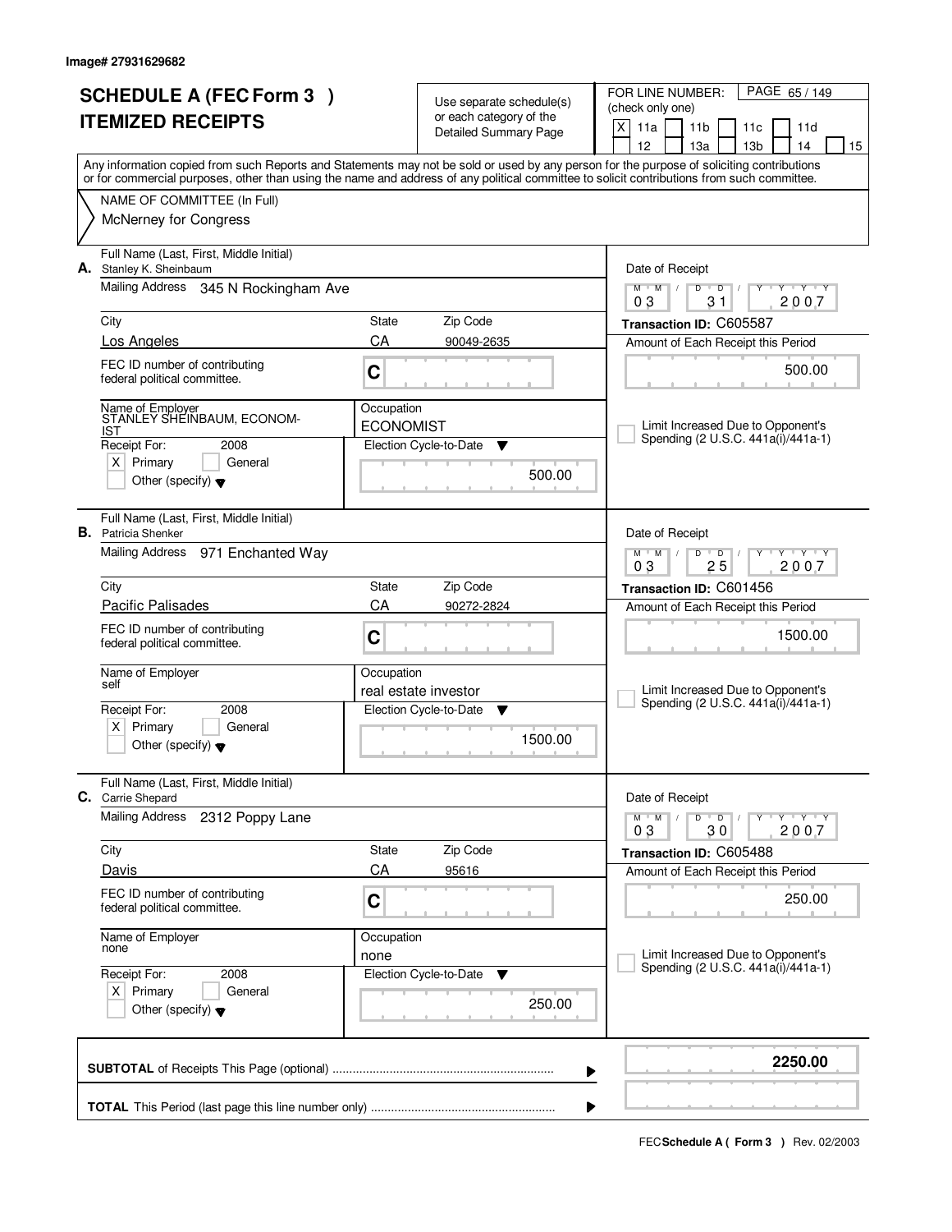Image# 27931629682

# SCHEDULE A (FEC Form 3 ) ITEMIZED RECEIPTS

Use separate schedule(s) or each category of the Detailed Summary Page

FOR LINE NUMBER: (check only one)

[X] 11a [ ] 11b [ ] 11c [ ] 11d [ ] 12 [ ] 13a [ ] 13b [ ] 14 [ ] 15

PAGE 65 / 149

Any information copied from such Reports and Statements may not be sold or used by any person for the purpose of soliciting contributions or for commercial purposes, other than using the name and address of any political committee to solicit contributions from such committee.

NAME OF COMMITTEE (In Full)
McNerney for Congress

---

**A.** Full Name (Last, First, Middle Initial): Stanley K. Sheinbaum

Mailing Address: 345 N Rockingham Ave

City: Los Angeles | State: CA | Zip Code: 90049-2635

FEC ID number of contributing federal political committee: C

Name of Employer: STANLEY SHEINBAUM, ECONOMIST

Occupation: ECONOMIST

Receipt For: 2008 [X] Primary [ ] General [ ] Other (specify)

Election Cycle-to-Date: 500.00

Date of Receipt: 03 / 31 / 2007

Transaction ID: C605587

Amount of Each Receipt this Period: 500.00

[ ] Limit Increased Due to Opponent's Spending (2 U.S.C. 441a(i)/441a-1)

---

**B.** Full Name (Last, First, Middle Initial): Patricia Shenker

Mailing Address: 971 Enchanted Way

City: Pacific Palisades | State: CA | Zip Code: 90272-2824

FEC ID number of contributing federal political committee: C

Name of Employer: self

Occupation: real estate investor

Receipt For: 2008 [X] Primary [ ] General [ ] Other (specify)

Election Cycle-to-Date: 1500.00

Date of Receipt: 03 / 25 / 2007

Transaction ID: C601456

Amount of Each Receipt this Period: 1500.00

[ ] Limit Increased Due to Opponent's Spending (2 U.S.C. 441a(i)/441a-1)

---

**C.** Full Name (Last, First, Middle Initial): Carrie Shepard

Mailing Address: 2312 Poppy Lane

City: Davis | State: CA | Zip Code: 95616

FEC ID number of contributing federal political committee: C

Name of Employer: none

Occupation: none

Receipt For: 2008 [X] Primary [ ] General [ ] Other (specify)

Election Cycle-to-Date: 250.00

Date of Receipt: 03 / 30 / 2007

Transaction ID: C605488

Amount of Each Receipt this Period: 250.00

[ ] Limit Increased Due to Opponent's Spending (2 U.S.C. 441a(i)/441a-1)

---

**SUBTOTAL** of Receipts This Page (optional): **2250.00**

**TOTAL** This Period (last page this line number only):

FEC **Schedule A ( Form 3 )** Rev. 02/2003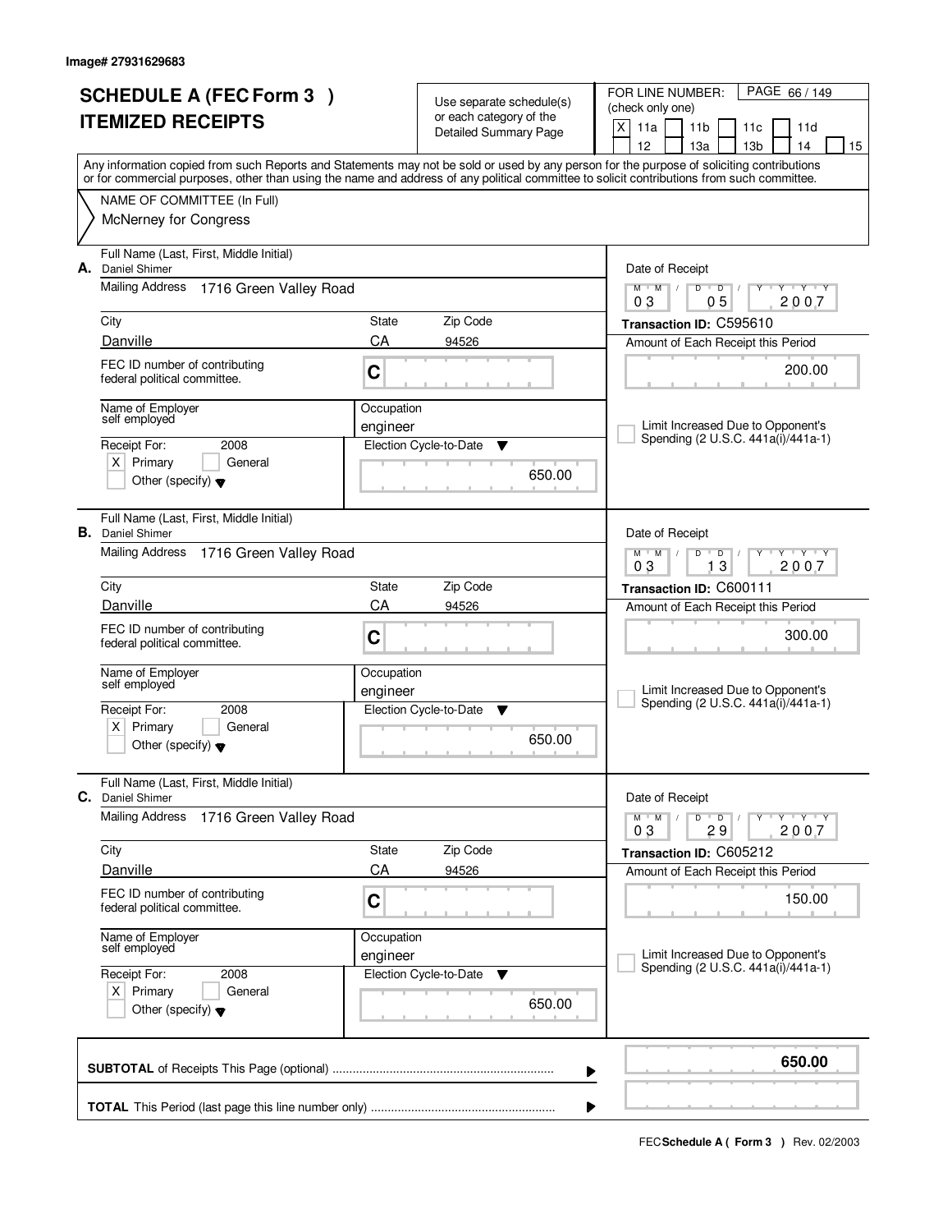Image# 27931629683

# SCHEDULE A (FEC Form 3 )
# ITEMIZED RECEIPTS

Use separate schedule(s) or each category of the Detailed Summary Page

FOR LINE NUMBER: (check only one)

PAGE 66 / 149

[X] 11a [ ] 11b [ ] 11c [ ] 11d [ ] 12 [ ] 13a [ ] 13b [ ] 14 [ ] 15

Any information copied from such Reports and Statements may not be sold or used by any person for the purpose of soliciting contributions or for commercial purposes, other than using the name and address of any political committee to solicit contributions from such committee.

NAME OF COMMITTEE (In Full)
McNerney for Congress

---

**A.** Full Name (Last, First, Middle Initial): Daniel Shimer

Mailing Address: 1716 Green Valley Road

| City | State | Zip Code |
|---|---|---|
| Danville | CA | 94526 |

FEC ID number of contributing federal political committee: C

Name of Employer: self employed
Occupation: engineer

Receipt For: 2008
[X] Primary [ ] General
[ ] Other (specify)

Election Cycle-to-Date: 650.00

Date of Receipt: 03 / 05 / 2007
Transaction ID: C595610
Amount of Each Receipt this Period: 200.00

[ ] Limit Increased Due to Opponent's Spending (2 U.S.C. 441a(i)/441a-1)

---

**B.** Full Name (Last, First, Middle Initial): Daniel Shimer

Mailing Address: 1716 Green Valley Road

| City | State | Zip Code |
|---|---|---|
| Danville | CA | 94526 |

FEC ID number of contributing federal political committee: C

Name of Employer: self employed
Occupation: engineer

Receipt For: 2008
[X] Primary [ ] General
[ ] Other (specify)

Election Cycle-to-Date: 650.00

Date of Receipt: 03 / 13 / 2007
Transaction ID: C600111
Amount of Each Receipt this Period: 300.00

[ ] Limit Increased Due to Opponent's Spending (2 U.S.C. 441a(i)/441a-1)

---

**C.** Full Name (Last, First, Middle Initial): Daniel Shimer

Mailing Address: 1716 Green Valley Road

| City | State | Zip Code |
|---|---|---|
| Danville | CA | 94526 |

FEC ID number of contributing federal political committee: C

Name of Employer: self employed
Occupation: engineer

Receipt For: 2008
[X] Primary [ ] General
[ ] Other (specify)

Election Cycle-to-Date: 650.00

Date of Receipt: 03 / 29 / 2007
Transaction ID: C605212
Amount of Each Receipt this Period: 150.00

[ ] Limit Increased Due to Opponent's Spending (2 U.S.C. 441a(i)/441a-1)

---

**SUBTOTAL** of Receipts This Page (optional) ........ **650.00**

**TOTAL** This Period (last page this line number only) ........

FEC **Schedule A ( Form 3 )** Rev. 02/2003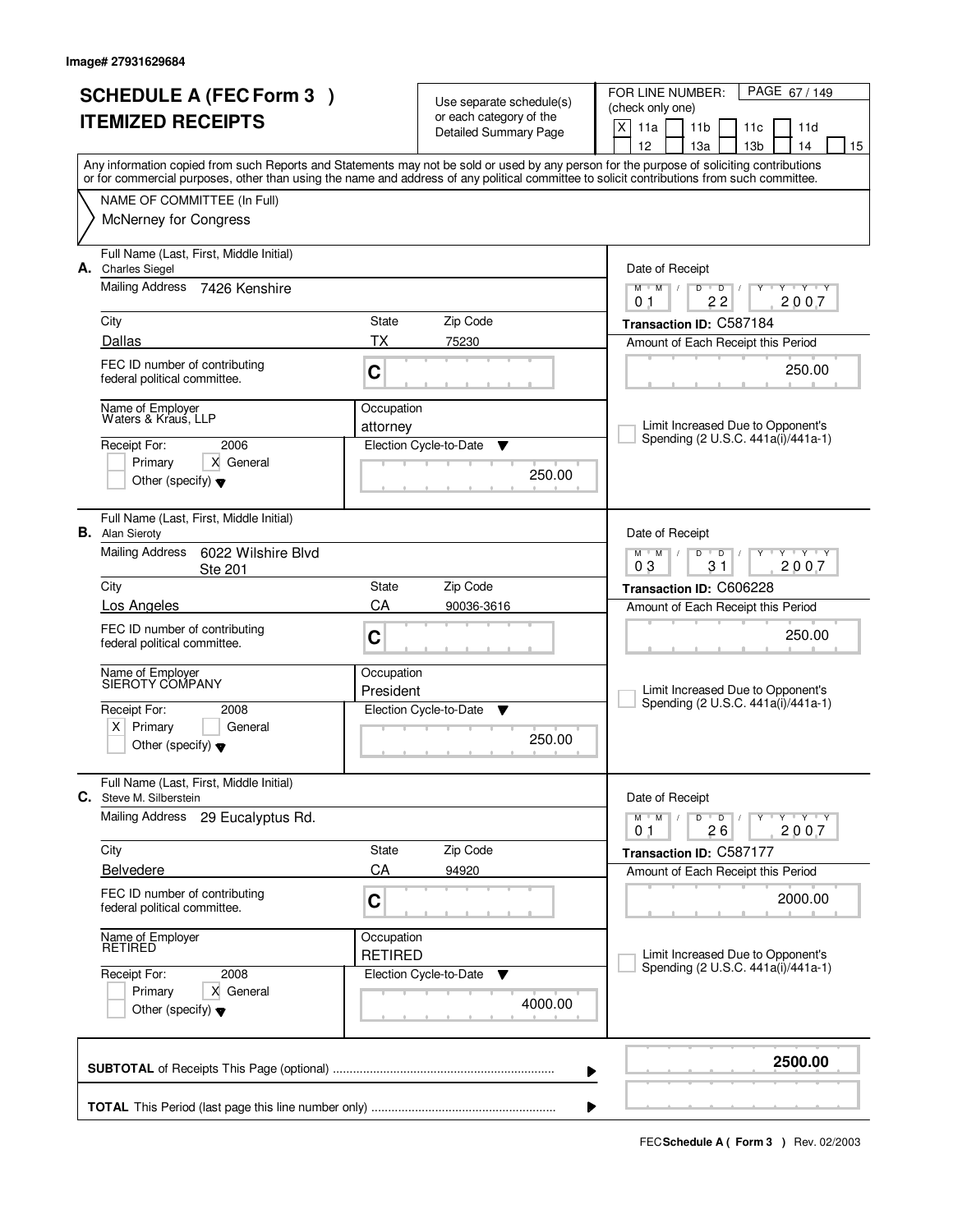Image# 27931629684

# SCHEDULE A (FEC Form 3 ) ITEMIZED RECEIPTS

Use separate schedule(s) or each category of the Detailed Summary Page

FOR LINE NUMBER: (check only one)

[X] 11a [ ] 11b [ ] 11c [ ] 11d [ ] 12 [ ] 13a [ ] 13b [ ] 14 [ ] 15

PAGE 67 / 149

Any information copied from such Reports and Statements may not be sold or used by any person for the purpose of soliciting contributions or for commercial purposes, other than using the name and address of any political committee to solicit contributions from such committee.

NAME OF COMMITTEE (In Full)
McNerney for Congress

---

**A.** Full Name (Last, First, Middle Initial): Charles Siegel

Mailing Address: 7426 Kenshire

City: Dallas | State: TX | Zip Code: 75230

FEC ID number of contributing federal political committee: C

Name of Employer: Waters & Kraus, LLP

Occupation: attorney

Receipt For: 2006 — [ ] Primary [X] General [ ] Other (specify)

Election Cycle-to-Date: 250.00

Date of Receipt: 01 / 22 / 2007

Transaction ID: C587184

Amount of Each Receipt this Period: 250.00

[ ] Limit Increased Due to Opponent's Spending (2 U.S.C. 441a(i)/441a-1)

---

**B.** Full Name (Last, First, Middle Initial): Alan Sieroty

Mailing Address: 6022 Wilshire Blvd Ste 201

City: Los Angeles | State: CA | Zip Code: 90036-3616

FEC ID number of contributing federal political committee: C

Name of Employer: SIEROTY COMPANY

Occupation: President

Receipt For: 2008 — [X] Primary [ ] General [ ] Other (specify)

Election Cycle-to-Date: 250.00

Date of Receipt: 03 / 31 / 2007

Transaction ID: C606228

Amount of Each Receipt this Period: 250.00

[ ] Limit Increased Due to Opponent's Spending (2 U.S.C. 441a(i)/441a-1)

---

**C.** Full Name (Last, First, Middle Initial): Steve M. Silberstein

Mailing Address: 29 Eucalyptus Rd.

City: Belvedere | State: CA | Zip Code: 94920

FEC ID number of contributing federal political committee: C

Name of Employer: RETIRED

Occupation: RETIRED

Receipt For: 2008 — [ ] Primary [X] General [ ] Other (specify)

Election Cycle-to-Date: 4000.00

Date of Receipt: 01 / 26 / 2007

Transaction ID: C587177

Amount of Each Receipt this Period: 2000.00

[ ] Limit Increased Due to Opponent's Spending (2 U.S.C. 441a(i)/441a-1)

---

**SUBTOTAL** of Receipts This Page (optional): **2500.00**

**TOTAL** This Period (last page this line number only):

FEC **Schedule A ( Form 3 )** Rev. 02/2003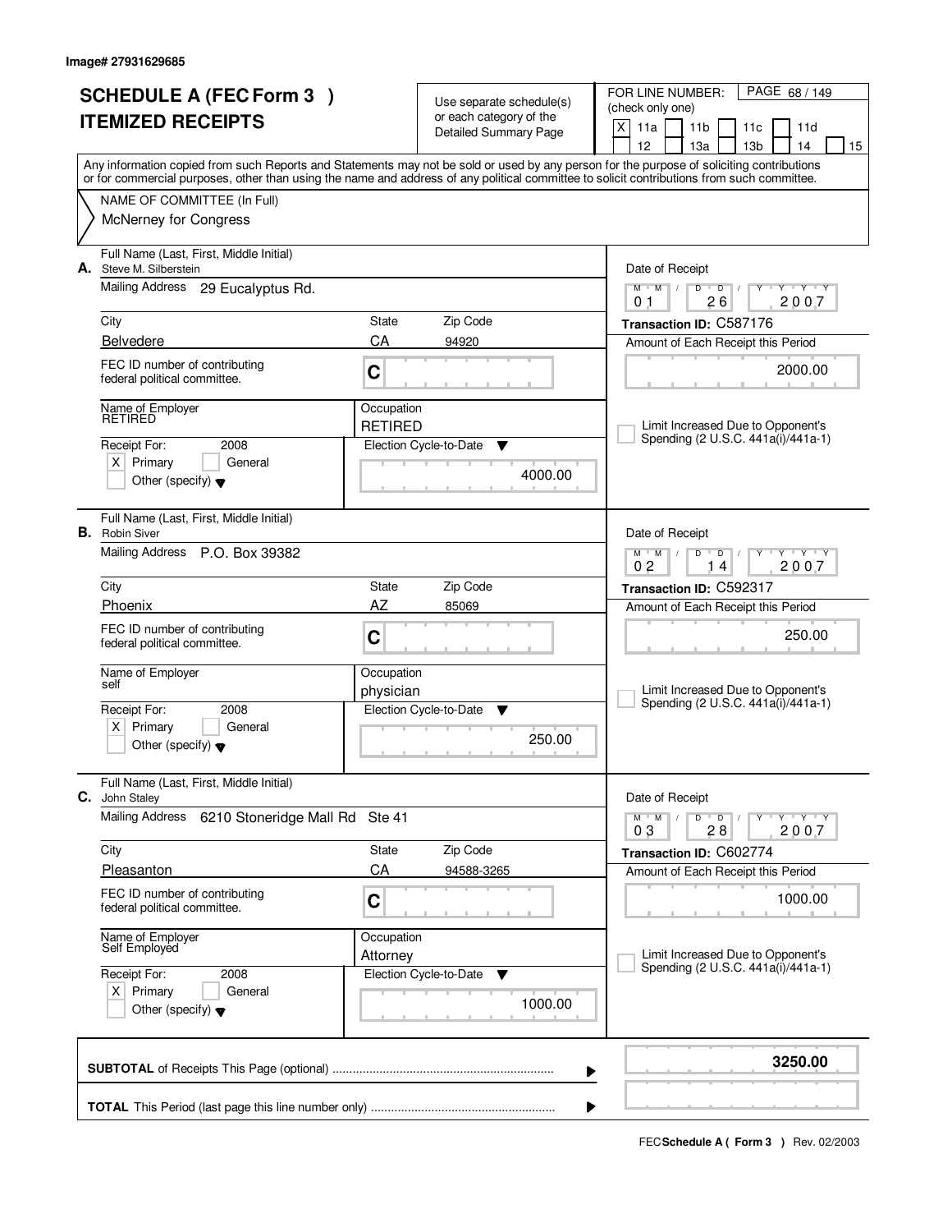Image# 27931629685

# SCHEDULE A (FEC Form 3 )
# ITEMIZED RECEIPTS

Use separate schedule(s) or each category of the Detailed Summary Page

FOR LINE NUMBER: (check only one)
[X] 11a [ ] 11b [ ] 11c [ ] 11d [ ] 12 [ ] 13a [ ] 13b [ ] 14 [ ] 15

PAGE 68 / 149

Any information copied from such Reports and Statements may not be sold or used by any person for the purpose of soliciting contributions or for commercial purposes, other than using the name and address of any political committee to solicit contributions from such committee.

NAME OF COMMITTEE (In Full)
McNerney for Congress

---

**A.** Full Name (Last, First, Middle Initial): Steve M. Silberstein

Mailing Address: 29 Eucalyptus Rd.

City: Belvedere | State: CA | Zip Code: 94920

FEC ID number of contributing federal political committee: C

Name of Employer: RETIRED | Occupation: RETIRED

Receipt For: 2008 [X] Primary [ ] General [ ] Other (specify)

Election Cycle-to-Date: 4000.00

Date of Receipt: 01/26/2007

Transaction ID: C587176

Amount of Each Receipt this Period: 2000.00

[ ] Limit Increased Due to Opponent's Spending (2 U.S.C. 441a(i)/441a-1)

---

**B.** Full Name (Last, First, Middle Initial): Robin Siver

Mailing Address: P.O. Box 39382

City: Phoenix | State: AZ | Zip Code: 85069

FEC ID number of contributing federal political committee: C

Name of Employer: self | Occupation: physician

Receipt For: 2008 [X] Primary [ ] General [ ] Other (specify)

Election Cycle-to-Date: 250.00

Date of Receipt: 02/14/2007

Transaction ID: C592317

Amount of Each Receipt this Period: 250.00

[ ] Limit Increased Due to Opponent's Spending (2 U.S.C. 441a(i)/441a-1)

---

**C.** Full Name (Last, First, Middle Initial): John Staley

Mailing Address: 6210 Stoneridge Mall Rd Ste 41

City: Pleasanton | State: CA | Zip Code: 94588-3265

FEC ID number of contributing federal political committee: C

Name of Employer: Self Employed | Occupation: Attorney

Receipt For: 2008 [X] Primary [ ] General [ ] Other (specify)

Election Cycle-to-Date: 1000.00

Date of Receipt: 03/28/2007

Transaction ID: C602774

Amount of Each Receipt this Period: 1000.00

[ ] Limit Increased Due to Opponent's Spending (2 U.S.C. 441a(i)/441a-1)

---

**SUBTOTAL** of Receipts This Page (optional): **3250.00**

**TOTAL** This Period (last page this line number only):

FEC **Schedule A ( Form 3 )** Rev. 02/2003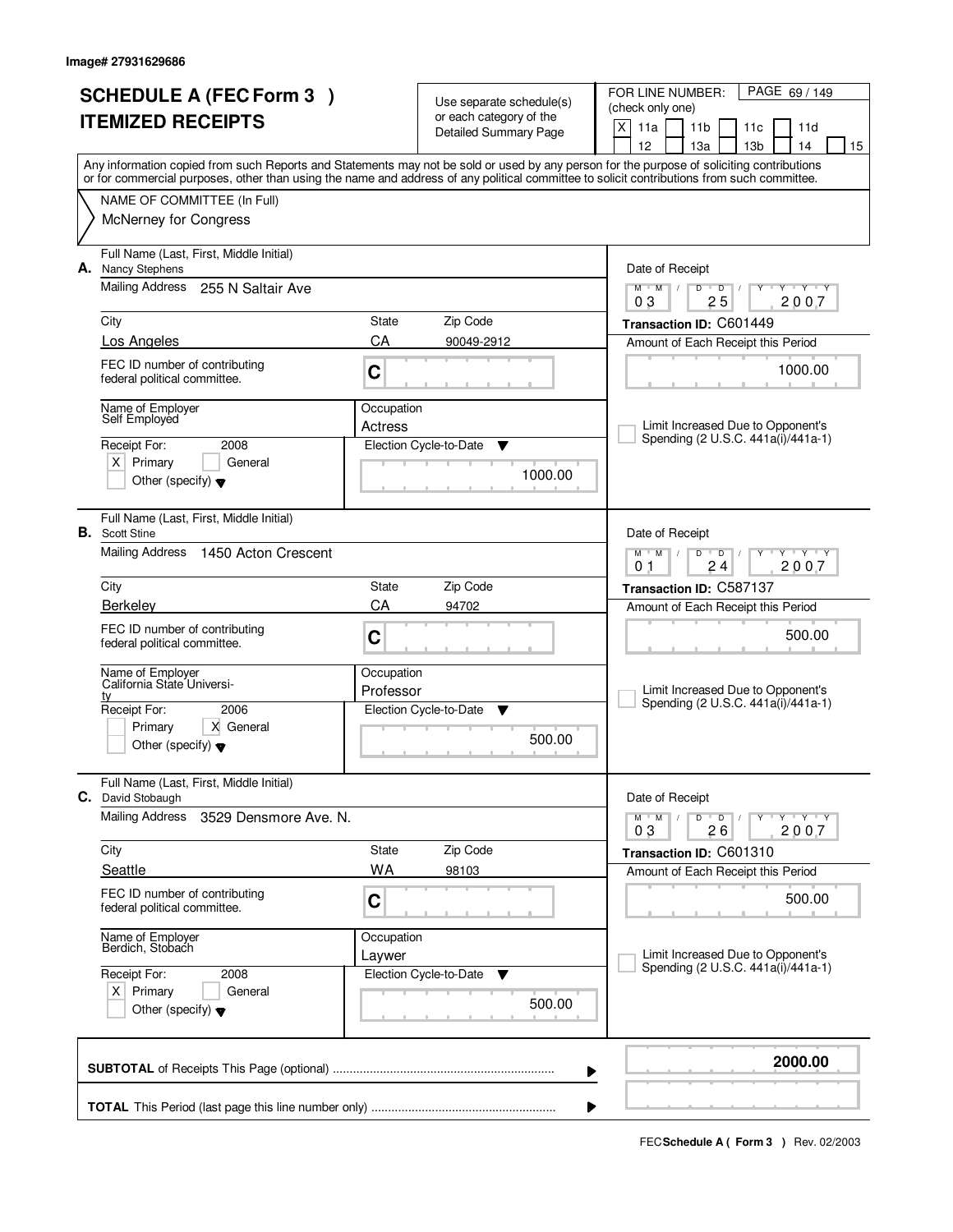Image# 27931629686

# SCHEDULE A (FEC Form 3 )
## ITEMIZED RECEIPTS

Use separate schedule(s) or each category of the Detailed Summary Page

FOR LINE NUMBER: (check only one)
[X] 11a [ ] 11b [ ] 11c [ ] 11d [ ] 12 [ ] 13a [ ] 13b [ ] 14 [ ] 15

Any information copied from such Reports and Statements may not be sold or used by any person for the purpose of soliciting contributions or for commercial purposes, other than using the name and address of any political committee to solicit contributions from such committee.

NAME OF COMMITTEE (In Full)
McNerney for Congress

---

**A.** Full Name (Last, First, Middle Initial): Nancy Stephens

Mailing Address: 255 N Saltair Ave

City: Los Angeles | State: CA | Zip Code: 90049-2912

FEC ID number of contributing federal political committee: C

Name of Employer: Self Employed

Occupation: Actress

Receipt For: 2008 — [X] Primary [ ] General — Other (specify)

Election Cycle-to-Date: 1000.00

Date of Receipt: 03/25/2007

Transaction ID: C601449

Amount of Each Receipt this Period: 1000.00

[ ] Limit Increased Due to Opponent's Spending (2 U.S.C. 441a(i)/441a-1)

---

**B.** Full Name (Last, First, Middle Initial): Scott Stine

Mailing Address: 1450 Acton Crescent

City: Berkeley | State: CA | Zip Code: 94702

FEC ID number of contributing federal political committee: C

Name of Employer: California State University

Occupation: Professor

Receipt For: 2006 — [ ] Primary [X] General — Other (specify)

Election Cycle-to-Date: 500.00

Date of Receipt: 01/24/2007

Transaction ID: C587137

Amount of Each Receipt this Period: 500.00

[ ] Limit Increased Due to Opponent's Spending (2 U.S.C. 441a(i)/441a-1)

---

**C.** Full Name (Last, First, Middle Initial): David Stobaugh

Mailing Address: 3529 Densmore Ave. N.

City: Seattle | State: WA | Zip Code: 98103

FEC ID number of contributing federal political committee: C

Name of Employer: Berdich, Stobach

Occupation: Laywer

Receipt For: 2008 — [X] Primary [ ] General — Other (specify)

Election Cycle-to-Date: 500.00

Date of Receipt: 03/26/2007

Transaction ID: C601310

Amount of Each Receipt this Period: 500.00

[ ] Limit Increased Due to Opponent's Spending (2 U.S.C. 441a(i)/441a-1)

---

**SUBTOTAL** of Receipts This Page (optional): **2000.00**

**TOTAL** This Period (last page this line number only):

FEC Schedule A ( Form 3 ) Rev. 02/2003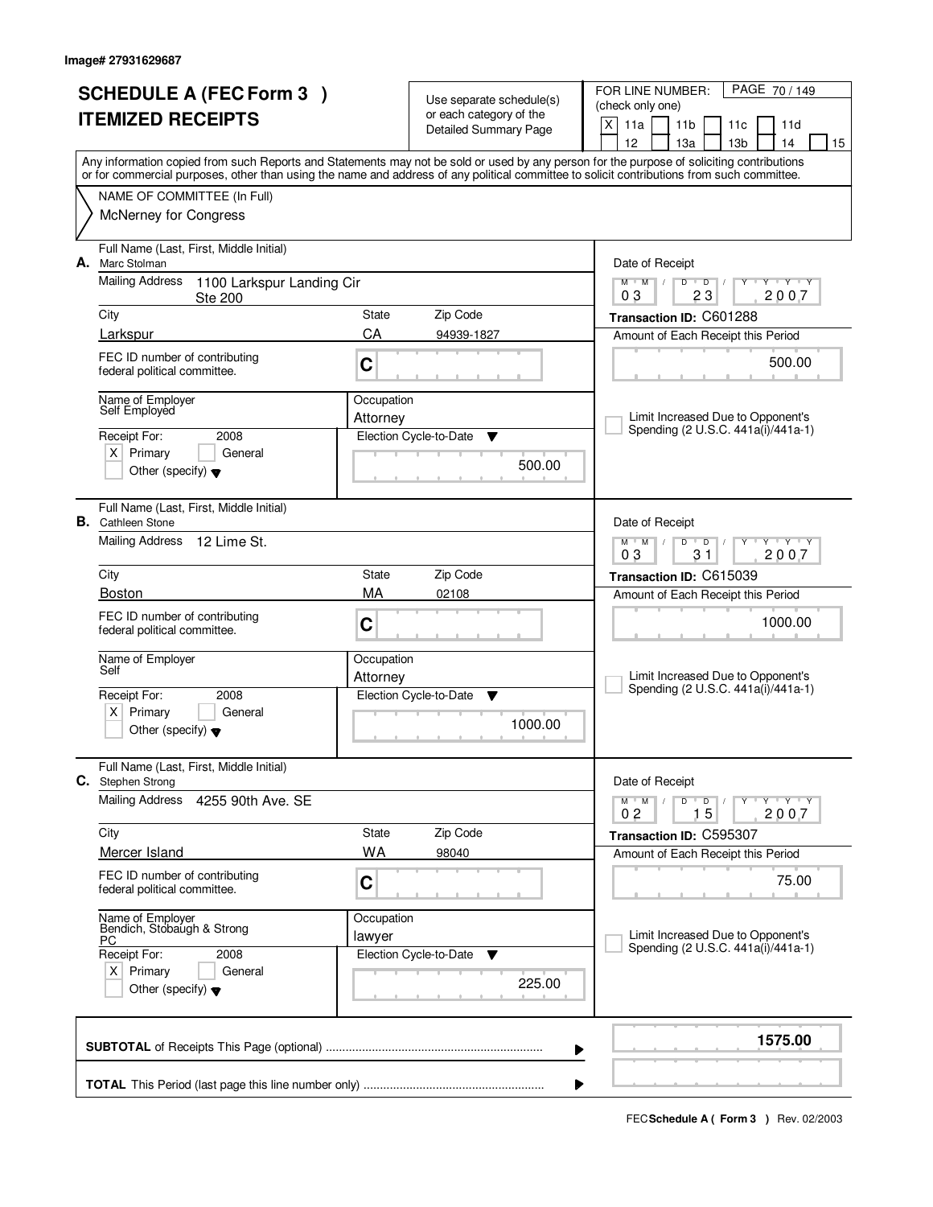Image# 27931629687

# SCHEDULE A (FEC Form 3 ) ITEMIZED RECEIPTS

Use separate schedule(s) or each category of the Detailed Summary Page

FOR LINE NUMBER: (check only one)
[X] 11a [ ] 11b [ ] 11c [ ] 11d [ ] 12 [ ] 13a [ ] 13b [ ] 14 [ ] 15

Any information copied from such Reports and Statements may not be sold or used by any person for the purpose of soliciting contributions or for commercial purposes, other than using the name and address of any political committee to solicit contributions from such committee.

NAME OF COMMITTEE (In Full)
McNerney for Congress

---

**A.** Full Name (Last, First, Middle Initial): Marc Stolman

Mailing Address: 1100 Larkspur Landing Cir Ste 200

City: Larkspur | State: CA | Zip Code: 94939-1827

FEC ID number of contributing federal political committee: C

Name of Employer: Self Employed

Occupation: Attorney

Receipt For: 2008 [X] Primary [ ] General [ ] Other (specify)

Election Cycle-to-Date: 500.00

Date of Receipt: 03 23 2007

Transaction ID: C601288

Amount of Each Receipt this Period: 500.00

[ ] Limit Increased Due to Opponent's Spending (2 U.S.C. 441a(i)/441a-1)

---

**B.** Full Name (Last, First, Middle Initial): Cathleen Stone

Mailing Address: 12 Lime St.

City: Boston | State: MA | Zip Code: 02108

FEC ID number of contributing federal political committee: C

Name of Employer: Self

Occupation: Attorney

Receipt For: 2008 [X] Primary [ ] General [ ] Other (specify)

Election Cycle-to-Date: 1000.00

Date of Receipt: 03 31 2007

Transaction ID: C615039

Amount of Each Receipt this Period: 1000.00

[ ] Limit Increased Due to Opponent's Spending (2 U.S.C. 441a(i)/441a-1)

---

**C.** Full Name (Last, First, Middle Initial): Stephen Strong

Mailing Address: 4255 90th Ave. SE

City: Mercer Island | State: WA | Zip Code: 98040

FEC ID number of contributing federal political committee: C

Name of Employer: Bendich, Stobaugh & Strong PC

Occupation: lawyer

Receipt For: 2008 [X] Primary [ ] General [ ] Other (specify)

Election Cycle-to-Date: 225.00

Date of Receipt: 02 15 2007

Transaction ID: C595307

Amount of Each Receipt this Period: 75.00

[ ] Limit Increased Due to Opponent's Spending (2 U.S.C. 441a(i)/441a-1)

---

**SUBTOTAL** of Receipts This Page (optional): **1575.00**

**TOTAL** This Period (last page this line number only):

FEC **Schedule A ( Form 3 )** Rev. 02/2003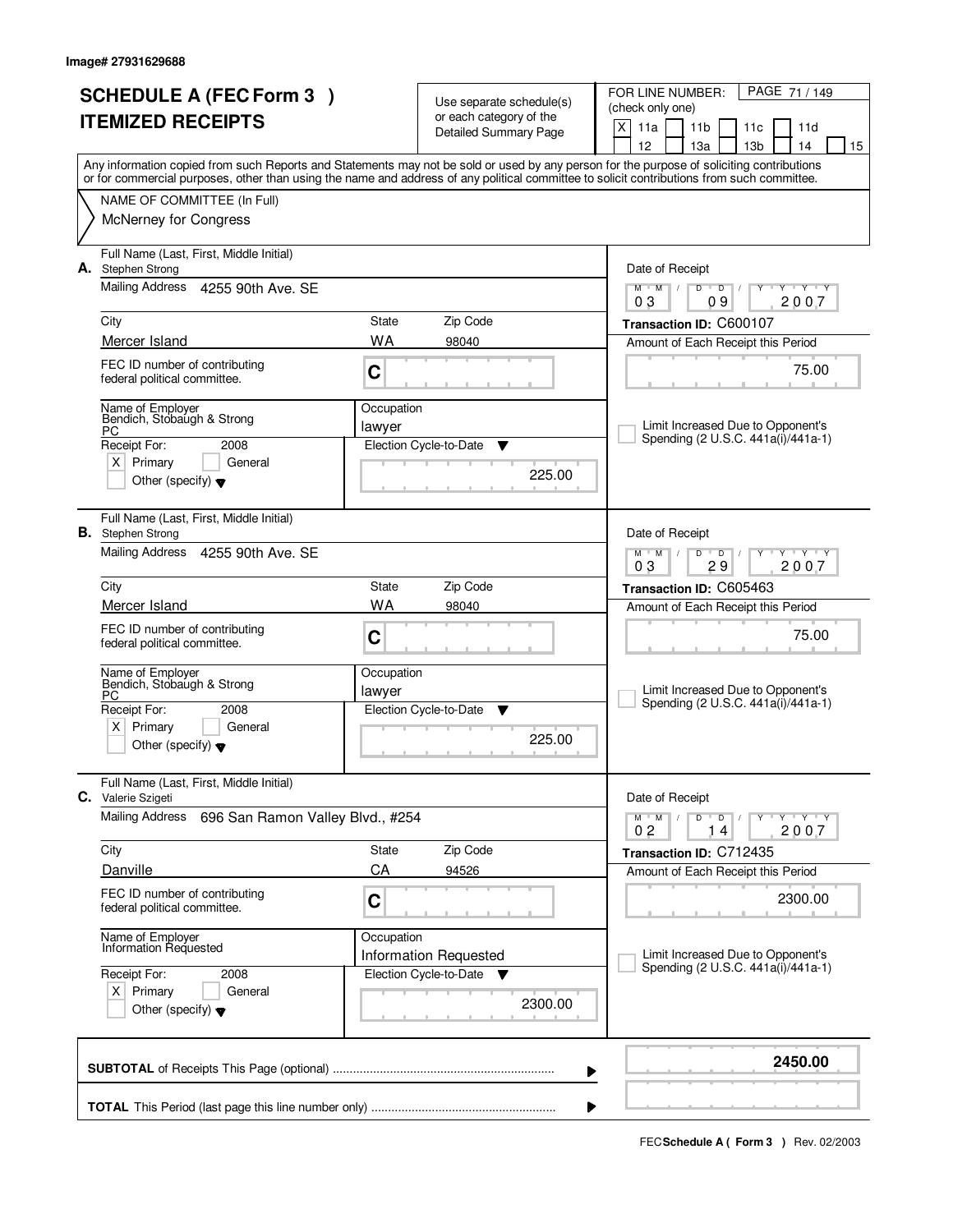Image# 27931629688

# SCHEDULE A (FEC Form 3 ) ITEMIZED RECEIPTS

Use separate schedule(s) or each category of the Detailed Summary Page

FOR LINE NUMBER: (check only one)

- [X] 11a
- [ ] 11b
- [ ] 11c
- [ ] 11d
- [ ] 12
- [ ] 13a
- [ ] 13b
- [ ] 14
- [ ] 15

Any information copied from such Reports and Statements may not be sold or used by any person for the purpose of soliciting contributions or for commercial purposes, other than using the name and address of any political committee to solicit contributions from such committee.

NAME OF COMMITTEE (In Full)
McNerney for Congress

---

**A.** Full Name (Last, First, Middle Initial): Stephen Strong
Mailing Address: 4255 90th Ave. SE
City: Mercer Island | State: WA | Zip Code: 98040
FEC ID number of contributing federal political committee: C
Name of Employer: Bendich, Stobaugh & Strong PC
Occupation: lawyer
Receipt For: 2008 — [X] Primary [ ] General [ ] Other (specify)
Election Cycle-to-Date: 225.00
Date of Receipt: 03/09/2007
Transaction ID: C600107
Amount of Each Receipt this Period: 75.00
[ ] Limit Increased Due to Opponent's Spending (2 U.S.C. 441a(i)/441a-1)

---

**B.** Full Name (Last, First, Middle Initial): Stephen Strong
Mailing Address: 4255 90th Ave. SE
City: Mercer Island | State: WA | Zip Code: 98040
FEC ID number of contributing federal political committee: C
Name of Employer: Bendich, Stobaugh & Strong PC
Occupation: lawyer
Receipt For: 2008 — [X] Primary [ ] General [ ] Other (specify)
Election Cycle-to-Date: 225.00
Date of Receipt: 03/29/2007
Transaction ID: C605463
Amount of Each Receipt this Period: 75.00
[ ] Limit Increased Due to Opponent's Spending (2 U.S.C. 441a(i)/441a-1)

---

**C.** Full Name (Last, First, Middle Initial): Valerie Szigeti
Mailing Address: 696 San Ramon Valley Blvd., #254
City: Danville | State: CA | Zip Code: 94526
FEC ID number of contributing federal political committee: C
Name of Employer: Information Requested
Occupation: Information Requested
Receipt For: 2008 — [X] Primary [ ] General [ ] Other (specify)
Election Cycle-to-Date: 2300.00
Date of Receipt: 02/14/2007
Transaction ID: C712435
Amount of Each Receipt this Period: 2300.00
[ ] Limit Increased Due to Opponent's Spending (2 U.S.C. 441a(i)/441a-1)

---

**SUBTOTAL** of Receipts This Page (optional): **2450.00**

**TOTAL** This Period (last page this line number only):

FEC **Schedule A ( Form 3 )** Rev. 02/2003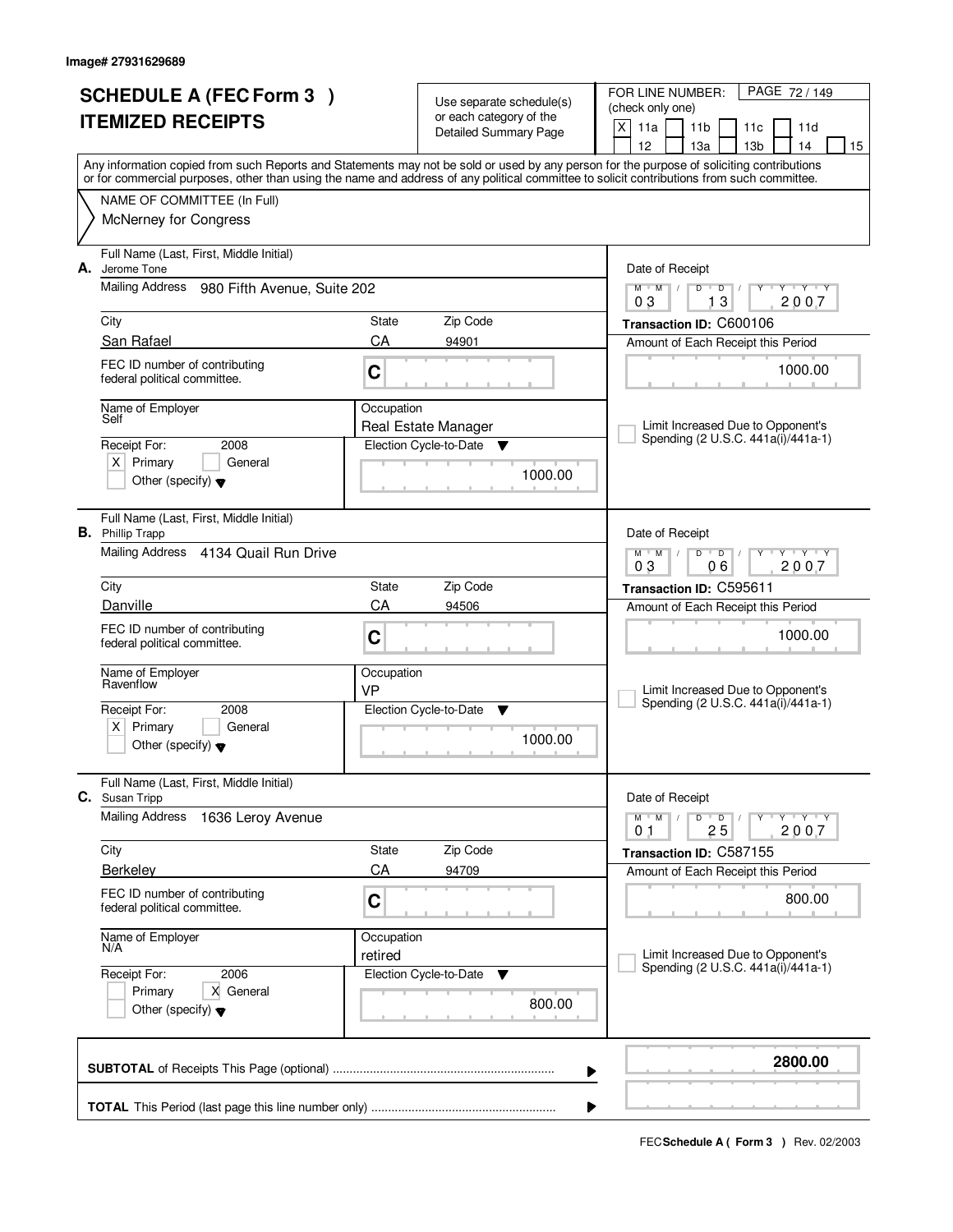Image# 27931629689

# SCHEDULE A (FEC Form 3 )
# ITEMIZED RECEIPTS

Use separate schedule(s) or each category of the Detailed Summary Page

FOR LINE NUMBER: (check only one)
[X] 11a [ ] 11b [ ] 11c [ ] 11d [ ] 12 [ ] 13a [ ] 13b [ ] 14 [ ] 15

PAGE 72 / 149

Any information copied from such Reports and Statements may not be sold or used by any person for the purpose of soliciting contributions or for commercial purposes, other than using the name and address of any political committee to solicit contributions from such committee.

NAME OF COMMITTEE (In Full)
McNerney for Congress

---

**A.** Full Name (Last, First, Middle Initial): Jerome Tone

Mailing Address: 980 Fifth Avenue, Suite 202

City: San Rafael | State: CA | Zip Code: 94901

FEC ID number of contributing federal political committee: C

Name of Employer: Self

Occupation: Real Estate Manager

Receipt For: 2008 [X] Primary [ ] General [ ] Other (specify)

Election Cycle-to-Date: 1000.00

Date of Receipt: 03 / 13 / 2007

Transaction ID: C600106

Amount of Each Receipt this Period: 1000.00

[ ] Limit Increased Due to Opponent's Spending (2 U.S.C. 441a(i)/441a-1)

---

**B.** Full Name (Last, First, Middle Initial): Phillip Trapp

Mailing Address: 4134 Quail Run Drive

City: Danville | State: CA | Zip Code: 94506

FEC ID number of contributing federal political committee: C

Name of Employer: Ravenflow

Occupation: VP

Receipt For: 2008 [X] Primary [ ] General [ ] Other (specify)

Election Cycle-to-Date: 1000.00

Date of Receipt: 03 / 06 / 2007

Transaction ID: C595611

Amount of Each Receipt this Period: 1000.00

[ ] Limit Increased Due to Opponent's Spending (2 U.S.C. 441a(i)/441a-1)

---

**C.** Full Name (Last, First, Middle Initial): Susan Tripp

Mailing Address: 1636 Leroy Avenue

City: Berkeley | State: CA | Zip Code: 94709

FEC ID number of contributing federal political committee: C

Name of Employer: N/A

Occupation: retired

Receipt For: 2006 [ ] Primary [X] General [ ] Other (specify)

Election Cycle-to-Date: 800.00

Date of Receipt: 01 / 25 / 2007

Transaction ID: C587155

Amount of Each Receipt this Period: 800.00

[ ] Limit Increased Due to Opponent's Spending (2 U.S.C. 441a(i)/441a-1)

---

**SUBTOTAL** of Receipts This Page (optional): **2800.00**

**TOTAL** This Period (last page this line number only):

FEC **Schedule A ( Form 3 )** Rev. 02/2003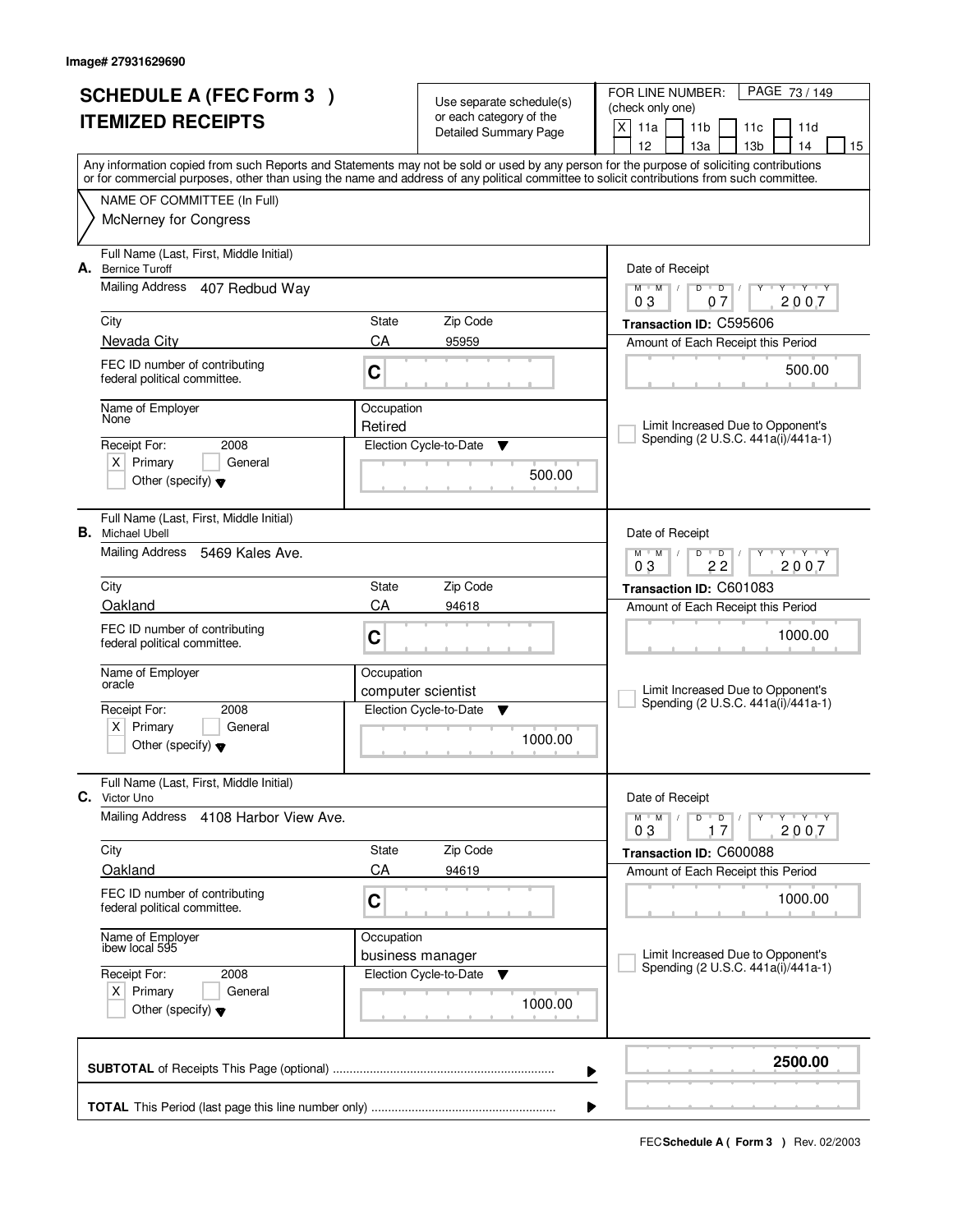Image# 27931629690

# SCHEDULE A (FEC Form 3 ) ITEMIZED RECEIPTS

Use separate schedule(s) or each category of the Detailed Summary Page

FOR LINE NUMBER: (check only one)
[X] 11a [ ] 11b [ ] 11c [ ] 11d [ ] 12 [ ] 13a [ ] 13b [ ] 14 [ ] 15

Any information copied from such Reports and Statements may not be sold or used by any person for the purpose of soliciting contributions or for commercial purposes, other than using the name and address of any political committee to solicit contributions from such committee.

NAME OF COMMITTEE (In Full)
McNerney for Congress

---

**A.** Full Name (Last, First, Middle Initial): Bernice Turoff
Mailing Address: 407 Redbud Way
City: Nevada City | State: CA | Zip Code: 95959
FEC ID number of contributing federal political committee: C
Name of Employer: None
Occupation: Retired
Receipt For: 2008 [X] Primary [ ] General [ ] Other (specify)
Election Cycle-to-Date: 500.00
Date of Receipt: 03 / 07 / 2007
Transaction ID: C595606
Amount of Each Receipt this Period: 500.00
[ ] Limit Increased Due to Opponent's Spending (2 U.S.C. 441a(i)/441a-1)

---

**B.** Full Name (Last, First, Middle Initial): Michael Ubell
Mailing Address: 5469 Kales Ave.
City: Oakland | State: CA | Zip Code: 94618
FEC ID number of contributing federal political committee: C
Name of Employer: oracle
Occupation: computer scientist
Receipt For: 2008 [X] Primary [ ] General [ ] Other (specify)
Election Cycle-to-Date: 1000.00
Date of Receipt: 03 / 22 / 2007
Transaction ID: C601083
Amount of Each Receipt this Period: 1000.00
[ ] Limit Increased Due to Opponent's Spending (2 U.S.C. 441a(i)/441a-1)

---

**C.** Full Name (Last, First, Middle Initial): Victor Uno
Mailing Address: 4108 Harbor View Ave.
City: Oakland | State: CA | Zip Code: 94619
FEC ID number of contributing federal political committee: C
Name of Employer: ibew local 595
Occupation: business manager
Receipt For: 2008 [X] Primary [ ] General [ ] Other (specify)
Election Cycle-to-Date: 1000.00
Date of Receipt: 03 / 17 / 2007
Transaction ID: C600088
Amount of Each Receipt this Period: 1000.00
[ ] Limit Increased Due to Opponent's Spending (2 U.S.C. 441a(i)/441a-1)

---

**SUBTOTAL** of Receipts This Page (optional): **2500.00**

**TOTAL** This Period (last page this line number only):

FEC **Schedule A ( Form 3 )** Rev. 02/2003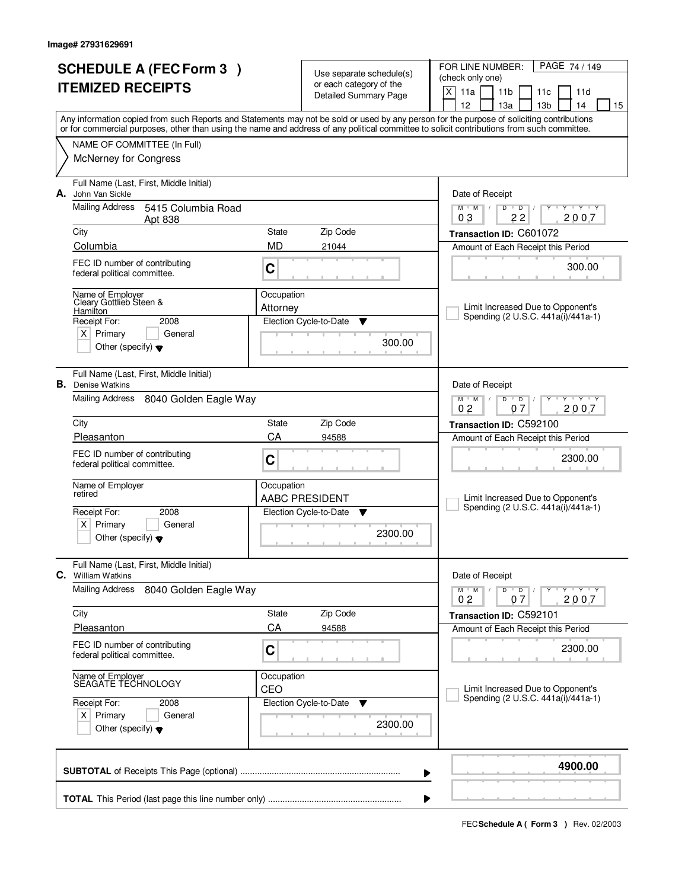Image# 27931629691

# SCHEDULE A (FEC Form 3 )
# ITEMIZED RECEIPTS

Use separate schedule(s) or each category of the Detailed Summary Page

FOR LINE NUMBER: (check only one)
[X] 11a [ ] 11b [ ] 11c [ ] 11d [ ] 12 [ ] 13a [ ] 13b [ ] 14 [ ] 15

PAGE 74 / 149

Any information copied from such Reports and Statements may not be sold or used by any person for the purpose of soliciting contributions or for commercial purposes, other than using the name and address of any political committee to solicit contributions from such committee.

NAME OF COMMITTEE (In Full)
McNerney for Congress

---

**A.** Full Name (Last, First, Middle Initial): John Van Sickle

Mailing Address: 5415 Columbia Road Apt 838

City: Columbia | State: MD | Zip Code: 21044

FEC ID number of contributing federal political committee: C

Name of Employer: Cleary Gottlieb Steen & Hamilton

Occupation: Attorney

Receipt For: 2008 [X] Primary [ ] General [ ] Other (specify)

Election Cycle-to-Date: 300.00

Date of Receipt: 03 / 22 / 2007

Transaction ID: C601072

Amount of Each Receipt this Period: 300.00

[ ] Limit Increased Due to Opponent's Spending (2 U.S.C. 441a(i)/441a-1)

---

**B.** Full Name (Last, First, Middle Initial): Denise Watkins

Mailing Address: 8040 Golden Eagle Way

City: Pleasanton | State: CA | Zip Code: 94588

FEC ID number of contributing federal political committee: C

Name of Employer: retired

Occupation: AABC PRESIDENT

Receipt For: 2008 [X] Primary [ ] General [ ] Other (specify)

Election Cycle-to-Date: 2300.00

Date of Receipt: 02 / 07 / 2007

Transaction ID: C592100

Amount of Each Receipt this Period: 2300.00

[ ] Limit Increased Due to Opponent's Spending (2 U.S.C. 441a(i)/441a-1)

---

**C.** Full Name (Last, First, Middle Initial): William Watkins

Mailing Address: 8040 Golden Eagle Way

City: Pleasanton | State: CA | Zip Code: 94588

FEC ID number of contributing federal political committee: C

Name of Employer: SEAGATE TECHNOLOGY

Occupation: CEO

Receipt For: 2008 [X] Primary [ ] General [ ] Other (specify)

Election Cycle-to-Date: 2300.00

Date of Receipt: 02 / 07 / 2007

Transaction ID: C592101

Amount of Each Receipt this Period: 2300.00

[ ] Limit Increased Due to Opponent's Spending (2 U.S.C. 441a(i)/441a-1)

---

**SUBTOTAL** of Receipts This Page (optional): **4900.00**

**TOTAL** This Period (last page this line number only):

FEC **Schedule A ( Form 3 )** Rev. 02/2003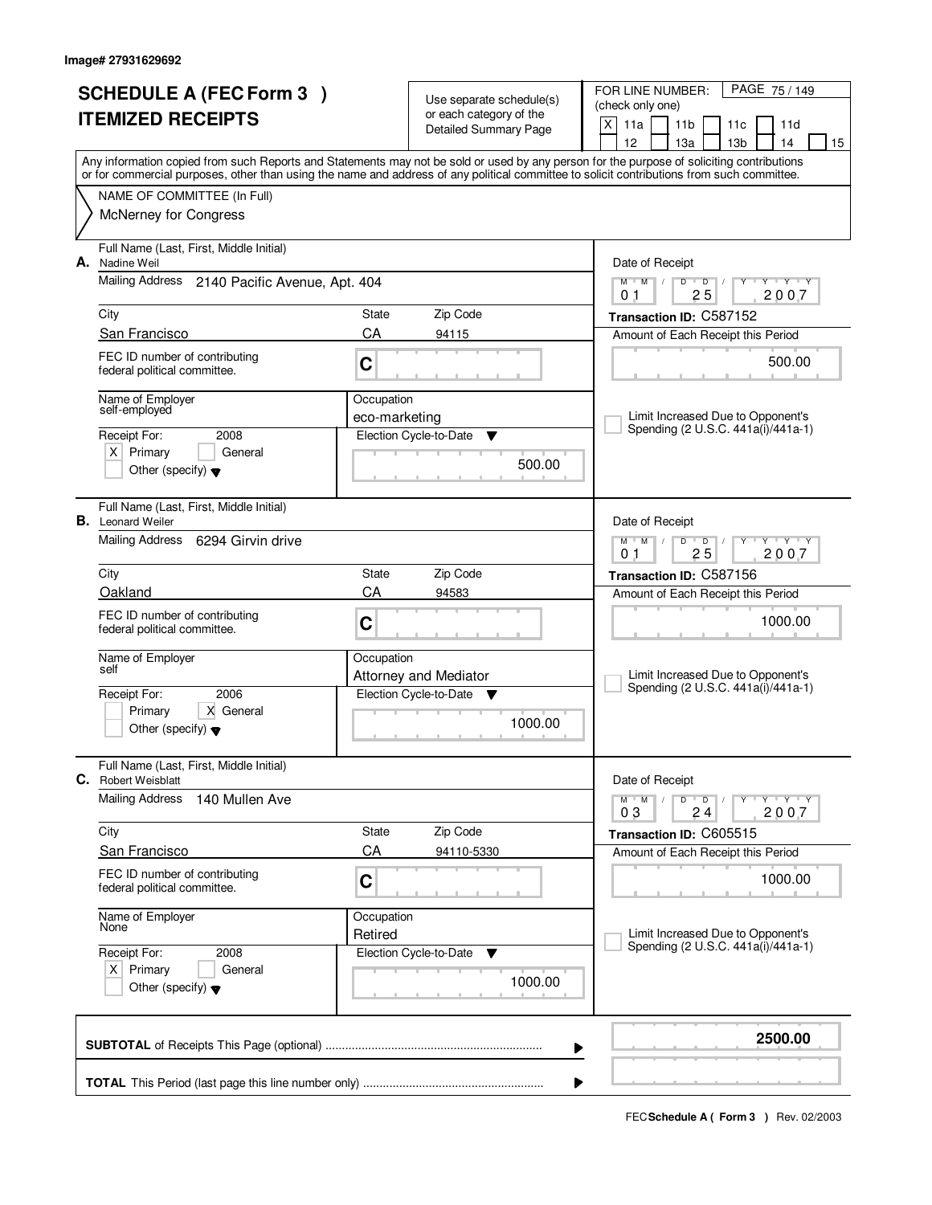Image# 27931629692

# SCHEDULE A (FEC Form 3 ) ITEMIZED RECEIPTS

Use separate schedule(s) or each category of the Detailed Summary Page

FOR LINE NUMBER: (check only one)
[X] 11a [ ] 11b [ ] 11c [ ] 11d [ ] 12 [ ] 13a [ ] 13b [ ] 14 [ ] 15

PAGE 75 / 149

Any information copied from such Reports and Statements may not be sold or used by any person for the purpose of soliciting contributions or for commercial purposes, other than using the name and address of any political committee to solicit contributions from such committee.

NAME OF COMMITTEE (In Full)
McNerney for Congress

---

**A.** Full Name (Last, First, Middle Initial): Nadine Weil
Mailing Address: 2140 Pacific Avenue, Apt. 404
City: San Francisco | State: CA | Zip Code: 94115
FEC ID number of contributing federal political committee: C
Name of Employer: self-employed
Occupation: eco-marketing
Receipt For: 2008 — [X] Primary [ ] General [ ] Other (specify)
Election Cycle-to-Date: 500.00
Date of Receipt: 01 25 2007
Transaction ID: C587152
Amount of Each Receipt this Period: 500.00
[ ] Limit Increased Due to Opponent's Spending (2 U.S.C. 441a(i)/441a-1)

---

**B.** Full Name (Last, First, Middle Initial): Leonard Weiler
Mailing Address: 6294 Girvin drive
City: Oakland | State: CA | Zip Code: 94583
FEC ID number of contributing federal political committee: C
Name of Employer: self
Occupation: Attorney and Mediator
Receipt For: 2006 — [ ] Primary [X] General [ ] Other (specify)
Election Cycle-to-Date: 1000.00
Date of Receipt: 01 25 2007
Transaction ID: C587156
Amount of Each Receipt this Period: 1000.00
[ ] Limit Increased Due to Opponent's Spending (2 U.S.C. 441a(i)/441a-1)

---

**C.** Full Name (Last, First, Middle Initial): Robert Weisblatt
Mailing Address: 140 Mullen Ave
City: San Francisco | State: CA | Zip Code: 94110-5330
FEC ID number of contributing federal political committee: C
Name of Employer: None
Occupation: Retired
Receipt For: 2008 — [X] Primary [ ] General [ ] Other (specify)
Election Cycle-to-Date: 1000.00
Date of Receipt: 03 24 2007
Transaction ID: C605515
Amount of Each Receipt this Period: 1000.00
[ ] Limit Increased Due to Opponent's Spending (2 U.S.C. 441a(i)/441a-1)

---

**SUBTOTAL** of Receipts This Page (optional): **2500.00**

**TOTAL** This Period (last page this line number only):

FEC **Schedule A ( Form 3 )** Rev. 02/2003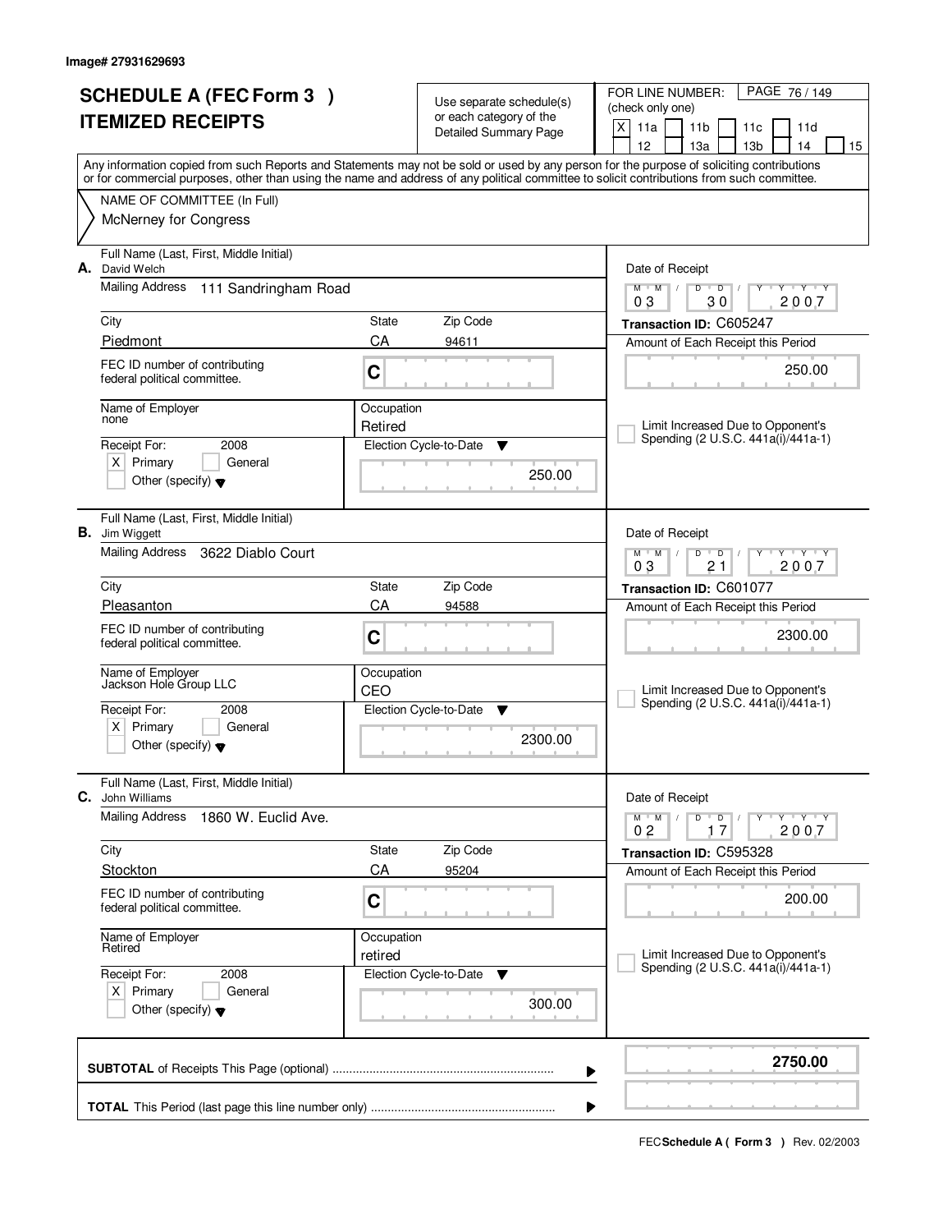Image# 27931629693

# SCHEDULE A (FEC Form 3 )
# ITEMIZED RECEIPTS

Use separate schedule(s) or each category of the Detailed Summary Page

FOR LINE NUMBER: (check only one)

[X] 11a [ ] 11b [ ] 11c [ ] 11d [ ] 12 [ ] 13a [ ] 13b [ ] 14 [ ] 15

PAGE 76 / 149

Any information copied from such Reports and Statements may not be sold or used by any person for the purpose of soliciting contributions or for commercial purposes, other than using the name and address of any political committee to solicit contributions from such committee.

NAME OF COMMITTEE (In Full)
McNerney for Congress

---

**A.** Full Name (Last, First, Middle Initial): David Welch

Mailing Address: 111 Sandringham Road

City: Piedmont | State: CA | Zip Code: 94611

FEC ID number of contributing federal political committee: C

Name of Employer: none

Occupation: Retired

Receipt For: 2008 [X] Primary [ ] General [ ] Other (specify)

Election Cycle-to-Date: 250.00

Date of Receipt: 03 / 30 / 2007

Transaction ID: C605247

Amount of Each Receipt this Period: 250.00

[ ] Limit Increased Due to Opponent's Spending (2 U.S.C. 441a(i)/441a-1)

---

**B.** Full Name (Last, First, Middle Initial): Jim Wiggett

Mailing Address: 3622 Diablo Court

City: Pleasanton | State: CA | Zip Code: 94588

FEC ID number of contributing federal political committee: C

Name of Employer: Jackson Hole Group LLC

Occupation: CEO

Receipt For: 2008 [X] Primary [ ] General [ ] Other (specify)

Election Cycle-to-Date: 2300.00

Date of Receipt: 03 / 21 / 2007

Transaction ID: C601077

Amount of Each Receipt this Period: 2300.00

[ ] Limit Increased Due to Opponent's Spending (2 U.S.C. 441a(i)/441a-1)

---

**C.** Full Name (Last, First, Middle Initial): John Williams

Mailing Address: 1860 W. Euclid Ave.

City: Stockton | State: CA | Zip Code: 95204

FEC ID number of contributing federal political committee: C

Name of Employer: Retired

Occupation: retired

Receipt For: 2008 [X] Primary [ ] General [ ] Other (specify)

Election Cycle-to-Date: 300.00

Date of Receipt: 02 / 17 / 2007

Transaction ID: C595328

Amount of Each Receipt this Period: 200.00

[ ] Limit Increased Due to Opponent's Spending (2 U.S.C. 441a(i)/441a-1)

---

**SUBTOTAL** of Receipts This Page (optional): **2750.00**

**TOTAL** This Period (last page this line number only):

FEC **Schedule A ( Form 3 )** Rev. 02/2003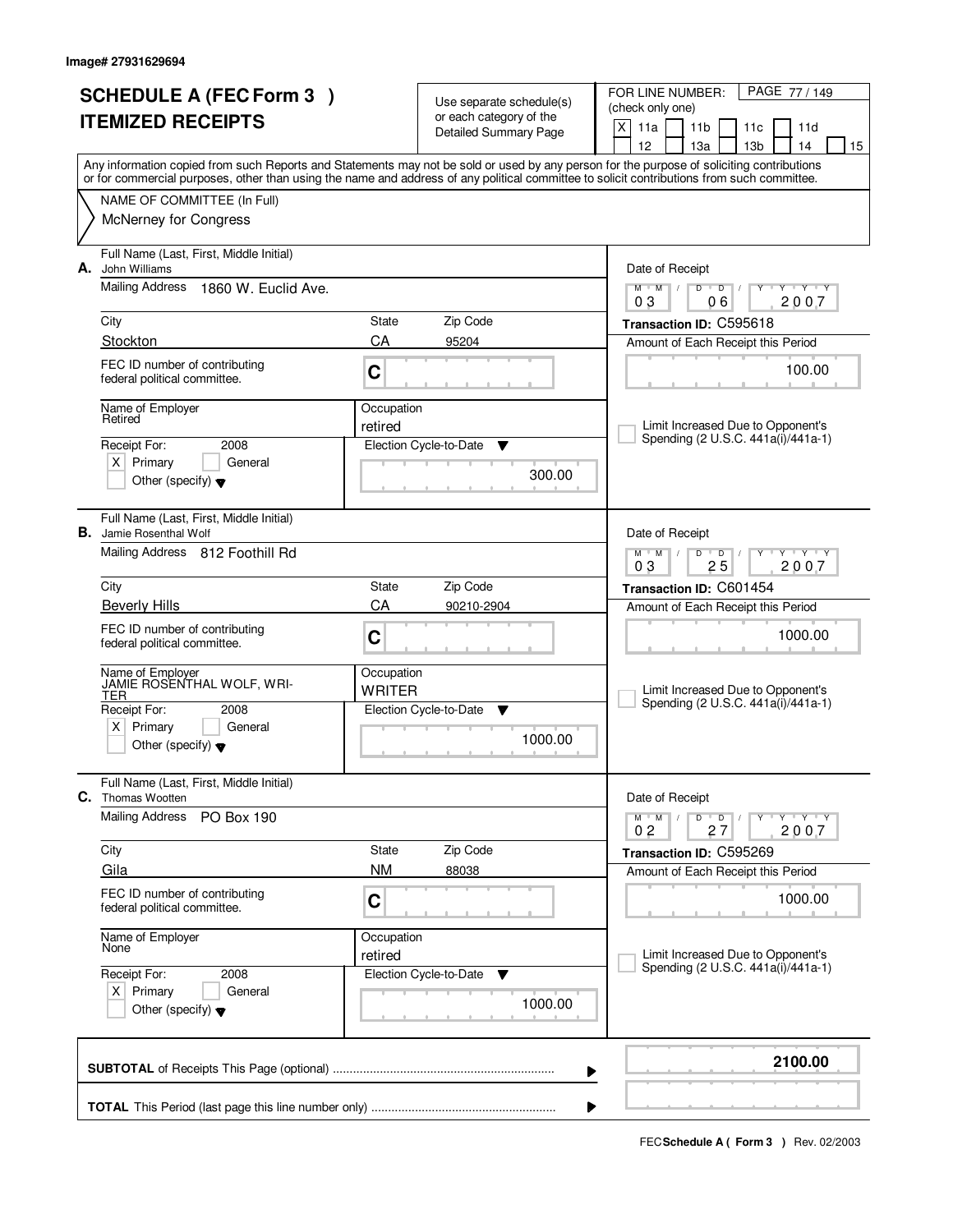Image# 27931629694

# SCHEDULE A (FEC Form 3 )
## ITEMIZED RECEIPTS

Use separate schedule(s) or each category of the Detailed Summary Page

FOR LINE NUMBER: (check only one)
[X] 11a [ ] 11b [ ] 11c [ ] 11d [ ] 12 [ ] 13a [ ] 13b [ ] 14 [ ] 15

Any information copied from such Reports and Statements may not be sold or used by any person for the purpose of soliciting contributions or for commercial purposes, other than using the name and address of any political committee to solicit contributions from such committee.

NAME OF COMMITTEE (In Full)
McNerney for Congress

---

**A.** Full Name (Last, First, Middle Initial): John Williams

Mailing Address: 1860 W. Euclid Ave.

City: Stockton | State: CA | Zip Code: 95204

FEC ID number of contributing federal political committee: C

Name of Employer: Retired

Occupation: retired

Receipt For: 2008 — [X] Primary [ ] General [ ] Other (specify)

Election Cycle-to-Date: 300.00

Date of Receipt: 03 / 06 / 2007

Transaction ID: C595618

Amount of Each Receipt this Period: 100.00

[ ] Limit Increased Due to Opponent's Spending (2 U.S.C. 441a(i)/441a-1)

---

**B.** Full Name (Last, First, Middle Initial): Jamie Rosenthal Wolf

Mailing Address: 812 Foothill Rd

City: Beverly Hills | State: CA | Zip Code: 90210-2904

FEC ID number of contributing federal political committee: C

Name of Employer: JAMIE ROSENTHAL WOLF, WRITER

Occupation: WRITER

Receipt For: 2008 — [X] Primary [ ] General [ ] Other (specify)

Election Cycle-to-Date: 1000.00

Date of Receipt: 03 / 25 / 2007

Transaction ID: C601454

Amount of Each Receipt this Period: 1000.00

[ ] Limit Increased Due to Opponent's Spending (2 U.S.C. 441a(i)/441a-1)

---

**C.** Full Name (Last, First, Middle Initial): Thomas Wootten

Mailing Address: PO Box 190

City: Gila | State: NM | Zip Code: 88038

FEC ID number of contributing federal political committee: C

Name of Employer: None

Occupation: retired

Receipt For: 2008 — [X] Primary [ ] General [ ] Other (specify)

Election Cycle-to-Date: 1000.00

Date of Receipt: 02 / 27 / 2007

Transaction ID: C595269

Amount of Each Receipt this Period: 1000.00

[ ] Limit Increased Due to Opponent's Spending (2 U.S.C. 441a(i)/441a-1)

---

**SUBTOTAL** of Receipts This Page (optional): **2100.00**

**TOTAL** This Period (last page this line number only):

FEC **Schedule A ( Form 3 )** Rev. 02/2003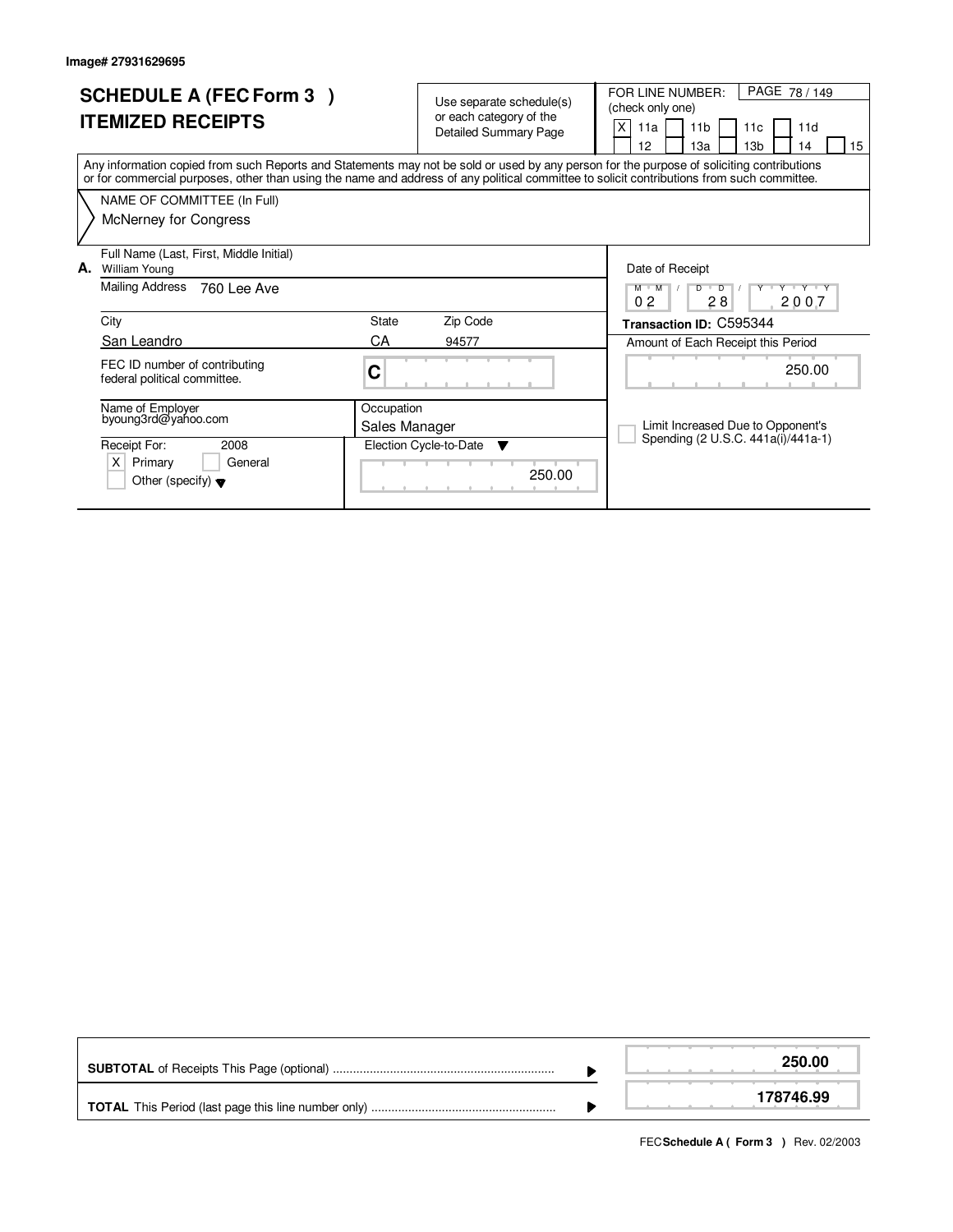Image# 27931629695

# SCHEDULE A (FEC Form 3 )
# ITEMIZED RECEIPTS

Use separate schedule(s) or each category of the Detailed Summary Page

FOR LINE NUMBER: (check only one)

- [X] 11a
- [ ] 11b
- [ ] 11c
- [ ] 11d
- [ ] 12
- [ ] 13a
- [ ] 13b
- [ ] 14
- [ ] 15

Any information copied from such Reports and Statements may not be sold or used by any person for the purpose of soliciting contributions or for commercial purposes, other than using the name and address of any political committee to solicit contributions from such committee.

NAME OF COMMITTEE (In Full)
McNerney for Congress

**A.** Full Name (Last, First, Middle Initial): William Young

Mailing Address: 760 Lee Ave

| City | State | Zip Code |
|---|---|---|
| San Leandro | CA | 94577 |

FEC ID number of contributing federal political committee. C

Name of Employer: byoung3rd@yahoo.com

Occupation: Sales Manager

Receipt For: 2008
- [X] Primary
- [ ] General
- [ ] Other (specify)

Election Cycle-to-Date: 250.00

Date of Receipt: 02 / 28 / 2007

**Transaction ID:** C595344

Amount of Each Receipt this Period: 250.00

- [ ] Limit Increased Due to Opponent's Spending (2 U.S.C. 441a(i)/441a-1)

| | |
|---|---|
| **SUBTOTAL** of Receipts This Page (optional) | **250.00** |
| **TOTAL** This Period (last page this line number only) | **178746.99** |

FEC **Schedule A ( Form 3 )** Rev. 02/2003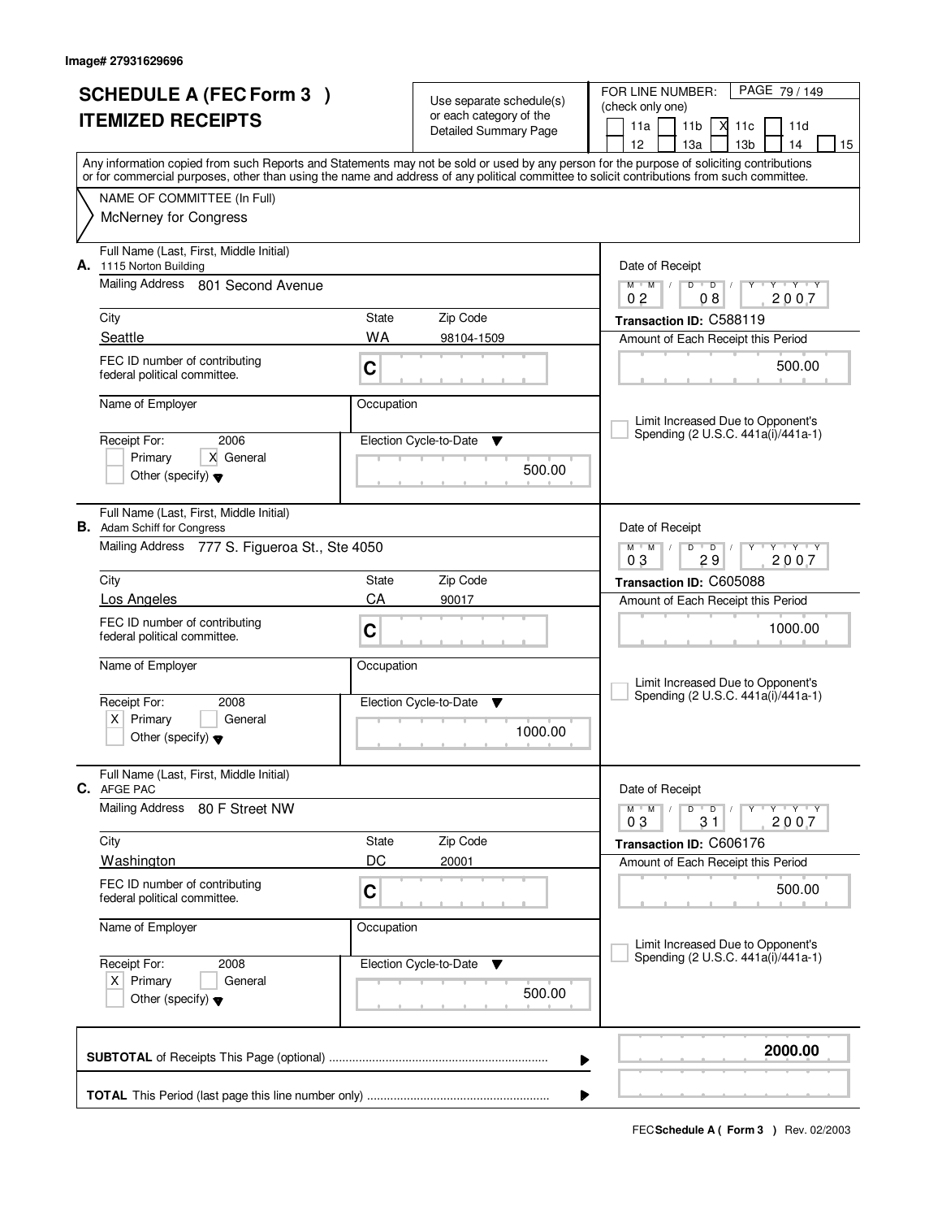Image# 27931629696

# SCHEDULE A (FEC Form 3 )
# ITEMIZED RECEIPTS

Use separate schedule(s) or each category of the Detailed Summary Page

FOR LINE NUMBER: (check only one)

11a | 11b | X 11c | 11d | 12 | 13a | 13b | 14 | 15

Any information copied from such Reports and Statements may not be sold or used by any person for the purpose of soliciting contributions or for commercial purposes, other than using the name and address of any political committee to solicit contributions from such committee.

NAME OF COMMITTEE (In Full)
McNerney for Congress

---

**A.** Full Name (Last, First, Middle Initial): 1115 Norton Building

Mailing Address: 801 Second Avenue

City: Seattle | State: WA | Zip Code: 98104-1509

FEC ID number of contributing federal political committee: C

Name of Employer:

Occupation:

Receipt For: 2006 — [ ] Primary [X] General [ ] Other (specify)

Election Cycle-to-Date: 500.00

Date of Receipt: 02 / 08 / 2007

Transaction ID: C588119

Amount of Each Receipt this Period: 500.00

[ ] Limit Increased Due to Opponent's Spending (2 U.S.C. 441a(i)/441a-1)

---

**B.** Full Name (Last, First, Middle Initial): Adam Schiff for Congress

Mailing Address: 777 S. Figueroa St., Ste 4050

City: Los Angeles | State: CA | Zip Code: 90017

FEC ID number of contributing federal political committee: C

Name of Employer:

Occupation:

Receipt For: 2008 — [X] Primary [ ] General [ ] Other (specify)

Election Cycle-to-Date: 1000.00

Date of Receipt: 03 / 29 / 2007

Transaction ID: C605088

Amount of Each Receipt this Period: 1000.00

[ ] Limit Increased Due to Opponent's Spending (2 U.S.C. 441a(i)/441a-1)

---

**C.** Full Name (Last, First, Middle Initial): AFGE PAC

Mailing Address: 80 F Street NW

City: Washington | State: DC | Zip Code: 20001

FEC ID number of contributing federal political committee: C

Name of Employer:

Occupation:

Receipt For: 2008 — [X] Primary [ ] General [ ] Other (specify)

Election Cycle-to-Date: 500.00

Date of Receipt: 03 / 31 / 2007

Transaction ID: C606176

Amount of Each Receipt this Period: 500.00

[ ] Limit Increased Due to Opponent's Spending (2 U.S.C. 441a(i)/441a-1)

---

**SUBTOTAL** of Receipts This Page (optional): **2000.00**

**TOTAL** This Period (last page this line number only):

FEC **Schedule A ( Form 3 )** Rev. 02/2003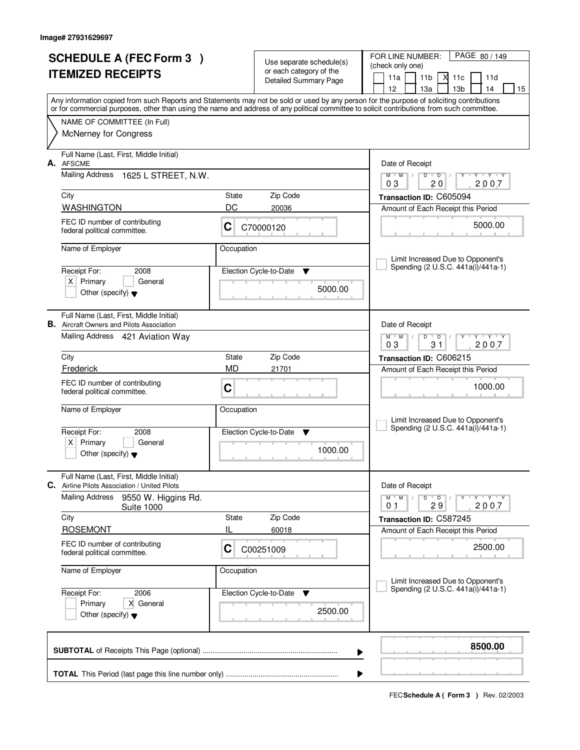Image# 27931629697

# SCHEDULE A (FEC Form 3 ) ITEMIZED RECEIPTS

Use separate schedule(s) or each category of the Detailed Summary Page

FOR LINE NUMBER: (check only one)
11a | 11b | X 11c | 11d | 12 | 13a | 13b | 14 | 15

PAGE 80 / 149

Any information copied from such Reports and Statements may not be sold or used by any person for the purpose of soliciting contributions or for commercial purposes, other than using the name and address of any political committee to solicit contributions from such committee.

NAME OF COMMITTEE (In Full)
McNerney for Congress

---

**A.** Full Name (Last, First, Middle Initial): AFSCME

Mailing Address: 1625 L STREET, N.W.

City: WASHINGTON | State: DC | Zip Code: 20036

FEC ID number of contributing federal political committee: C C70000120

Name of Employer: | Occupation:

Receipt For: 2008 — X Primary | General | Other (specify)

Election Cycle-to-Date: 5000.00

Date of Receipt: 03 20 2007

Transaction ID: C605094

Amount of Each Receipt this Period: 5000.00

Limit Increased Due to Opponent's Spending (2 U.S.C. 441a(i)/441a-1)

---

**B.** Full Name (Last, First, Middle Initial): Aircraft Owners and Pilots Association

Mailing Address: 421 Aviation Way

City: Frederick | State: MD | Zip Code: 21701

FEC ID number of contributing federal political committee: C

Name of Employer: | Occupation:

Receipt For: 2008 — X Primary | General | Other (specify)

Election Cycle-to-Date: 1000.00

Date of Receipt: 03 31 2007

Transaction ID: C606215

Amount of Each Receipt this Period: 1000.00

Limit Increased Due to Opponent's Spending (2 U.S.C. 441a(i)/441a-1)

---

**C.** Full Name (Last, First, Middle Initial): Airline Pilots Association / United Pilots

Mailing Address: 9550 W. Higgins Rd. Suite 1000

City: ROSEMONT | State: IL | Zip Code: 60018

FEC ID number of contributing federal political committee: C C00251009

Name of Employer: | Occupation:

Receipt For: 2006 — Primary | X General | Other (specify)

Election Cycle-to-Date: 2500.00

Date of Receipt: 01 29 2007

Transaction ID: C587245

Amount of Each Receipt this Period: 2500.00

Limit Increased Due to Opponent's Spending (2 U.S.C. 441a(i)/441a-1)

---

**SUBTOTAL** of Receipts This Page (optional) ........ 8500.00

**TOTAL** This Period (last page this line number only) ........

FEC **Schedule A ( Form 3 )** Rev. 02/2003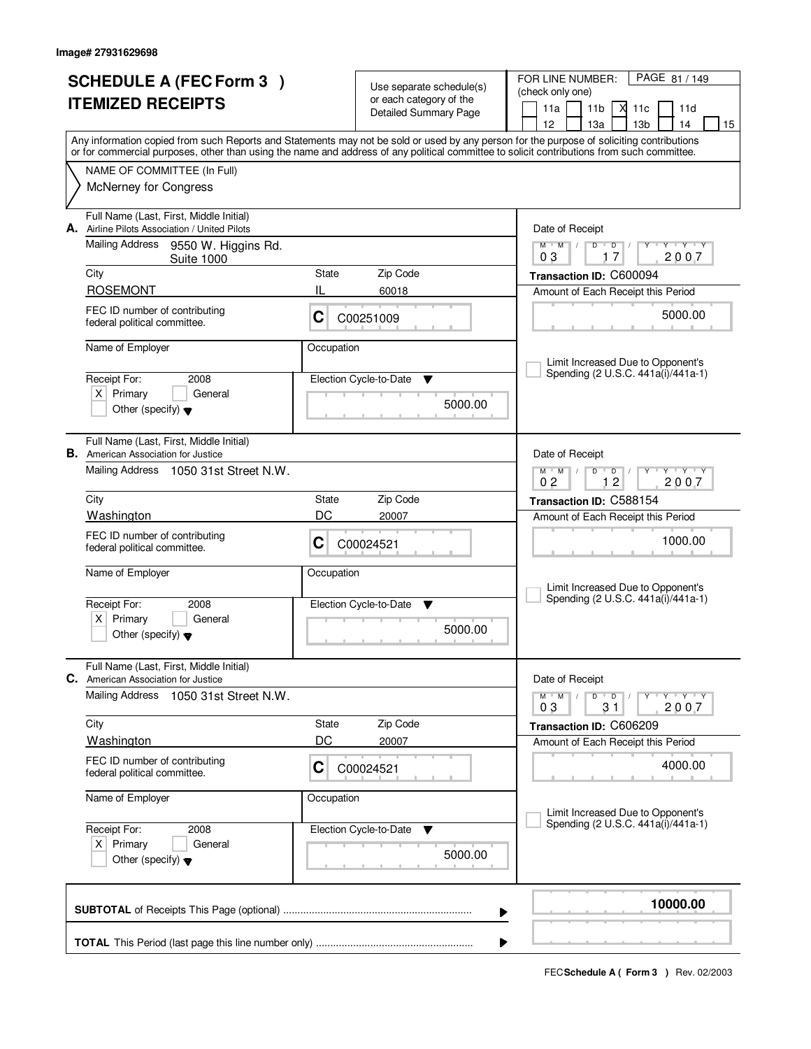Image# 27931629698

# SCHEDULE A (FEC Form 3 ) ITEMIZED RECEIPTS

Use separate schedule(s) or each category of the Detailed Summary Page

FOR LINE NUMBER: (check only one)
11a [ ] 11b [ ] 11c [X] 11d [ ] 12 [ ] 13a [ ] 13b [ ] 14 [ ] 15 [ ]

Any information copied from such Reports and Statements may not be sold or used by any person for the purpose of soliciting contributions or for commercial purposes, other than using the name and address of any political committee to solicit contributions from such committee.

NAME OF COMMITTEE (In Full)
McNerney for Congress

---

**A.** Full Name (Last, First, Middle Initial): Airline Pilots Association / United Pilots
Mailing Address: 9550 W. Higgins Rd. Suite 1000
City: ROSEMONT | State: IL | Zip Code: 60018
FEC ID number of contributing federal political committee: C C00251009
Name of Employer: | Occupation:
Receipt For: 2008 [X] Primary [ ] General [ ] Other (specify)
Election Cycle-to-Date: 5000.00
Date of Receipt: 03/17/2007
Transaction ID: C600094
Amount of Each Receipt this Period: 5000.00
[ ] Limit Increased Due to Opponent's Spending (2 U.S.C. 441a(i)/441a-1)

---

**B.** Full Name (Last, First, Middle Initial): American Association for Justice
Mailing Address: 1050 31st Street N.W.
City: Washington | State: DC | Zip Code: 20007
FEC ID number of contributing federal political committee: C C00024521
Name of Employer: | Occupation:
Receipt For: 2008 [X] Primary [ ] General [ ] Other (specify)
Election Cycle-to-Date: 5000.00
Date of Receipt: 02/12/2007
Transaction ID: C588154
Amount of Each Receipt this Period: 1000.00
[ ] Limit Increased Due to Opponent's Spending (2 U.S.C. 441a(i)/441a-1)

---

**C.** Full Name (Last, First, Middle Initial): American Association for Justice
Mailing Address: 1050 31st Street N.W.
City: Washington | State: DC | Zip Code: 20007
FEC ID number of contributing federal political committee: C C00024521
Name of Employer: | Occupation:
Receipt For: 2008 [X] Primary [ ] General [ ] Other (specify)
Election Cycle-to-Date: 5000.00
Date of Receipt: 03/31/2007
Transaction ID: C606209
Amount of Each Receipt this Period: 4000.00
[ ] Limit Increased Due to Opponent's Spending (2 U.S.C. 441a(i)/441a-1)

---

**SUBTOTAL** of Receipts This Page (optional) ........ 10000.00

**TOTAL** This Period (last page this line number only) ........

FEC **Schedule A ( Form 3 )** Rev. 02/2003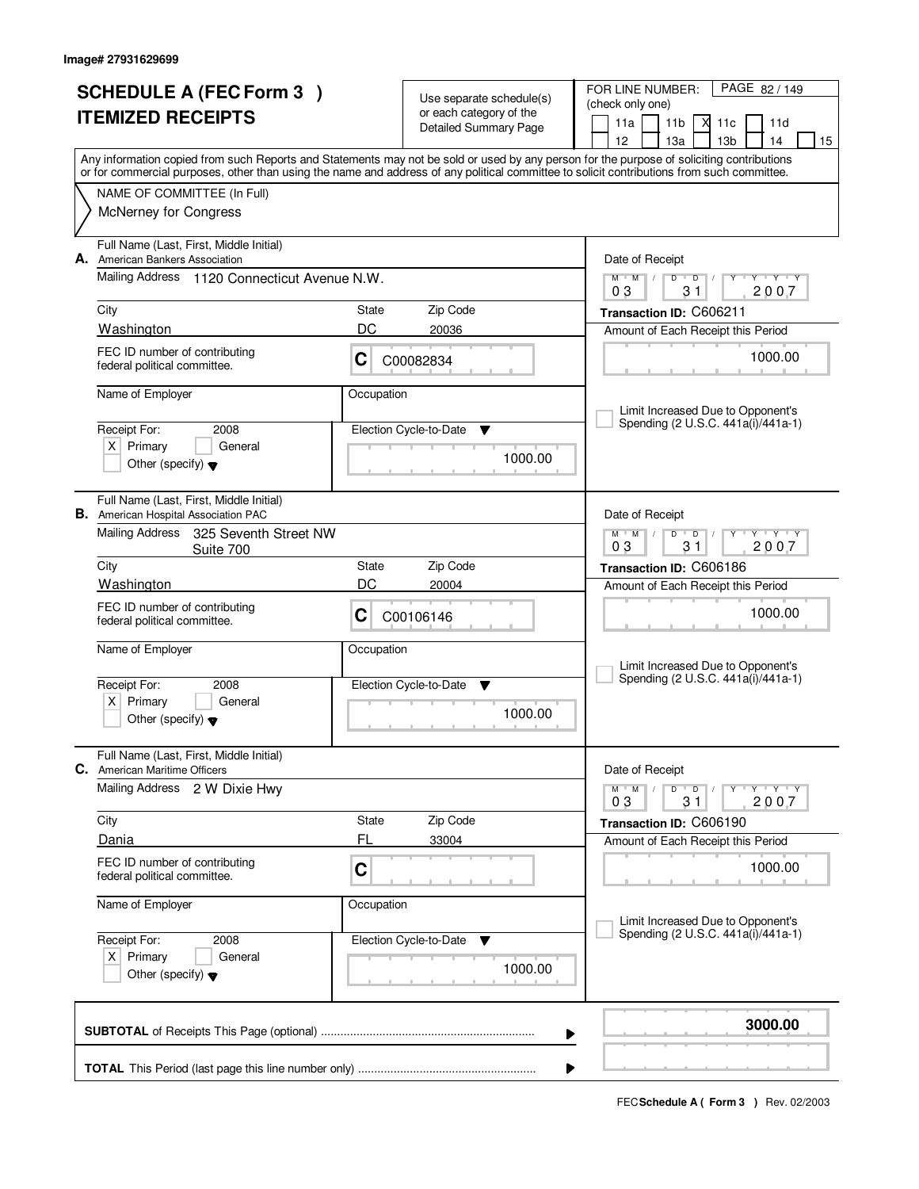Image# 27931629699

# SCHEDULE A (FEC Form 3 ) ITEMIZED RECEIPTS

Use separate schedule(s) or each category of the Detailed Summary Page

FOR LINE NUMBER: (check only one)

11a | 11b | X 11c | 11d | 12 | 13a | 13b | 14 | 15

PAGE 82 / 149

Any information copied from such Reports and Statements may not be sold or used by any person for the purpose of soliciting contributions or for commercial purposes, other than using the name and address of any political committee to solicit contributions from such committee.

NAME OF COMMITTEE (In Full)
McNerney for Congress

---

**A.** Full Name (Last, First, Middle Initial)
American Bankers Association

Mailing Address: 1120 Connecticut Avenue N.W.

City: Washington | State: DC | Zip Code: 20036

FEC ID number of contributing federal political committee: C C00082834

Name of Employer:

Occupation:

Receipt For: 2008 — X Primary | General | Other (specify)

Election Cycle-to-Date: 1000.00

Date of Receipt: 03 / 31 / 2007

Transaction ID: C606211

Amount of Each Receipt this Period: 1000.00

Limit Increased Due to Opponent's Spending (2 U.S.C. 441a(i)/441a-1)

---

**B.** Full Name (Last, First, Middle Initial)
American Hospital Association PAC

Mailing Address: 325 Seventh Street NW Suite 700

City: Washington | State: DC | Zip Code: 20004

FEC ID number of contributing federal political committee: C C00106146

Name of Employer:

Occupation:

Receipt For: 2008 — X Primary | General | Other (specify)

Election Cycle-to-Date: 1000.00

Date of Receipt: 03 / 31 / 2007

Transaction ID: C606186

Amount of Each Receipt this Period: 1000.00

Limit Increased Due to Opponent's Spending (2 U.S.C. 441a(i)/441a-1)

---

**C.** Full Name (Last, First, Middle Initial)
American Maritime Officers

Mailing Address: 2 W Dixie Hwy

City: Dania | State: FL | Zip Code: 33004

FEC ID number of contributing federal political committee: C

Name of Employer:

Occupation:

Receipt For: 2008 — X Primary | General | Other (specify)

Election Cycle-to-Date: 1000.00

Date of Receipt: 03 / 31 / 2007

Transaction ID: C606190

Amount of Each Receipt this Period: 1000.00

Limit Increased Due to Opponent's Spending (2 U.S.C. 441a(i)/441a-1)

---

**SUBTOTAL** of Receipts This Page (optional): **3000.00**

**TOTAL** This Period (last page this line number only):

FEC **Schedule A ( Form 3 )** Rev. 02/2003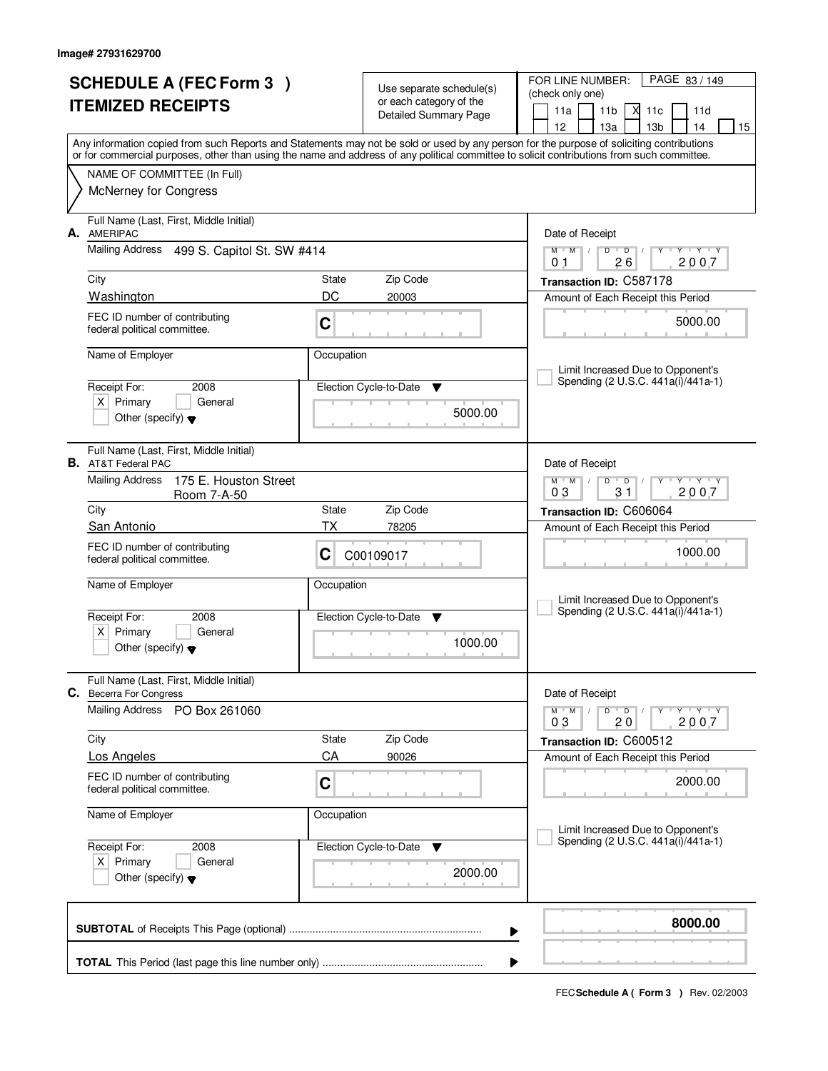Image# 27931629700

# SCHEDULE A (FEC Form 3 )
# ITEMIZED RECEIPTS

Use separate schedule(s) or each category of the Detailed Summary Page

FOR LINE NUMBER: (check only one)

- [ ] 11a
- [ ] 11b
- [X] 11c
- [ ] 11d
- [ ] 12
- [ ] 13a
- [ ] 13b
- [ ] 14
- [ ] 15

Any information copied from such Reports and Statements may not be sold or used by any person for the purpose of soliciting contributions or for commercial purposes, other than using the name and address of any political committee to solicit contributions from such committee.

NAME OF COMMITTEE (In Full)
McNerney for Congress

---

**A.** Full Name (Last, First, Middle Initial): AMERIPAC

Mailing Address: 499 S. Capitol St. SW #414

City: Washington | State: DC | Zip Code: 20003

FEC ID number of contributing federal political committee: C

Name of Employer:

Occupation:

Receipt For: 2008 — [X] Primary [ ] General [ ] Other (specify)

Election Cycle-to-Date: 5000.00

Date of Receipt: 01/26/2007

Transaction ID: C587178

Amount of Each Receipt this Period: 5000.00

[ ] Limit Increased Due to Opponent's Spending (2 U.S.C. 441a(i)/441a-1)

---

**B.** Full Name (Last, First, Middle Initial): AT&T Federal PAC

Mailing Address: 175 E. Houston Street, Room 7-A-50

City: San Antonio | State: TX | Zip Code: 78205

FEC ID number of contributing federal political committee: C C00109017

Name of Employer:

Occupation:

Receipt For: 2008 — [X] Primary [ ] General [ ] Other (specify)

Election Cycle-to-Date: 1000.00

Date of Receipt: 03/31/2007

Transaction ID: C606064

Amount of Each Receipt this Period: 1000.00

[ ] Limit Increased Due to Opponent's Spending (2 U.S.C. 441a(i)/441a-1)

---

**C.** Full Name (Last, First, Middle Initial): Becerra For Congress

Mailing Address: PO Box 261060

City: Los Angeles | State: CA | Zip Code: 90026

FEC ID number of contributing federal political committee: C

Name of Employer:

Occupation:

Receipt For: 2008 — [X] Primary [ ] General [ ] Other (specify)

Election Cycle-to-Date: 2000.00

Date of Receipt: 03/20/2007

Transaction ID: C600512

Amount of Each Receipt this Period: 2000.00

[ ] Limit Increased Due to Opponent's Spending (2 U.S.C. 441a(i)/441a-1)

---

**SUBTOTAL** of Receipts This Page (optional): **8000.00**

**TOTAL** This Period (last page this line number only):

FEC **Schedule A ( Form 3 )** Rev. 02/2003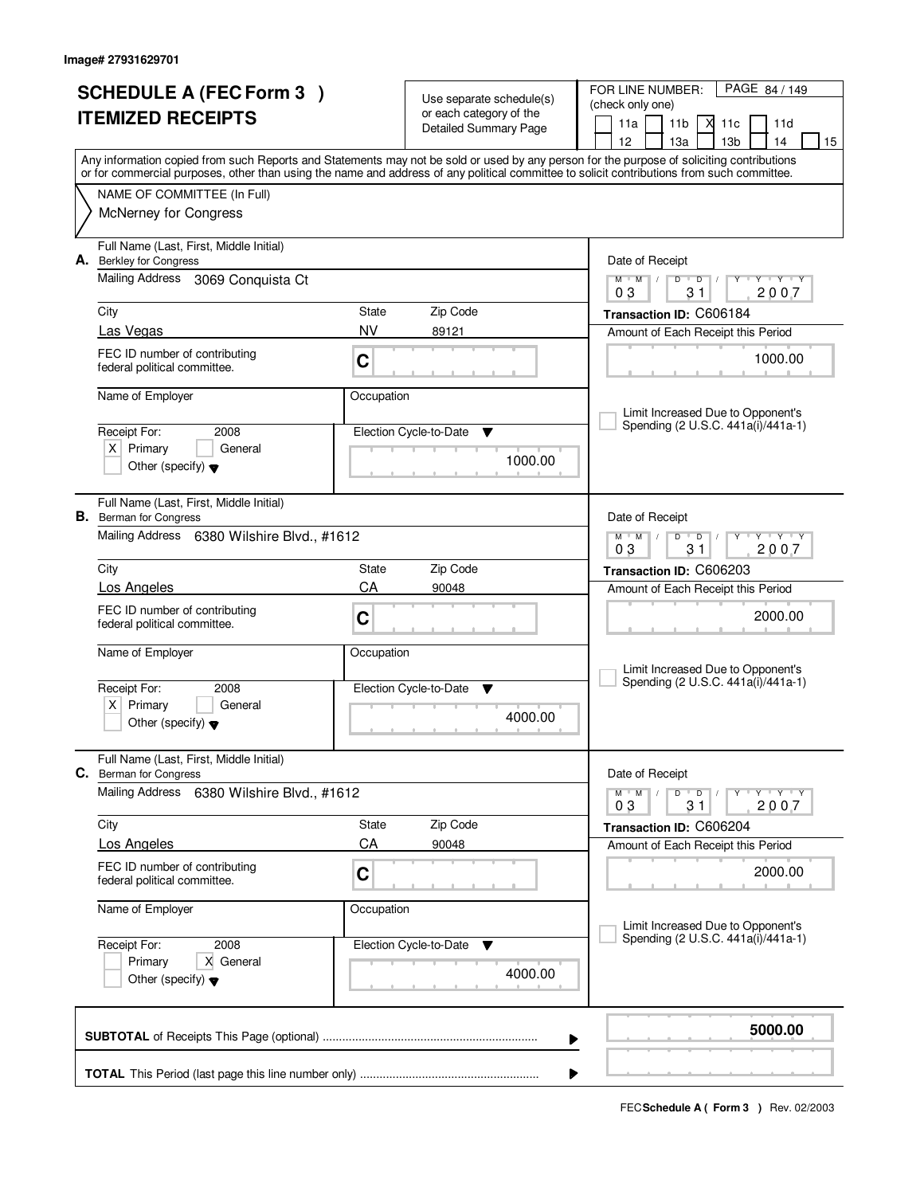Image# 27931629701

# SCHEDULE A (FEC Form 3 )
# ITEMIZED RECEIPTS

Use separate schedule(s) or each category of the Detailed Summary Page

FOR LINE NUMBER: (check only one)
11a [ ] 11b [ ] 11c [X] 11d [ ] 12 [ ] 13a [ ] 13b [ ] 14 [ ] 15 [ ]

Any information copied from such Reports and Statements may not be sold or used by any person for the purpose of soliciting contributions or for commercial purposes, other than using the name and address of any political committee to solicit contributions from such committee.

NAME OF COMMITTEE (In Full)
McNerney for Congress

---

**A.** Full Name (Last, First, Middle Initial): Berkley for Congress
Mailing Address: 3069 Conquista Ct
City: Las Vegas | State: NV | Zip Code: 89121
FEC ID number of contributing federal political committee: C
Name of Employer:
Occupation:
Receipt For: 2008 [X] Primary [ ] General [ ] Other (specify)
Election Cycle-to-Date: 1000.00
Date of Receipt: 03/31/2007
Transaction ID: C606184
Amount of Each Receipt this Period: 1000.00
[ ] Limit Increased Due to Opponent's Spending (2 U.S.C. 441a(i)/441a-1)

---

**B.** Full Name (Last, First, Middle Initial): Berman for Congress
Mailing Address: 6380 Wilshire Blvd., #1612
City: Los Angeles | State: CA | Zip Code: 90048
FEC ID number of contributing federal political committee: C
Name of Employer:
Occupation:
Receipt For: 2008 [X] Primary [ ] General [ ] Other (specify)
Election Cycle-to-Date: 4000.00
Date of Receipt: 03/31/2007
Transaction ID: C606203
Amount of Each Receipt this Period: 2000.00
[ ] Limit Increased Due to Opponent's Spending (2 U.S.C. 441a(i)/441a-1)

---

**C.** Full Name (Last, First, Middle Initial): Berman for Congress
Mailing Address: 6380 Wilshire Blvd., #1612
City: Los Angeles | State: CA | Zip Code: 90048
FEC ID number of contributing federal political committee: C
Name of Employer:
Occupation:
Receipt For: 2008 [ ] Primary [X] General [ ] Other (specify)
Election Cycle-to-Date: 4000.00
Date of Receipt: 03/31/2007
Transaction ID: C606204
Amount of Each Receipt this Period: 2000.00
[ ] Limit Increased Due to Opponent's Spending (2 U.S.C. 441a(i)/441a-1)

---

**SUBTOTAL** of Receipts This Page (optional): **5000.00**

**TOTAL** This Period (last page this line number only):

FEC **Schedule A ( Form 3 )** Rev. 02/2003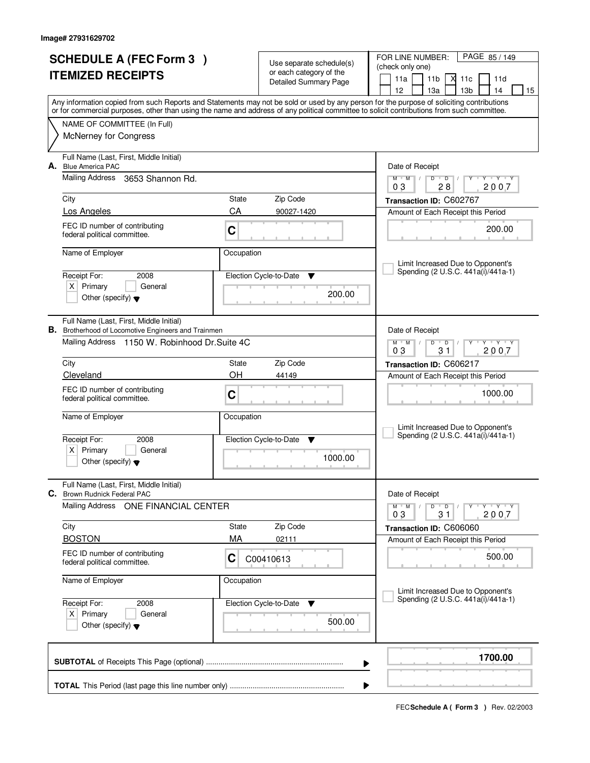Image# 27931629702

# SCHEDULE A (FEC Form 3 )
# ITEMIZED RECEIPTS

Use separate schedule(s) or each category of the Detailed Summary Page

FOR LINE NUMBER: (check only one)

11a [ ] 11b [ ] 11c [X] 11d [ ] 12 [ ] 13a [ ] 13b [ ] 14 [ ] 15 [ ]

PAGE 85 / 149

Any information copied from such Reports and Statements may not be sold or used by any person for the purpose of soliciting contributions or for commercial purposes, other than using the name and address of any political committee to solicit contributions from such committee.

NAME OF COMMITTEE (In Full)
McNerney for Congress

---

**A.** Full Name (Last, First, Middle Initial): Blue America PAC

Mailing Address: 3653 Shannon Rd.

City: Los Angeles | State: CA | Zip Code: 90027-1420

FEC ID number of contributing federal political committee: C

Name of Employer: | Occupation:

Receipt For: 2008 — [X] Primary [ ] General [ ] Other (specify)

Election Cycle-to-Date: 200.00

Date of Receipt: 03 / 28 / 2007

Transaction ID: C602767

Amount of Each Receipt this Period: 200.00

[ ] Limit Increased Due to Opponent's Spending (2 U.S.C. 441a(i)/441a-1)

---

**B.** Full Name (Last, First, Middle Initial): Brotherhood of Locomotive Engineers and Trainmen

Mailing Address: 1150 W. Robinhood Dr.Suite 4C

City: Cleveland | State: OH | Zip Code: 44149

FEC ID number of contributing federal political committee: C

Name of Employer: | Occupation:

Receipt For: 2008 — [X] Primary [ ] General [ ] Other (specify)

Election Cycle-to-Date: 1000.00

Date of Receipt: 03 / 31 / 2007

Transaction ID: C606217

Amount of Each Receipt this Period: 1000.00

[ ] Limit Increased Due to Opponent's Spending (2 U.S.C. 441a(i)/441a-1)

---

**C.** Full Name (Last, First, Middle Initial): Brown Rudnick Federal PAC

Mailing Address: ONE FINANCIAL CENTER

City: BOSTON | State: MA | Zip Code: 02111

FEC ID number of contributing federal political committee: C C00410613

Name of Employer: | Occupation:

Receipt For: 2008 — [X] Primary [ ] General [ ] Other (specify)

Election Cycle-to-Date: 500.00

Date of Receipt: 03 / 31 / 2007

Transaction ID: C606060

Amount of Each Receipt this Period: 500.00

[ ] Limit Increased Due to Opponent's Spending (2 U.S.C. 441a(i)/441a-1)

---

**SUBTOTAL** of Receipts This Page (optional) ........ **1700.00**

**TOTAL** This Period (last page this line number only) ........

FEC **Schedule A ( Form 3 )** Rev. 02/2003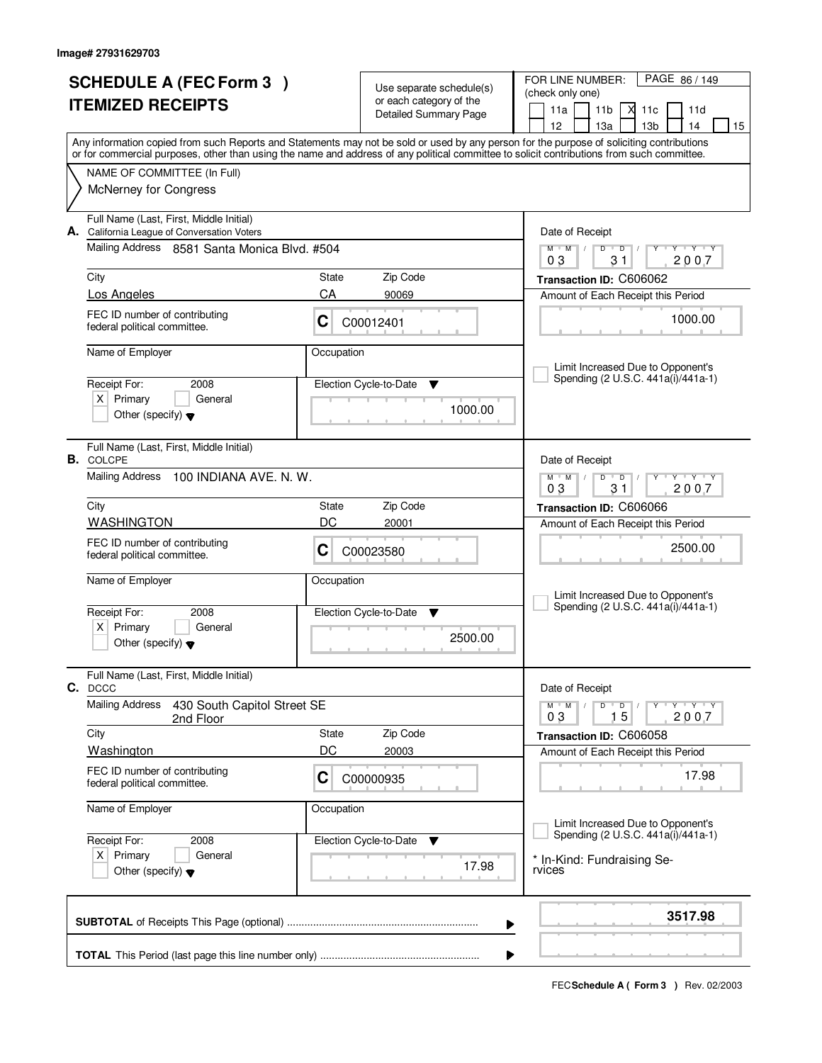Image# 27931629703

# SCHEDULE A (FEC Form 3 ) ITEMIZED RECEIPTS

Use separate schedule(s) or each category of the Detailed Summary Page

FOR LINE NUMBER: (check only one)

11a | 11b | [X] 11c | 11d | 12 | 13a | 13b | 14 | 15

PAGE 86 / 149

Any information copied from such Reports and Statements may not be sold or used by any person for the purpose of soliciting contributions or for commercial purposes, other than using the name and address of any political committee to solicit contributions from such committee.

NAME OF COMMITTEE (In Full)
McNerney for Congress

---

**A.** Full Name (Last, First, Middle Initial): California League of Conversation Voters

Mailing Address: 8581 Santa Monica Blvd. #504

City: Los Angeles | State: CA | Zip Code: 90069

FEC ID number of contributing federal political committee: C C00012401

Name of Employer: | Occupation:

Receipt For: 2008 [X] Primary [ ] General [ ] Other (specify)

Election Cycle-to-Date: 1000.00

Date of Receipt: 03 31 2007

Transaction ID: C606062

Amount of Each Receipt this Period: 1000.00

[ ] Limit Increased Due to Opponent's Spending (2 U.S.C. 441a(i)/441a-1)

---

**B.** Full Name (Last, First, Middle Initial): COLCPE

Mailing Address: 100 INDIANA AVE. N. W.

City: WASHINGTON | State: DC | Zip Code: 20001

FEC ID number of contributing federal political committee: C C00023580

Name of Employer: | Occupation:

Receipt For: 2008 [X] Primary [ ] General [ ] Other (specify)

Election Cycle-to-Date: 2500.00

Date of Receipt: 03 31 2007

Transaction ID: C606066

Amount of Each Receipt this Period: 2500.00

[ ] Limit Increased Due to Opponent's Spending (2 U.S.C. 441a(i)/441a-1)

---

**C.** Full Name (Last, First, Middle Initial): DCCC

Mailing Address: 430 South Capitol Street SE, 2nd Floor

City: Washington | State: DC | Zip Code: 20003

FEC ID number of contributing federal political committee: C C00000935

Name of Employer: | Occupation:

Receipt For: 2008 [X] Primary [ ] General [ ] Other (specify)

Election Cycle-to-Date: 17.98

Date of Receipt: 03 15 2007

Transaction ID: C606058

Amount of Each Receipt this Period: 17.98

[ ] Limit Increased Due to Opponent's Spending (2 U.S.C. 441a(i)/441a-1)

* In-Kind: Fundraising Services

---

**SUBTOTAL** of Receipts This Page (optional): **3517.98**

**TOTAL** This Period (last page this line number only):

FEC **Schedule A ( Form 3 )** Rev. 02/2003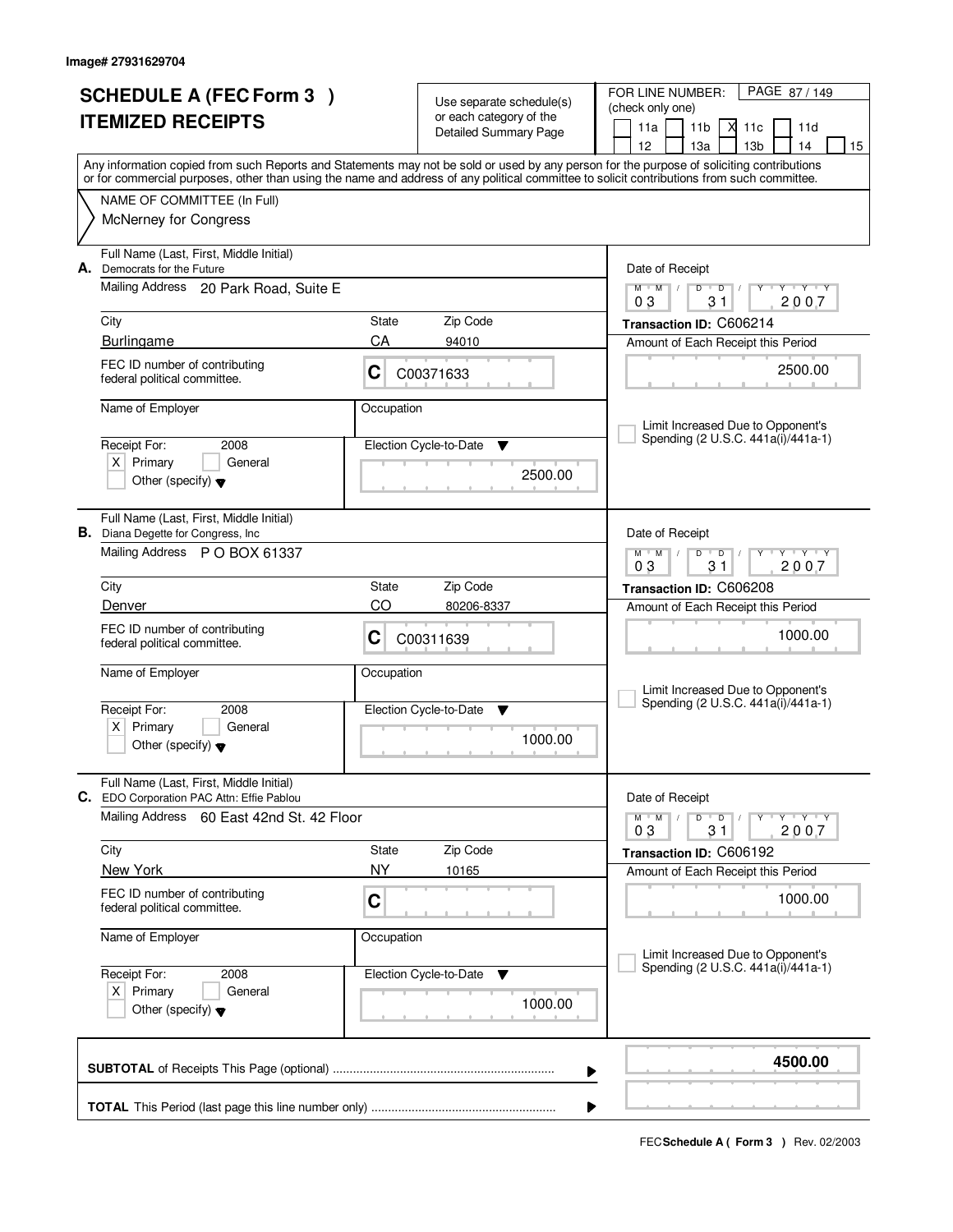Image# 27931629704

# SCHEDULE A (FEC Form 3 )
# ITEMIZED RECEIPTS

Use separate schedule(s) or each category of the Detailed Summary Page

FOR LINE NUMBER: (check only one)

11a | 11b | [X] 11c | 11d | 12 | 13a | 13b | 14 | 15

Any information copied from such Reports and Statements may not be sold or used by any person for the purpose of soliciting contributions or for commercial purposes, other than using the name and address of any political committee to solicit contributions from such committee.

NAME OF COMMITTEE (In Full)
McNerney for Congress

---

**A.** Full Name (Last, First, Middle Initial): Democrats for the Future
Mailing Address: 20 Park Road, Suite E
City: Burlingame | State: CA | Zip Code: 94010
FEC ID number of contributing federal political committee: C C00371633
Name of Employer:
Occupation:
Receipt For: 2008 [X] Primary [ ] General [ ] Other (specify)
Election Cycle-to-Date: 2500.00
Date of Receipt: 03 31 2007
Transaction ID: C606214
Amount of Each Receipt this Period: 2500.00
[ ] Limit Increased Due to Opponent's Spending (2 U.S.C. 441a(i)/441a-1)

---

**B.** Full Name (Last, First, Middle Initial): Diana Degette for Congress, Inc
Mailing Address: P O BOX 61337
City: Denver | State: CO | Zip Code: 80206-8337
FEC ID number of contributing federal political committee: C C00311639
Name of Employer:
Occupation:
Receipt For: 2008 [X] Primary [ ] General [ ] Other (specify)
Election Cycle-to-Date: 1000.00
Date of Receipt: 03 31 2007
Transaction ID: C606208
Amount of Each Receipt this Period: 1000.00
[ ] Limit Increased Due to Opponent's Spending (2 U.S.C. 441a(i)/441a-1)

---

**C.** Full Name (Last, First, Middle Initial): EDO Corporation PAC Attn: Effie Pablou
Mailing Address: 60 East 42nd St. 42 Floor
City: New York | State: NY | Zip Code: 10165
FEC ID number of contributing federal political committee: C
Name of Employer:
Occupation:
Receipt For: 2008 [X] Primary [ ] General [ ] Other (specify)
Election Cycle-to-Date: 1000.00
Date of Receipt: 03 31 2007
Transaction ID: C606192
Amount of Each Receipt this Period: 1000.00
[ ] Limit Increased Due to Opponent's Spending (2 U.S.C. 441a(i)/441a-1)

---

**SUBTOTAL** of Receipts This Page (optional): **4500.00**

**TOTAL** This Period (last page this line number only):

FEC **Schedule A ( Form 3 )** Rev. 02/2003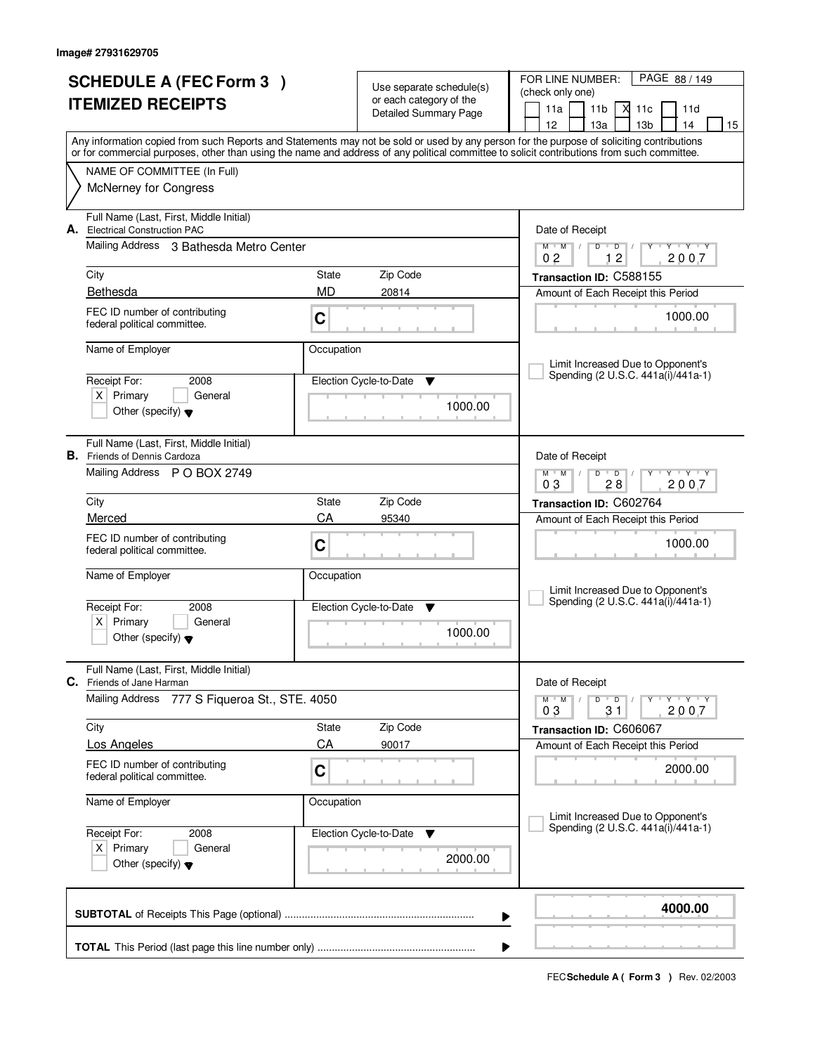Image# 27931629705

# SCHEDULE A (FEC Form 3 )
# ITEMIZED RECEIPTS

Use separate schedule(s) or each category of the Detailed Summary Page

FOR LINE NUMBER: (check only one)

11a | 11b | X 11c | 11d | 12 | 13a | 13b | 14 | 15

Any information copied from such Reports and Statements may not be sold or used by any person for the purpose of soliciting contributions or for commercial purposes, other than using the name and address of any political committee to solicit contributions from such committee.

NAME OF COMMITTEE (In Full)

McNerney for Congress

---

**A.** Full Name (Last, First, Middle Initial): Electrical Construction PAC

Mailing Address: 3 Bathesda Metro Center

City: Bethesda | State: MD | Zip Code: 20814

FEC ID number of contributing federal political committee: C

Name of Employer: | Occupation:

Receipt For: 2008 — X Primary | General | Other (specify)

Election Cycle-to-Date: 1000.00

Date of Receipt: 02 12 2007

Transaction ID: C588155

Amount of Each Receipt this Period: 1000.00

Limit Increased Due to Opponent's Spending (2 U.S.C. 441a(i)/441a-1)

---

**B.** Full Name (Last, First, Middle Initial): Friends of Dennis Cardoza

Mailing Address: P O BOX 2749

City: Merced | State: CA | Zip Code: 95340

FEC ID number of contributing federal political committee: C

Name of Employer: | Occupation:

Receipt For: 2008 — X Primary | General | Other (specify)

Election Cycle-to-Date: 1000.00

Date of Receipt: 03 28 2007

Transaction ID: C602764

Amount of Each Receipt this Period: 1000.00

Limit Increased Due to Opponent's Spending (2 U.S.C. 441a(i)/441a-1)

---

**C.** Full Name (Last, First, Middle Initial): Friends of Jane Harman

Mailing Address: 777 S Fiqueroa St., STE. 4050

City: Los Angeles | State: CA | Zip Code: 90017

FEC ID number of contributing federal political committee: C

Name of Employer: | Occupation:

Receipt For: 2008 — X Primary | General | Other (specify)

Election Cycle-to-Date: 2000.00

Date of Receipt: 03 31 2007

Transaction ID: C606067

Amount of Each Receipt this Period: 2000.00

Limit Increased Due to Opponent's Spending (2 U.S.C. 441a(i)/441a-1)

---

**SUBTOTAL** of Receipts This Page (optional) ........ **4000.00**

**TOTAL** This Period (last page this line number only) ........

FEC **Schedule A ( Form 3 )** Rev. 02/2003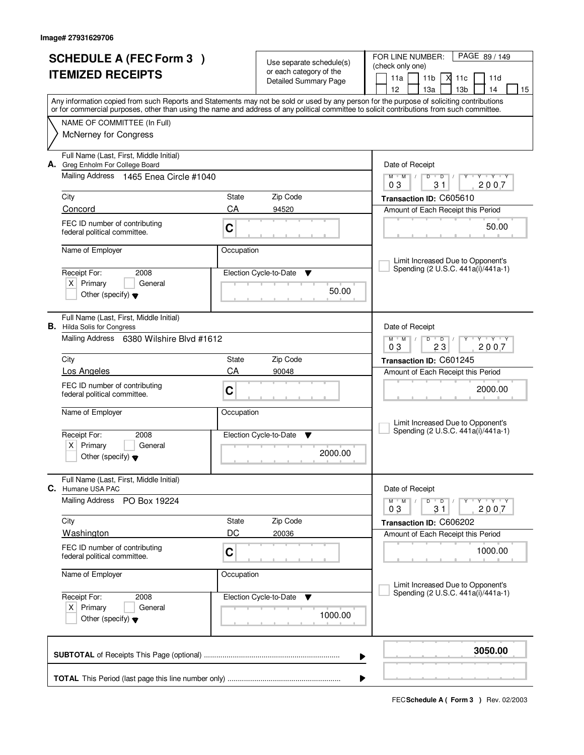Image# 27931629706

# SCHEDULE A (FEC Form 3 )
# ITEMIZED RECEIPTS

Use separate schedule(s) or each category of the Detailed Summary Page

FOR LINE NUMBER: (check only one)

11a | 11b | X 11c | 11d | 12 | 13a | 13b | 14 | 15

PAGE 89 / 149

Any information copied from such Reports and Statements may not be sold or used by any person for the purpose of soliciting contributions or for commercial purposes, other than using the name and address of any political committee to solicit contributions from such committee.

NAME OF COMMITTEE (In Full)
McNerney for Congress

---

**A.** Full Name (Last, First, Middle Initial): Greg Enholm For College Board

Mailing Address: 1465 Enea Circle #1040

City: Concord | State: CA | Zip Code: 94520

FEC ID number of contributing federal political committee: C

Name of Employer: | Occupation:

Receipt For: 2008 | X Primary | General | Other (specify)

Date of Receipt: 03 / 31 / 2007

Transaction ID: C605610

Amount of Each Receipt this Period: 50.00

Limit Increased Due to Opponent's Spending (2 U.S.C. 441a(i)/441a-1)

Election Cycle-to-Date: 50.00

---

**B.** Full Name (Last, First, Middle Initial): Hilda Solis for Congress

Mailing Address: 6380 Wilshire Blvd #1612

City: Los Angeles | State: CA | Zip Code: 90048

FEC ID number of contributing federal political committee: C

Name of Employer: | Occupation:

Receipt For: 2008 | X Primary | General | Other (specify)

Date of Receipt: 03 / 23 / 2007

Transaction ID: C601245

Amount of Each Receipt this Period: 2000.00

Limit Increased Due to Opponent's Spending (2 U.S.C. 441a(i)/441a-1)

Election Cycle-to-Date: 2000.00

---

**C.** Full Name (Last, First, Middle Initial): Humane USA PAC

Mailing Address: PO Box 19224

City: Washington | State: DC | Zip Code: 20036

FEC ID number of contributing federal political committee: C

Name of Employer: | Occupation:

Receipt For: 2008 | X Primary | General | Other (specify)

Date of Receipt: 03 / 31 / 2007

Transaction ID: C606202

Amount of Each Receipt this Period: 1000.00

Limit Increased Due to Opponent's Spending (2 U.S.C. 441a(i)/441a-1)

Election Cycle-to-Date: 1000.00

---

**SUBTOTAL** of Receipts This Page (optional): **3050.00**

**TOTAL** This Period (last page this line number only):

FEC **Schedule A ( Form 3 )** Rev. 02/2003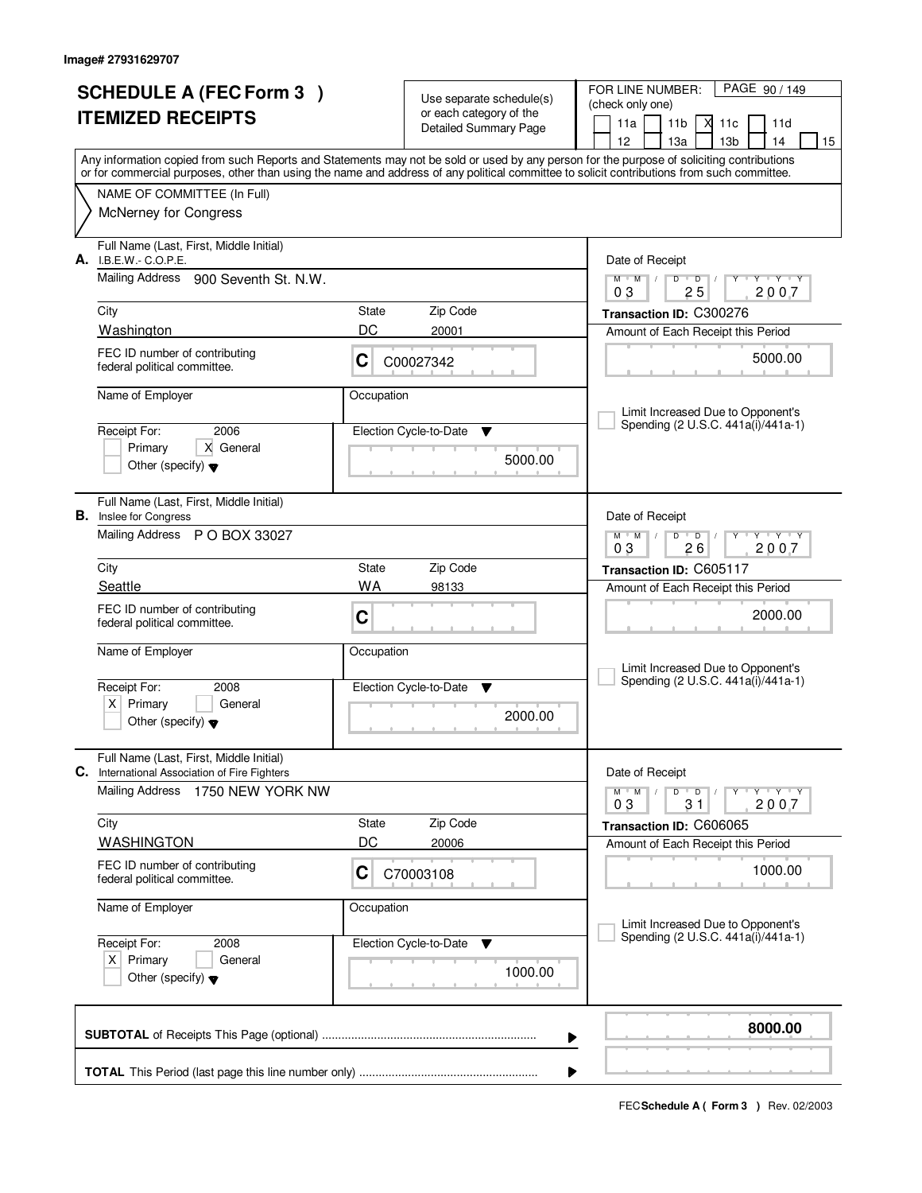Image# 27931629707

# SCHEDULE A (FEC Form 3 )
# ITEMIZED RECEIPTS

Use separate schedule(s) or each category of the Detailed Summary Page

FOR LINE NUMBER: (check only one)
11a | 11b | X 11c | 11d | 12 | 13a | 13b | 14 | 15

Any information copied from such Reports and Statements may not be sold or used by any person for the purpose of soliciting contributions or for commercial purposes, other than using the name and address of any political committee to solicit contributions from such committee.

NAME OF COMMITTEE (In Full)
McNerney for Congress

---

**A.** Full Name (Last, First, Middle Initial): I.B.E.W.- C.O.P.E.
Mailing Address: 900 Seventh St. N.W.
City: Washington | State: DC | Zip Code: 20001
FEC ID number of contributing federal political committee: C C00027342
Name of Employer:
Occupation:
Receipt For: 2006 — [ ] Primary [X] General [ ] Other (specify)
Election Cycle-to-Date: 5000.00
Date of Receipt: 03/25/2007
Transaction ID: C300276
Amount of Each Receipt this Period: 5000.00
[ ] Limit Increased Due to Opponent's Spending (2 U.S.C. 441a(i)/441a-1)

---

**B.** Full Name (Last, First, Middle Initial): Inslee for Congress
Mailing Address: P O BOX 33027
City: Seattle | State: WA | Zip Code: 98133
FEC ID number of contributing federal political committee: C
Name of Employer:
Occupation:
Receipt For: 2008 — [X] Primary [ ] General [ ] Other (specify)
Election Cycle-to-Date: 2000.00
Date of Receipt: 03/26/2007
Transaction ID: C605117
Amount of Each Receipt this Period: 2000.00
[ ] Limit Increased Due to Opponent's Spending (2 U.S.C. 441a(i)/441a-1)

---

**C.** Full Name (Last, First, Middle Initial): International Association of Fire Fighters
Mailing Address: 1750 NEW YORK NW
City: WASHINGTON | State: DC | Zip Code: 20006
FEC ID number of contributing federal political committee: C C70003108
Name of Employer:
Occupation:
Receipt For: 2008 — [X] Primary [ ] General [ ] Other (specify)
Election Cycle-to-Date: 1000.00
Date of Receipt: 03/31/2007
Transaction ID: C606065
Amount of Each Receipt this Period: 1000.00
[ ] Limit Increased Due to Opponent's Spending (2 U.S.C. 441a(i)/441a-1)

---

**SUBTOTAL** of Receipts This Page (optional): **8000.00**

**TOTAL** This Period (last page this line number only):

FEC **Schedule A ( Form 3 )** Rev. 02/2003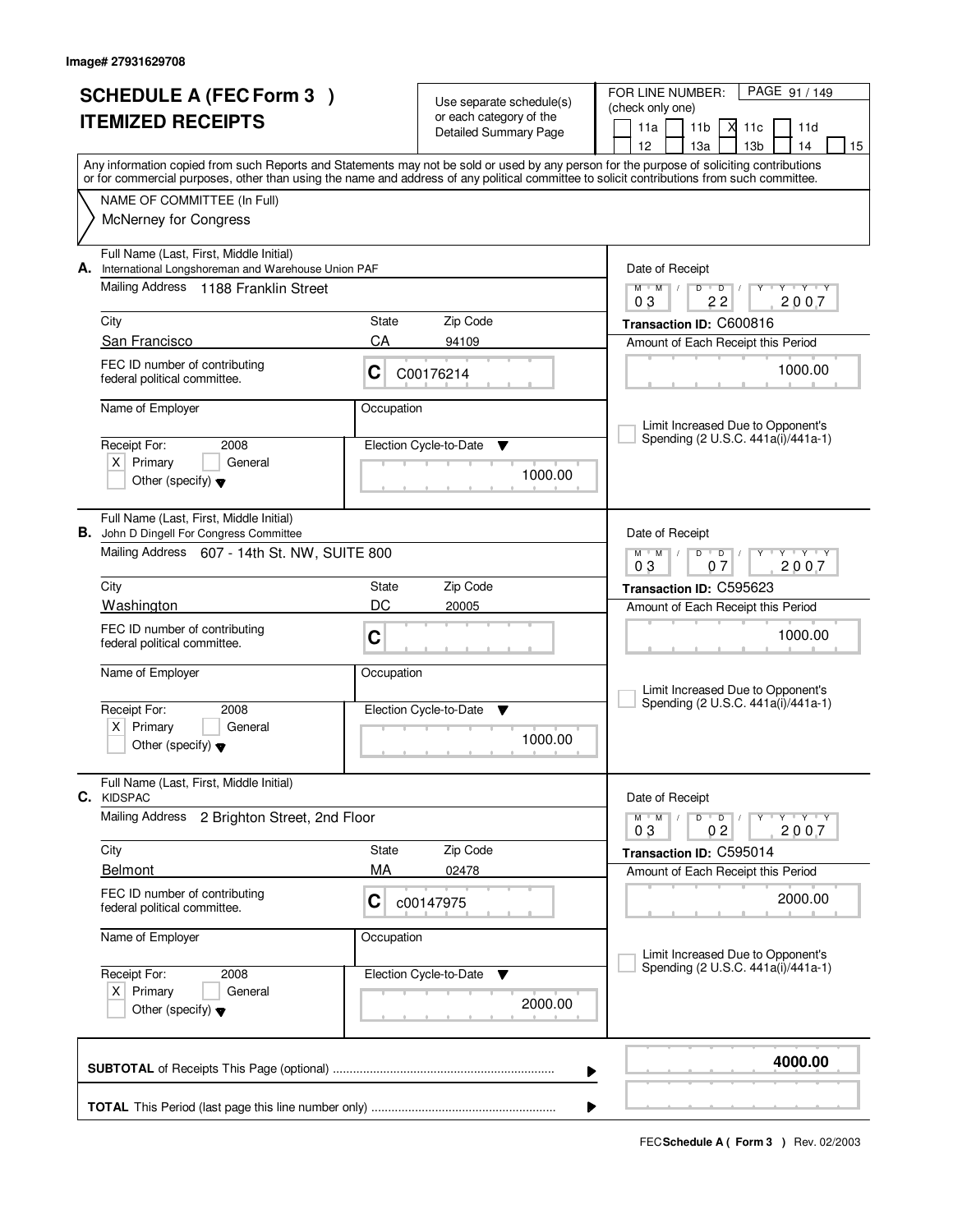Image# 27931629708

# SCHEDULE A (FEC Form 3 )
# ITEMIZED RECEIPTS

Use separate schedule(s) or each category of the Detailed Summary Page

FOR LINE NUMBER: (check only one)

PAGE 91 / 149

11a | 11b | X 11c | 11d | 12 | 13a | 13b | 14 | 15

Any information copied from such Reports and Statements may not be sold or used by any person for the purpose of soliciting contributions or for commercial purposes, other than using the name and address of any political committee to solicit contributions from such committee.

NAME OF COMMITTEE (In Full)
McNerney for Congress

---

**A.** Full Name (Last, First, Middle Initial)
International Longshoreman and Warehouse Union PAF

Mailing Address: 1188 Franklin Street

City: San Francisco | State: CA | Zip Code: 94109

FEC ID number of contributing federal political committee: C C00176214

Name of Employer: | Occupation:

Receipt For: 2008 — X Primary | General | Other (specify)

Election Cycle-to-Date: 1000.00

Date of Receipt: 03 / 22 / 2007

Transaction ID: C600816

Amount of Each Receipt this Period: 1000.00

Limit Increased Due to Opponent's Spending (2 U.S.C. 441a(i)/441a-1)

---

**B.** Full Name (Last, First, Middle Initial)
John D Dingell For Congress Committee

Mailing Address: 607 - 14th St. NW, SUITE 800

City: Washington | State: DC | Zip Code: 20005

FEC ID number of contributing federal political committee: C

Name of Employer: | Occupation:

Receipt For: 2008 — X Primary | General | Other (specify)

Election Cycle-to-Date: 1000.00

Date of Receipt: 03 / 07 / 2007

Transaction ID: C595623

Amount of Each Receipt this Period: 1000.00

Limit Increased Due to Opponent's Spending (2 U.S.C. 441a(i)/441a-1)

---

**C.** Full Name (Last, First, Middle Initial)
KIDSPAC

Mailing Address: 2 Brighton Street, 2nd Floor

City: Belmont | State: MA | Zip Code: 02478

FEC ID number of contributing federal political committee: C c00147975

Name of Employer: | Occupation:

Receipt For: 2008 — X Primary | General | Other (specify)

Election Cycle-to-Date: 2000.00

Date of Receipt: 03 / 02 / 2007

Transaction ID: C595014

Amount of Each Receipt this Period: 2000.00

Limit Increased Due to Opponent's Spending (2 U.S.C. 441a(i)/441a-1)

---

**SUBTOTAL** of Receipts This Page (optional): **4000.00**

**TOTAL** This Period (last page this line number only):

FEC **Schedule A ( Form 3 )** Rev. 02/2003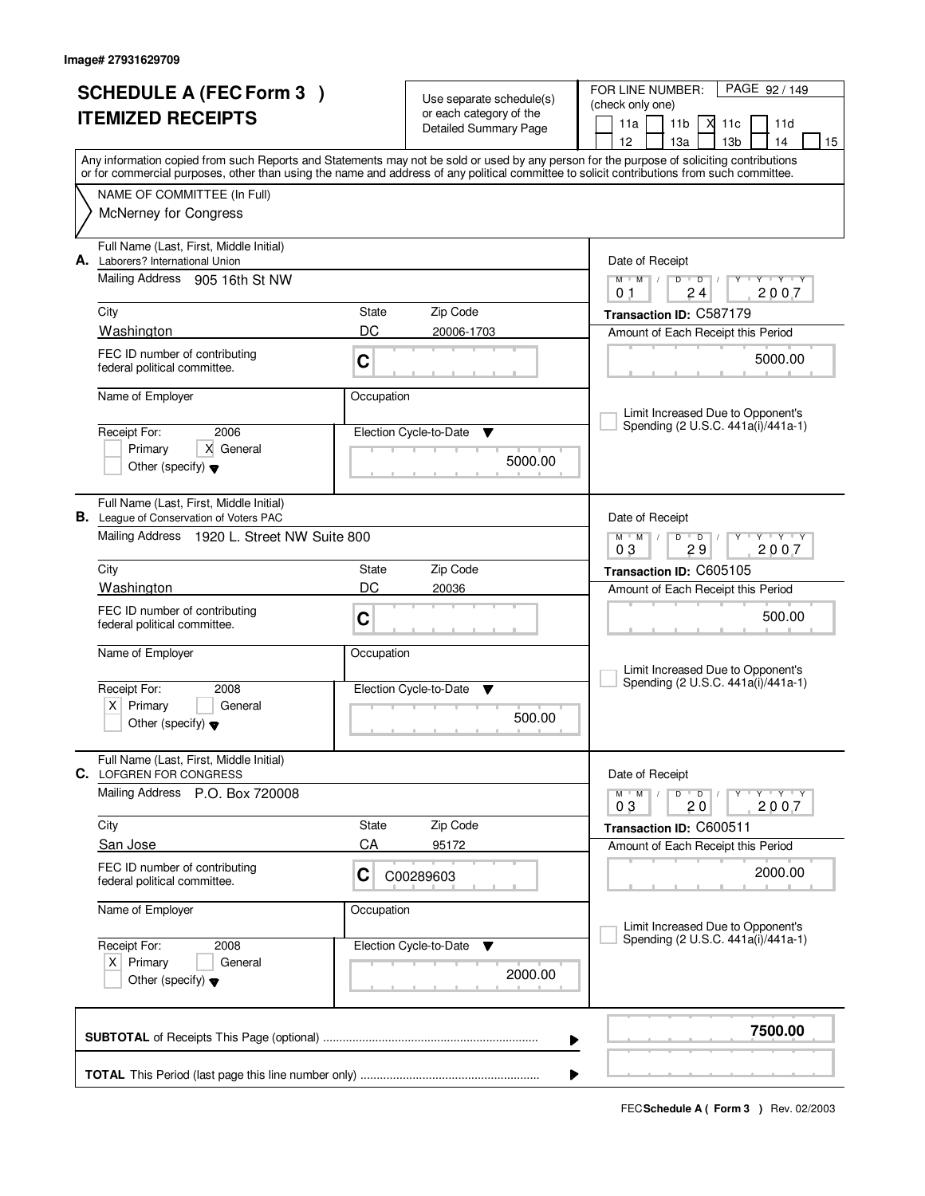Image# 27931629709

# SCHEDULE A (FEC Form 3 )
# ITEMIZED RECEIPTS

Use separate schedule(s) or each category of the Detailed Summary Page

FOR LINE NUMBER: (check only one)
11a | 11b | X 11c | 11d | 12 | 13a | 13b | 14 | 15

PAGE 92 / 149

Any information copied from such Reports and Statements may not be sold or used by any person for the purpose of soliciting contributions or for commercial purposes, other than using the name and address of any political committee to solicit contributions from such committee.

NAME OF COMMITTEE (In Full)
McNerney for Congress

---

**A.** Full Name (Last, First, Middle Initial)
Laborers? International Union

Mailing Address: 905 16th St NW

| City | State | Zip Code |
|---|---|---|
| Washington | DC | 20006-1703 |

FEC ID number of contributing federal political committee: C

Name of Employer:
Occupation:

Receipt For: 2006
Primary [ ] General [X]
Other (specify)

Election Cycle-to-Date: 5000.00

Date of Receipt: 01 / 24 / 2007
Transaction ID: C587179
Amount of Each Receipt this Period: 5000.00

[ ] Limit Increased Due to Opponent's Spending (2 U.S.C. 441a(i)/441a-1)

---

**B.** Full Name (Last, First, Middle Initial)
League of Conservation of Voters PAC

Mailing Address: 1920 L. Street NW Suite 800

| City | State | Zip Code |
|---|---|---|
| Washington | DC | 20036 |

FEC ID number of contributing federal political committee: C

Name of Employer:
Occupation:

Receipt For: 2008
Primary [X] General [ ]
Other (specify)

Election Cycle-to-Date: 500.00

Date of Receipt: 03 / 29 / 2007
Transaction ID: C605105
Amount of Each Receipt this Period: 500.00

[ ] Limit Increased Due to Opponent's Spending (2 U.S.C. 441a(i)/441a-1)

---

**C.** Full Name (Last, First, Middle Initial)
LOFGREN FOR CONGRESS

Mailing Address: P.O. Box 720008

| City | State | Zip Code |
|---|---|---|
| San Jose | CA | 95172 |

FEC ID number of contributing federal political committee: C C00289603

Name of Employer:
Occupation:

Receipt For: 2008
Primary [X] General [ ]
Other (specify)

Election Cycle-to-Date: 2000.00

Date of Receipt: 03 / 20 / 2007
Transaction ID: C600511
Amount of Each Receipt this Period: 2000.00

[ ] Limit Increased Due to Opponent's Spending (2 U.S.C. 441a(i)/441a-1)

---

**SUBTOTAL** of Receipts This Page (optional): **7500.00**

**TOTAL** This Period (last page this line number only):

FEC **Schedule A ( Form 3 )** Rev. 02/2003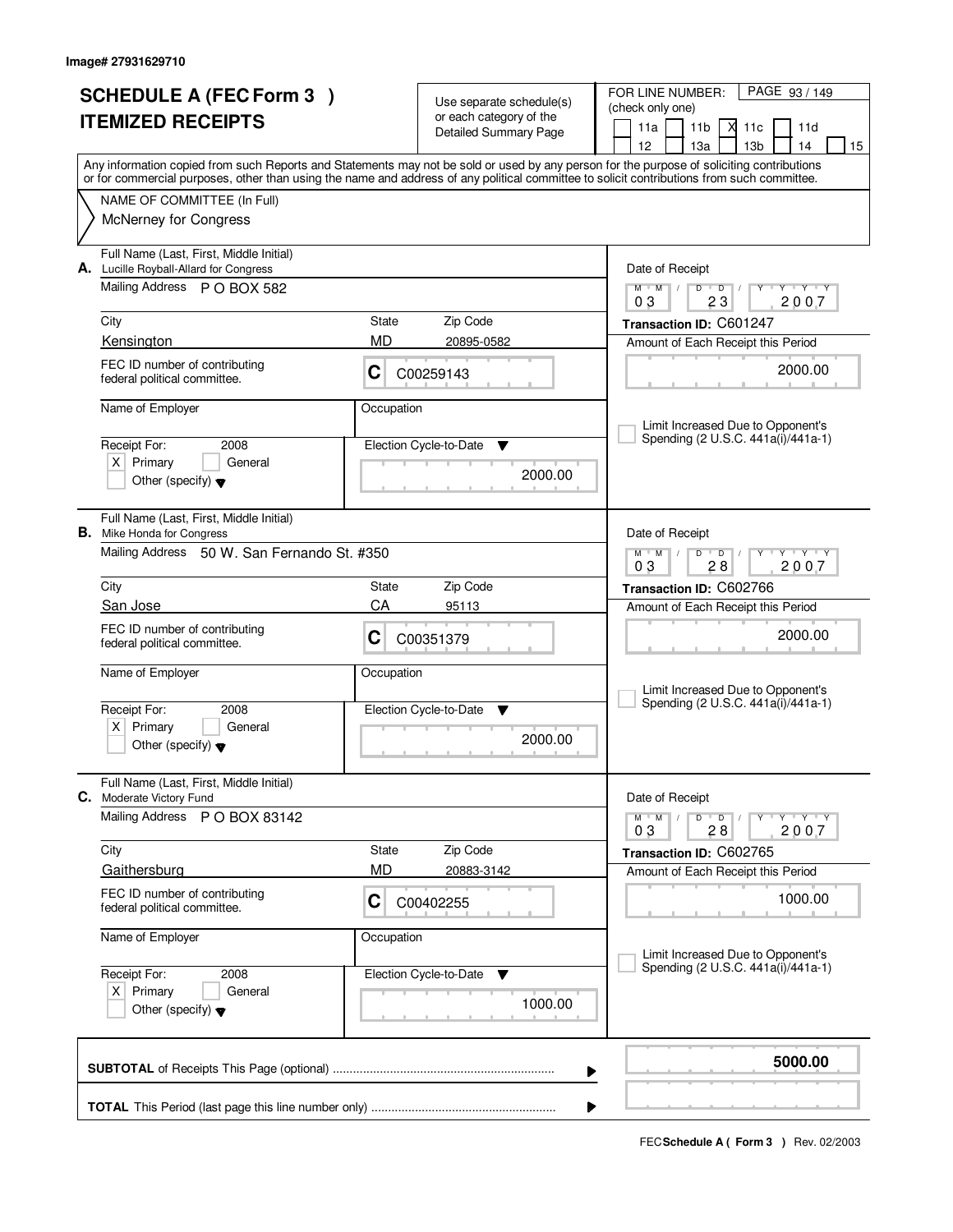Image# 27931629710

# SCHEDULE A (FEC Form 3 )
## ITEMIZED RECEIPTS

Use separate schedule(s) or each category of the Detailed Summary Page

FOR LINE NUMBER: (check only one)

☐ 11a ☐ 11b ☒ 11c ☐ 11d ☐ 12 ☐ 13a ☐ 13b ☐ 14 ☐ 15

PAGE 93 / 149

Any information copied from such Reports and Statements may not be sold or used by any person for the purpose of soliciting contributions or for commercial purposes, other than using the name and address of any political committee to solicit contributions from such committee.

NAME OF COMMITTEE (In Full)
McNerney for Congress

---

**A.** Full Name (Last, First, Middle Initial): Lucille Roybal-Allard for Congress

Mailing Address: P O BOX 582

City: Kensington | State: MD | Zip Code: 20895-0582

FEC ID number of contributing federal political committee: C C00259143

Name of Employer: | Occupation:

Receipt For: 2008 ☒ Primary ☐ General ☐ Other (specify)

Election Cycle-to-Date: 2000.00

Date of Receipt: 03 / 23 / 2007

Transaction ID: C601247

Amount of Each Receipt this Period: 2000.00

☐ Limit Increased Due to Opponent's Spending (2 U.S.C. 441a(i)/441a-1)

---

**B.** Full Name (Last, First, Middle Initial): Mike Honda for Congress

Mailing Address: 50 W. San Fernando St. #350

City: San Jose | State: CA | Zip Code: 95113

FEC ID number of contributing federal political committee: C C00351379

Name of Employer: | Occupation:

Receipt For: 2008 ☒ Primary ☐ General ☐ Other (specify)

Election Cycle-to-Date: 2000.00

Date of Receipt: 03 / 28 / 2007

Transaction ID: C602766

Amount of Each Receipt this Period: 2000.00

☐ Limit Increased Due to Opponent's Spending (2 U.S.C. 441a(i)/441a-1)

---

**C.** Full Name (Last, First, Middle Initial): Moderate Victory Fund

Mailing Address: P O BOX 83142

City: Gaithersburg | State: MD | Zip Code: 20883-3142

FEC ID number of contributing federal political committee: C C00402255

Name of Employer: | Occupation:

Receipt For: 2008 ☒ Primary ☐ General ☐ Other (specify)

Election Cycle-to-Date: 1000.00

Date of Receipt: 03 / 28 / 2007

Transaction ID: C602765

Amount of Each Receipt this Period: 1000.00

☐ Limit Increased Due to Opponent's Spending (2 U.S.C. 441a(i)/441a-1)

---

**SUBTOTAL** of Receipts This Page (optional) ........ **5000.00**

**TOTAL** This Period (last page this line number only) ........

FEC **Schedule A ( Form 3 )** Rev. 02/2003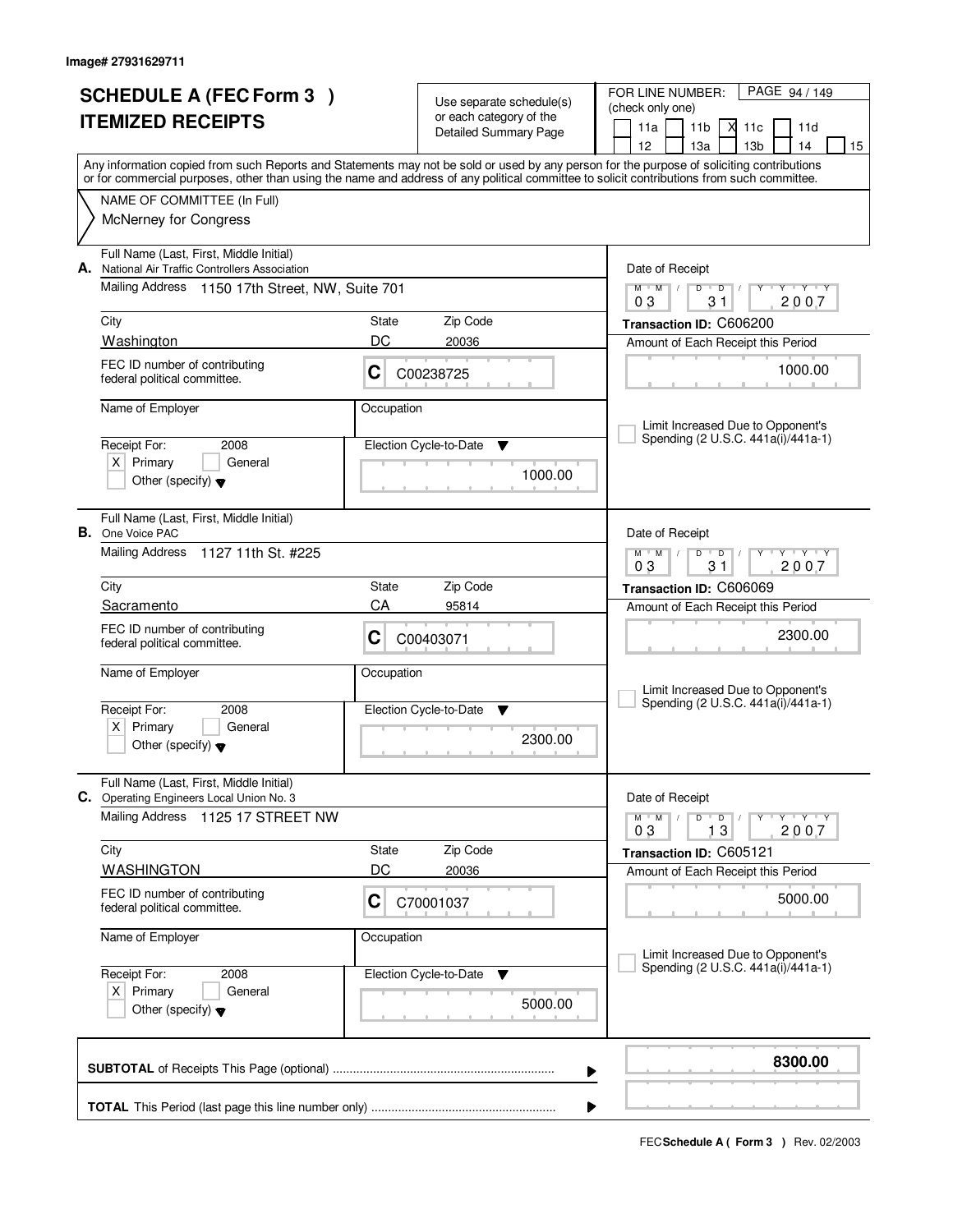Image# 27931629711

# SCHEDULE A (FEC Form 3 ) ITEMIZED RECEIPTS

Use separate schedule(s) or each category of the Detailed Summary Page

FOR LINE NUMBER: (check only one)

11a | 11b | X 11c | 11d | 12 | 13a | 13b | 14 | 15

PAGE 94 / 149

Any information copied from such Reports and Statements may not be sold or used by any person for the purpose of soliciting contributions or for commercial purposes, other than using the name and address of any political committee to solicit contributions from such committee.

NAME OF COMMITTEE (In Full)
McNerney for Congress

---

**A.** Full Name (Last, First, Middle Initial)
National Air Traffic Controllers Association

Mailing Address: 1150 17th Street, NW, Suite 701

City: Washington | State: DC | Zip Code: 20036

FEC ID number of contributing federal political committee: C C00238725

Name of Employer: | Occupation:

Receipt For: 2008 [X] Primary [ ] General [ ] Other (specify)

Election Cycle-to-Date: 1000.00

Date of Receipt: 03 / 31 / 2007

Transaction ID: C606200

Amount of Each Receipt this Period: 1000.00

[ ] Limit Increased Due to Opponent's Spending (2 U.S.C. 441a(i)/441a-1)

---

**B.** Full Name (Last, First, Middle Initial)
One Voice PAC

Mailing Address: 1127 11th St. #225

City: Sacramento | State: CA | Zip Code: 95814

FEC ID number of contributing federal political committee: C C00403071

Name of Employer: | Occupation:

Receipt For: 2008 [X] Primary [ ] General [ ] Other (specify)

Election Cycle-to-Date: 2300.00

Date of Receipt: 03 / 31 / 2007

Transaction ID: C606069

Amount of Each Receipt this Period: 2300.00

[ ] Limit Increased Due to Opponent's Spending (2 U.S.C. 441a(i)/441a-1)

---

**C.** Full Name (Last, First, Middle Initial)
Operating Engineers Local Union No. 3

Mailing Address: 1125 17 STREET NW

City: WASHINGTON | State: DC | Zip Code: 20036

FEC ID number of contributing federal political committee: C C70001037

Name of Employer: | Occupation:

Receipt For: 2008 [X] Primary [ ] General [ ] Other (specify)

Election Cycle-to-Date: 5000.00

Date of Receipt: 03 / 13 / 2007

Transaction ID: C605121

Amount of Each Receipt this Period: 5000.00

[ ] Limit Increased Due to Opponent's Spending (2 U.S.C. 441a(i)/441a-1)

---

**SUBTOTAL** of Receipts This Page (optional): **8300.00**

**TOTAL** This Period (last page this line number only):

FEC **Schedule A ( Form 3 )** Rev. 02/2003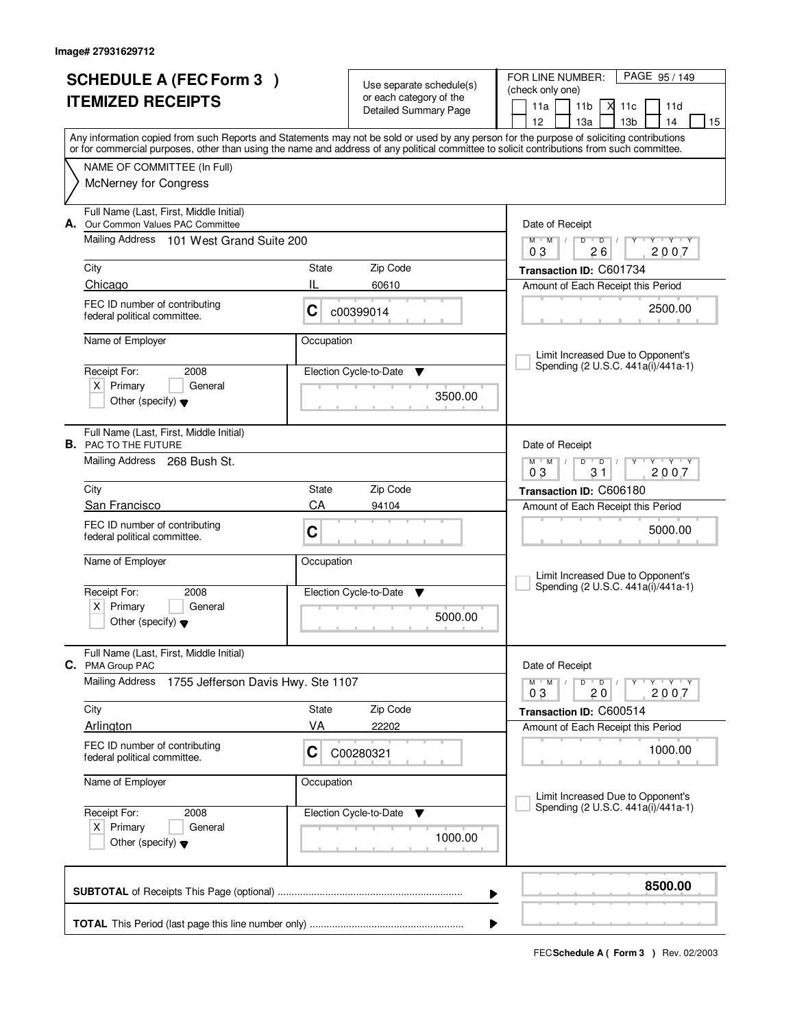Image# 27931629712

# SCHEDULE A (FEC Form 3 )
# ITEMIZED RECEIPTS

Use separate schedule(s) or each category of the Detailed Summary Page

FOR LINE NUMBER: (check only one)
PAGE 95 / 149

11a | 11b | X 11c | 11d | 12 | 13a | 13b | 14 | 15

Any information copied from such Reports and Statements may not be sold or used by any person for the purpose of soliciting contributions or for commercial purposes, other than using the name and address of any political committee to solicit contributions from such committee.

NAME OF COMMITTEE (In Full)
McNerney for Congress

---

**A.** Full Name (Last, First, Middle Initial)
Our Common Values PAC Committee

Mailing Address: 101 West Grand Suite 200

City: Chicago | State: IL | Zip Code: 60610

FEC ID number of contributing federal political committee: C c00399014

Name of Employer: | Occupation:

Receipt For: 2008 — X Primary | General | Other (specify)

Election Cycle-to-Date: 3500.00

Date of Receipt: 03 / 26 / 2007

Transaction ID: C601734

Amount of Each Receipt this Period: 2500.00

Limit Increased Due to Opponent's Spending (2 U.S.C. 441a(i)/441a-1)

---

**B.** Full Name (Last, First, Middle Initial)
PAC TO THE FUTURE

Mailing Address: 268 Bush St.

City: San Francisco | State: CA | Zip Code: 94104

FEC ID number of contributing federal political committee: C

Name of Employer: | Occupation:

Receipt For: 2008 — X Primary | General | Other (specify)

Election Cycle-to-Date: 5000.00

Date of Receipt: 03 / 31 / 2007

Transaction ID: C606180

Amount of Each Receipt this Period: 5000.00

Limit Increased Due to Opponent's Spending (2 U.S.C. 441a(i)/441a-1)

---

**C.** Full Name (Last, First, Middle Initial)
PMA Group PAC

Mailing Address: 1755 Jefferson Davis Hwy. Ste 1107

City: Arlington | State: VA | Zip Code: 22202

FEC ID number of contributing federal political committee: C C00280321

Name of Employer: | Occupation:

Receipt For: 2008 — X Primary | General | Other (specify)

Election Cycle-to-Date: 1000.00

Date of Receipt: 03 / 20 / 2007

Transaction ID: C600514

Amount of Each Receipt this Period: 1000.00

Limit Increased Due to Opponent's Spending (2 U.S.C. 441a(i)/441a-1)

---

**SUBTOTAL** of Receipts This Page (optional): **8500.00**

**TOTAL** This Period (last page this line number only):

FEC **Schedule A ( Form 3 )** Rev. 02/2003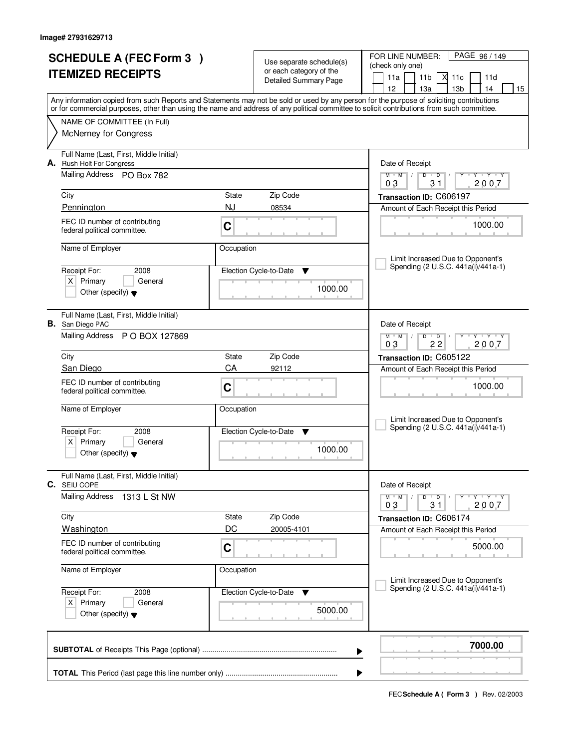Image# 27931629713

# SCHEDULE A (FEC Form 3 )
# ITEMIZED RECEIPTS

Use separate schedule(s) or each category of the Detailed Summary Page

FOR LINE NUMBER: (check only one)

- [ ] 11a
- [ ] 11b
- [X] 11c
- [ ] 11d
- [ ] 12
- [ ] 13a
- [ ] 13b
- [ ] 14
- [ ] 15

PAGE 96 / 149

Any information copied from such Reports and Statements may not be sold or used by any person for the purpose of soliciting contributions or for commercial purposes, other than using the name and address of any political committee to solicit contributions from such committee.

NAME OF COMMITTEE (In Full)
McNerney for Congress

---

**A.** Full Name (Last, First, Middle Initial): Rush Holt For Congress

Mailing Address: PO Box 782

City: Pennington | State: NJ | Zip Code: 08534

FEC ID number of contributing federal political committee: C

Name of Employer: | Occupation:

Receipt For: 2008 — [X] Primary [ ] General [ ] Other (specify)

Election Cycle-to-Date: 1000.00

Date of Receipt: 03 / 31 / 2007

Transaction ID: C606197

Amount of Each Receipt this Period: 1000.00

[ ] Limit Increased Due to Opponent's Spending (2 U.S.C. 441a(i)/441a-1)

---

**B.** Full Name (Last, First, Middle Initial): San Diego PAC

Mailing Address: P O BOX 127869

City: San Diego | State: CA | Zip Code: 92112

FEC ID number of contributing federal political committee: C

Name of Employer: | Occupation:

Receipt For: 2008 — [X] Primary [ ] General [ ] Other (specify)

Election Cycle-to-Date: 1000.00

Date of Receipt: 03 / 22 / 2007

Transaction ID: C605122

Amount of Each Receipt this Period: 1000.00

[ ] Limit Increased Due to Opponent's Spending (2 U.S.C. 441a(i)/441a-1)

---

**C.** Full Name (Last, First, Middle Initial): SEIU COPE

Mailing Address: 1313 L St NW

City: Washington | State: DC | Zip Code: 20005-4101

FEC ID number of contributing federal political committee: C

Name of Employer: | Occupation:

Receipt For: 2008 — [X] Primary [ ] General [ ] Other (specify)

Election Cycle-to-Date: 5000.00

Date of Receipt: 03 / 31 / 2007

Transaction ID: C606174

Amount of Each Receipt this Period: 5000.00

[ ] Limit Increased Due to Opponent's Spending (2 U.S.C. 441a(i)/441a-1)

---

**SUBTOTAL** of Receipts This Page (optional): **7000.00**

**TOTAL** This Period (last page this line number only):

FEC **Schedule A ( Form 3 )** Rev. 02/2003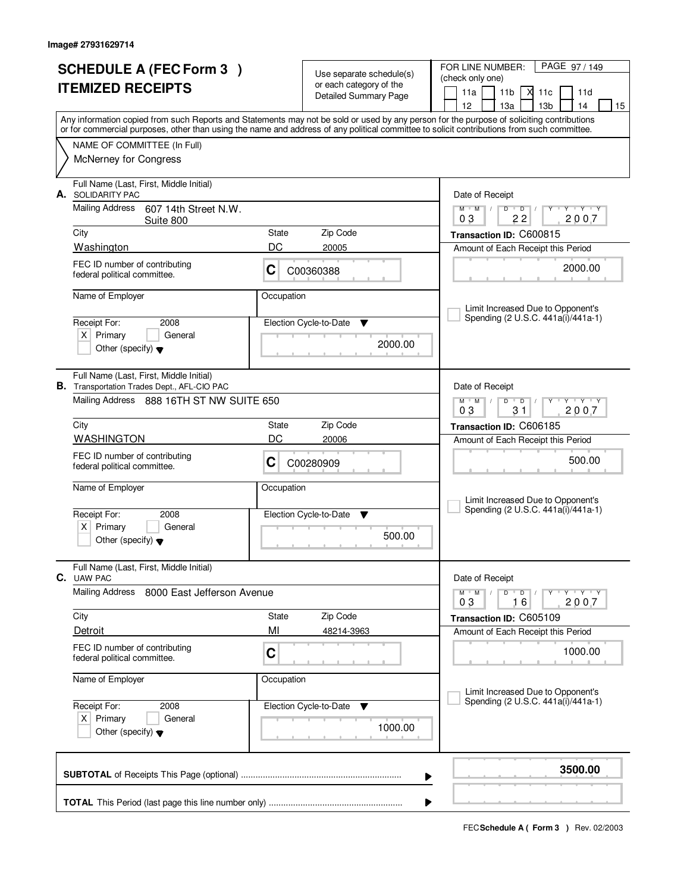Image# 27931629714

# SCHEDULE A (FEC Form 3 )
# ITEMIZED RECEIPTS

Use separate schedule(s) or each category of the Detailed Summary Page

FOR LINE NUMBER: (check only one)

- [ ] 11a
- [ ] 11b
- [x] 11c
- [ ] 11d
- [ ] 12
- [ ] 13a
- [ ] 13b
- [ ] 14
- [ ] 15

Any information copied from such Reports and Statements may not be sold or used by any person for the purpose of soliciting contributions or for commercial purposes, other than using the name and address of any political committee to solicit contributions from such committee.

NAME OF COMMITTEE (In Full)
McNerney for Congress

---

**A.** Full Name (Last, First, Middle Initial): SOLIDARITY PAC

Mailing Address: 607 14th Street N.W. Suite 800

City: Washington | State: DC | Zip Code: 20005

FEC ID number of contributing federal political committee: C C00360388

Name of Employer:

Occupation:

Receipt For: 2008 — [X] Primary [ ] General [ ] Other (specify)

Election Cycle-to-Date: 2000.00

Date of Receipt: 03/22/2007

Transaction ID: C600815

Amount of Each Receipt this Period: 2000.00

[ ] Limit Increased Due to Opponent's Spending (2 U.S.C. 441a(i)/441a-1)

---

**B.** Full Name (Last, First, Middle Initial): Transportation Trades Dept., AFL-CIO PAC

Mailing Address: 888 16TH ST NW SUITE 650

City: WASHINGTON | State: DC | Zip Code: 20006

FEC ID number of contributing federal political committee: C C00280909

Name of Employer:

Occupation:

Receipt For: 2008 — [X] Primary [ ] General [ ] Other (specify)

Election Cycle-to-Date: 500.00

Date of Receipt: 03/31/2007

Transaction ID: C606185

Amount of Each Receipt this Period: 500.00

[ ] Limit Increased Due to Opponent's Spending (2 U.S.C. 441a(i)/441a-1)

---

**C.** Full Name (Last, First, Middle Initial): UAW PAC

Mailing Address: 8000 East Jefferson Avenue

City: Detroit | State: MI | Zip Code: 48214-3963

FEC ID number of contributing federal political committee: C

Name of Employer:

Occupation:

Receipt For: 2008 — [X] Primary [ ] General [ ] Other (specify)

Election Cycle-to-Date: 1000.00

Date of Receipt: 03/16/2007

Transaction ID: C605109

Amount of Each Receipt this Period: 1000.00

[ ] Limit Increased Due to Opponent's Spending (2 U.S.C. 441a(i)/441a-1)

---

**SUBTOTAL** of Receipts This Page (optional): **3500.00**

**TOTAL** This Period (last page this line number only):

FEC **Schedule A ( Form 3 )** Rev. 02/2003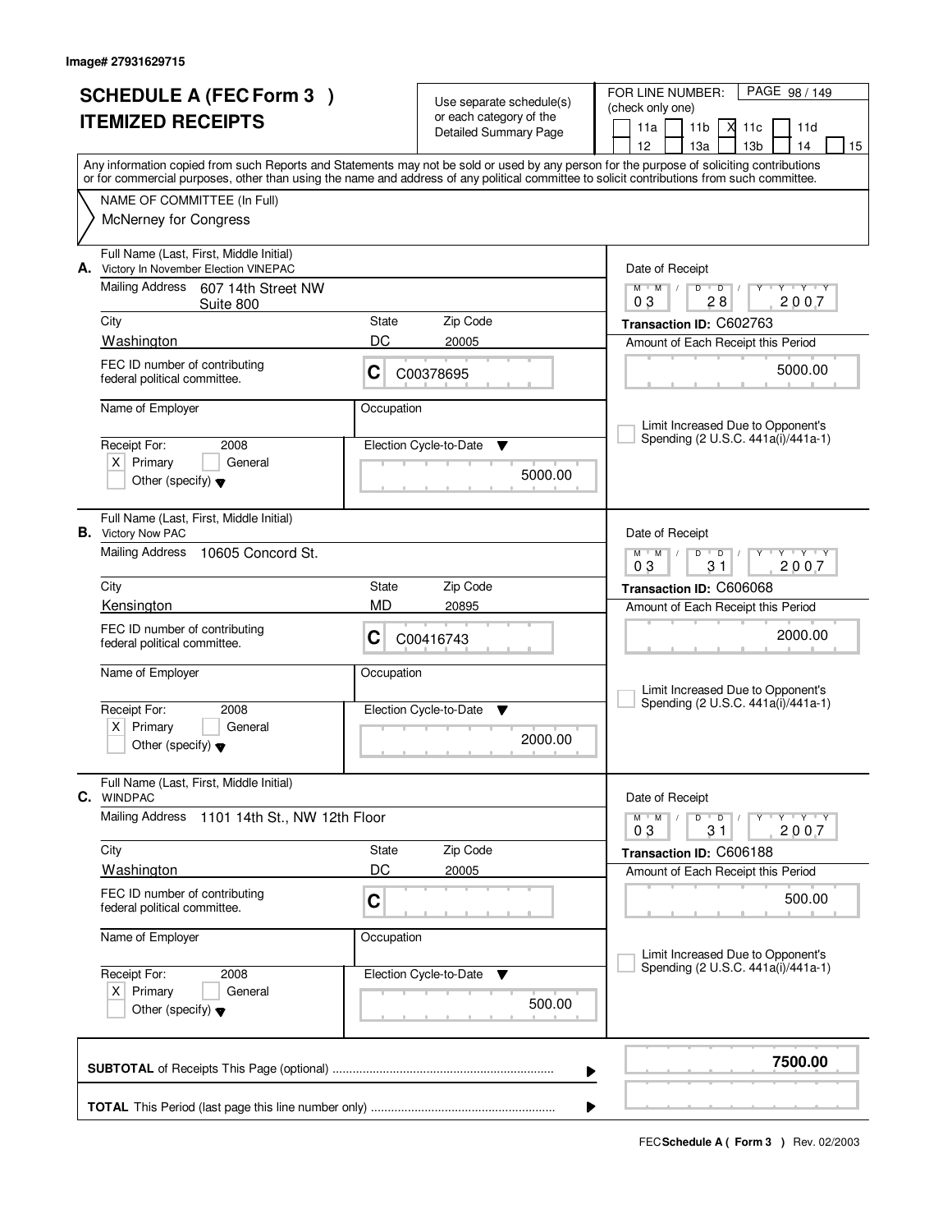Image# 27931629715

# SCHEDULE A (FEC Form 3 )
# ITEMIZED RECEIPTS

Use separate schedule(s) or each category of the Detailed Summary Page

FOR LINE NUMBER: (check only one)
11a [ ] 11b [ ] 11c [X] 11d [ ] 12 [ ] 13a [ ] 13b [ ] 14 [ ] 15 [ ]

Any information copied from such Reports and Statements may not be sold or used by any person for the purpose of soliciting contributions or for commercial purposes, other than using the name and address of any political committee to solicit contributions from such committee.

NAME OF COMMITTEE (In Full)
McNerney for Congress

**A.** Full Name (Last, First, Middle Initial): Victory In November Election VINEPAC
Mailing Address: 607 14th Street NW Suite 800
City: Washington | State: DC | Zip Code: 20005
FEC ID number of contributing federal political committee: C C00378695
Name of Employer:
Occupation:
Receipt For: 2008 [X] Primary [ ] General [ ] Other (specify)
Election Cycle-to-Date: 5000.00
Date of Receipt: 03 28 2007
Transaction ID: C602763
Amount of Each Receipt this Period: 5000.00
[ ] Limit Increased Due to Opponent's Spending (2 U.S.C. 441a(i)/441a-1)

**B.** Full Name (Last, First, Middle Initial): Victory Now PAC
Mailing Address: 10605 Concord St.
City: Kensington | State: MD | Zip Code: 20895
FEC ID number of contributing federal political committee: C C00416743
Name of Employer:
Occupation:
Receipt For: 2008 [X] Primary [ ] General [ ] Other (specify)
Election Cycle-to-Date: 2000.00
Date of Receipt: 03 31 2007
Transaction ID: C606068
Amount of Each Receipt this Period: 2000.00
[ ] Limit Increased Due to Opponent's Spending (2 U.S.C. 441a(i)/441a-1)

**C.** Full Name (Last, First, Middle Initial): WINDPAC
Mailing Address: 1101 14th St., NW 12th Floor
City: Washington | State: DC | Zip Code: 20005
FEC ID number of contributing federal political committee: C
Name of Employer:
Occupation:
Receipt For: 2008 [X] Primary [ ] General [ ] Other (specify)
Election Cycle-to-Date: 500.00
Date of Receipt: 03 31 2007
Transaction ID: C606188
Amount of Each Receipt this Period: 500.00
[ ] Limit Increased Due to Opponent's Spending (2 U.S.C. 441a(i)/441a-1)

**SUBTOTAL** of Receipts This Page (optional): **7500.00**

**TOTAL** This Period (last page this line number only):

FEC **Schedule A ( Form 3 )** Rev. 02/2003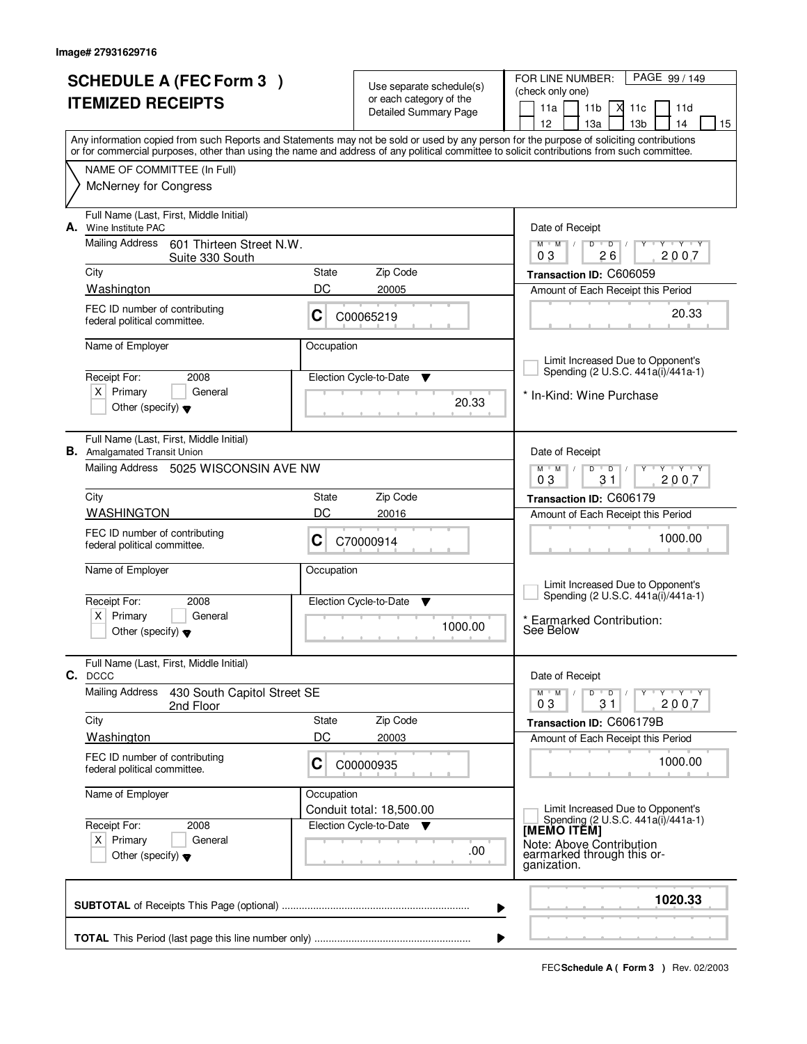Image# 27931629716

# SCHEDULE A (FEC Form 3 )
# ITEMIZED RECEIPTS

Use separate schedule(s) or each category of the Detailed Summary Page

FOR LINE NUMBER: (check only one)

- [ ] 11a
- [ ] 11b
- [X] 11c
- [ ] 11d
- [ ] 12
- [ ] 13a
- [ ] 13b
- [ ] 14
- [ ] 15

Any information copied from such Reports and Statements may not be sold or used by any person for the purpose of soliciting contributions or for commercial purposes, other than using the name and address of any political committee to solicit contributions from such committee.

NAME OF COMMITTEE (In Full)
McNerney for Congress

---

**A.** Full Name (Last, First, Middle Initial): Wine Institute PAC

Mailing Address: 601 Thirteen Street N.W. Suite 330 South

| City | State | Zip Code |
|---|---|---|
| Washington | DC | 20005 |

FEC ID number of contributing federal political committee: C C00065219

Name of Employer:
Occupation:

Receipt For: 2008 — [X] Primary [ ] General [ ] Other (specify)

Election Cycle-to-Date: 20.33

Date of Receipt: 03 / 26 / 2007

Transaction ID: C606059

Amount of Each Receipt this Period: 20.33

[ ] Limit Increased Due to Opponent's Spending (2 U.S.C. 441a(i)/441a-1)

\* In-Kind: Wine Purchase

---

**B.** Full Name (Last, First, Middle Initial): Amalgamated Transit Union

Mailing Address: 5025 WISCONSIN AVE NW

| City | State | Zip Code |
|---|---|---|
| WASHINGTON | DC | 20016 |

FEC ID number of contributing federal political committee: C C70000914

Name of Employer:
Occupation:

Receipt For: 2008 — [X] Primary [ ] General [ ] Other (specify)

Election Cycle-to-Date: 1000.00

Date of Receipt: 03 / 31 / 2007

Transaction ID: C606179

Amount of Each Receipt this Period: 1000.00

[ ] Limit Increased Due to Opponent's Spending (2 U.S.C. 441a(i)/441a-1)

\* Earmarked Contribution: See Below

---

**C.** Full Name (Last, First, Middle Initial): DCCC

Mailing Address: 430 South Capitol Street SE 2nd Floor

| City | State | Zip Code |
|---|---|---|
| Washington | DC | 20003 |

FEC ID number of contributing federal political committee: C C00000935

Name of Employer:
Occupation: Conduit total: 18,500.00

Receipt For: 2008 — [X] Primary [ ] General [ ] Other (specify)

Election Cycle-to-Date: .00

Date of Receipt: 03 / 31 / 2007

Transaction ID: C606179B

Amount of Each Receipt this Period: 1000.00

[ ] Limit Increased Due to Opponent's Spending (2 U.S.C. 441a(i)/441a-1)

[MEMO ITEM]
Note: Above Contribution earmarked through this organization.

---

**SUBTOTAL** of Receipts This Page (optional): 1020.33

**TOTAL** This Period (last page this line number only):

FEC **Schedule A ( Form 3 )** Rev. 02/2003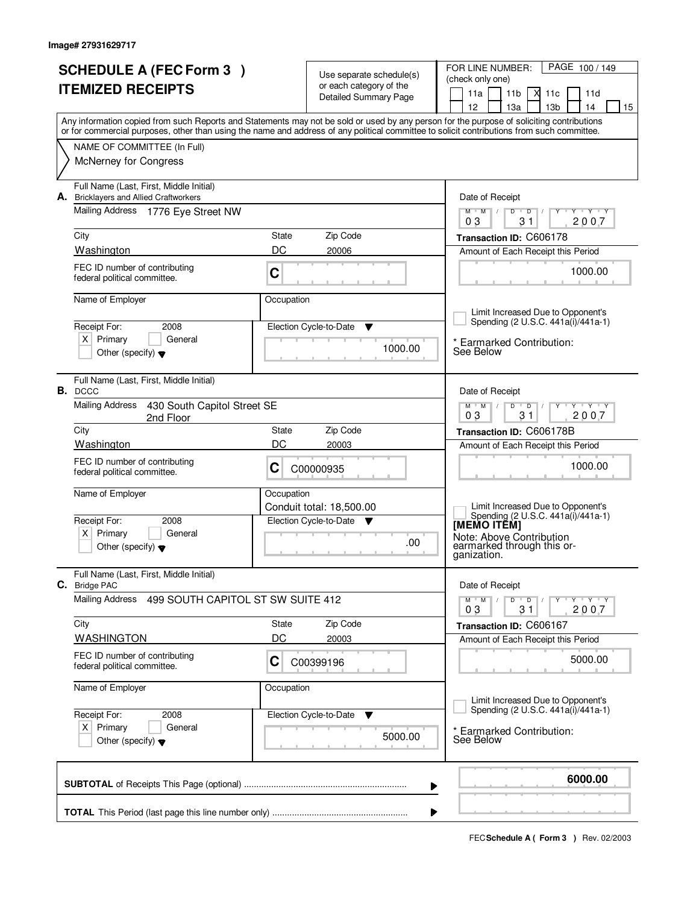Image# 27931629717

# SCHEDULE A (FEC Form 3 )
# ITEMIZED RECEIPTS

Use separate schedule(s) or each category of the Detailed Summary Page

FOR LINE NUMBER: (check only one)
11a | 11b | X 11c | 11d | 12 | 13a | 13b | 14 | 15

PAGE 100 / 149

Any information copied from such Reports and Statements may not be sold or used by any person for the purpose of soliciting contributions or for commercial purposes, other than using the name and address of any political committee to solicit contributions from such committee.

NAME OF COMMITTEE (In Full)
McNerney for Congress

---

**A.** Full Name (Last, First, Middle Initial): Bricklayers and Allied Craftworkers
Mailing Address: 1776 Eye Street NW
City: Washington | State: DC | Zip Code: 20006
FEC ID number of contributing federal political committee: C
Name of Employer: | Occupation:
Receipt For: 2008 — X Primary | General | Other (specify)
Election Cycle-to-Date: 1000.00
Date of Receipt: 03 / 31 / 2007
Transaction ID: C606178
Amount of Each Receipt this Period: 1000.00
Limit Increased Due to Opponent's Spending (2 U.S.C. 441a(i)/441a-1)
\* Earmarked Contribution: See Below

---

**B.** Full Name (Last, First, Middle Initial): DCCC
Mailing Address: 430 South Capitol Street SE, 2nd Floor
City: Washington | State: DC | Zip Code: 20003
FEC ID number of contributing federal political committee: C C00000935
Name of Employer: | Occupation: Conduit total: 18,500.00
Receipt For: 2008 — X Primary | General | Other (specify)
Election Cycle-to-Date: .00
Date of Receipt: 03 / 31 / 2007
Transaction ID: C606178B
Amount of Each Receipt this Period: 1000.00
Limit Increased Due to Opponent's Spending (2 U.S.C. 441a(i)/441a-1)
[MEMO ITEM]
Note: Above Contribution earmarked through this organization.

---

**C.** Full Name (Last, First, Middle Initial): Bridge PAC
Mailing Address: 499 SOUTH CAPITOL ST SW SUITE 412
City: WASHINGTON | State: DC | Zip Code: 20003
FEC ID number of contributing federal political committee: C C00399196
Name of Employer: | Occupation:
Receipt For: 2008 — X Primary | General | Other (specify)
Election Cycle-to-Date: 5000.00
Date of Receipt: 03 / 31 / 2007
Transaction ID: C606167
Amount of Each Receipt this Period: 5000.00
Limit Increased Due to Opponent's Spending (2 U.S.C. 441a(i)/441a-1)
\* Earmarked Contribution: See Below

---

**SUBTOTAL** of Receipts This Page (optional): **6000.00**

**TOTAL** This Period (last page this line number only):

FEC **Schedule A ( Form 3 )** Rev. 02/2003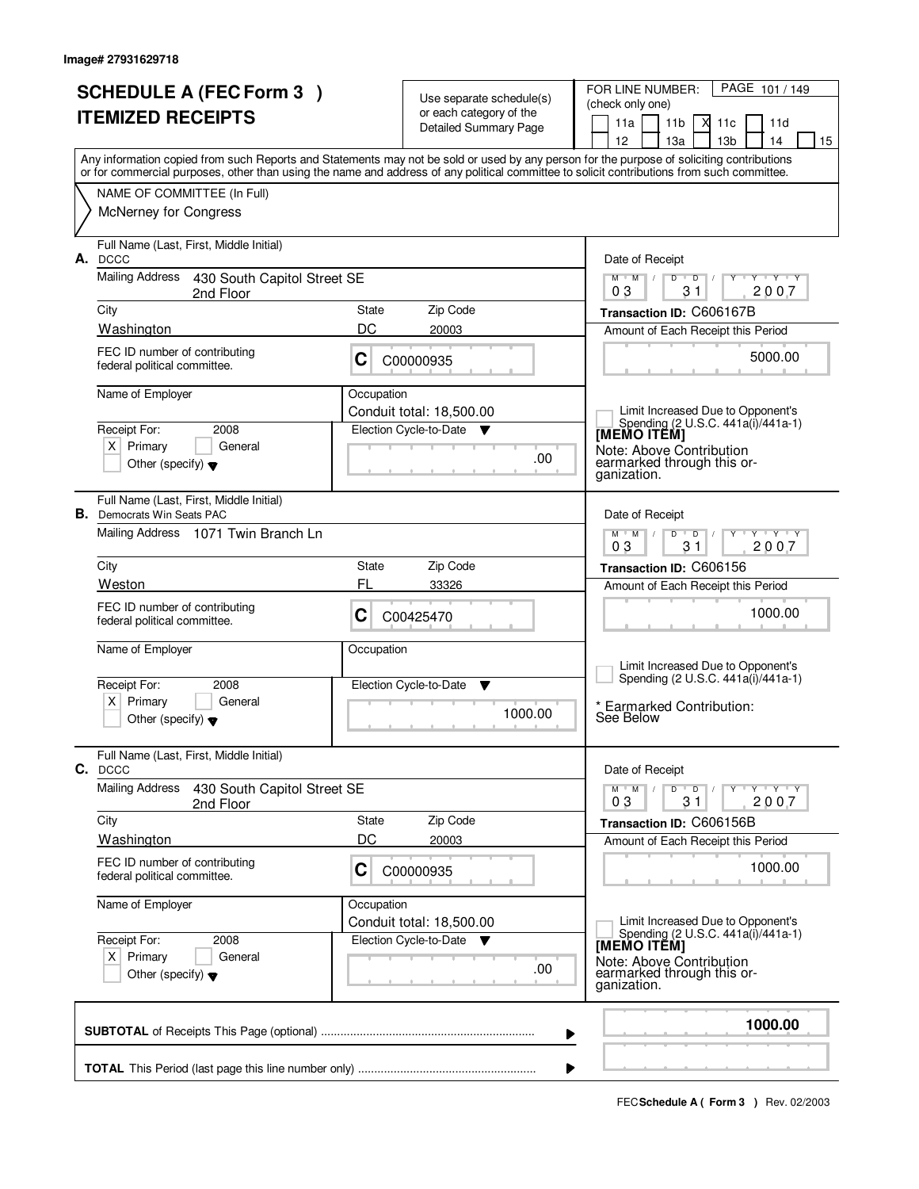Image# 27931629718

# SCHEDULE A (FEC Form 3 )
# ITEMIZED RECEIPTS

Use separate schedule(s) or each category of the Detailed Summary Page

FOR LINE NUMBER: (check only one)
11a | 11b | X 11c | 11d | 12 | 13a | 13b | 14 | 15

PAGE 101 / 149

Any information copied from such Reports and Statements may not be sold or used by any person for the purpose of soliciting contributions or for commercial purposes, other than using the name and address of any political committee to solicit contributions from such committee.

NAME OF COMMITTEE (In Full)
McNerney for Congress

---

**A.** Full Name (Last, First, Middle Initial): DCCC
Mailing Address: 430 South Capitol Street SE, 2nd Floor
City: Washington | State: DC | Zip Code: 20003
FEC ID number of contributing federal political committee: C C00000935
Name of Employer:
Occupation: Conduit total: 18,500.00
Receipt For: 2008 — X Primary | General | Other (specify)
Election Cycle-to-Date: .00
Date of Receipt: 03 / 31 / 2007
Transaction ID: C606167B
Amount of Each Receipt this Period: 5000.00
Limit Increased Due to Opponent's Spending (2 U.S.C. 441a(i)/441a-1)
[MEMO ITEM]
Note: Above Contribution earmarked through this organization.

---

**B.** Full Name (Last, First, Middle Initial): Democrats Win Seats PAC
Mailing Address: 1071 Twin Branch Ln
City: Weston | State: FL | Zip Code: 33326
FEC ID number of contributing federal political committee: C C00425470
Name of Employer:
Occupation:
Receipt For: 2008 — X Primary | General | Other (specify)
Election Cycle-to-Date: 1000.00
Date of Receipt: 03 / 31 / 2007
Transaction ID: C606156
Amount of Each Receipt this Period: 1000.00
Limit Increased Due to Opponent's Spending (2 U.S.C. 441a(i)/441a-1)
* Earmarked Contribution: See Below

---

**C.** Full Name (Last, First, Middle Initial): DCCC
Mailing Address: 430 South Capitol Street SE, 2nd Floor
City: Washington | State: DC | Zip Code: 20003
FEC ID number of contributing federal political committee: C C00000935
Name of Employer:
Occupation: Conduit total: 18,500.00
Receipt For: 2008 — X Primary | General | Other (specify)
Election Cycle-to-Date: .00
Date of Receipt: 03 / 31 / 2007
Transaction ID: C606156B
Amount of Each Receipt this Period: 1000.00
Limit Increased Due to Opponent's Spending (2 U.S.C. 441a(i)/441a-1)
[MEMO ITEM]
Note: Above Contribution earmarked through this organization.

---

**SUBTOTAL** of Receipts This Page (optional): **1000.00**

**TOTAL** This Period (last page this line number only):

FEC **Schedule A ( Form 3 )** Rev. 02/2003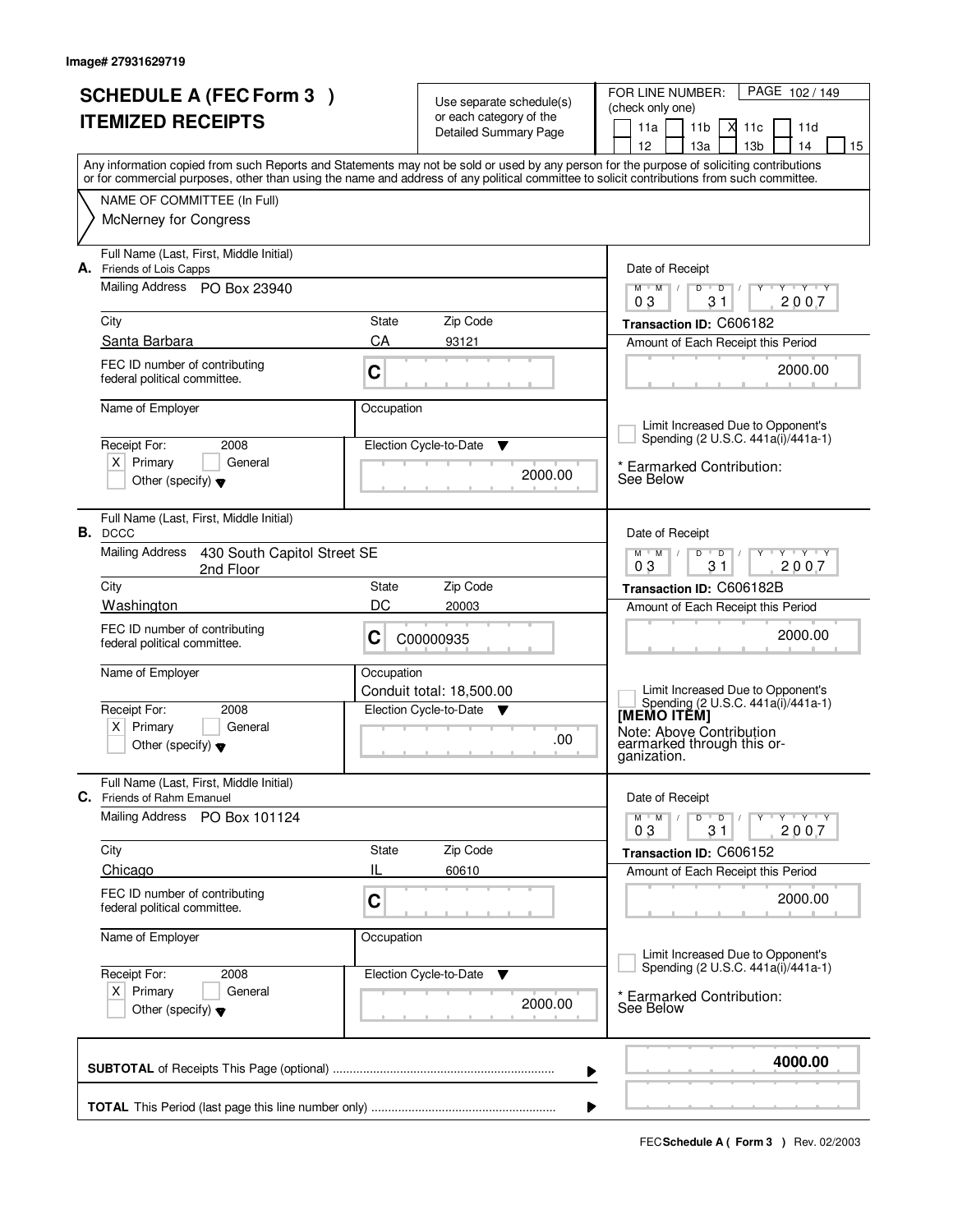Image# 27931629719

# SCHEDULE A (FEC Form 3 )
# ITEMIZED RECEIPTS

Use separate schedule(s) or each category of the Detailed Summary Page

FOR LINE NUMBER: (check only one)

11a | 11b | X 11c | 11d | 12 | 13a | 13b | 14 | 15

PAGE 102 / 149

Any information copied from such Reports and Statements may not be sold or used by any person for the purpose of soliciting contributions or for commercial purposes, other than using the name and address of any political committee to solicit contributions from such committee.

NAME OF COMMITTEE (In Full)
McNerney for Congress

---

**A.** Full Name (Last, First, Middle Initial): Friends of Lois Capps

Mailing Address: PO Box 23940

City: Santa Barbara | State: CA | Zip Code: 93121

FEC ID number of contributing federal political committee: C

Name of Employer: | Occupation:

Receipt For: 2008 — X Primary | General | Other (specify)

Election Cycle-to-Date: 2000.00

Date of Receipt: 03 31 2007

Transaction ID: C606182

Amount of Each Receipt this Period: 2000.00

Limit Increased Due to Opponent's Spending (2 U.S.C. 441a(i)/441a-1)

\* Earmarked Contribution: See Below

---

**B.** Full Name (Last, First, Middle Initial): DCCC

Mailing Address: 430 South Capitol Street SE, 2nd Floor

City: Washington | State: DC | Zip Code: 20003

FEC ID number of contributing federal political committee: C C00000935

Name of Employer: | Occupation: Conduit total: 18,500.00

Receipt For: 2008 — X Primary | General | Other (specify)

Election Cycle-to-Date: .00

Date of Receipt: 03 31 2007

Transaction ID: C606182B

Amount of Each Receipt this Period: 2000.00

Limit Increased Due to Opponent's Spending (2 U.S.C. 441a(i)/441a-1)

**[MEMO ITEM]**
Note: Above Contribution earmarked through this organization.

---

**C.** Full Name (Last, First, Middle Initial): Friends of Rahm Emanuel

Mailing Address: PO Box 101124

City: Chicago | State: IL | Zip Code: 60610

FEC ID number of contributing federal political committee: C

Name of Employer: | Occupation:

Receipt For: 2008 — X Primary | General | Other (specify)

Election Cycle-to-Date: 2000.00

Date of Receipt: 03 31 2007

Transaction ID: C606152

Amount of Each Receipt this Period: 2000.00

Limit Increased Due to Opponent's Spending (2 U.S.C. 441a(i)/441a-1)

\* Earmarked Contribution: See Below

---

**SUBTOTAL** of Receipts This Page (optional) ........ **4000.00**

**TOTAL** This Period (last page this line number only) ........

FEC **Schedule A ( Form 3 )** Rev. 02/2003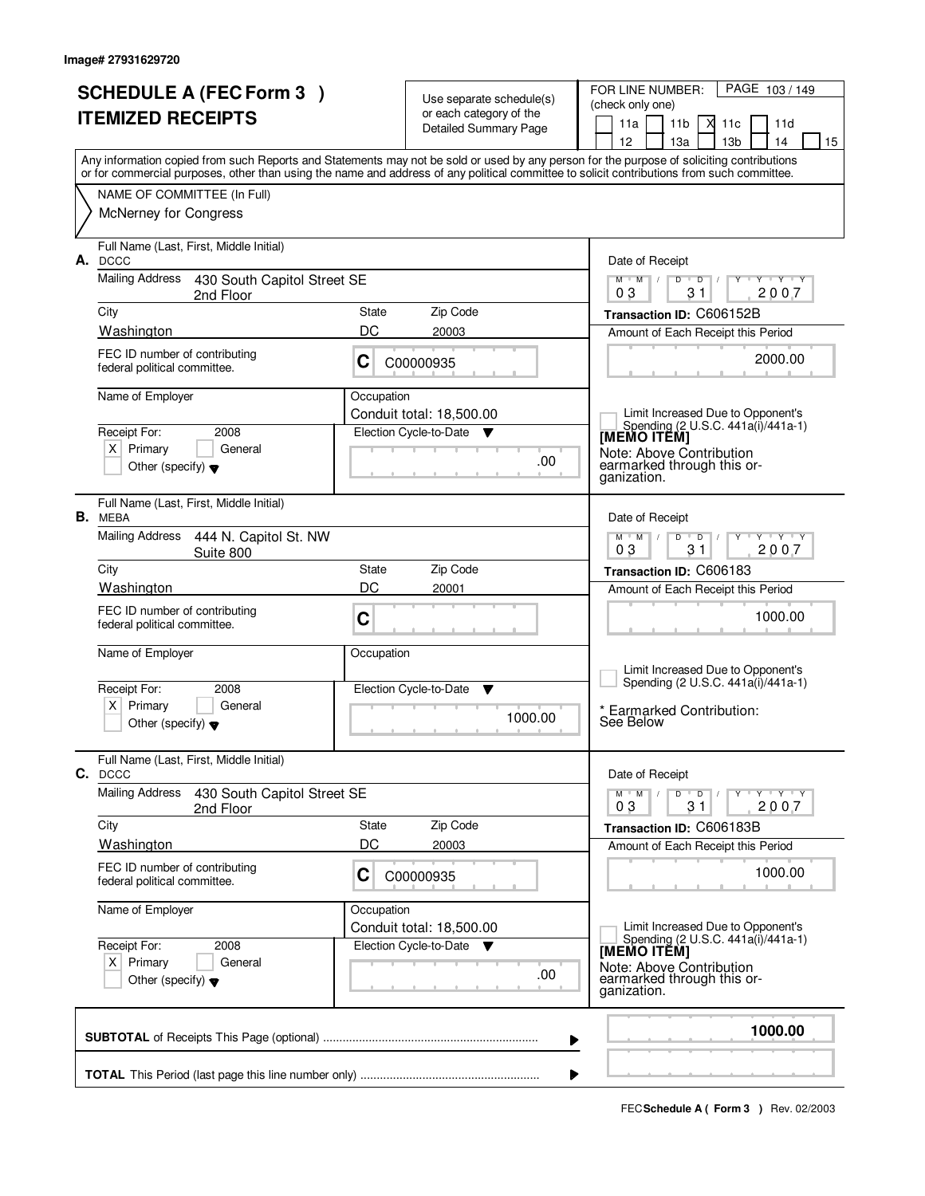Image# 27931629720

# SCHEDULE A (FEC Form 3 )
# ITEMIZED RECEIPTS

Use separate schedule(s) or each category of the Detailed Summary Page

FOR LINE NUMBER: (check only one)

11a | 11b | X 11c | 11d | 12 | 13a | 13b | 14 | 15

PAGE 103 / 149

Any information copied from such Reports and Statements may not be sold or used by any person for the purpose of soliciting contributions or for commercial purposes, other than using the name and address of any political committee to solicit contributions from such committee.

NAME OF COMMITTEE (In Full)

McNerney for Congress

---

**A.** Full Name (Last, First, Middle Initial): DCCC

Mailing Address: 430 South Capitol Street SE, 2nd Floor

City: Washington | State: DC | Zip Code: 20003

FEC ID number of contributing federal political committee: C C00000935

Name of Employer:

Occupation: Conduit total: 18,500.00

Receipt For: 2008 — [X] Primary [ ] General [ ] Other (specify)

Election Cycle-to-Date: .00

Date of Receipt: 03 / 31 / 2007

Transaction ID: C606152B

Amount of Each Receipt this Period: 2000.00

[ ] Limit Increased Due to Opponent's Spending (2 U.S.C. 441a(i)/441a-1)

[MEMO ITEM]

Note: Above Contribution earmarked through this organization.

---

**B.** Full Name (Last, First, Middle Initial): MEBA

Mailing Address: 444 N. Capitol St. NW, Suite 800

City: Washington | State: DC | Zip Code: 20001

FEC ID number of contributing federal political committee: C

Name of Employer:

Occupation:

Receipt For: 2008 — [X] Primary [ ] General [ ] Other (specify)

Election Cycle-to-Date: 1000.00

Date of Receipt: 03 / 31 / 2007

Transaction ID: C606183

Amount of Each Receipt this Period: 1000.00

[ ] Limit Increased Due to Opponent's Spending (2 U.S.C. 441a(i)/441a-1)

* Earmarked Contribution: See Below

---

**C.** Full Name (Last, First, Middle Initial): DCCC

Mailing Address: 430 South Capitol Street SE, 2nd Floor

City: Washington | State: DC | Zip Code: 20003

FEC ID number of contributing federal political committee: C C00000935

Name of Employer:

Occupation: Conduit total: 18,500.00

Receipt For: 2008 — [X] Primary [ ] General [ ] Other (specify)

Election Cycle-to-Date: .00

Date of Receipt: 03 / 31 / 2007

Transaction ID: C606183B

Amount of Each Receipt this Period: 1000.00

[ ] Limit Increased Due to Opponent's Spending (2 U.S.C. 441a(i)/441a-1)

[MEMO ITEM]

Note: Above Contribution earmarked through this organization.

---

**SUBTOTAL** of Receipts This Page (optional): **1000.00**

**TOTAL** This Period (last page this line number only):

FEC **Schedule A ( Form 3 )** Rev. 02/2003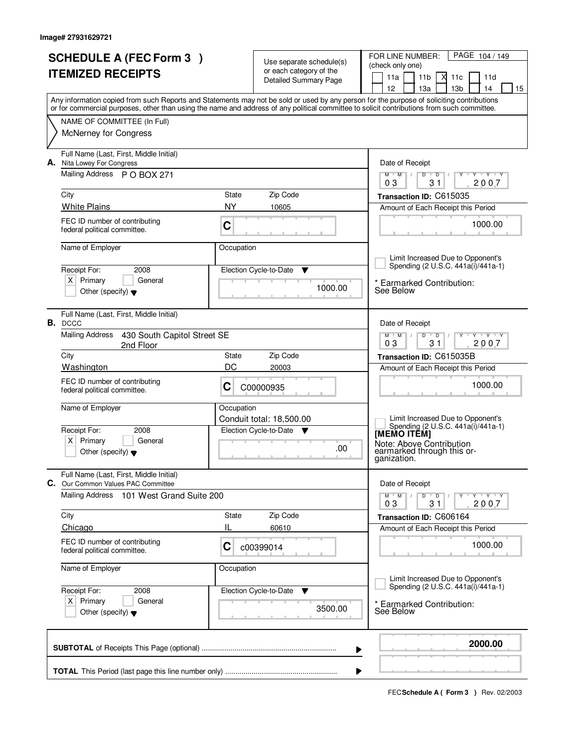Image# 27931629721

# SCHEDULE A (FEC Form 3 ) ITEMIZED RECEIPTS

Use separate schedule(s) or each category of the Detailed Summary Page

FOR LINE NUMBER: (check only one)
11a [ ] 11b [ ] 11c [X] 11d [ ] 12 [ ] 13a [ ] 13b [ ] 14 [ ] 15 [ ]

PAGE 104 / 149

Any information copied from such Reports and Statements may not be sold or used by any person for the purpose of soliciting contributions or for commercial purposes, other than using the name and address of any political committee to solicit contributions from such committee.

NAME OF COMMITTEE (In Full)
McNerney for Congress

---

**A.** Full Name (Last, First, Middle Initial): Nita Lowey For Congress
Mailing Address: P O BOX 271
City: White Plains State: NY Zip Code: 10605
FEC ID number of contributing federal political committee: C
Name of Employer:
Occupation:
Receipt For: 2008 [X] Primary [ ] General [ ] Other (specify)
Election Cycle-to-Date: 1000.00

Date of Receipt: 03 / 31 / 2007
Transaction ID: C615035
Amount of Each Receipt this Period: 1000.00
[ ] Limit Increased Due to Opponent's Spending (2 U.S.C. 441a(i)/441a-1)
\* Earmarked Contribution: See Below

---

**B.** Full Name (Last, First, Middle Initial): DCCC
Mailing Address: 430 South Capitol Street SE, 2nd Floor
City: Washington State: DC Zip Code: 20003
FEC ID number of contributing federal political committee: C C00000935
Name of Employer:
Occupation: Conduit total: 18,500.00
Receipt For: 2008 [X] Primary [ ] General [ ] Other (specify)
Election Cycle-to-Date: .00

Date of Receipt: 03 / 31 / 2007
Transaction ID: C615035B
Amount of Each Receipt this Period: 1000.00
[ ] Limit Increased Due to Opponent's Spending (2 U.S.C. 441a(i)/441a-1)
**[MEMO ITEM]**
Note: Above Contribution earmarked through this organization.

---

**C.** Full Name (Last, First, Middle Initial): Our Common Values PAC Committee
Mailing Address: 101 West Grand Suite 200
City: Chicago State: IL Zip Code: 60610
FEC ID number of contributing federal political committee: C c00399014
Name of Employer:
Occupation:
Receipt For: 2008 [X] Primary [ ] General [ ] Other (specify)
Election Cycle-to-Date: 3500.00

Date of Receipt: 03 / 31 / 2007
Transaction ID: C606164
Amount of Each Receipt this Period: 1000.00
[ ] Limit Increased Due to Opponent's Spending (2 U.S.C. 441a(i)/441a-1)
\* Earmarked Contribution: See Below

---

**SUBTOTAL** of Receipts This Page (optional): **2000.00**

**TOTAL** This Period (last page this line number only):

FEC **Schedule A ( Form 3 )** Rev. 02/2003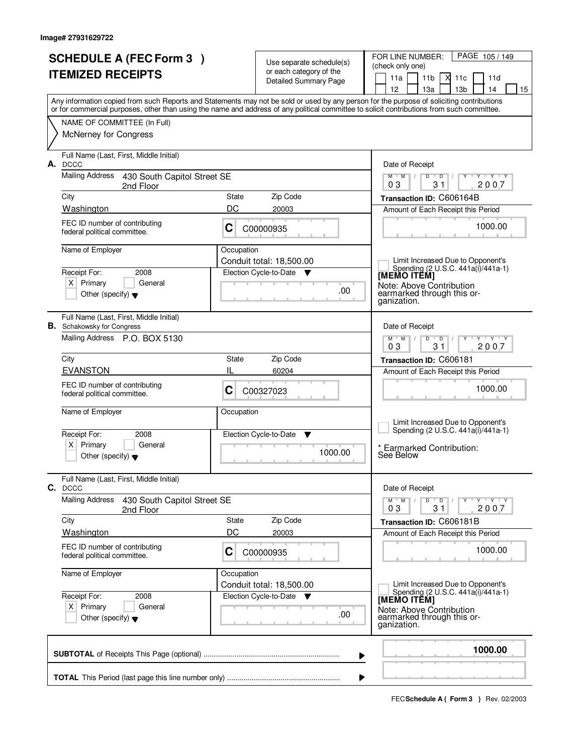Image# 27931629722

# SCHEDULE A (FEC Form 3 )
# ITEMIZED RECEIPTS

Use separate schedule(s) or each category of the Detailed Summary Page

FOR LINE NUMBER: (check only one)
11a [ ] 11b [ ] 11c [X] 11d [ ] 12 [ ] 13a [ ] 13b [ ] 14 [ ] 15 [ ]

Any information copied from such Reports and Statements may not be sold or used by any person for the purpose of soliciting contributions or for commercial purposes, other than using the name and address of any political committee to solicit contributions from such committee.

NAME OF COMMITTEE (In Full)
McNerney for Congress

---

**A.** Full Name (Last, First, Middle Initial): DCCC

Mailing Address: 430 South Capitol Street SE, 2nd Floor

City: Washington | State: DC | Zip Code: 20003

FEC ID number of contributing federal political committee: C C00000935

Name of Employer:

Occupation: Conduit total: 18,500.00

Receipt For: 2008 [X] Primary [ ] General [ ] Other (specify)

Election Cycle-to-Date: .00

Date of Receipt: 03 / 31 / 2007

Transaction ID: C606164B

Amount of Each Receipt this Period: 1000.00

[ ] Limit Increased Due to Opponent's Spending (2 U.S.C. 441a(i)/441a-1)

[MEMO ITEM]
Note: Above Contribution earmarked through this organization.

---

**B.** Full Name (Last, First, Middle Initial): Schakowsky for Congress

Mailing Address: P.O. BOX 5130

City: EVANSTON | State: IL | Zip Code: 60204

FEC ID number of contributing federal political committee: C C00327023

Name of Employer:

Occupation:

Receipt For: 2008 [X] Primary [ ] General [ ] Other (specify)

Election Cycle-to-Date: 1000.00

Date of Receipt: 03 / 31 / 2007

Transaction ID: C606181

Amount of Each Receipt this Period: 1000.00

[ ] Limit Increased Due to Opponent's Spending (2 U.S.C. 441a(i)/441a-1)

* Earmarked Contribution: See Below

---

**C.** Full Name (Last, First, Middle Initial): DCCC

Mailing Address: 430 South Capitol Street SE, 2nd Floor

City: Washington | State: DC | Zip Code: 20003

FEC ID number of contributing federal political committee: C C00000935

Name of Employer:

Occupation: Conduit total: 18,500.00

Receipt For: 2008 [X] Primary [ ] General [ ] Other (specify)

Election Cycle-to-Date: .00

Date of Receipt: 03 / 31 / 2007

Transaction ID: C606181B

Amount of Each Receipt this Period: 1000.00

[ ] Limit Increased Due to Opponent's Spending (2 U.S.C. 441a(i)/441a-1)

[MEMO ITEM]
Note: Above Contribution earmarked through this organization.

---

**SUBTOTAL** of Receipts This Page (optional) ........ **1000.00**

**TOTAL** This Period (last page this line number only) ........

FEC **Schedule A ( Form 3 )** Rev. 02/2003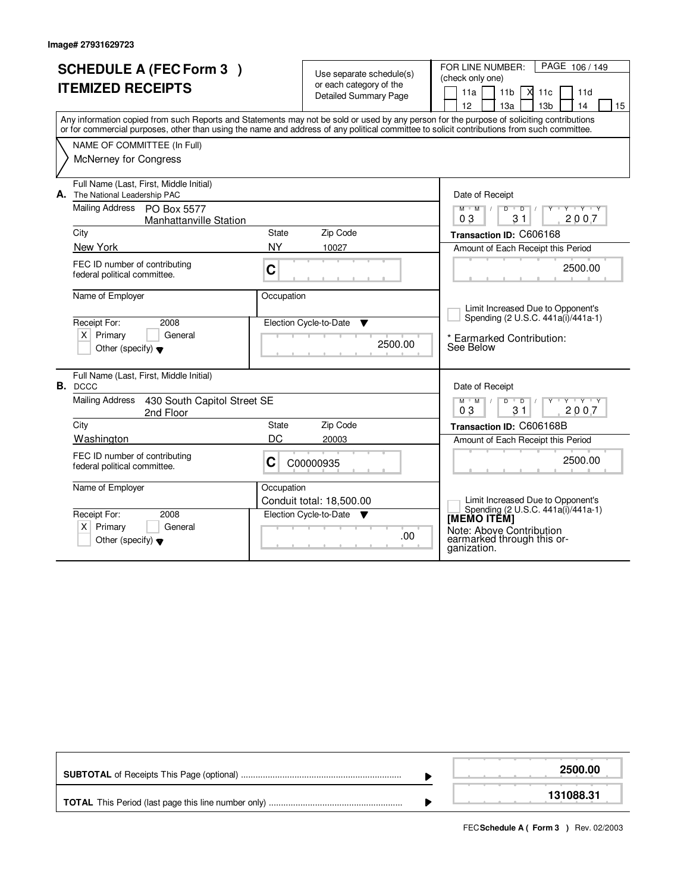Image# 27931629723

# SCHEDULE A (FEC Form 3 )
# ITEMIZED RECEIPTS

Use separate schedule(s) or each category of the Detailed Summary Page

FOR LINE NUMBER: (check only one)

11a | 11b | X 11c | 11d | 12 | 13a | 13b | 14 | 15

Any information copied from such Reports and Statements may not be sold or used by any person for the purpose of soliciting contributions or for commercial purposes, other than using the name and address of any political committee to solicit contributions from such committee.

NAME OF COMMITTEE (In Full)
McNerney for Congress

---

**A.** Full Name (Last, First, Middle Initial)
The National Leadership PAC

Mailing Address: PO Box 5577
Manhattanville Station

| City | State | Zip Code |
|---|---|---|
| New York | NY | 10027 |

FEC ID number of contributing federal political committee: C

Name of Employer:
Occupation:

Receipt For: 2008
X Primary
General
Other (specify)

Election Cycle-to-Date: 2500.00

Date of Receipt: 03 / 31 / 2007
Transaction ID: C606168
Amount of Each Receipt this Period: 2500.00

Limit Increased Due to Opponent's Spending (2 U.S.C. 441a(i)/441a-1)

\* Earmarked Contribution: See Below

---

**B.** Full Name (Last, First, Middle Initial)
DCCC

Mailing Address: 430 South Capitol Street SE
2nd Floor

| City | State | Zip Code |
|---|---|---|
| Washington | DC | 20003 |

FEC ID number of contributing federal political committee: C C00000935

Name of Employer:
Occupation: Conduit total: 18,500.00

Receipt For: 2008
X Primary
General
Other (specify)

Election Cycle-to-Date: .00

Date of Receipt: 03 / 31 / 2007
Transaction ID: C606168B
Amount of Each Receipt this Period: 2500.00

Limit Increased Due to Opponent's Spending (2 U.S.C. 441a(i)/441a-1)

[MEMO ITEM]
Note: Above Contribution earmarked through this organization.

---

| | |
|---|---|
| **SUBTOTAL** of Receipts This Page (optional) | **2500.00** |
| **TOTAL** This Period (last page this line number only) | **131088.31** |

FEC **Schedule A ( Form 3 )** Rev. 02/2003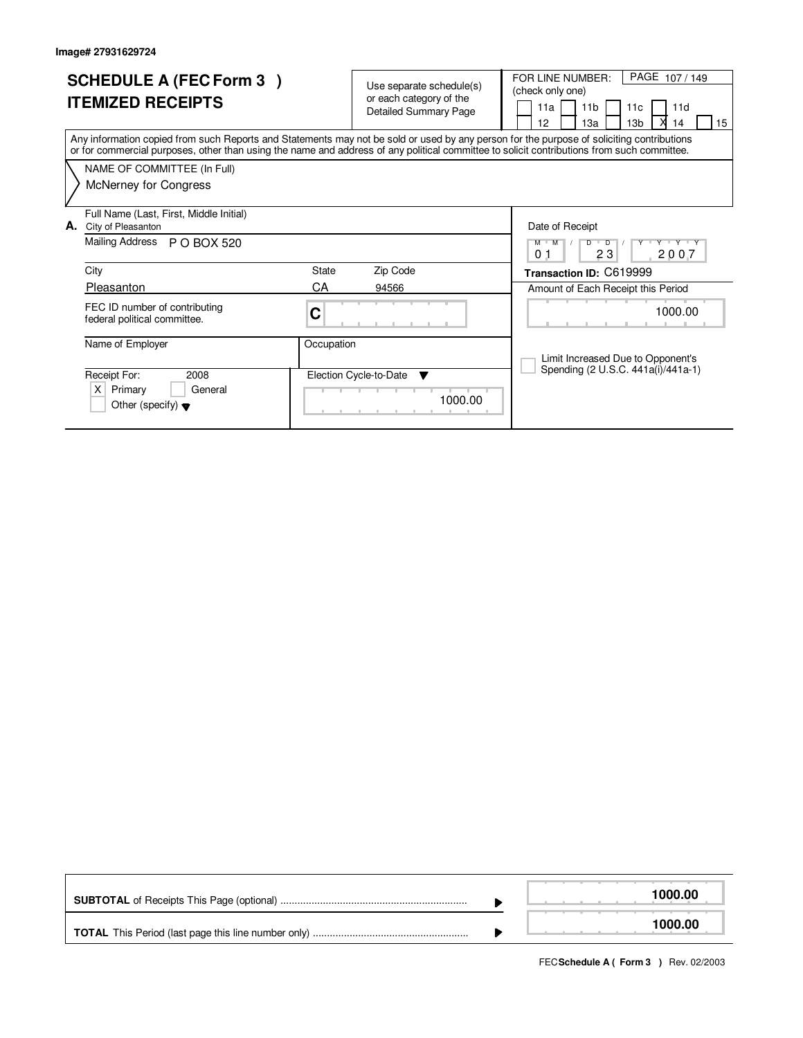Image# 27931629724

# SCHEDULE A (FEC Form 3 )
## ITEMIZED RECEIPTS

Use separate schedule(s) or each category of the Detailed Summary Page

FOR LINE NUMBER: (check only one)

- [ ] 11a
- [ ] 11b
- [ ] 11c
- [ ] 11d
- [ ] 12
- [ ] 13a
- [ ] 13b
- [X] 14
- [ ] 15

Any information copied from such Reports and Statements may not be sold or used by any person for the purpose of soliciting contributions or for commercial purposes, other than using the name and address of any political committee to solicit contributions from such committee.

NAME OF COMMITTEE (In Full)

McNerney for Congress

**A.** Full Name (Last, First, Middle Initial)
City of Pleasanton

Mailing Address: P O BOX 520

| City | State | Zip Code |
|---|---|---|
| Pleasanton | CA | 94566 |

FEC ID number of contributing federal political committee: C

Name of Employer:

Occupation:

Receipt For: 2008
- [X] Primary
- [ ] General
- [ ] Other (specify)

Election Cycle-to-Date: 1000.00

Date of Receipt: 01 / 23 / 2007

**Transaction ID:** C619999

Amount of Each Receipt this Period: 1000.00

- [ ] Limit Increased Due to Opponent's Spending (2 U.S.C. 441a(i)/441a-1)

| | |
|---|---|
| **SUBTOTAL** of Receipts This Page (optional) | **1000.00** |
| **TOTAL** This Period (last page this line number only) | **1000.00** |

FEC **Schedule A ( Form 3 )** Rev. 02/2003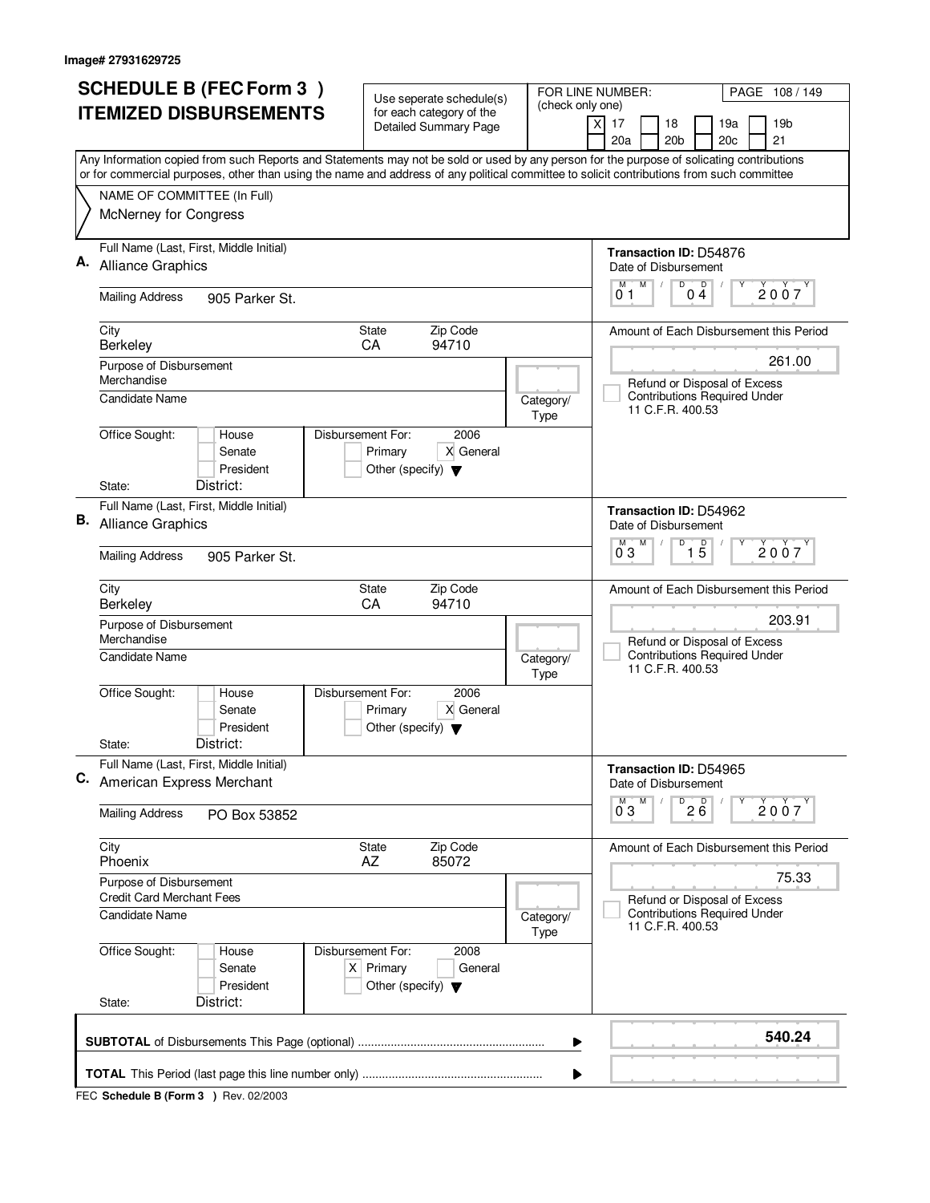Image# 27931629725

# SCHEDULE B (FEC Form 3 ) ITEMIZED DISBURSEMENTS

Use seperate schedule(s) for each category of the Detailed Summary Page

FOR LINE NUMBER: (check only one)

[X] 17 [ ] 18 [ ] 19a [ ] 19b [ ] 20a [ ] 20b [ ] 20c [ ] 21

PAGE 108 / 149

Any Information copied from such Reports and Statements may not be sold or used by any person for the purpose of solicating contributions or for commercial purposes, other than using the name and address of any political committee to solicit contributions from such committee

NAME OF COMMITTEE (In Full)
McNerney for Congress

---

**A.** Full Name (Last, First, Middle Initial): Alliance Graphics

Mailing Address: 905 Parker St.

City: Berkeley | State: CA | Zip Code: 94710

Purpose of Disbursement: Merchandise

Candidate Name:

Category/Type:

Office Sought: [ ] House [ ] Senate [ ] President
State: District:

Disbursement For: 2006 [ ] Primary [X] General [ ] Other (specify)

Transaction ID: D54876

Date of Disbursement: 01 / 04 / 2007

Amount of Each Disbursement this Period: 261.00

[ ] Refund or Disposal of Excess Contributions Required Under 11 C.F.R. 400.53

---

**B.** Full Name (Last, First, Middle Initial): Alliance Graphics

Mailing Address: 905 Parker St.

City: Berkeley | State: CA | Zip Code: 94710

Purpose of Disbursement: Merchandise

Candidate Name:

Category/Type:

Office Sought: [ ] House [ ] Senate [ ] President
State: District:

Disbursement For: 2006 [ ] Primary [X] General [ ] Other (specify)

Transaction ID: D54962

Date of Disbursement: 03 / 15 / 2007

Amount of Each Disbursement this Period: 203.91

[ ] Refund or Disposal of Excess Contributions Required Under 11 C.F.R. 400.53

---

**C.** Full Name (Last, First, Middle Initial): American Express Merchant

Mailing Address: PO Box 53852

City: Phoenix | State: AZ | Zip Code: 85072

Purpose of Disbursement: Credit Card Merchant Fees

Candidate Name:

Category/Type:

Office Sought: [ ] House [ ] Senate [ ] President
State: District:

Disbursement For: 2008 [X] Primary [ ] General [ ] Other (specify)

Transaction ID: D54965

Date of Disbursement: 03 / 26 / 2007

Amount of Each Disbursement this Period: 75.33

[ ] Refund or Disposal of Excess Contributions Required Under 11 C.F.R. 400.53

---

**SUBTOTAL** of Disbursements This Page (optional) ........ **540.24**

**TOTAL** This Period (last page this line number only) ........

FEC **Schedule B (Form 3 )** Rev. 02/2003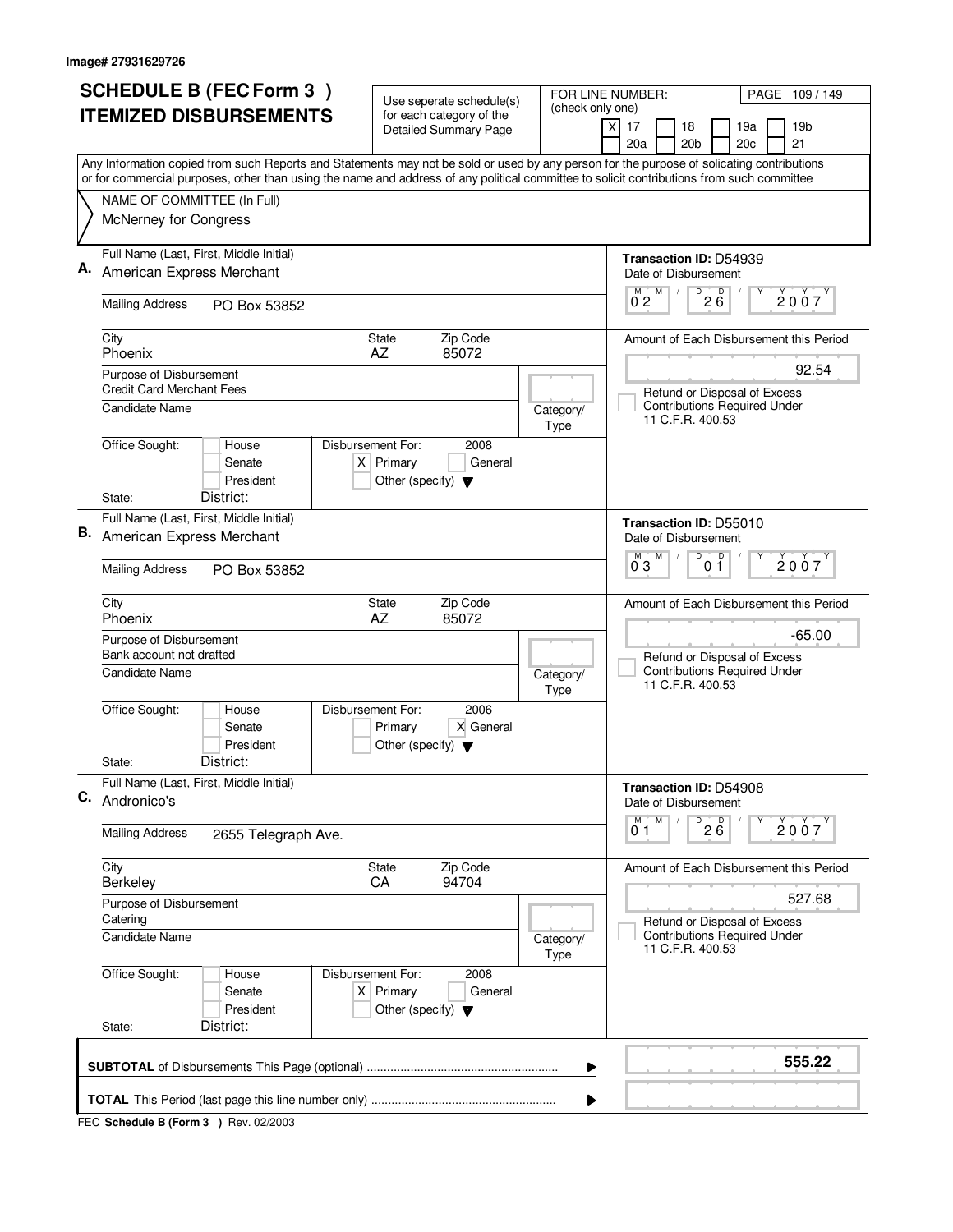Image# 27931629726

# SCHEDULE B (FEC Form 3 ) ITEMIZED DISBURSEMENTS

Use seperate schedule(s) for each category of the Detailed Summary Page

FOR LINE NUMBER: (check only one)

[X] 17 [ ] 18 [ ] 19a [ ] 19b [ ] 20a [ ] 20b [ ] 20c [ ] 21

PAGE 109 / 149

Any Information copied from such Reports and Statements may not be sold or used by any person for the purpose of solicating contributions or for commercial purposes, other than using the name and address of any political committee to solicit contributions from such committee

NAME OF COMMITTEE (In Full)
McNerney for Congress

---

**A.** Full Name (Last, First, Middle Initial): American Express Merchant

Mailing Address: PO Box 53852

City: Phoenix | State: AZ | Zip Code: 85072

Purpose of Disbursement: Credit Card Merchant Fees

Candidate Name:

Category/Type:

Office Sought: [ ] House [ ] Senate [ ] President

State: District:

Disbursement For: 2008 [X] Primary [ ] General [ ] Other (specify)

Transaction ID: D54939

Date of Disbursement: 02/26/2007

Amount of Each Disbursement this Period: 92.54

[ ] Refund or Disposal of Excess Contributions Required Under 11 C.F.R. 400.53

---

**B.** Full Name (Last, First, Middle Initial): American Express Merchant

Mailing Address: PO Box 53852

City: Phoenix | State: AZ | Zip Code: 85072

Purpose of Disbursement: Bank account not drafted

Candidate Name:

Category/Type:

Office Sought: [ ] House [ ] Senate [ ] President

State: District:

Disbursement For: 2006 [ ] Primary [X] General [ ] Other (specify)

Transaction ID: D55010

Date of Disbursement: 03/01/2007

Amount of Each Disbursement this Period: -65.00

[ ] Refund or Disposal of Excess Contributions Required Under 11 C.F.R. 400.53

---

**C.** Full Name (Last, First, Middle Initial): Andronico's

Mailing Address: 2655 Telegraph Ave.

City: Berkeley | State: CA | Zip Code: 94704

Purpose of Disbursement: Catering

Candidate Name:

Category/Type:

Office Sought: [ ] House [ ] Senate [ ] President

State: District:

Disbursement For: 2008 [X] Primary [ ] General [ ] Other (specify)

Transaction ID: D54908

Date of Disbursement: 01/26/2007

Amount of Each Disbursement this Period: 527.68

[ ] Refund or Disposal of Excess Contributions Required Under 11 C.F.R. 400.53

---

**SUBTOTAL** of Disbursements This Page (optional): **555.22**

**TOTAL** This Period (last page this line number only):

FEC **Schedule B (Form 3 )** Rev. 02/2003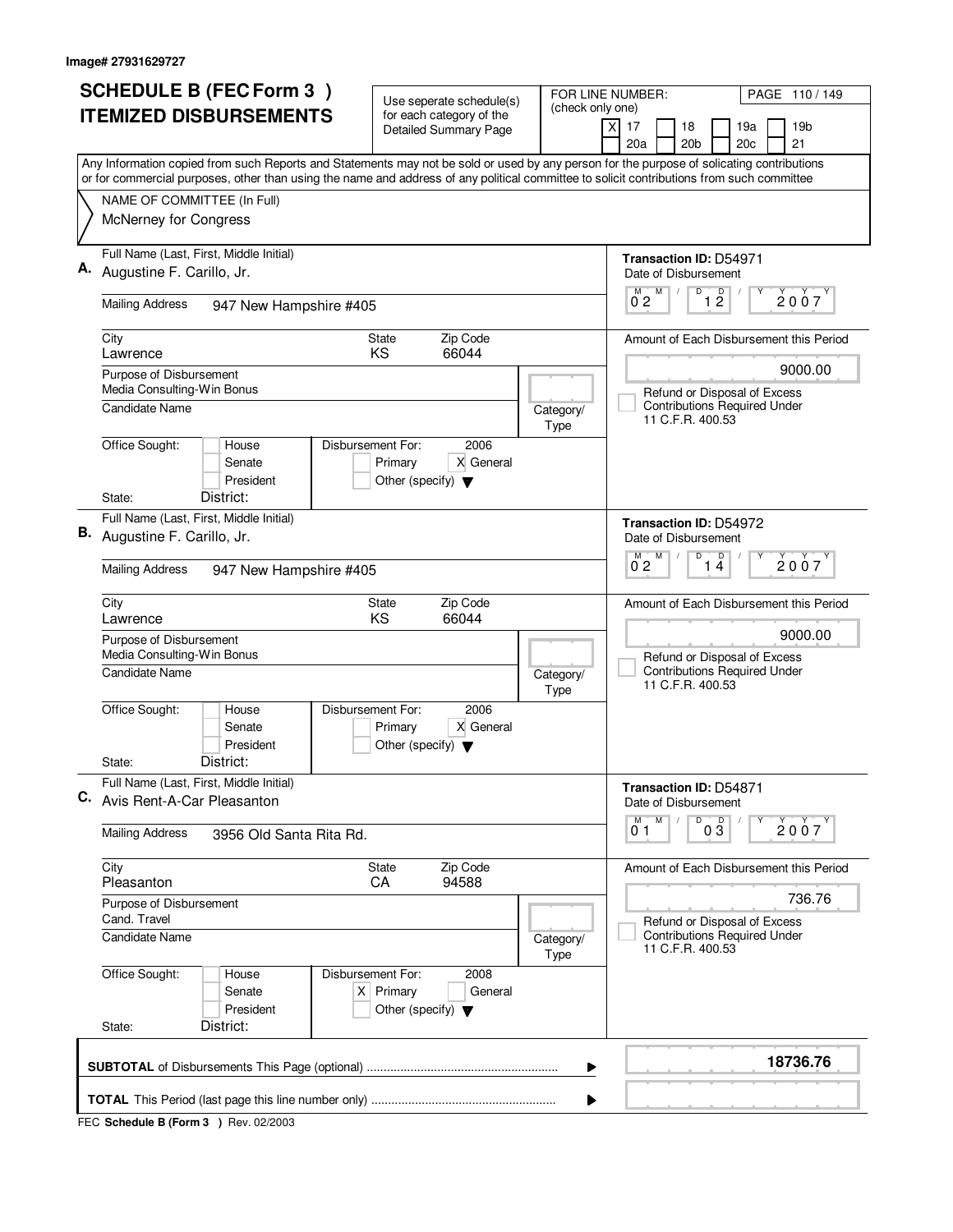Image# 27931629727

# SCHEDULE B (FEC Form 3 ) ITEMIZED DISBURSEMENTS

Use seperate schedule(s) for each category of the Detailed Summary Page

FOR LINE NUMBER: (check only one)

- [X] 17
- [ ] 18
- [ ] 19a
- [ ] 19b
- [ ] 20a
- [ ] 20b
- [ ] 20c
- [ ] 21

Any Information copied from such Reports and Statements may not be sold or used by any person for the purpose of solicating contributions or for commercial purposes, other than using the name and address of any political committee to solicit contributions from such committee

NAME OF COMMITTEE (In Full)
McNerney for Congress

---

**A.** Full Name (Last, First, Middle Initial): Augustine F. Carillo, Jr.

Mailing Address: 947 New Hampshire #405

City: Lawrence | State: KS | Zip Code: 66044

Purpose of Disbursement: Media Consulting-Win Bonus

Candidate Name:

Category/Type:

Office Sought: [ ] House [ ] Senate [ ] President

State: District:

Disbursement For: 2006 — [ ] Primary [X] General [ ] Other (specify)

Transaction ID: D54971

Date of Disbursement: 02/12/2007

Amount of Each Disbursement this Period: 9000.00

[ ] Refund or Disposal of Excess Contributions Required Under 11 C.F.R. 400.53

---

**B.** Full Name (Last, First, Middle Initial): Augustine F. Carillo, Jr.

Mailing Address: 947 New Hampshire #405

City: Lawrence | State: KS | Zip Code: 66044

Purpose of Disbursement: Media Consulting-Win Bonus

Candidate Name:

Category/Type:

Office Sought: [ ] House [ ] Senate [ ] President

State: District:

Disbursement For: 2006 — [ ] Primary [X] General [ ] Other (specify)

Transaction ID: D54972

Date of Disbursement: 02/14/2007

Amount of Each Disbursement this Period: 9000.00

[ ] Refund or Disposal of Excess Contributions Required Under 11 C.F.R. 400.53

---

**C.** Full Name (Last, First, Middle Initial): Avis Rent-A-Car Pleasanton

Mailing Address: 3956 Old Santa Rita Rd.

City: Pleasanton | State: CA | Zip Code: 94588

Purpose of Disbursement: Cand. Travel

Candidate Name:

Category/Type:

Office Sought: [ ] House [ ] Senate [ ] President

State: District:

Disbursement For: 2008 — [X] Primary [ ] General [ ] Other (specify)

Transaction ID: D54871

Date of Disbursement: 01/03/2007

Amount of Each Disbursement this Period: 736.76

[ ] Refund or Disposal of Excess Contributions Required Under 11 C.F.R. 400.53

---

**SUBTOTAL** of Disbursements This Page (optional): 18736.76

**TOTAL** This Period (last page this line number only):

FEC **Schedule B (Form 3 )** Rev. 02/2003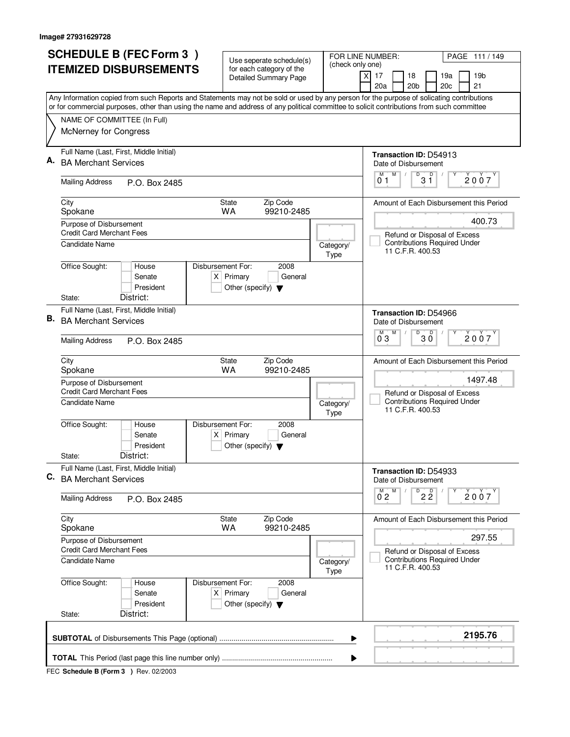Image# 27931629728

# SCHEDULE B (FEC Form 3 )
# ITEMIZED DISBURSEMENTS

Use seperate schedule(s) for each category of the Detailed Summary Page

FOR LINE NUMBER: (check only one)

[X] 17 [ ] 18 [ ] 19a [ ] 19b [ ] 20a [ ] 20b [ ] 20c [ ] 21

Any Information copied from such Reports and Statements may not be sold or used by any person for the purpose of solicating contributions or for commercial purposes, other than using the name and address of any political committee to solicit contributions from such committee

NAME OF COMMITTEE (In Full)
McNerney for Congress

---

**A.** Full Name (Last, First, Middle Initial): BA Merchant Services

Mailing Address: P.O. Box 2485

City: Spokane | State: WA | Zip Code: 99210-2485

Purpose of Disbursement: Credit Card Merchant Fees

Candidate Name:

Category/Type:

Office Sought: [ ] House [ ] Senate [ ] President

State: District:

Disbursement For: 2008 [X] Primary [ ] General [ ] Other (specify)

Transaction ID: D54913

Date of Disbursement: 01/31/2007

Amount of Each Disbursement this Period: 400.73

[ ] Refund or Disposal of Excess Contributions Required Under 11 C.F.R. 400.53

---

**B.** Full Name (Last, First, Middle Initial): BA Merchant Services

Mailing Address: P.O. Box 2485

City: Spokane | State: WA | Zip Code: 99210-2485

Purpose of Disbursement: Credit Card Merchant Fees

Candidate Name:

Category/Type:

Office Sought: [ ] House [ ] Senate [ ] President

State: District:

Disbursement For: 2008 [X] Primary [ ] General [ ] Other (specify)

Transaction ID: D54966

Date of Disbursement: 03/30/2007

Amount of Each Disbursement this Period: 1497.48

[ ] Refund or Disposal of Excess Contributions Required Under 11 C.F.R. 400.53

---

**C.** Full Name (Last, First, Middle Initial): BA Merchant Services

Mailing Address: P.O. Box 2485

City: Spokane | State: WA | Zip Code: 99210-2485

Purpose of Disbursement: Credit Card Merchant Fees

Candidate Name:

Category/Type:

Office Sought: [ ] House [ ] Senate [ ] President

State: District:

Disbursement For: 2008 [X] Primary [ ] General [ ] Other (specify)

Transaction ID: D54933

Date of Disbursement: 02/22/2007

Amount of Each Disbursement this Period: 297.55

[ ] Refund or Disposal of Excess Contributions Required Under 11 C.F.R. 400.53

---

**SUBTOTAL** of Disbursements This Page (optional) ........ **2195.76**

**TOTAL** This Period (last page this line number only) ........

FEC **Schedule B (Form 3 )** Rev. 02/2003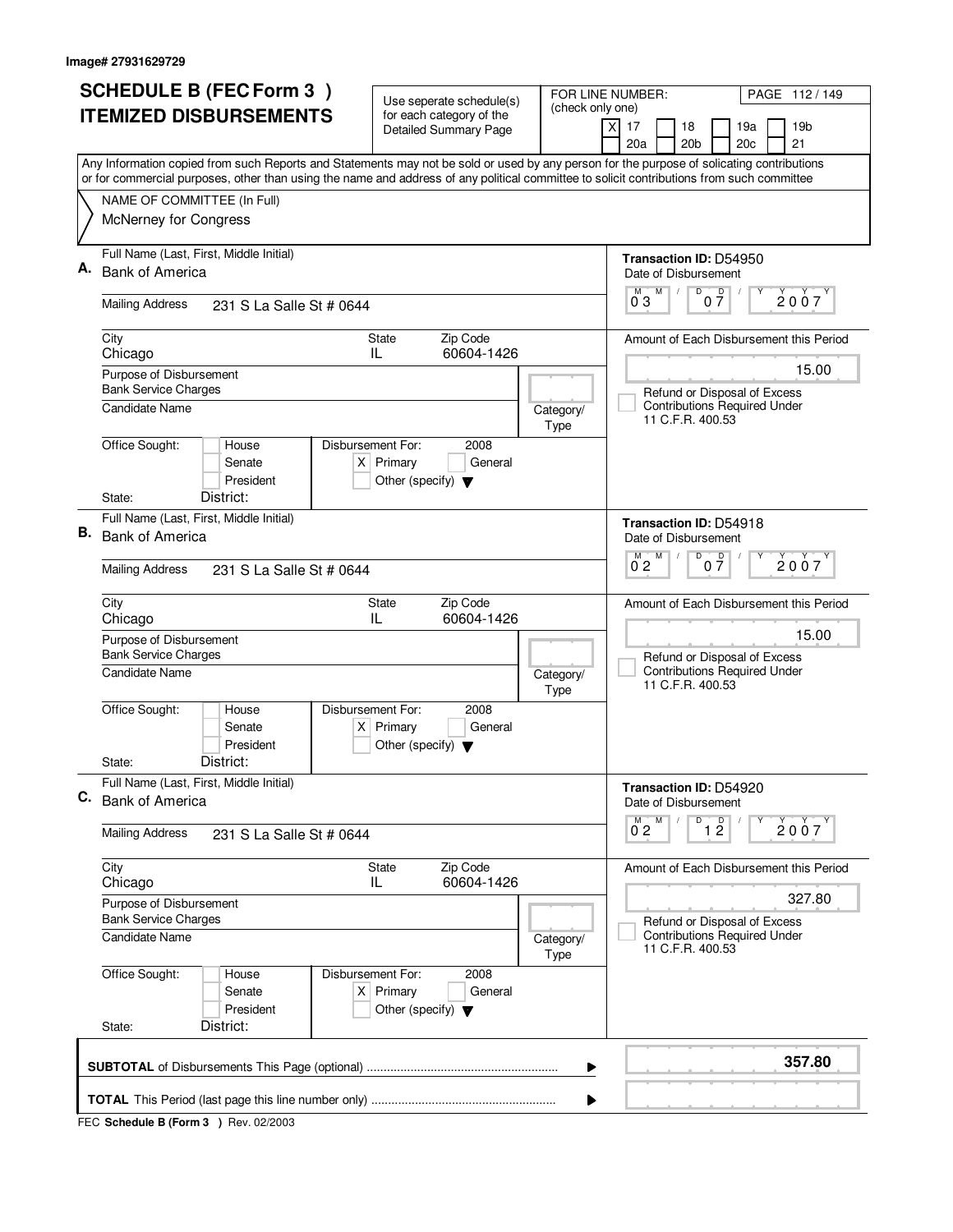Image# 27931629729

# SCHEDULE B (FEC Form 3 ) ITEMIZED DISBURSEMENTS

Use seperate schedule(s) for each category of the Detailed Summary Page

FOR LINE NUMBER: (check only one)

- [X] 17
- [ ] 18
- [ ] 19a
- [ ] 19b
- [ ] 20a
- [ ] 20b
- [ ] 20c
- [ ] 21

Any Information copied from such Reports and Statements may not be sold or used by any person for the purpose of solicating contributions or for commercial purposes, other than using the name and address of any political committee to solicit contributions from such committee

NAME OF COMMITTEE (In Full)
McNerney for Congress

---

**A.** Full Name (Last, First, Middle Initial): Bank of America

Mailing Address: 231 S La Salle St # 0644

City: Chicago | State: IL | Zip Code: 60604-1426

Purpose of Disbursement: Bank Service Charges

Candidate Name:

Category/Type:

Office Sought: House / Senate / President

State: District:

Disbursement For: 2008 — [X] Primary [ ] General [ ] Other (specify)

Transaction ID: D54950

Date of Disbursement: 03/07/2007

Amount of Each Disbursement this Period: 15.00

[ ] Refund or Disposal of Excess Contributions Required Under 11 C.F.R. 400.53

---

**B.** Full Name (Last, First, Middle Initial): Bank of America

Mailing Address: 231 S La Salle St # 0644

City: Chicago | State: IL | Zip Code: 60604-1426

Purpose of Disbursement: Bank Service Charges

Candidate Name:

Category/Type:

Office Sought: House / Senate / President

State: District:

Disbursement For: 2008 — [X] Primary [ ] General [ ] Other (specify)

Transaction ID: D54918

Date of Disbursement: 02/07/2007

Amount of Each Disbursement this Period: 15.00

[ ] Refund or Disposal of Excess Contributions Required Under 11 C.F.R. 400.53

---

**C.** Full Name (Last, First, Middle Initial): Bank of America

Mailing Address: 231 S La Salle St # 0644

City: Chicago | State: IL | Zip Code: 60604-1426

Purpose of Disbursement: Bank Service Charges

Candidate Name:

Category/Type:

Office Sought: House / Senate / President

State: District:

Disbursement For: 2008 — [X] Primary [ ] General [ ] Other (specify)

Transaction ID: D54920

Date of Disbursement: 02/12/2007

Amount of Each Disbursement this Period: 327.80

[ ] Refund or Disposal of Excess Contributions Required Under 11 C.F.R. 400.53

---

**SUBTOTAL** of Disbursements This Page (optional): **357.80**

**TOTAL** This Period (last page this line number only):

FEC Schedule B (Form 3 ) Rev. 02/2003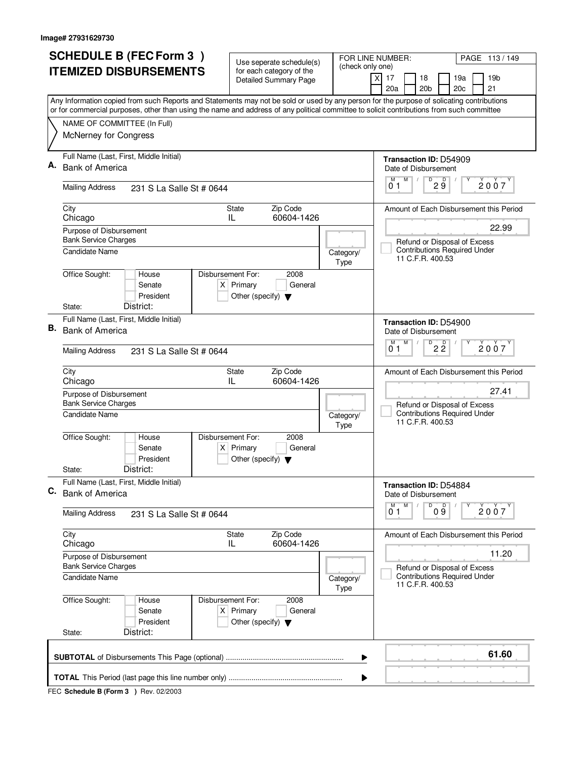Image# 27931629730

# SCHEDULE B (FEC Form 3) ITEMIZED DISBURSEMENTS

Use seperate schedule(s) for each category of the Detailed Summary Page

FOR LINE NUMBER: (check only one)

[X] 17 [ ] 18 [ ] 19a [ ] 19b [ ] 20a [ ] 20b [ ] 20c [ ] 21

Any Information copied from such Reports and Statements may not be sold or used by any person for the purpose of solicating contributions or for commercial purposes, other than using the name and address of any political committee to solicit contributions from such committee

NAME OF COMMITTEE (In Full)
McNerney for Congress

---

**A.** Full Name (Last, First, Middle Initial): Bank of America

Mailing Address: 231 S La Salle St # 0644

City: Chicago | State: IL | Zip Code: 60604-1426

Purpose of Disbursement: Bank Service Charges

Candidate Name:

Category/Type:

Office Sought: [ ] House [ ] Senate [ ] President

State: District:

Disbursement For: 2008 [X] Primary [ ] General [ ] Other (specify)

Transaction ID: D54909

Date of Disbursement: 01/29/2007

Amount of Each Disbursement this Period: 22.99

[ ] Refund or Disposal of Excess Contributions Required Under 11 C.F.R. 400.53

---

**B.** Full Name (Last, First, Middle Initial): Bank of America

Mailing Address: 231 S La Salle St # 0644

City: Chicago | State: IL | Zip Code: 60604-1426

Purpose of Disbursement: Bank Service Charges

Candidate Name:

Category/Type:

Office Sought: [ ] House [ ] Senate [ ] President

State: District:

Disbursement For: 2008 [X] Primary [ ] General [ ] Other (specify)

Transaction ID: D54900

Date of Disbursement: 01/22/2007

Amount of Each Disbursement this Period: 27.41

[ ] Refund or Disposal of Excess Contributions Required Under 11 C.F.R. 400.53

---

**C.** Full Name (Last, First, Middle Initial): Bank of America

Mailing Address: 231 S La Salle St # 0644

City: Chicago | State: IL | Zip Code: 60604-1426

Purpose of Disbursement: Bank Service Charges

Candidate Name:

Category/Type:

Office Sought: [ ] House [ ] Senate [ ] President

State: District:

Disbursement For: 2008 [X] Primary [ ] General [ ] Other (specify)

Transaction ID: D54884

Date of Disbursement: 01/09/2007

Amount of Each Disbursement this Period: 11.20

[ ] Refund or Disposal of Excess Contributions Required Under 11 C.F.R. 400.53

---

**SUBTOTAL** of Disbursements This Page (optional): **61.60**

**TOTAL** This Period (last page this line number only):

FEC **Schedule B (Form 3)** Rev. 02/2003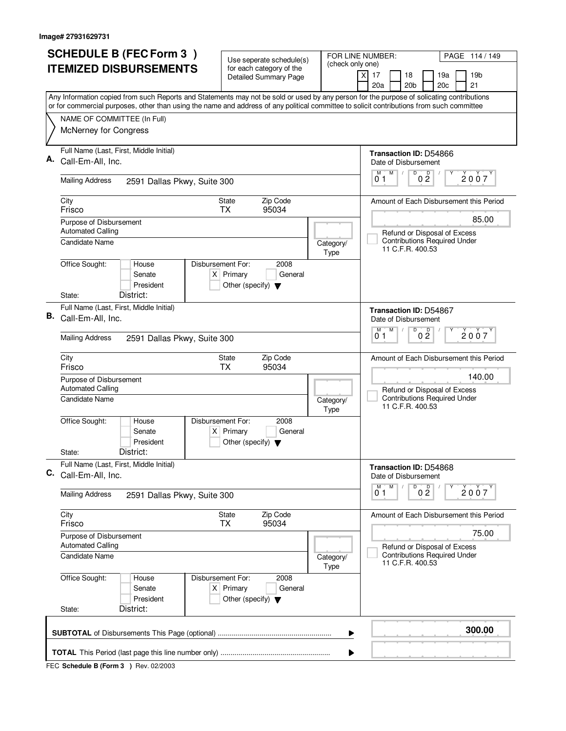Image# 27931629731

# SCHEDULE B (FEC Form 3 ) ITEMIZED DISBURSEMENTS

Use seperate schedule(s) for each category of the Detailed Summary Page

FOR LINE NUMBER: (check only one)

[X] 17 [ ] 18 [ ] 19a [ ] 19b [ ] 20a [ ] 20b [ ] 20c [ ] 21

PAGE 114 / 149

Any Information copied from such Reports and Statements may not be sold or used by any person for the purpose of solicating contributions or for commercial purposes, other than using the name and address of any political committee to solicit contributions from such committee

NAME OF COMMITTEE (In Full)
McNerney for Congress

---

**A.** Full Name (Last, First, Middle Initial): Call-Em-All, Inc.

Mailing Address: 2591 Dallas Pkwy, Suite 300

City: Frisco | State: TX | Zip Code: 95034

Purpose of Disbursement: Automated Calling

Candidate Name:

Category/Type:

Office Sought: [ ] House [ ] Senate [ ] President

State: District:

Disbursement For: 2008 [X] Primary [ ] General [ ] Other (specify)

Transaction ID: D54866

Date of Disbursement: 01/02/2007

Amount of Each Disbursement this Period: 85.00

[ ] Refund or Disposal of Excess Contributions Required Under 11 C.F.R. 400.53

---

**B.** Full Name (Last, First, Middle Initial): Call-Em-All, Inc.

Mailing Address: 2591 Dallas Pkwy, Suite 300

City: Frisco | State: TX | Zip Code: 95034

Purpose of Disbursement: Automated Calling

Candidate Name:

Category/Type:

Office Sought: [ ] House [ ] Senate [ ] President

State: District:

Disbursement For: 2008 [X] Primary [ ] General [ ] Other (specify)

Transaction ID: D54867

Date of Disbursement: 01/02/2007

Amount of Each Disbursement this Period: 140.00

[ ] Refund or Disposal of Excess Contributions Required Under 11 C.F.R. 400.53

---

**C.** Full Name (Last, First, Middle Initial): Call-Em-All, Inc.

Mailing Address: 2591 Dallas Pkwy, Suite 300

City: Frisco | State: TX | Zip Code: 95034

Purpose of Disbursement: Automated Calling

Candidate Name:

Category/Type:

Office Sought: [ ] House [ ] Senate [ ] President

State: District:

Disbursement For: 2008 [X] Primary [ ] General [ ] Other (specify)

Transaction ID: D54868

Date of Disbursement: 01/02/2007

Amount of Each Disbursement this Period: 75.00

[ ] Refund or Disposal of Excess Contributions Required Under 11 C.F.R. 400.53

---

**SUBTOTAL** of Disbursements This Page (optional): 300.00

**TOTAL** This Period (last page this line number only):

FEC **Schedule B (Form 3 )** Rev. 02/2003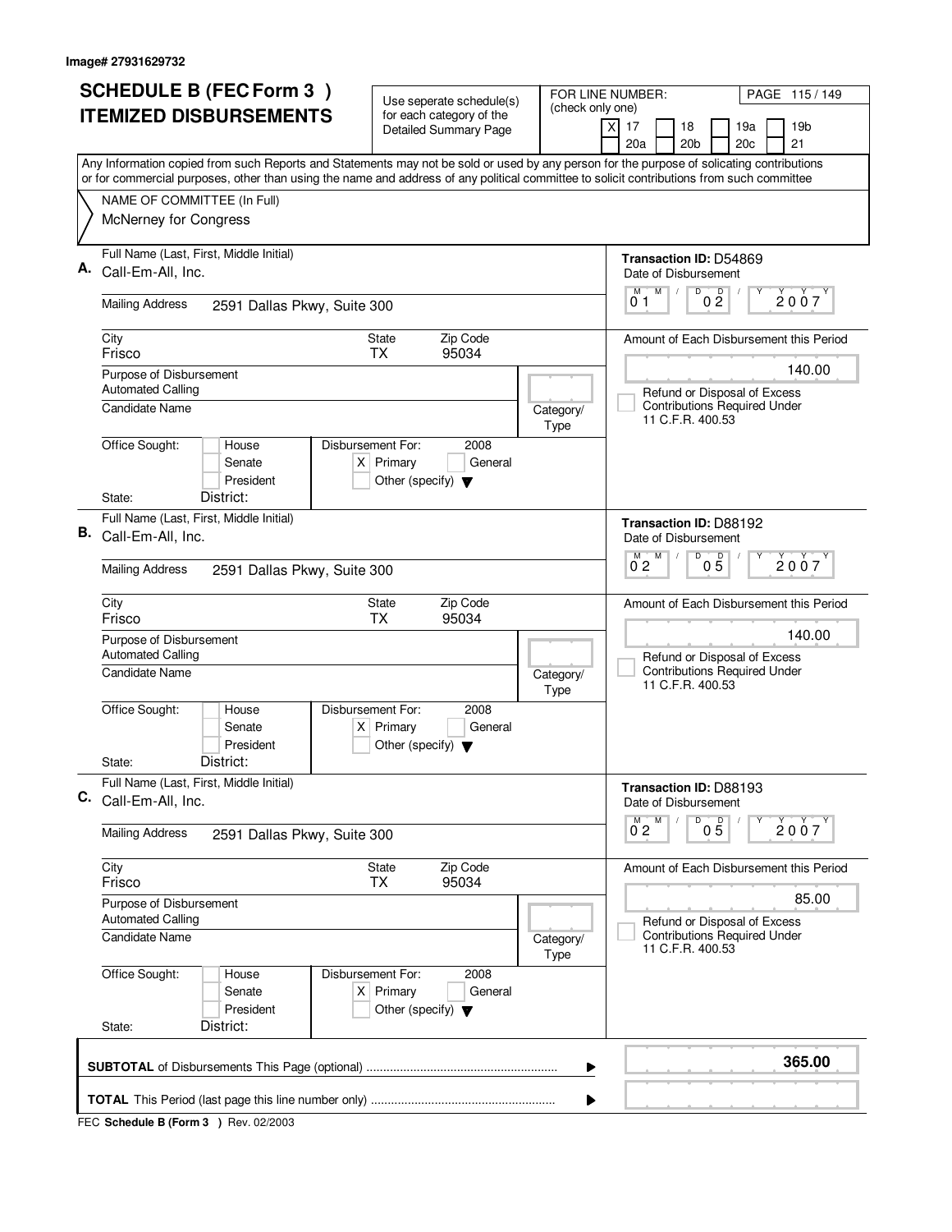Image# 27931629732

# SCHEDULE B (FEC Form 3 ) ITEMIZED DISBURSEMENTS

Use seperate schedule(s) for each category of the Detailed Summary Page

FOR LINE NUMBER: (check only one)

- [X] 17
- [ ] 18
- [ ] 19a
- [ ] 19b
- [ ] 20a
- [ ] 20b
- [ ] 20c
- [ ] 21

Any Information copied from such Reports and Statements may not be sold or used by any person for the purpose of solicating contributions or for commercial purposes, other than using the name and address of any political committee to solicit contributions from such committee

NAME OF COMMITTEE (In Full)
McNerney for Congress

---

**A.** Full Name (Last, First, Middle Initial): Call-Em-All, Inc.

Transaction ID: D54869

Date of Disbursement: 01/02/2007

Mailing Address: 2591 Dallas Pkwy, Suite 300

City: Frisco | State: TX | Zip Code: 95034

Amount of Each Disbursement this Period: 140.00

Purpose of Disbursement: Automated Calling

Refund or Disposal of Excess Contributions Required Under 11 C.F.R. 400.53

Candidate Name:

Category/Type:

Office Sought: House / Senate / President

Disbursement For: 2008 — [X] Primary [ ] General [ ] Other (specify)

State: District:

---

**B.** Full Name (Last, First, Middle Initial): Call-Em-All, Inc.

Transaction ID: D88192

Date of Disbursement: 02/05/2007

Mailing Address: 2591 Dallas Pkwy, Suite 300

City: Frisco | State: TX | Zip Code: 95034

Amount of Each Disbursement this Period: 140.00

Purpose of Disbursement: Automated Calling

Refund or Disposal of Excess Contributions Required Under 11 C.F.R. 400.53

Candidate Name:

Category/Type:

Office Sought: House / Senate / President

Disbursement For: 2008 — [X] Primary [ ] General [ ] Other (specify)

State: District:

---

**C.** Full Name (Last, First, Middle Initial): Call-Em-All, Inc.

Transaction ID: D88193

Date of Disbursement: 02/05/2007

Mailing Address: 2591 Dallas Pkwy, Suite 300

City: Frisco | State: TX | Zip Code: 95034

Amount of Each Disbursement this Period: 85.00

Purpose of Disbursement: Automated Calling

Refund or Disposal of Excess Contributions Required Under 11 C.F.R. 400.53

Candidate Name:

Category/Type:

Office Sought: House / Senate / President

Disbursement For: 2008 — [X] Primary [ ] General [ ] Other (specify)

State: District:

---

**SUBTOTAL** of Disbursements This Page (optional): **365.00**

**TOTAL** This Period (last page this line number only):

FEC **Schedule B (Form 3 )** Rev. 02/2003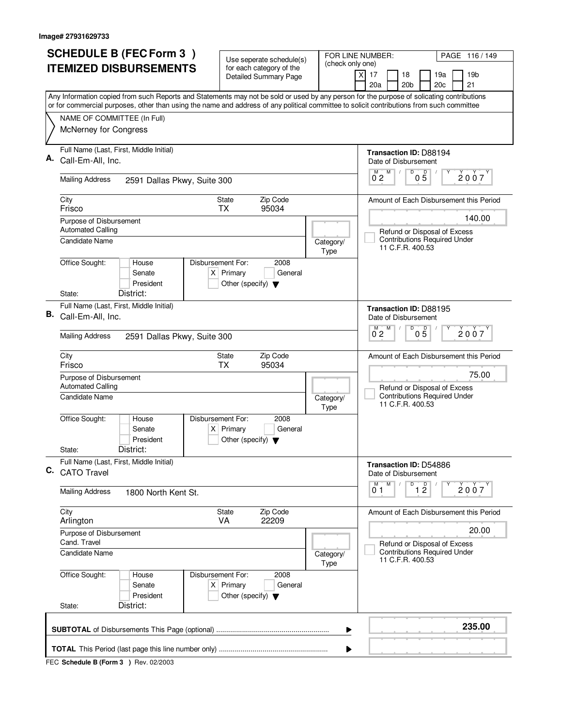Image# 27931629733

# SCHEDULE B (FEC Form 3 ) ITEMIZED DISBURSEMENTS

Use seperate schedule(s) for each category of the Detailed Summary Page

FOR LINE NUMBER: (check only one)
[X] 17 [ ] 18 [ ] 19a [ ] 19b [ ] 20a [ ] 20b [ ] 20c [ ] 21

Any Information copied from such Reports and Statements may not be sold or used by any person for the purpose of solicating contributions or for commercial purposes, other than using the name and address of any political committee to solicit contributions from such committee

NAME OF COMMITTEE (In Full)
McNerney for Congress

---

**A.** Full Name (Last, First, Middle Initial): Call-Em-All, Inc.

Transaction ID: D88194

Mailing Address: 2591 Dallas Pkwy, Suite 300

Date of Disbursement: 02/05/2007

City: Frisco | State: TX | Zip Code: 95034

Amount of Each Disbursement this Period: 140.00

Purpose of Disbursement: Automated Calling

Candidate Name:

Category/Type:

Refund or Disposal of Excess Contributions Required Under 11 C.F.R. 400.53

Office Sought: House / Senate / President

State: District:

Disbursement For: 2008 [X] Primary [ ] General [ ] Other (specify)

---

**B.** Full Name (Last, First, Middle Initial): Call-Em-All, Inc.

Transaction ID: D88195

Mailing Address: 2591 Dallas Pkwy, Suite 300

Date of Disbursement: 02/05/2007

City: Frisco | State: TX | Zip Code: 95034

Amount of Each Disbursement this Period: 75.00

Purpose of Disbursement: Automated Calling

Candidate Name:

Category/Type:

Refund or Disposal of Excess Contributions Required Under 11 C.F.R. 400.53

Office Sought: House / Senate / President

State: District:

Disbursement For: 2008 [X] Primary [ ] General [ ] Other (specify)

---

**C.** Full Name (Last, First, Middle Initial): CATO Travel

Transaction ID: D54886

Mailing Address: 1800 North Kent St.

Date of Disbursement: 01/12/2007

City: Arlington | State: VA | Zip Code: 22209

Amount of Each Disbursement this Period: 20.00

Purpose of Disbursement: Cand. Travel

Candidate Name:

Category/Type:

Refund or Disposal of Excess Contributions Required Under 11 C.F.R. 400.53

Office Sought: House / Senate / President

State: District:

Disbursement For: 2008 [X] Primary [ ] General [ ] Other (specify)

---

**SUBTOTAL** of Disbursements This Page (optional): **235.00**

**TOTAL** This Period (last page this line number only):

FEC **Schedule B (Form 3 )** Rev. 02/2003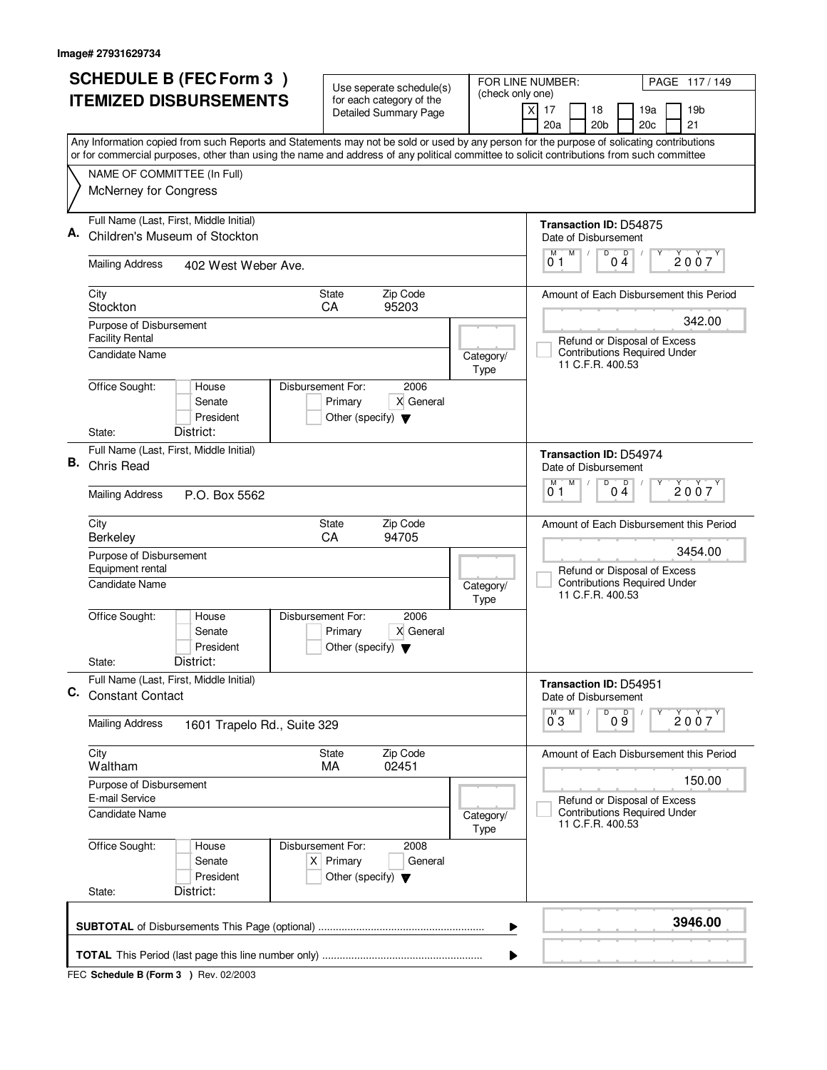Image# 27931629734

# SCHEDULE B (FEC Form 3 ) ITEMIZED DISBURSEMENTS

Use seperate schedule(s) for each category of the Detailed Summary Page

FOR LINE NUMBER: (check only one)

- [X] 17
- [ ] 18
- [ ] 19a
- [ ] 19b
- [ ] 20a
- [ ] 20b
- [ ] 20c
- [ ] 21

Any Information copied from such Reports and Statements may not be sold or used by any person for the purpose of solicating contributions or for commercial purposes, other than using the name and address of any political committee to solicit contributions from such committee

NAME OF COMMITTEE (In Full)
McNerney for Congress

---

**A.** Full Name (Last, First, Middle Initial): Children's Museum of Stockton

Mailing Address: 402 West Weber Ave.

City: Stockton | State: CA | Zip Code: 95203

Purpose of Disbursement: Facility Rental

Candidate Name:

Category/Type:

Office Sought: House / Senate / President | State: | District:

Disbursement For: 2006 — [ ] Primary [X] General [ ] Other (specify)

Transaction ID: D54875

Date of Disbursement: 01/04/2007

Amount of Each Disbursement this Period: 342.00

[ ] Refund or Disposal of Excess Contributions Required Under 11 C.F.R. 400.53

---

**B.** Full Name (Last, First, Middle Initial): Chris Read

Mailing Address: P.O. Box 5562

City: Berkeley | State: CA | Zip Code: 94705

Purpose of Disbursement: Equipment rental

Candidate Name:

Category/Type:

Office Sought: House / Senate / President | State: | District:

Disbursement For: 2006 — [ ] Primary [X] General [ ] Other (specify)

Transaction ID: D54974

Date of Disbursement: 01/04/2007

Amount of Each Disbursement this Period: 3454.00

[ ] Refund or Disposal of Excess Contributions Required Under 11 C.F.R. 400.53

---

**C.** Full Name (Last, First, Middle Initial): Constant Contact

Mailing Address: 1601 Trapelo Rd., Suite 329

City: Waltham | State: MA | Zip Code: 02451

Purpose of Disbursement: E-mail Service

Candidate Name:

Category/Type:

Office Sought: House / Senate / President | State: | District:

Disbursement For: 2008 — [X] Primary [ ] General [ ] Other (specify)

Transaction ID: D54951

Date of Disbursement: 03/09/2007

Amount of Each Disbursement this Period: 150.00

[ ] Refund or Disposal of Excess Contributions Required Under 11 C.F.R. 400.53

---

**SUBTOTAL** of Disbursements This Page (optional): **3946.00**

**TOTAL** This Period (last page this line number only):

FEC **Schedule B (Form 3 )** Rev. 02/2003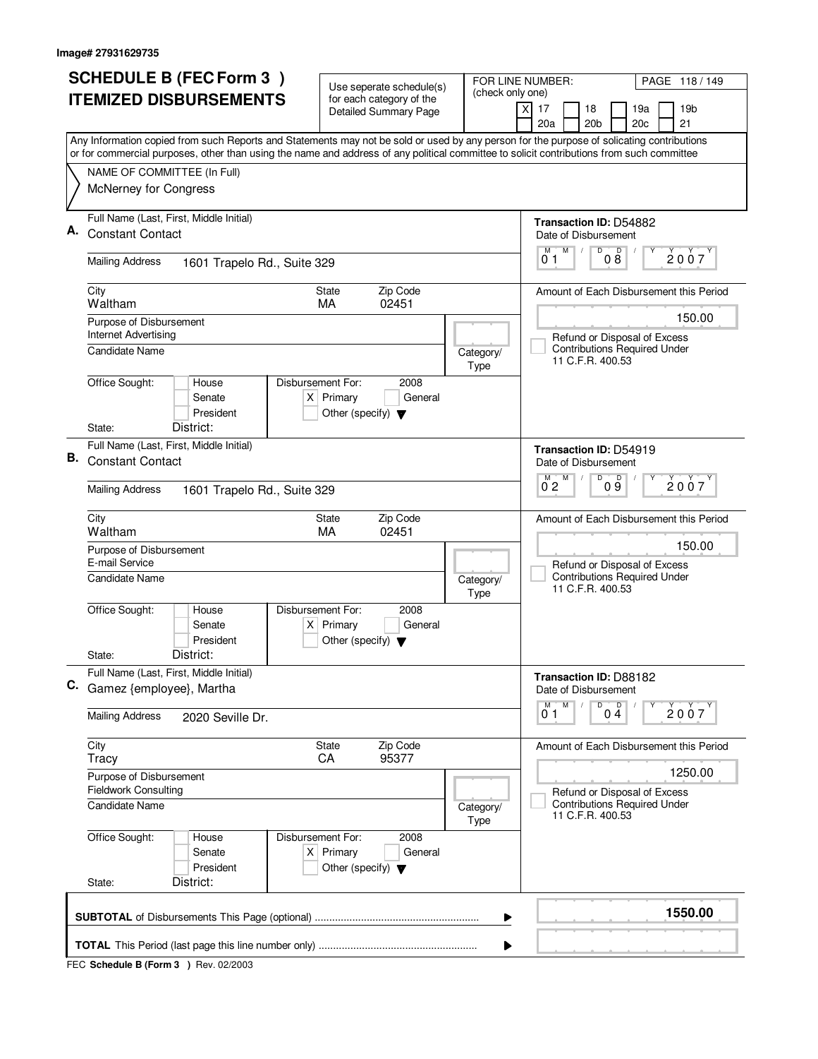Image# 27931629735

# SCHEDULE B (FEC Form 3 ) ITEMIZED DISBURSEMENTS

Use seperate schedule(s) for each category of the Detailed Summary Page

FOR LINE NUMBER: (check only one)
[X] 17 [ ] 18 [ ] 19a [ ] 19b [ ] 20a [ ] 20b [ ] 20c [ ] 21

PAGE 118 / 149

Any Information copied from such Reports and Statements may not be sold or used by any person for the purpose of solicating contributions or for commercial purposes, other than using the name and address of any political committee to solicit contributions from such committee

NAME OF COMMITTEE (In Full)
McNerney for Congress

---

**A.** Full Name (Last, First, Middle Initial): Constant Contact

Mailing Address: 1601 Trapelo Rd., Suite 329

City: Waltham | State: MA | Zip Code: 02451

Purpose of Disbursement: Internet Advertising

Candidate Name:

Category/Type:

Office Sought: [ ] House [ ] Senate [ ] President
State: District:

Disbursement For: 2008 [X] Primary [ ] General [ ] Other (specify)

Transaction ID: D54882
Date of Disbursement: 01/08/2007

Amount of Each Disbursement this Period: 150.00

[ ] Refund or Disposal of Excess Contributions Required Under 11 C.F.R. 400.53

---

**B.** Full Name (Last, First, Middle Initial): Constant Contact

Mailing Address: 1601 Trapelo Rd., Suite 329

City: Waltham | State: MA | Zip Code: 02451

Purpose of Disbursement: E-mail Service

Candidate Name:

Category/Type:

Office Sought: [ ] House [ ] Senate [ ] President
State: District:

Disbursement For: 2008 [X] Primary [ ] General [ ] Other (specify)

Transaction ID: D54919
Date of Disbursement: 02/09/2007

Amount of Each Disbursement this Period: 150.00

[ ] Refund or Disposal of Excess Contributions Required Under 11 C.F.R. 400.53

---

**C.** Full Name (Last, First, Middle Initial): Gamez {employee}, Martha

Mailing Address: 2020 Seville Dr.

City: Tracy | State: CA | Zip Code: 95377

Purpose of Disbursement: Fieldwork Consulting

Candidate Name:

Category/Type:

Office Sought: [ ] House [ ] Senate [ ] President
State: District:

Disbursement For: 2008 [X] Primary [ ] General [ ] Other (specify)

Transaction ID: D88182
Date of Disbursement: 01/04/2007

Amount of Each Disbursement this Period: 1250.00

[ ] Refund or Disposal of Excess Contributions Required Under 11 C.F.R. 400.53

---

**SUBTOTAL** of Disbursements This Page (optional): **1550.00**

**TOTAL** This Period (last page this line number only):

FEC **Schedule B (Form 3 )** Rev. 02/2003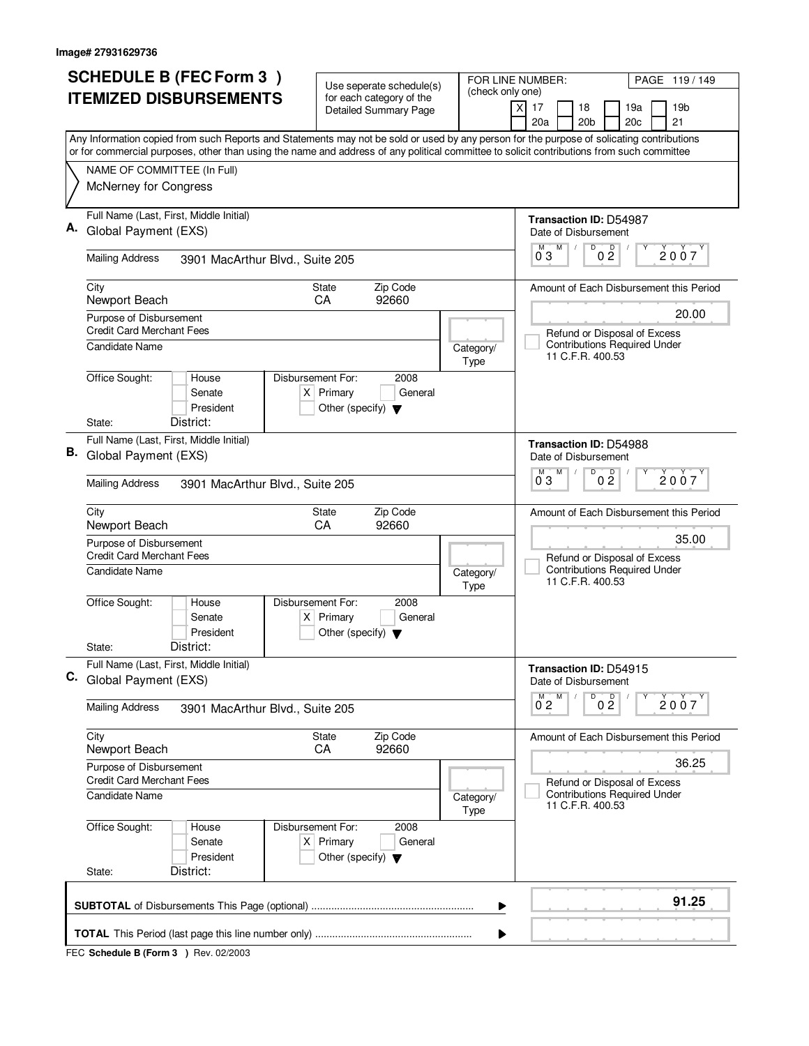Image# 27931629736

# SCHEDULE B (FEC Form 3 ) ITEMIZED DISBURSEMENTS

Use seperate schedule(s) for each category of the Detailed Summary Page

FOR LINE NUMBER: (check only one)

[X] 17 [ ] 18 [ ] 19a [ ] 19b [ ] 20a [ ] 20b [ ] 20c [ ] 21

Any Information copied from such Reports and Statements may not be sold or used by any person for the purpose of solicating contributions or for commercial purposes, other than using the name and address of any political committee to solicit contributions from such committee

NAME OF COMMITTEE (In Full)
McNerney for Congress

**A.** Full Name (Last, First, Middle Initial): Global Payment (EXS)
Mailing Address: 3901 MacArthur Blvd., Suite 205
City: Newport Beach State: CA Zip Code: 92660
Purpose of Disbursement: Credit Card Merchant Fees
Candidate Name:
Category/Type:
Office Sought: [ ] House [ ] Senate [ ] President
State: District:
Disbursement For: 2008 [X] Primary [ ] General [ ] Other (specify)
Transaction ID: D54987
Date of Disbursement: 03/02/2007
Amount of Each Disbursement this Period: 20.00
[ ] Refund or Disposal of Excess Contributions Required Under 11 C.F.R. 400.53

**B.** Full Name (Last, First, Middle Initial): Global Payment (EXS)
Mailing Address: 3901 MacArthur Blvd., Suite 205
City: Newport Beach State: CA Zip Code: 92660
Purpose of Disbursement: Credit Card Merchant Fees
Candidate Name:
Category/Type:
Office Sought: [ ] House [ ] Senate [ ] President
State: District:
Disbursement For: 2008 [X] Primary [ ] General [ ] Other (specify)
Transaction ID: D54988
Date of Disbursement: 03/02/2007
Amount of Each Disbursement this Period: 35.00
[ ] Refund or Disposal of Excess Contributions Required Under 11 C.F.R. 400.53

**C.** Full Name (Last, First, Middle Initial): Global Payment (EXS)
Mailing Address: 3901 MacArthur Blvd., Suite 205
City: Newport Beach State: CA Zip Code: 92660
Purpose of Disbursement: Credit Card Merchant Fees
Candidate Name:
Category/Type:
Office Sought: [ ] House [ ] Senate [ ] President
State: District:
Disbursement For: 2008 [X] Primary [ ] General [ ] Other (specify)
Transaction ID: D54915
Date of Disbursement: 02/02/2007
Amount of Each Disbursement this Period: 36.25
[ ] Refund or Disposal of Excess Contributions Required Under 11 C.F.R. 400.53

**SUBTOTAL** of Disbursements This Page (optional) ........ 91.25

**TOTAL** This Period (last page this line number only) ........

FEC **Schedule B (Form 3 )** Rev. 02/2003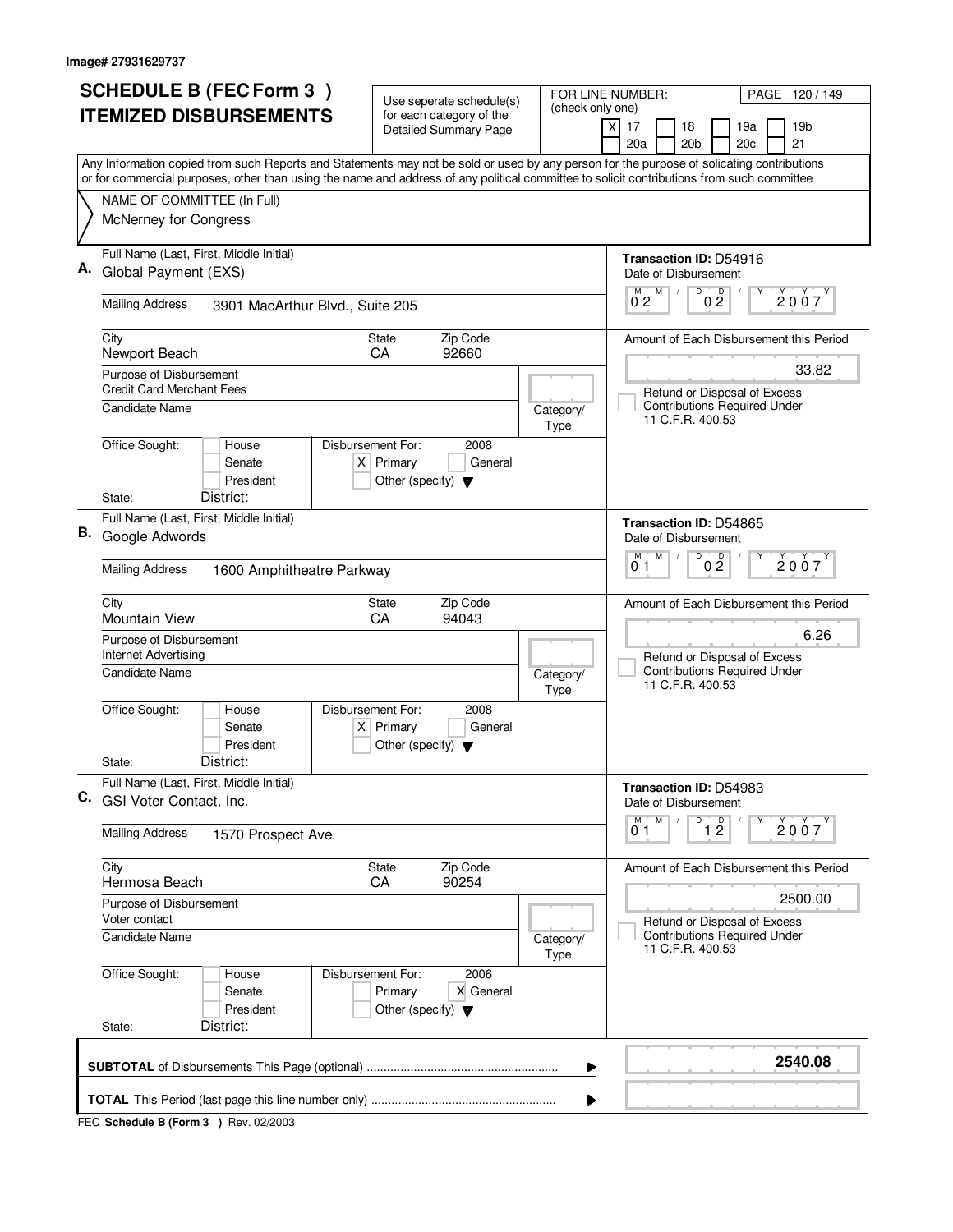Image# 27931629737

# SCHEDULE B (FEC Form 3 ) ITEMIZED DISBURSEMENTS

Use seperate schedule(s) for each category of the Detailed Summary Page

FOR LINE NUMBER: (check only one)

- [X] 17
- [ ] 18
- [ ] 19a
- [ ] 19b
- [ ] 20a
- [ ] 20b
- [ ] 20c
- [ ] 21

PAGE 120 / 149

Any Information copied from such Reports and Statements may not be sold or used by any person for the purpose of solicating contributions or for commercial purposes, other than using the name and address of any political committee to solicit contributions from such committee

NAME OF COMMITTEE (In Full)
McNerney for Congress

---

**A.** Full Name (Last, First, Middle Initial): Global Payment (EXS)

Transaction ID: D54916

Date of Disbursement: 02 / 02 / 2007

Mailing Address: 3901 MacArthur Blvd., Suite 205

City: Newport Beach | State: CA | Zip Code: 92660

Amount of Each Disbursement this Period: 33.82

Purpose of Disbursement: Credit Card Merchant Fees

Refund or Disposal of Excess Contributions Required Under 11 C.F.R. 400.53

Candidate Name:

Category/Type:

Office Sought: House / Senate / President

Disbursement For: 2008 — [X] Primary [ ] General [ ] Other (specify)

State: District:

---

**B.** Full Name (Last, First, Middle Initial): Google Adwords

Transaction ID: D54865

Date of Disbursement: 01 / 02 / 2007

Mailing Address: 1600 Amphitheatre Parkway

City: Mountain View | State: CA | Zip Code: 94043

Amount of Each Disbursement this Period: 6.26

Purpose of Disbursement: Internet Advertising

Refund or Disposal of Excess Contributions Required Under 11 C.F.R. 400.53

Candidate Name:

Category/Type:

Office Sought: House / Senate / President

Disbursement For: 2008 — [X] Primary [ ] General [ ] Other (specify)

State: District:

---

**C.** Full Name (Last, First, Middle Initial): GSI Voter Contact, Inc.

Transaction ID: D54983

Date of Disbursement: 01 / 12 / 2007

Mailing Address: 1570 Prospect Ave.

City: Hermosa Beach | State: CA | Zip Code: 90254

Amount of Each Disbursement this Period: 2500.00

Purpose of Disbursement: Voter contact

Refund or Disposal of Excess Contributions Required Under 11 C.F.R. 400.53

Candidate Name:

Category/Type:

Office Sought: House / Senate / President

Disbursement For: 2006 — [ ] Primary [X] General [ ] Other (specify)

State: District:

---

**SUBTOTAL** of Disbursements This Page (optional): **2540.08**

**TOTAL** This Period (last page this line number only):

FEC **Schedule B (Form 3 )** Rev. 02/2003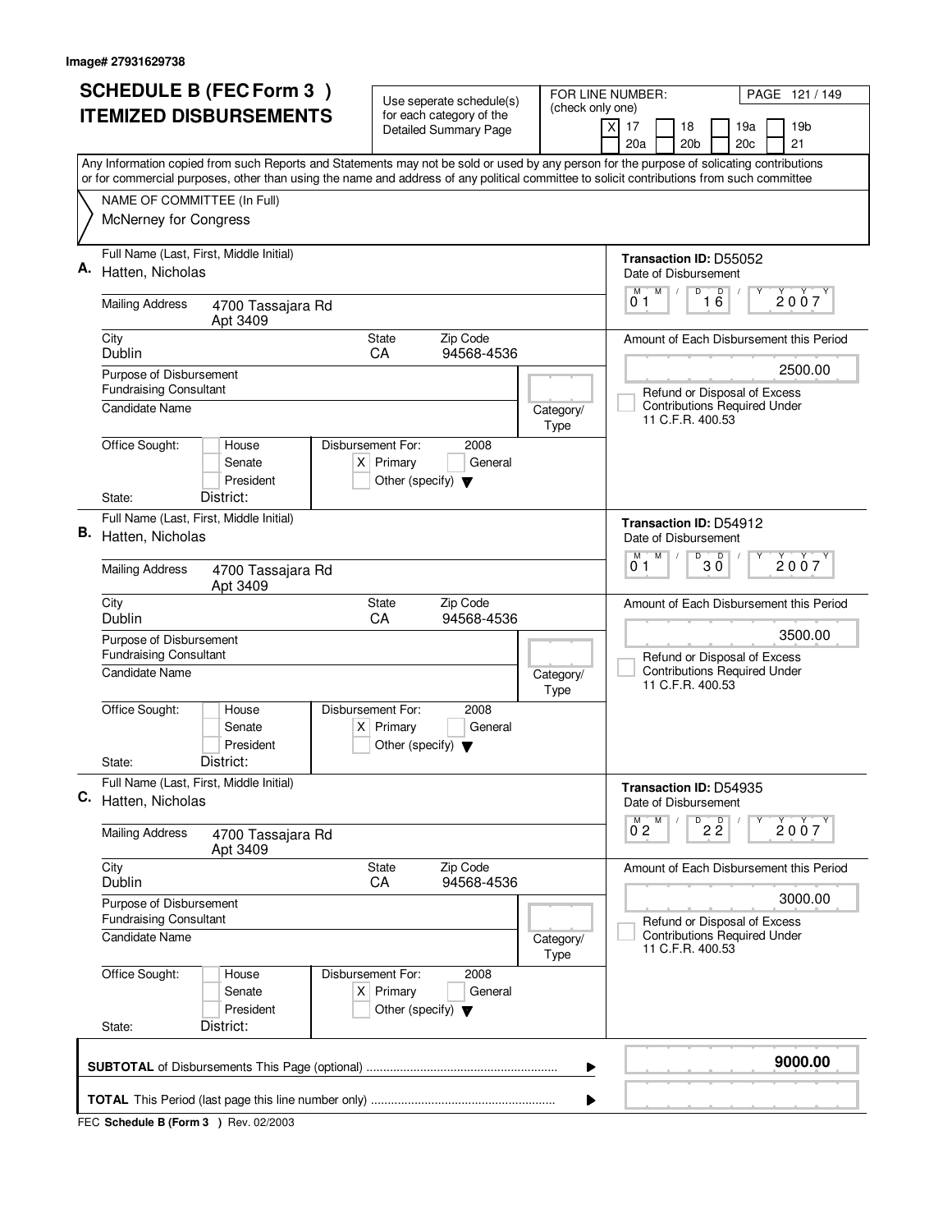Image# 27931629738

# SCHEDULE B (FEC Form 3 ) ITEMIZED DISBURSEMENTS

Use seperate schedule(s) for each category of the Detailed Summary Page

FOR LINE NUMBER: (check only one)
[X] 17 [ ] 18 [ ] 19a [ ] 19b
[ ] 20a [ ] 20b [ ] 20c [ ] 21

Any Information copied from such Reports and Statements may not be sold or used by any person for the purpose of solicating contributions or for commercial purposes, other than using the name and address of any political committee to solicit contributions from such committee

NAME OF COMMITTEE (In Full)
McNerney for Congress

---

**A.** Full Name (Last, First, Middle Initial): Hatten, Nicholas

Transaction ID: D55052

Mailing Address: 4700 Tassajara Rd Apt 3409

City: Dublin | State: CA | Zip Code: 94568-4536

Date of Disburssement: 01/16/2007

Purpose of Disbursement: Fundraising Consultant

Amount of Each Disbursement this Period: 2500.00

Candidate Name:

Category/Type:

[ ] Refund or Disposal of Excess Contributions Required Under 11 C.F.R. 400.53

Office Sought: [ ] House [ ] Senate [ ] President

Disbursement For: 2008 [X] Primary [ ] General [ ] Other (specify)

State: District:

---

**B.** Full Name (Last, First, Middle Initial): Hatten, Nicholas

Transaction ID: D54912

Mailing Address: 4700 Tassajara Rd Apt 3409

City: Dublin | State: CA | Zip Code: 94568-4536

Date of Disbursement: 01/30/2007

Purpose of Disbursement: Fundraising Consultant

Amount of Each Disbursement this Period: 3500.00

Candidate Name:

Category/Type:

[ ] Refund or Disposal of Excess Contributions Required Under 11 C.F.R. 400.53

Office Sought: [ ] House [ ] Senate [ ] President

Disbursement For: 2008 [X] Primary [ ] General [ ] Other (specify)

State: District:

---

**C.** Full Name (Last, First, Middle Initial): Hatten, Nicholas

Transaction ID: D54935

Mailing Address: 4700 Tassajara Rd Apt 3409

City: Dublin | State: CA | Zip Code: 94568-4536

Date of Disbursement: 02/22/2007

Purpose of Disbursement: Fundraising Consultant

Amount of Each Disbursement this Period: 3000.00

Candidate Name:

Category/Type:

[ ] Refund or Disposal of Excess Contributions Required Under 11 C.F.R. 400.53

Office Sought: [ ] House [ ] Senate [ ] President

Disbursement For: 2008 [X] Primary [ ] General [ ] Other (specify)

State: District:

---

**SUBTOTAL** of Disbursements This Page (optional) ........ **9000.00**

**TOTAL** This Period (last page this line number only) ........

FEC **Schedule B (Form 3 )** Rev. 02/2003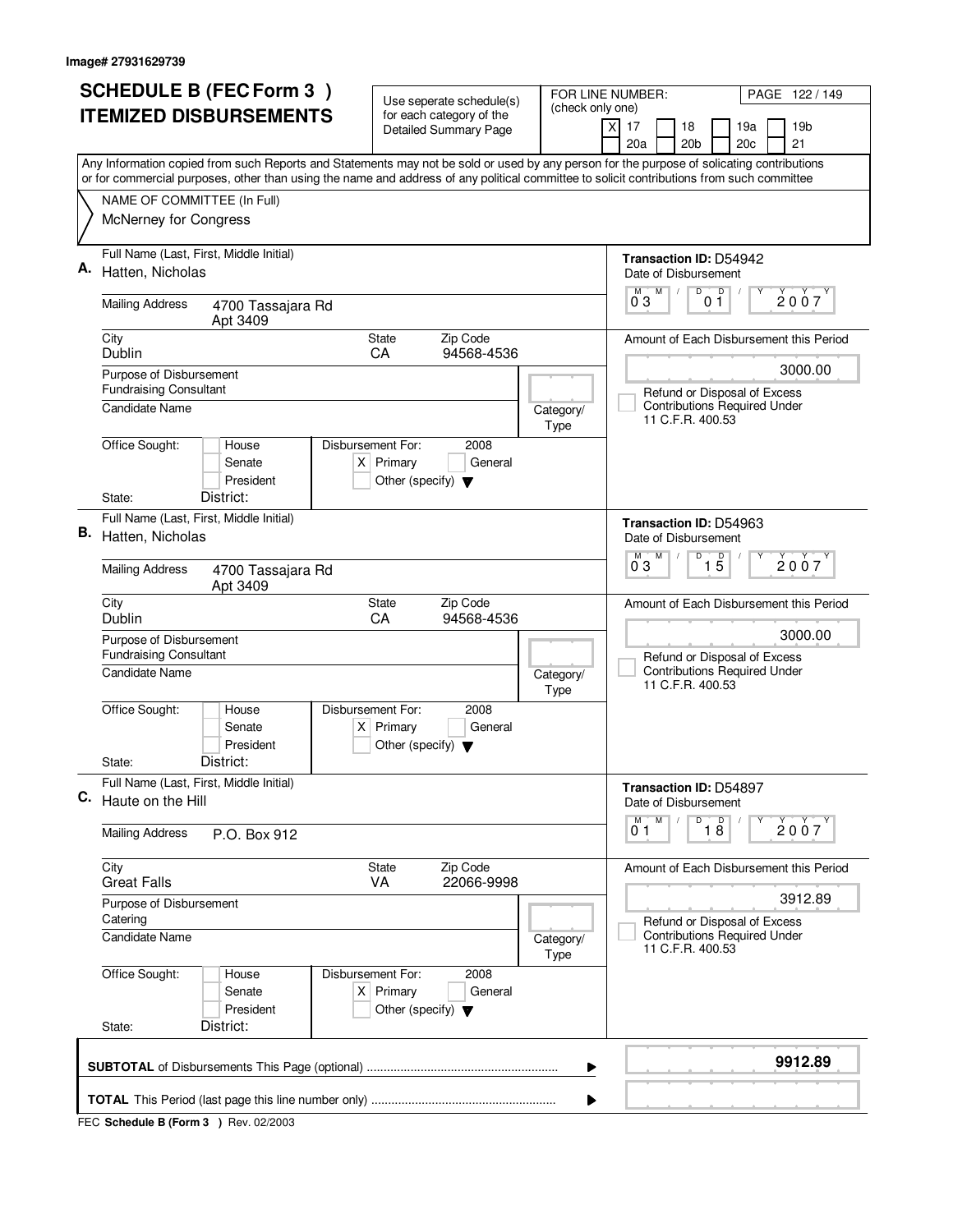Image# 27931629739

# SCHEDULE B (FEC Form 3) ITEMIZED DISBURSEMENTS

Use seperate schedule(s) for each category of the Detailed Summary Page

FOR LINE NUMBER: (check only one)

[X] 17 [ ] 18 [ ] 19a [ ] 19b [ ] 20a [ ] 20b [ ] 20c [ ] 21

PAGE 122 / 149

Any Information copied from such Reports and Statements may not be sold or used by any person for the purpose of solicating contributions or for commercial purposes, other than using the name and address of any political committee to solicit contributions from such committee

NAME OF COMMITTEE (In Full)
McNerney for Congress

---

**A.** Full Name (Last, First, Middle Initial): Hatten, Nicholas

Mailing Address: 4700 Tassajara Rd, Apt 3409

City: Dublin | State: CA | Zip Code: 94568-4536

Purpose of Disbursement: Fundraising Consultant

Candidate Name:

Category/Type:

Office Sought: [ ] House [ ] Senate [ ] President

State: District:

Disbursement For: 2008 [X] Primary [ ] General [ ] Other (specify)

Transaction ID: D54942

Date of Disbursement: 03 / 01 / 2007

Amount of Each Disbursement this Period: 3000.00

[ ] Refund or Disposal of Excess Contributions Required Under 11 C.F.R. 400.53

---

**B.** Full Name (Last, First, Middle Initial): Hatten, Nicholas

Mailing Address: 4700 Tassajara Rd, Apt 3409

City: Dublin | State: CA | Zip Code: 94568-4536

Purpose of Disbursement: Fundraising Consultant

Candidate Name:

Category/Type:

Office Sought: [ ] House [ ] Senate [ ] President

State: District:

Disbursement For: 2008 [X] Primary [ ] General [ ] Other (specify)

Transaction ID: D54963

Date of Disbursement: 03 / 15 / 2007

Amount of Each Disbursement this Period: 3000.00

[ ] Refund or Disposal of Excess Contributions Required Under 11 C.F.R. 400.53

---

**C.** Full Name (Last, First, Middle Initial): Haute on the Hill

Mailing Address: P.O. Box 912

City: Great Falls | State: VA | Zip Code: 22066-9998

Purpose of Disbursement: Catering

Candidate Name:

Category/Type:

Office Sought: [ ] House [ ] Senate [ ] President

State: District:

Disbursement For: 2008 [X] Primary [ ] General [ ] Other (specify)

Transaction ID: D54897

Date of Disbursement: 01 / 18 / 2007

Amount of Each Disbursement this Period: 3912.89

[ ] Refund or Disposal of Excess Contributions Required Under 11 C.F.R. 400.53

---

**SUBTOTAL** of Disbursements This Page (optional): **9912.89**

**TOTAL** This Period (last page this line number only):

FEC **Schedule B (Form 3)** Rev. 02/2003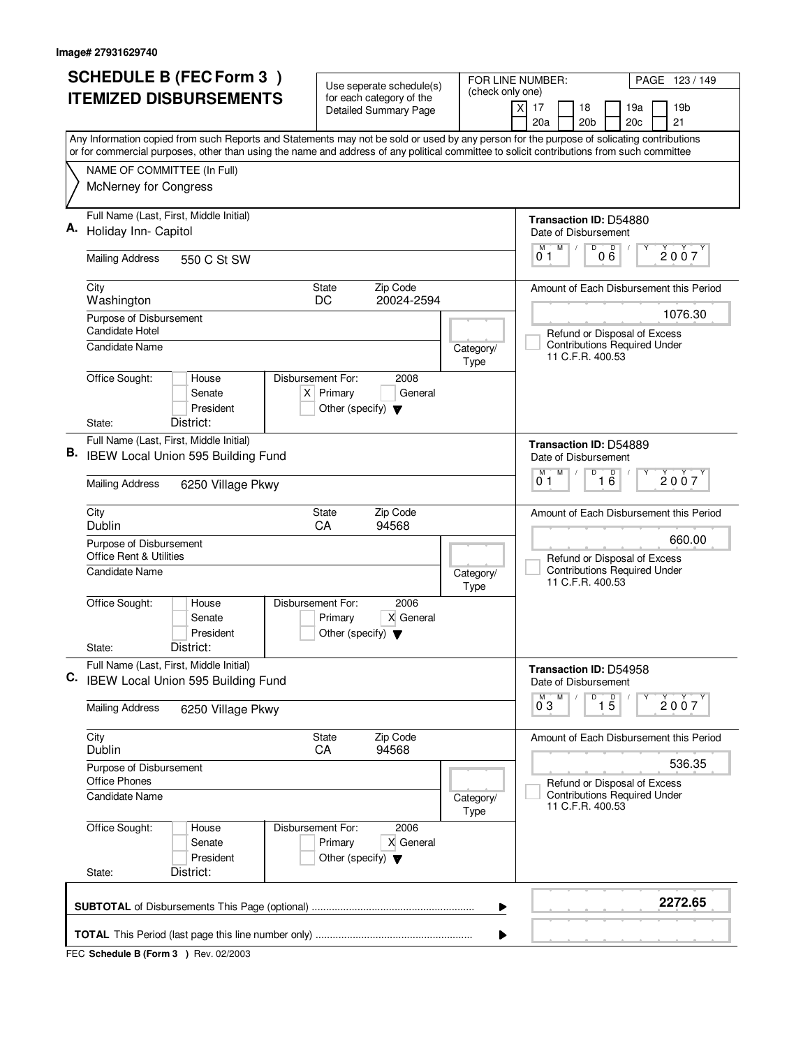Image# 27931629740

# SCHEDULE B (FEC Form 3) ITEMIZED DISBURSEMENTS

Use seperate schedule(s) for each category of the Detailed Summary Page

FOR LINE NUMBER: (check only one)

[X] 17 [ ] 18 [ ] 19a [ ] 19b [ ] 20a [ ] 20b [ ] 20c [ ] 21

PAGE 123 / 149

Any Information copied from such Reports and Statements may not be sold or used by any person for the purpose of solicating contributions or for commercial purposes, other than using the name and address of any political committee to solicit contributions from such committee

NAME OF COMMITTEE (In Full)
McNerney for Congress

---

**A.** Full Name (Last, First, Middle Initial): Holiday Inn- Capitol

Mailing Address: 550 C St SW

City: Washington | State: DC | Zip Code: 20024-2594

Purpose of Disbursement: Candidate Hotel

Candidate Name:

Category/Type:

Office Sought: [ ] House [ ] Senate [ ] President

State: District:

Disbursement For: 2008 [X] Primary [ ] General [ ] Other (specify)

Transaction ID: D54880

Date of Disbursement: 01/06/2007

Amount of Each Disbursement this Period: 1076.30

[ ] Refund or Disposal of Excess Contributions Required Under 11 C.F.R. 400.53

---

**B.** Full Name (Last, First, Middle Initial): IBEW Local Union 595 Building Fund

Mailing Address: 6250 Village Pkwy

City: Dublin | State: CA | Zip Code: 94568

Purpose of Disbursement: Office Rent & Utilities

Candidate Name:

Category/Type:

Office Sought: [ ] House [ ] Senate [ ] President

State: District:

Disbursement For: 2006 [ ] Primary [X] General [ ] Other (specify)

Transaction ID: D54889

Date of Disbursement: 01/16/2007

Amount of Each Disbursement this Period: 660.00

[ ] Refund or Disposal of Excess Contributions Required Under 11 C.F.R. 400.53

---

**C.** Full Name (Last, First, Middle Initial): IBEW Local Union 595 Building Fund

Mailing Address: 6250 Village Pkwy

City: Dublin | State: CA | Zip Code: 94568

Purpose of Disbursement: Office Phones

Candidate Name:

Category/Type:

Office Sought: [ ] House [ ] Senate [ ] President

State: District:

Disbursement For: 2006 [ ] Primary [X] General [ ] Other (specify)

Transaction ID: D54958

Date of Disbursement: 03/15/2007

Amount of Each Disbursement this Period: 536.35

[ ] Refund or Disposal of Excess Contributions Required Under 11 C.F.R. 400.53

---

**SUBTOTAL** of Disbursements This Page (optional): **2272.65**

**TOTAL** This Period (last page this line number only):

FEC **Schedule B (Form 3)** Rev. 02/2003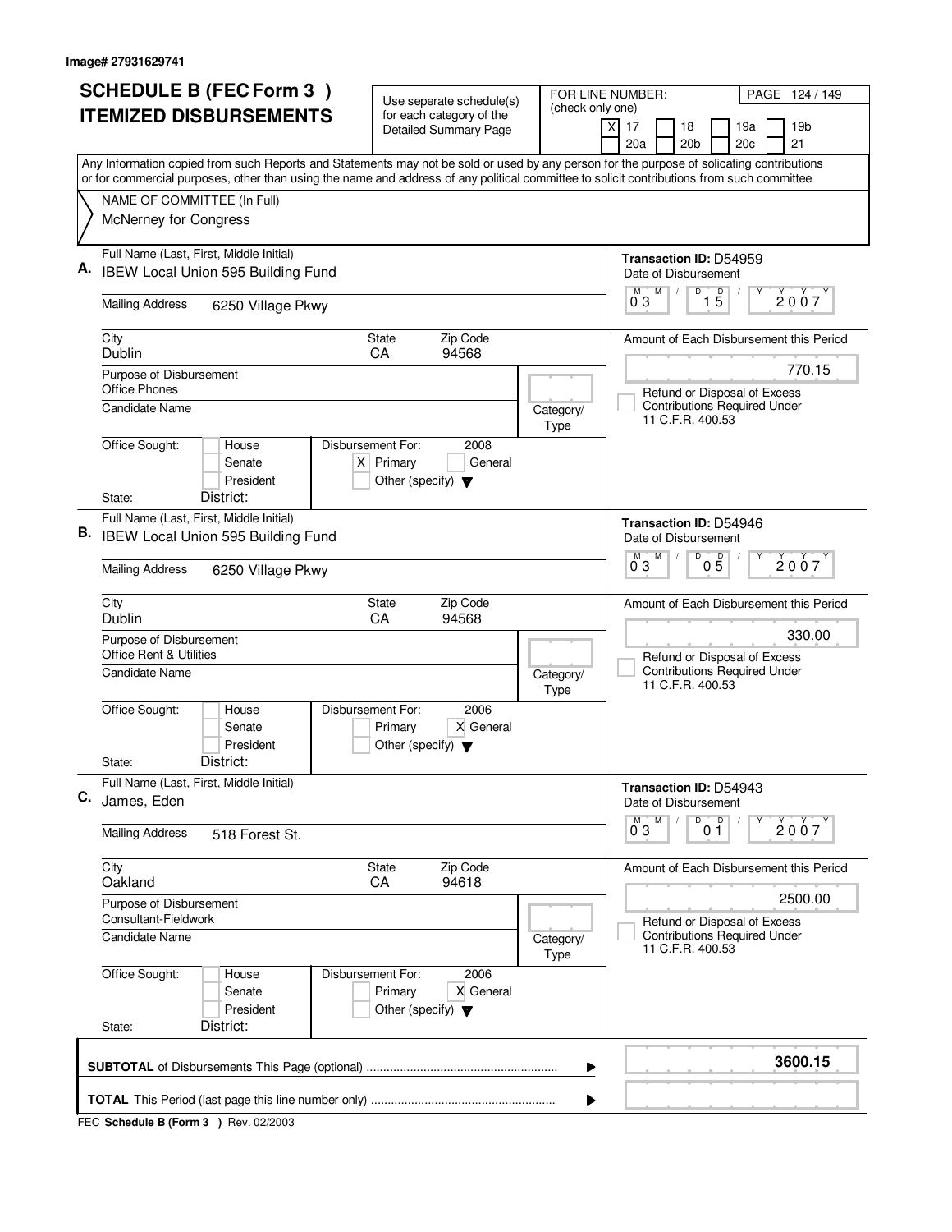Image# 27931629741

# SCHEDULE B (FEC Form 3 )
# ITEMIZED DISBURSEMENTS

Use seperate schedule(s) for each category of the Detailed Summary Page

FOR LINE NUMBER: (check only one)
[X] 17 [ ] 18 [ ] 19a [ ] 19b [ ] 20a [ ] 20b [ ] 20c [ ] 21

Any Information copied from such Reports and Statements may not be sold or used by any person for the purpose of solicating contributions or for commercial purposes, other than using the name and address of any political committee to solicit contributions from such committee

NAME OF COMMITTEE (In Full)
McNerney for Congress

---

**A.** Full Name (Last, First, Middle Initial): IBEW Local Union 595 Building Fund

Mailing Address: 6250 Village Pkwy

City: Dublin | State: CA | Zip Code: 94568

Purpose of Disbursement: Office Phones

Candidate Name:

Category/Type:

Office Sought: [ ] House [ ] Senate [ ] President
State: District:

Disbursement For: 2008 [X] Primary [ ] General [ ] Other (specify)

Transaction ID: D54959
Date of Disbursement: 03/15/2007

Amount of Each Disbursement this Period: 770.15

[ ] Refund or Disposal of Excess Contributions Required Under 11 C.F.R. 400.53

---

**B.** Full Name (Last, First, Middle Initial): IBEW Local Union 595 Building Fund

Mailing Address: 6250 Village Pkwy

City: Dublin | State: CA | Zip Code: 94568

Purpose of Disbursement: Office Rent & Utilities

Candidate Name:

Category/Type:

Office Sought: [ ] House [ ] Senate [ ] President
State: District:

Disbursement For: 2006 [ ] Primary [X] General [ ] Other (specify)

Transaction ID: D54946
Date of Disbursement: 03/05/2007

Amount of Each Disbursement this Period: 330.00

[ ] Refund or Disposal of Excess Contributions Required Under 11 C.F.R. 400.53

---

**C.** Full Name (Last, First, Middle Initial): James, Eden

Mailing Address: 518 Forest St.

City: Oakland | State: CA | Zip Code: 94618

Purpose of Disbursement: Consultant-Fieldwork

Candidate Name:

Category/Type:

Office Sought: [ ] House [ ] Senate [ ] President
State: District:

Disbursement For: 2006 [ ] Primary [X] General [ ] Other (specify)

Transaction ID: D54943
Date of Disbursement: 03/01/2007

Amount of Each Disbursement this Period: 2500.00

[ ] Refund or Disposal of Excess Contributions Required Under 11 C.F.R. 400.53

---

**SUBTOTAL** of Disbursements This Page (optional): **3600.15**

**TOTAL** This Period (last page this line number only):

FEC **Schedule B (Form 3 )** Rev. 02/2003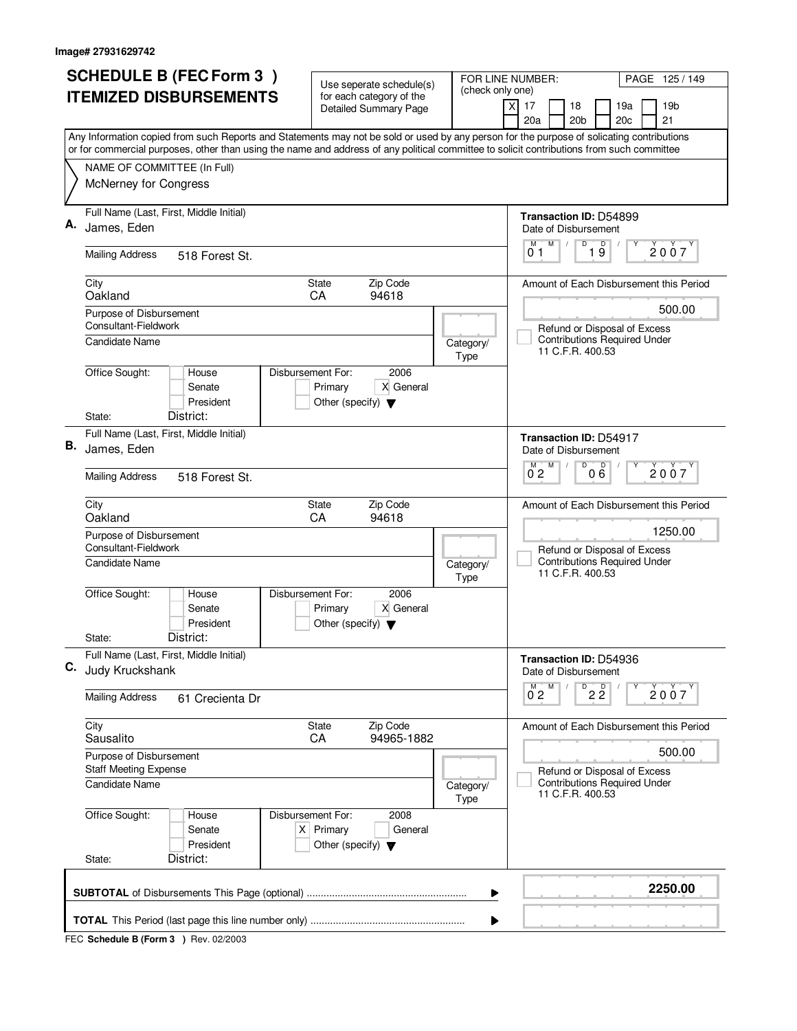Image# 27931629742

# SCHEDULE B (FEC Form 3 ) ITEMIZED DISBURSEMENTS

Use seperate schedule(s) for each category of the Detailed Summary Page

FOR LINE NUMBER: (check only one)

[X] 17 [ ] 18 [ ] 19a [ ] 19b [ ] 20a [ ] 20b [ ] 20c [ ] 21

Any Information copied from such Reports and Statements may not be sold or used by any person for the purpose of solicating contributions or for commercial purposes, other than using the name and address of any political committee to solicit contributions from such committee

NAME OF COMMITTEE (In Full)
McNerney for Congress

---

**A.** Full Name (Last, First, Middle Initial): James, Eden

Transaction ID: D54899

Date of Disbursement: 01/19/2007

Mailing Address: 518 Forest St.

City: Oakland | State: CA | Zip Code: 94618

Amount of Each Disbursement this Period: 500.00

Purpose of Disbursement: Consultant-Fieldwork

Candidate Name:

Category/Type:

[ ] Refund or Disposal of Excess Contributions Required Under 11 C.F.R. 400.53

Office Sought: [ ] House [ ] Senate [ ] President

State: District:

Disbursement For: 2006 [ ] Primary [X] General [ ] Other (specify)

---

**B.** Full Name (Last, First, Middle Initial): James, Eden

Transaction ID: D54917

Date of Disbursement: 02/06/2007

Mailing Address: 518 Forest St.

City: Oakland | State: CA | Zip Code: 94618

Amount of Each Disbursement this Period: 1250.00

Purpose of Disbursement: Consultant-Fieldwork

Candidate Name:

Category/Type:

[ ] Refund or Disposal of Excess Contributions Required Under 11 C.F.R. 400.53

Office Sought: [ ] House [ ] Senate [ ] President

State: District:

Disbursement For: 2006 [ ] Primary [X] General [ ] Other (specify)

---

**C.** Full Name (Last, First, Middle Initial): Judy Kruckshank

Transaction ID: D54936

Date of Disbursement: 02/22/2007

Mailing Address: 61 Crecienta Dr

City: Sausalito | State: CA | Zip Code: 94965-1882

Amount of Each Disbursement this Period: 500.00

Purpose of Disbursement: Staff Meeting Expense

Candidate Name:

Category/Type:

[ ] Refund or Disposal of Excess Contributions Required Under 11 C.F.R. 400.53

Office Sought: [ ] House [ ] Senate [ ] President

State: District:

Disbursement For: 2008 [X] Primary [ ] General [ ] Other (specify)

---

**SUBTOTAL** of Disbursements This Page (optional): **2250.00**

**TOTAL** This Period (last page this line number only):

FEC **Schedule B (Form 3 )** Rev. 02/2003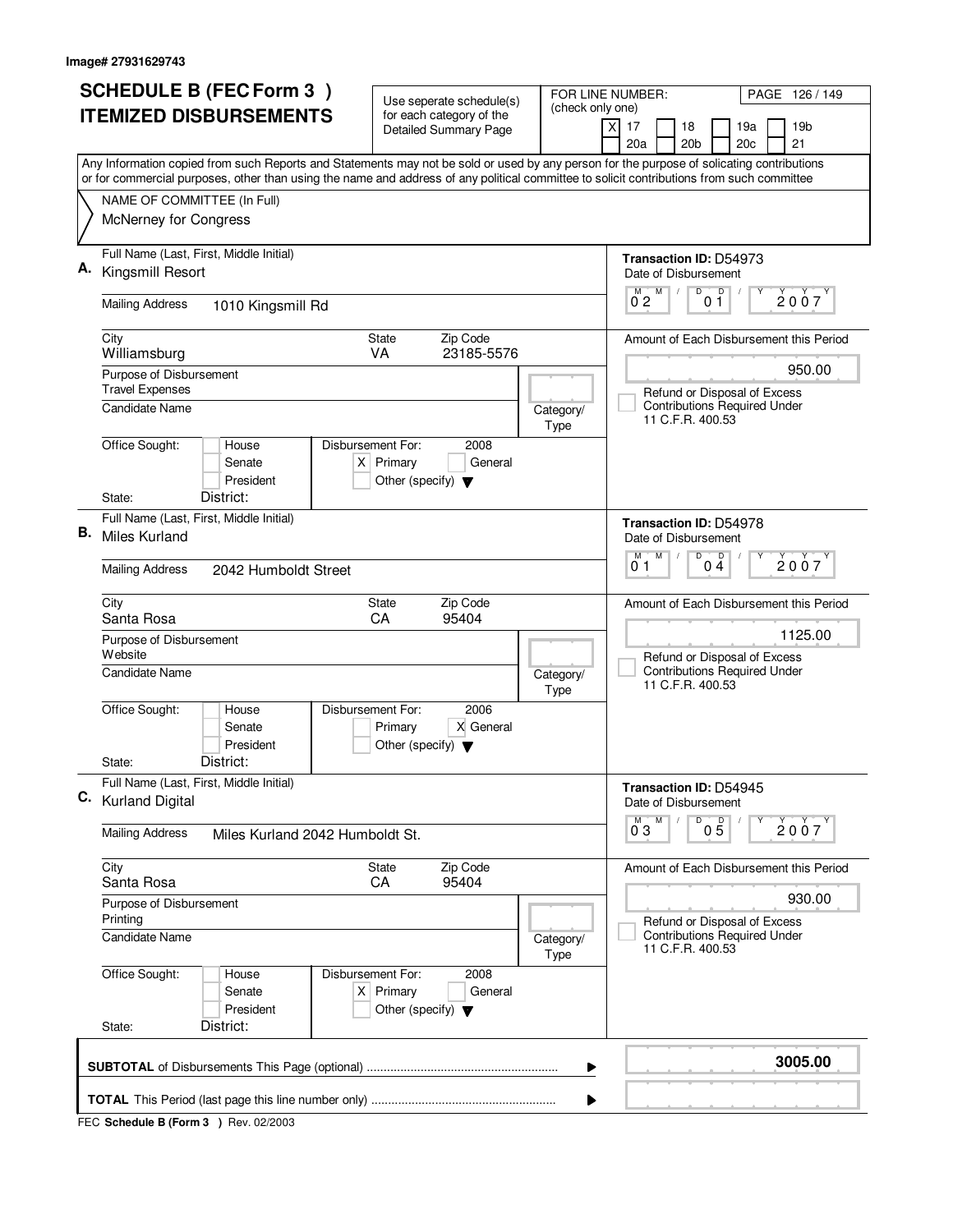Image# 27931629743

# SCHEDULE B (FEC Form 3 ) ITEMIZED DISBURSEMENTS

Use seperate schedule(s) for each category of the Detailed Summary Page

FOR LINE NUMBER: (check only one)

[X] 17 [ ] 18 [ ] 19a [ ] 19b [ ] 20a [ ] 20b [ ] 20c [ ] 21

Any Information copied from such Reports and Statements may not be sold or used by any person for the purpose of solicating contributions or for commercial purposes, other than using the name and address of any political committee to solicit contributions from such committee

NAME OF COMMITTEE (In Full)
McNerney for Congress

---

**A.** Full Name (Last, First, Middle Initial): Kingsmill Resort

Mailing Address: 1010 Kingsmill Rd

City: Williamsburg | State: VA | Zip Code: 23185-5576

Purpose of Disbursement: Travel Expenses

Candidate Name:

Category/Type:

Office Sought: [ ] House [ ] Senate [ ] President
State: District:

Disbursement For: 2008 [X] Primary [ ] General [ ] Other (specify)

Transaction ID: D54973
Date of Disbursement: 02/01/2007

Amount of Each Disbursement this Period: 950.00

[ ] Refund or Disposal of Excess Contributions Required Under 11 C.F.R. 400.53

---

**B.** Full Name (Last, First, Middle Initial): Miles Kurland

Mailing Address: 2042 Humboldt Street

City: Santa Rosa | State: CA | Zip Code: 95404

Purpose of Disbursement: Website

Candidate Name:

Category/Type:

Office Sought: [ ] House [ ] Senate [ ] President
State: District:

Disbursement For: 2006 [ ] Primary [X] General [ ] Other (specify)

Transaction ID: D54978
Date of Disbursement: 01/04/2007

Amount of Each Disbursement this Period: 1125.00

[ ] Refund or Disposal of Excess Contributions Required Under 11 C.F.R. 400.53

---

**C.** Full Name (Last, First, Middle Initial): Kurland Digital

Mailing Address: Miles Kurland 2042 Humboldt St.

City: Santa Rosa | State: CA | Zip Code: 95404

Purpose of Disbursement: Printing

Candidate Name:

Category/Type:

Office Sought: [ ] House [ ] Senate [ ] President
State: District:

Disbursement For: 2008 [X] Primary [ ] General [ ] Other (specify)

Transaction ID: D54945
Date of Disbursement: 03/05/2007

Amount of Each Disbursement this Period: 930.00

[ ] Refund or Disposal of Excess Contributions Required Under 11 C.F.R. 400.53

---

**SUBTOTAL** of Disbursements This Page (optional): **3005.00**

**TOTAL** This Period (last page this line number only):

FEC **Schedule B (Form 3 )** Rev. 02/2003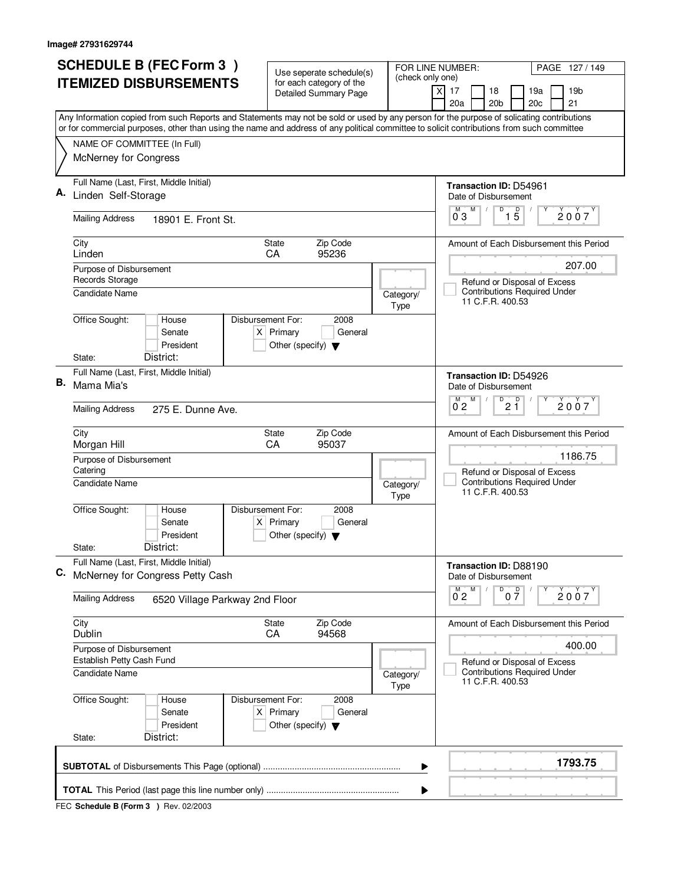Image# 27931629744

# SCHEDULE B (FEC Form 3 ) ITEMIZED DISBURSEMENTS

Use seperate schedule(s) for each category of the Detailed Summary Page

FOR LINE NUMBER: (check only one)

[X] 17 [ ] 18 [ ] 19a [ ] 19b [ ] 20a [ ] 20b [ ] 20c [ ] 21

PAGE 127 / 149

Any Information copied from such Reports and Statements may not be sold or used by any person for the purpose of solicating contributions or for commercial purposes, other than using the name and address of any political committee to solicit contributions from such committee

NAME OF COMMITTEE (In Full)
McNerney for Congress

---

**A.** Full Name (Last, First, Middle Initial): Linden Self-Storage

Mailing Address: 18901 E. Front St.

City: Linden | State: CA | Zip Code: 95236

Purpose of Disbursement: Records Storage

Candidate Name:

Category/Type:

Office Sought: [ ] House [ ] Senate [ ] President

State: District:

Disbursement For: 2008 [X] Primary [ ] General [ ] Other (specify)

Transaction ID: D54961

Date of Disbursement: 03/15/2007

Amount of Each Disbursement this Period: 207.00

[ ] Refund or Disposal of Excess Contributions Required Under 11 C.F.R. 400.53

---

**B.** Full Name (Last, First, Middle Initial): Mama Mia's

Mailing Address: 275 E. Dunne Ave.

City: Morgan Hill | State: CA | Zip Code: 95037

Purpose of Disbursement: Catering

Candidate Name:

Category/Type:

Office Sought: [ ] House [ ] Senate [ ] President

State: District:

Disbursement For: 2008 [X] Primary [ ] General [ ] Other (specify)

Transaction ID: D54926

Date of Disbursement: 02/21/2007

Amount of Each Disbursement this Period: 1186.75

[ ] Refund or Disposal of Excess Contributions Required Under 11 C.F.R. 400.53

---

**C.** Full Name (Last, First, Middle Initial): McNerney for Congress Petty Cash

Mailing Address: 6520 Village Parkway 2nd Floor

City: Dublin | State: CA | Zip Code: 94568

Purpose of Disbursement: Establish Petty Cash Fund

Candidate Name:

Category/Type:

Office Sought: [ ] House [ ] Senate [ ] President

State: District:

Disbursement For: 2008 [X] Primary [ ] General [ ] Other (specify)

Transaction ID: D88190

Date of Disbursement: 02/07/2007

Amount of Each Disbursement this Period: 400.00

[ ] Refund or Disposal of Excess Contributions Required Under 11 C.F.R. 400.53

---

**SUBTOTAL** of Disbursements This Page (optional): **1793.75**

**TOTAL** This Period (last page this line number only):

FEC **Schedule B (Form 3 )** Rev. 02/2003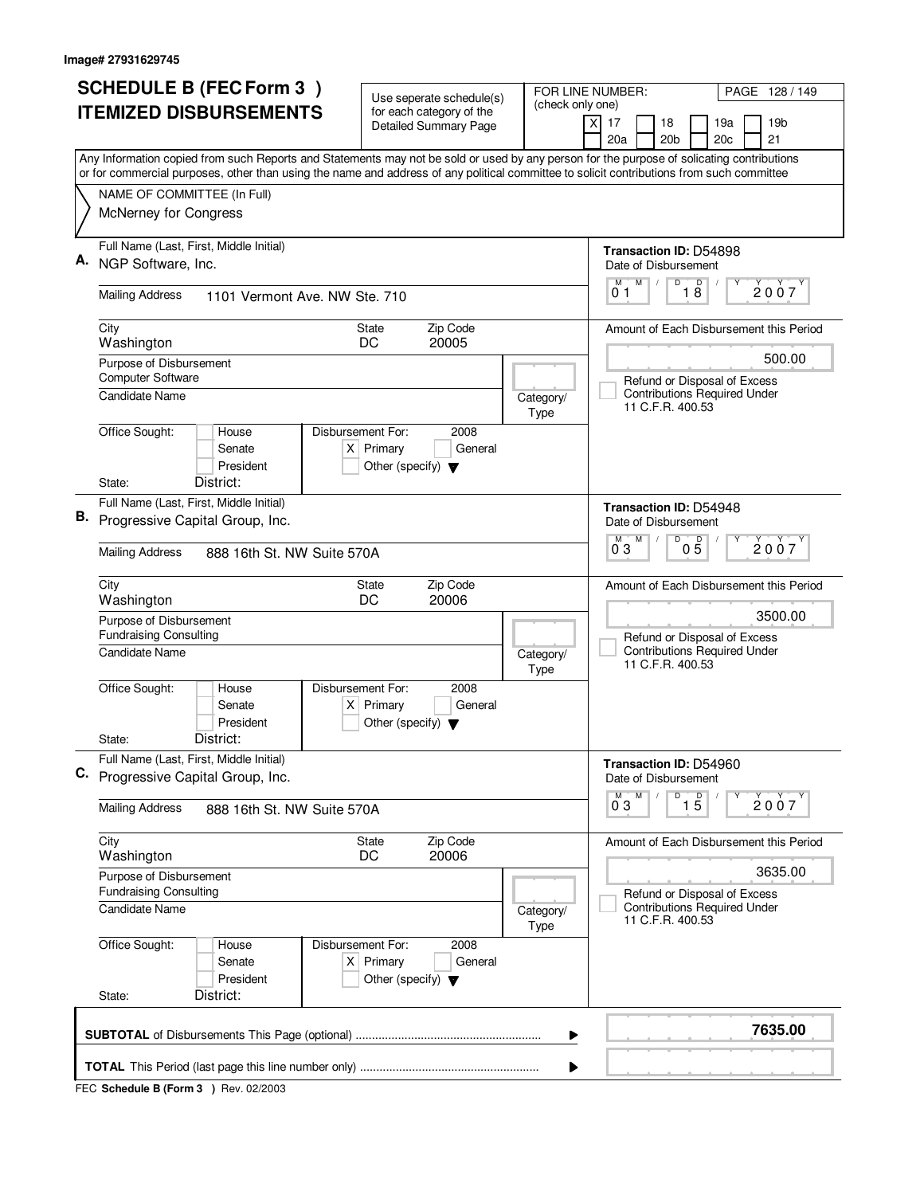Image# 27931629745

# SCHEDULE B (FEC Form 3) ITEMIZED DISBURSEMENTS

Use seperate schedule(s) for each category of the Detailed Summary Page

FOR LINE NUMBER: (check only one)

[X] 17 [ ] 18 [ ] 19a [ ] 19b [ ] 20a [ ] 20b [ ] 20c [ ] 21

Any Information copied from such Reports and Statements may not be sold or used by any person for the purpose of solicating contributions or for commercial purposes, other than using the name and address of any political committee to solicit contributions from such committee

NAME OF COMMITTEE (In Full)
McNerney for Congress

---

**A.** Full Name (Last, First, Middle Initial): NGP Software, Inc.

Mailing Address: 1101 Vermont Ave. NW Ste. 710

City: Washington | State: DC | Zip Code: 20005

Purpose of Disbursement: Computer Software

Candidate Name:

Category/Type:

Office Sought: [ ] House [ ] Senate [ ] President
State: District:

Disbursement For: 2008 [X] Primary [ ] General [ ] Other (specify)

Transaction ID: D54898

Date of Disbursement: 01/18/2007

Amount of Each Disbursement this Period: 500.00

[ ] Refund or Disposal of Excess Contributions Required Under 11 C.F.R. 400.53

---

**B.** Full Name (Last, First, Middle Initial): Progressive Capital Group, Inc.

Mailing Address: 888 16th St. NW Suite 570A

City: Washington | State: DC | Zip Code: 20006

Purpose of Disbursement: Fundraising Consulting

Candidate Name:

Category/Type:

Office Sought: [ ] House [ ] Senate [ ] President
State: District:

Disbursement For: 2008 [X] Primary [ ] General [ ] Other (specify)

Transaction ID: D54948

Date of Disbursement: 03/05/2007

Amount of Each Disbursement this Period: 3500.00

[ ] Refund or Disposal of Excess Contributions Required Under 11 C.F.R. 400.53

---

**C.** Full Name (Last, First, Middle Initial): Progressive Capital Group, Inc.

Mailing Address: 888 16th St. NW Suite 570A

City: Washington | State: DC | Zip Code: 20006

Purpose of Disbursement: Fundraising Consulting

Candidate Name:

Category/Type:

Office Sought: [ ] House [ ] Senate [ ] President
State: District:

Disbursement For: 2008 [X] Primary [ ] General [ ] Other (specify)

Transaction ID: D54960

Date of Disbursement: 03/15/2007

Amount of Each Disbursement this Period: 3635.00

[ ] Refund or Disposal of Excess Contributions Required Under 11 C.F.R. 400.53

---

**SUBTOTAL** of Disbursements This Page (optional): **7635.00**

**TOTAL** This Period (last page this line number only):

FEC **Schedule B (Form 3)** Rev. 02/2003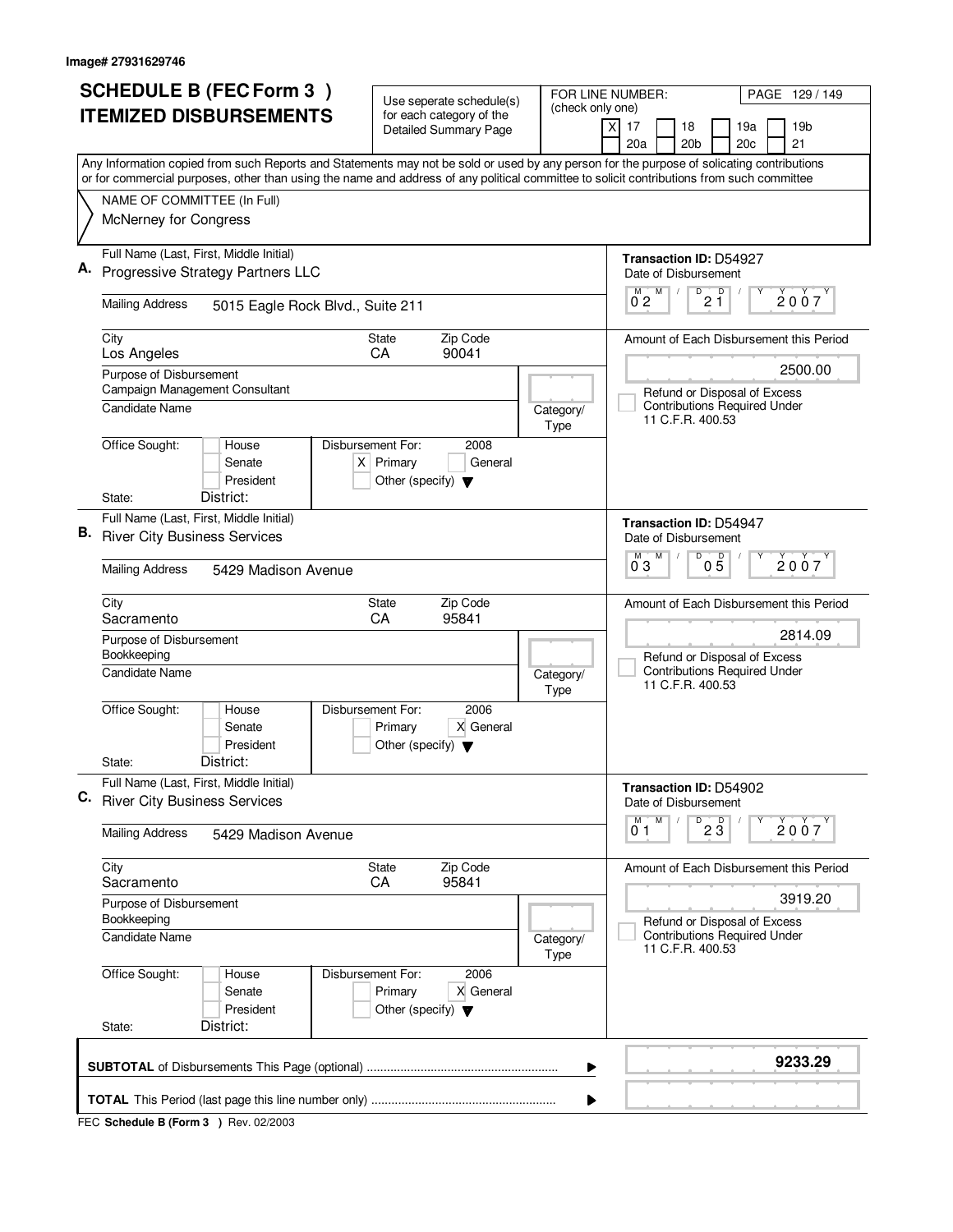Image# 27931629746

# SCHEDULE B (FEC Form 3 )
## ITEMIZED DISBURSEMENTS

Use seperate schedule(s) for each category of the Detailed Summary Page

FOR LINE NUMBER: (check only one)

[X] 17 [ ] 18 [ ] 19a [ ] 19b [ ] 20a [ ] 20b [ ] 20c [ ] 21

Any Information copied from such Reports and Statements may not be sold or used by any person for the purpose of solicating contributions or for commercial purposes, other than using the name and address of any political committee to solicit contributions from such committee

NAME OF COMMITTEE (In Full)
McNerney for Congress

---

**A.** Full Name (Last, First, Middle Initial): Progressive Strategy Partners LLC

Transaction ID: D54927

Mailing Address: 5015 Eagle Rock Blvd., Suite 211

Date of Disbursement: 02/21/2007

City: Los Angeles | State: CA | Zip Code: 90041

Amount of Each Disbursement this Period: 2500.00

Purpose of Disbursement: Campaign Management Consultant

Candidate Name:

Category/Type:

Refund or Disposal of Excess Contributions Required Under 11 C.F.R. 400.53

Office Sought: [ ] House [ ] Senate [ ] President

State: District:

Disbursement For: 2008 [X] Primary [ ] General [ ] Other (specify)

---

**B.** Full Name (Last, First, Middle Initial): River City Business Services

Transaction ID: D54947

Mailing Address: 5429 Madison Avenue

Date of Disbursement: 03/05/2007

City: Sacramento | State: CA | Zip Code: 95841

Amount of Each Disbursement this Period: 2814.09

Purpose of Disbursement: Bookkeeping

Candidate Name:

Category/Type:

Refund or Disposal of Excess Contributions Required Under 11 C.F.R. 400.53

Office Sought: [ ] House [ ] Senate [ ] President

State: District:

Disbursement For: 2006 [ ] Primary [X] General [ ] Other (specify)

---

**C.** Full Name (Last, First, Middle Initial): River City Business Services

Transaction ID: D54902

Mailing Address: 5429 Madison Avenue

Date of Disbursement: 01/23/2007

City: Sacramento | State: CA | Zip Code: 95841

Amount of Each Disbursement this Period: 3919.20

Purpose of Disbursement: Bookkeeping

Candidate Name:

Category/Type:

Refund or Disposal of Excess Contributions Required Under 11 C.F.R. 400.53

Office Sought: [ ] House [ ] Senate [ ] President

State: District:

Disbursement For: 2006 [ ] Primary [X] General [ ] Other (specify)

---

**SUBTOTAL** of Disbursements This Page (optional) ........................................................ **9233.29**

**TOTAL** This Period (last page this line number only) ......................................................

FEC **Schedule B (Form 3 )** Rev. 02/2003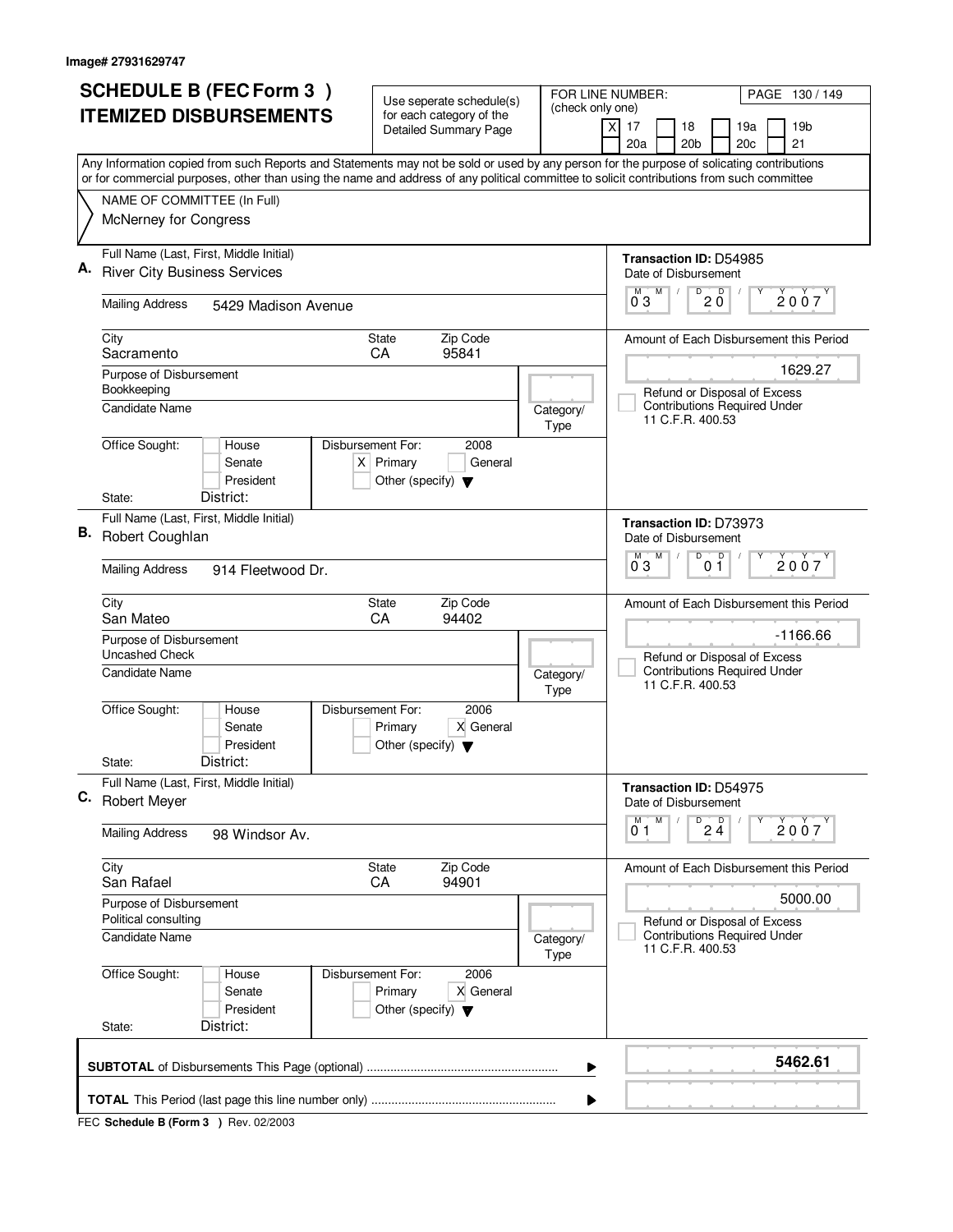Image# 27931629747

# SCHEDULE B (FEC Form 3 ) ITEMIZED DISBURSEMENTS

Use seperate schedule(s) for each category of the Detailed Summary Page

FOR LINE NUMBER: (check only one)

[X] 17 [ ] 18 [ ] 19a [ ] 19b [ ] 20a [ ] 20b [ ] 20c [ ] 21

PAGE 130 / 149

Any Information copied from such Reports and Statements may not be sold or used by any person for the purpose of solicating contributions or for commercial purposes, other than using the name and address of any political committee to solicit contributions from such committee

NAME OF COMMITTEE (In Full)
McNerney for Congress

---

**A.** Full Name (Last, First, Middle Initial): River City Business Services

Mailing Address: 5429 Madison Avenue

City: Sacramento | State: CA | Zip Code: 95841

Purpose of Disbursement: Bookkeeping

Candidate Name:

Category/Type:

Office Sought: [ ] House [ ] Senate [ ] President

State: District:

Disbursement For: 2008 [X] Primary [ ] General [ ] Other (specify)

Transaction ID: D54985

Date of Disbursement: 03/20/2007

Amount of Each Disbursement this Period: 1629.27

[ ] Refund or Disposal of Excess Contributions Required Under 11 C.F.R. 400.53

---

**B.** Full Name (Last, First, Middle Initial): Robert Coughlan

Mailing Address: 914 Fleetwood Dr.

City: San Mateo | State: CA | Zip Code: 94402

Purpose of Disbursement: Uncashed Check

Candidate Name:

Category/Type:

Office Sought: [ ] House [ ] Senate [ ] President

State: District:

Disbursement For: 2006 [ ] Primary [X] General [ ] Other (specify)

Transaction ID: D73973

Date of Disbursement: 03/01/2007

Amount of Each Disbursement this Period: -1166.66

[ ] Refund or Disposal of Excess Contributions Required Under 11 C.F.R. 400.53

---

**C.** Full Name (Last, First, Middle Initial): Robert Meyer

Mailing Address: 98 Windsor Av.

City: San Rafael | State: CA | Zip Code: 94901

Purpose of Disbursement: Political consulting

Candidate Name:

Category/Type:

Office Sought: [ ] House [ ] Senate [ ] President

State: District:

Disbursement For: 2006 [ ] Primary [X] General [ ] Other (specify)

Transaction ID: D54975

Date of Disbursement: 01/24/2007

Amount of Each Disbursement this Period: 5000.00

[ ] Refund or Disposal of Excess Contributions Required Under 11 C.F.R. 400.53

---

**SUBTOTAL** of Disbursements This Page (optional) ........ 5462.61

**TOTAL** This Period (last page this line number only) ........

FEC **Schedule B (Form 3 )** Rev. 02/2003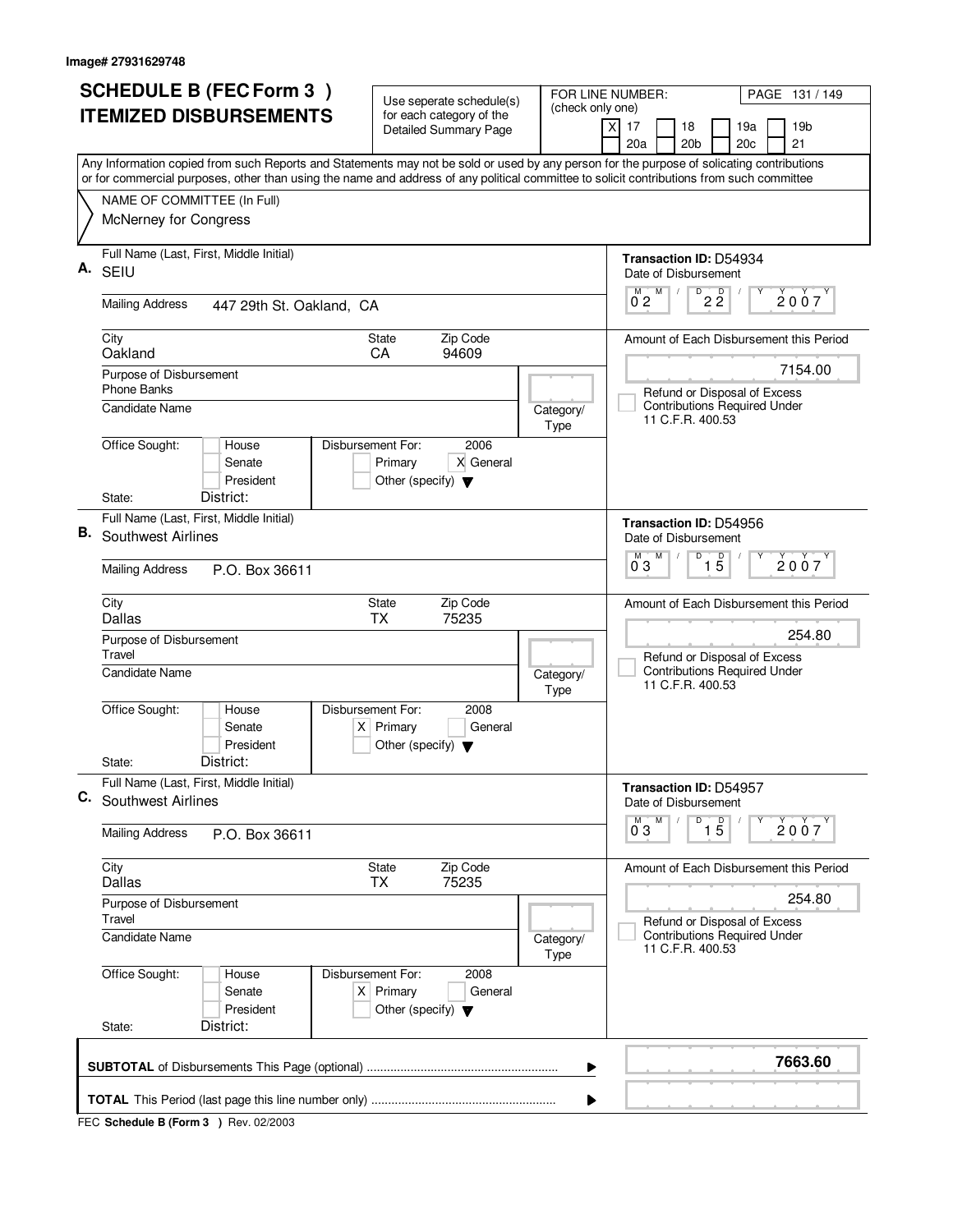Image# 27931629748

# SCHEDULE B (FEC Form 3 ) ITEMIZED DISBURSEMENTS

Use seperate schedule(s) for each category of the Detailed Summary Page

FOR LINE NUMBER: (check only one)

- [X] 17
- [ ] 18
- [ ] 19a
- [ ] 19b
- [ ] 20a
- [ ] 20b
- [ ] 20c
- [ ] 21

Any Information copied from such Reports and Statements may not be sold or used by any person for the purpose of solicating contributions or for commercial purposes, other than using the name and address of any political committee to solicit contributions from such committee

NAME OF COMMITTEE (In Full)
McNerney for Congress

---

**A.** Full Name (Last, First, Middle Initial): SEIU

Mailing Address: 447 29th St. Oakland, CA

City: Oakland | State: CA | Zip Code: 94609

Purpose of Disbursement: Phone Banks

Candidate Name:

Category/Type:

Office Sought: [ ] House [ ] Senate [ ] President
State: District:

Disbursement For: 2006 [ ] Primary [X] General [ ] Other (specify)

Transaction ID: D54934
Date of Disbursement: 02/22/2007

Amount of Each Disbursement this Period: 7154.00

[ ] Refund or Disposal of Excess Contributions Required Under 11 C.F.R. 400.53

---

**B.** Full Name (Last, First, Middle Initial): Southwest Airlines

Mailing Address: P.O. Box 36611

City: Dallas | State: TX | Zip Code: 75235

Purpose of Disbursement: Travel

Candidate Name:

Category/Type:

Office Sought: [ ] House [ ] Senate [ ] President
State: District:

Disbursement For: 2008 [X] Primary [ ] General [ ] Other (specify)

Transaction ID: D54956
Date of Disbursement: 03/15/2007

Amount of Each Disbursement this Period: 254.80

[ ] Refund or Disposal of Excess Contributions Required Under 11 C.F.R. 400.53

---

**C.** Full Name (Last, First, Middle Initial): Southwest Airlines

Mailing Address: P.O. Box 36611

City: Dallas | State: TX | Zip Code: 75235

Purpose of Disbursement: Travel

Candidate Name:

Category/Type:

Office Sought: [ ] House [ ] Senate [ ] President
State: District:

Disbursement For: 2008 [X] Primary [ ] General [ ] Other (specify)

Transaction ID: D54957
Date of Disbursement: 03/15/2007

Amount of Each Disbursement this Period: 254.80

[ ] Refund or Disposal of Excess Contributions Required Under 11 C.F.R. 400.53

---

**SUBTOTAL** of Disbursements This Page (optional) ........ **7663.60**

**TOTAL** This Period (last page this line number only) ........

FEC **Schedule B (Form 3 )** Rev. 02/2003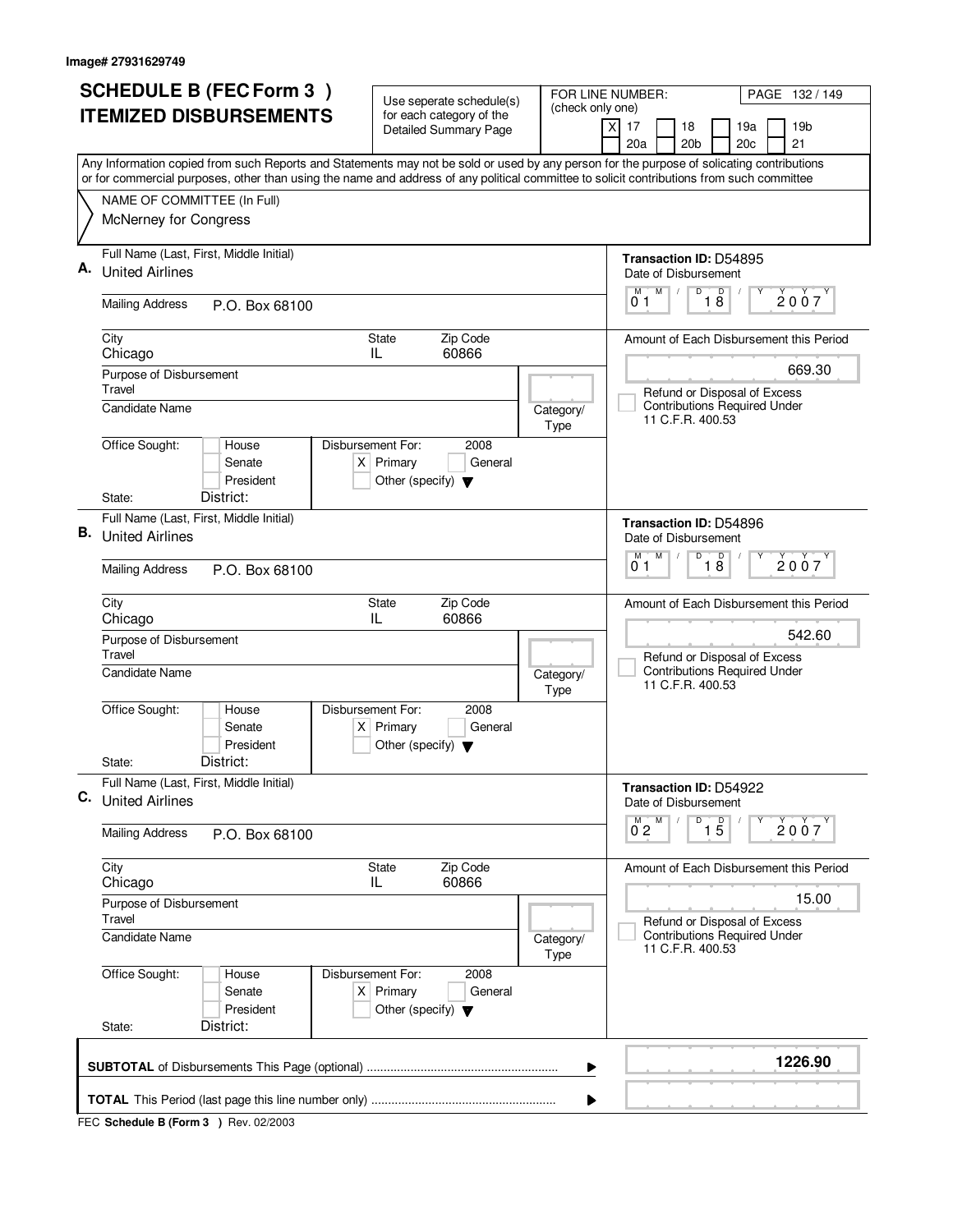Image# 27931629749

# SCHEDULE B (FEC Form 3 ) ITEMIZED DISBURSEMENTS

Use seperate schedule(s) for each category of the Detailed Summary Page

FOR LINE NUMBER: (check only one)

[X] 17 [ ] 18 [ ] 19a [ ] 19b
[ ] 20a [ ] 20b [ ] 20c [ ] 21

Any Information copied from such Reports and Statements may not be sold or used by any person for the purpose of solicating contributions or for commercial purposes, other than using the name and address of any political committee to solicit contributions from such committee

NAME OF COMMITTEE (In Full)
McNerney for Congress

## A.

Full Name (Last, First, Middle Initial): United Airlines

Mailing Address: P.O. Box 68100

City: Chicago | State: IL | Zip Code: 60866

Purpose of Disbursement: Travel

Candidate Name:

Category/Type:

Office Sought: [ ] House [ ] Senate [ ] President

State: District:

Disbursement For: 2008 [X] Primary [ ] General [ ] Other (specify)

Transaction ID: D54895

Date of Disbursement: 01/18/2007

Amount of Each Disbursement this Period: 669.30

[ ] Refund or Disposal of Excess Contributions Required Under 11 C.F.R. 400.53

## B.

Full Name (Last, First, Middle Initial): United Airlines

Mailing Address: P.O. Box 68100

City: Chicago | State: IL | Zip Code: 60866

Purpose of Disbursement: Travel

Candidate Name:

Category/Type:

Office Sought: [ ] House [ ] Senate [ ] President

State: District:

Disbursement For: 2008 [X] Primary [ ] General [ ] Other (specify)

Transaction ID: D54896

Date of Disbursement: 01/18/2007

Amount of Each Disbursement this Period: 542.60

[ ] Refund or Disposal of Excess Contributions Required Under 11 C.F.R. 400.53

## C.

Full Name (Last, First, Middle Initial): United Airlines

Mailing Address: P.O. Box 68100

City: Chicago | State: IL | Zip Code: 60866

Purpose of Disbursement: Travel

Candidate Name:

Category/Type:

Office Sought: [ ] House [ ] Senate [ ] President

State: District:

Disbursement For: 2008 [X] Primary [ ] General [ ] Other (specify)

Transaction ID: D54922

Date of Disbursement: 02/15/2007

Amount of Each Disbursement this Period: 15.00

[ ] Refund or Disposal of Excess Contributions Required Under 11 C.F.R. 400.53

**SUBTOTAL** of Disbursements This Page (optional): **1226.90**

**TOTAL** This Period (last page this line number only):

FEC **Schedule B (Form 3 )** Rev. 02/2003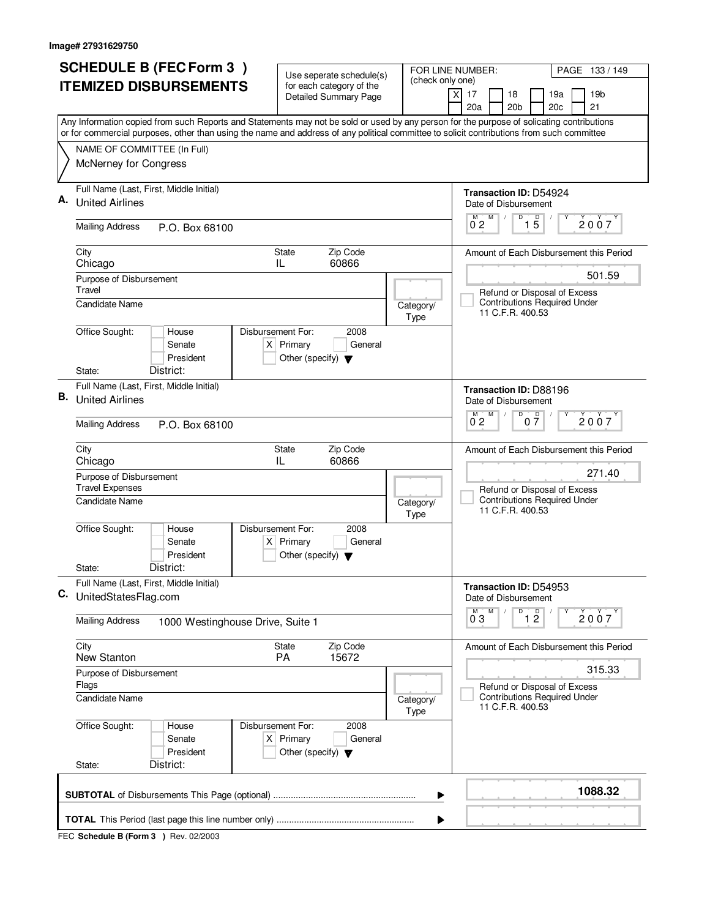Image# 27931629750

# SCHEDULE B (FEC Form 3 ) ITEMIZED DISBURSEMENTS

Use seperate schedule(s) for each category of the Detailed Summary Page

FOR LINE NUMBER: (check only one)

[X] 17 [ ] 18 [ ] 19a [ ] 19b [ ] 20a [ ] 20b [ ] 20c [ ] 21

Any Information copied from such Reports and Statements may not be sold or used by any person for the purpose of solicating contributions or for commercial purposes, other than using the name and address of any political committee to solicit contributions from such committee

NAME OF COMMITTEE (In Full)
McNerney for Congress

---

**A.** Full Name (Last, First, Middle Initial): United Airlines

Mailing Address: P.O. Box 68100

City: Chicago | State: IL | Zip Code: 60866

Purpose of Disbursement: Travel

Candidate Name:

Category/Type:

Office Sought: [ ] House [ ] Senate [ ] President

State: District:

Disbursement For: 2008 [X] Primary [ ] General [ ] Other (specify)

Transaction ID: D54924

Date of Disbursement: 02/15/2007

Amount of Each Disbursement this Period: 501.59

[ ] Refund or Disposal of Excess Contributions Required Under 11 C.F.R. 400.53

---

**B.** Full Name (Last, First, Middle Initial): United Airlines

Mailing Address: P.O. Box 68100

City: Chicago | State: IL | Zip Code: 60866

Purpose of Disbursement: Travel Expenses

Candidate Name:

Category/Type:

Office Sought: [ ] House [ ] Senate [ ] President

State: District:

Disbursement For: 2008 [X] Primary [ ] General [ ] Other (specify)

Transaction ID: D88196

Date of Disbursement: 02/07/2007

Amount of Each Disbursement this Period: 271.40

[ ] Refund or Disposal of Excess Contributions Required Under 11 C.F.R. 400.53

---

**C.** Full Name (Last, First, Middle Initial): UnitedStatesFlag.com

Mailing Address: 1000 Westinghouse Drive, Suite 1

City: New Stanton | State: PA | Zip Code: 15672

Purpose of Disbursement: Flags

Candidate Name:

Category/Type:

Office Sought: [ ] House [ ] Senate [ ] President

State: District:

Disbursement For: 2008 [X] Primary [ ] General [ ] Other (specify)

Transaction ID: D54953

Date of Disbursement: 03/12/2007

Amount of Each Disbursement this Period: 315.33

[ ] Refund or Disposal of Excess Contributions Required Under 11 C.F.R. 400.53

---

**SUBTOTAL** of Disbursements This Page (optional): **1088.32**

**TOTAL** This Period (last page this line number only):

FEC **Schedule B (Form 3 )** Rev. 02/2003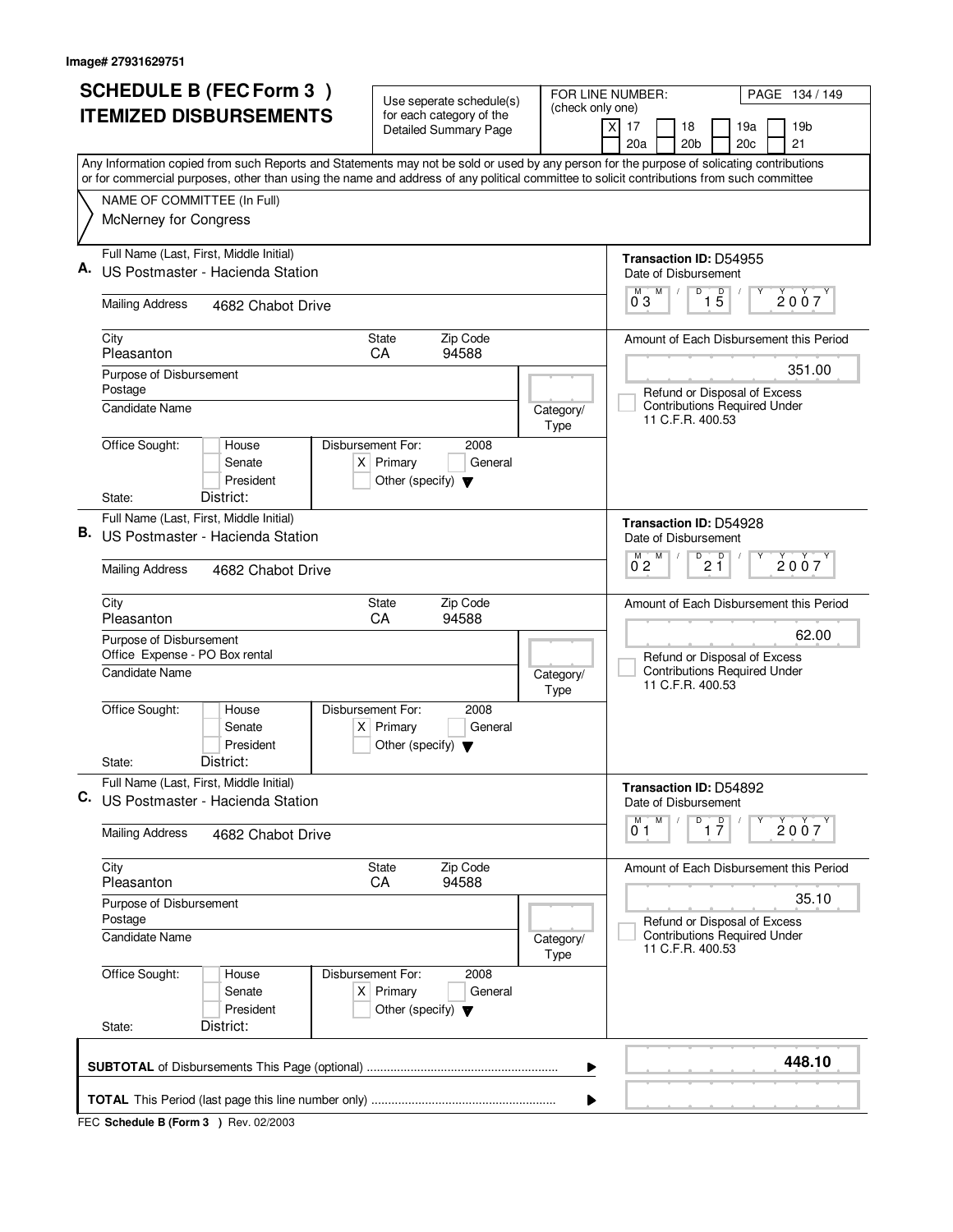Image# 27931629751

# SCHEDULE B (FEC Form 3 ) ITEMIZED DISBURSEMENTS

Use seperate schedule(s) for each category of the Detailed Summary Page

FOR LINE NUMBER: (check only one)

[X] 17 [ ] 18 [ ] 19a [ ] 19b [ ] 20a [ ] 20b [ ] 20c [ ] 21

PAGE 134 / 149

Any Information copied from such Reports and Statements may not be sold or used by any person for the purpose of solicating contributions or for commercial purposes, other than using the name and address of any political committee to solicit contributions from such committee

NAME OF COMMITTEE (In Full)
McNerney for Congress

---

**A.** Full Name (Last, First, Middle Initial): US Postmaster - Hacienda Station

Mailing Address: 4682 Chabot Drive

City: Pleasanton | State: CA | Zip Code: 94588

Purpose of Disbursement: Postage

Candidate Name:

Category/Type:

Office Sought: [ ] House [ ] Senate [ ] President

State: District:

Disbursement For: 2008 [X] Primary [ ] General [ ] Other (specify)

Transaction ID: D54955

Date of Disbursement: 03 / 15 / 2007

Amount of Each Disbursement this Period: 351.00

[ ] Refund or Disposal of Excess Contributions Required Under 11 C.F.R. 400.53

---

**B.** Full Name (Last, First, Middle Initial): US Postmaster - Hacienda Station

Mailing Address: 4682 Chabot Drive

City: Pleasanton | State: CA | Zip Code: 94588

Purpose of Disbursement: Office Expense - PO Box rental

Candidate Name:

Category/Type:

Office Sought: [ ] House [ ] Senate [ ] President

State: District:

Disbursement For: 2008 [X] Primary [ ] General [ ] Other (specify)

Transaction ID: D54928

Date of Disbursement: 02 / 21 / 2007

Amount of Each Disbursement this Period: 62.00

[ ] Refund or Disposal of Excess Contributions Required Under 11 C.F.R. 400.53

---

**C.** Full Name (Last, First, Middle Initial): US Postmaster - Hacienda Station

Mailing Address: 4682 Chabot Drive

City: Pleasanton | State: CA | Zip Code: 94588

Purpose of Disbursement: Postage

Candidate Name:

Category/Type:

Office Sought: [ ] House [ ] Senate [ ] President

State: District:

Disbursement For: 2008 [X] Primary [ ] General [ ] Other (specify)

Transaction ID: D54892

Date of Disbursement: 01 / 17 / 2007

Amount of Each Disbursement this Period: 35.10

[ ] Refund or Disposal of Excess Contributions Required Under 11 C.F.R. 400.53

---

**SUBTOTAL** of Disbursements This Page (optional) ........ **448.10**

**TOTAL** This Period (last page this line number only) ........

FEC **Schedule B (Form 3 )** Rev. 02/2003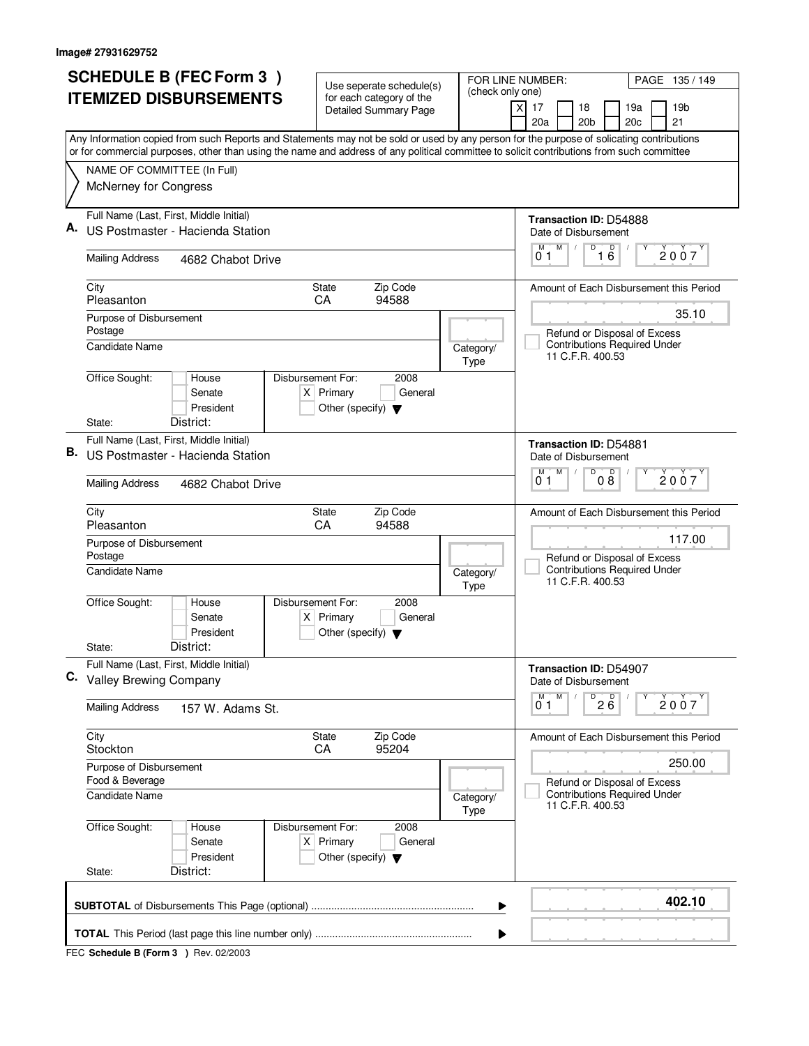Image# 27931629752

# SCHEDULE B (FEC Form 3 ) ITEMIZED DISBURSEMENTS

Use seperate schedule(s) for each category of the Detailed Summary Page

FOR LINE NUMBER: (check only one)
[X] 17 [ ] 18 [ ] 19a [ ] 19b [ ] 20a [ ] 20b [ ] 20c [ ] 21

Any Information copied from such Reports and Statements may not be sold or used by any person for the purpose of solicating contributions or for commercial purposes, other than using the name and address of any political committee to solicit contributions from such committee

NAME OF COMMITTEE (In Full)
McNerney for Congress

**A.** Full Name (Last, First, Middle Initial): US Postmaster - Hacienda Station
Mailing Address: 4682 Chabot Drive
City: Pleasanton State: CA Zip Code: 94588
Purpose of Disbursement: Postage
Candidate Name:
Category/Type:
Office Sought: House / Senate / President
State: District:
Disbursement For: 2008 [X] Primary [ ] General [ ] Other (specify)
Transaction ID: D54888
Date of Disbursement: 01/16/2007
Amount of Each Disbursement this Period: 35.10
[ ] Refund or Disposal of Excess Contributions Required Under 11 C.F.R. 400.53

**B.** Full Name (Last, First, Middle Initial): US Postmaster - Hacienda Station
Mailing Address: 4682 Chabot Drive
City: Pleasanton State: CA Zip Code: 94588
Purpose of Disbursement: Postage
Candidate Name:
Category/Type:
Office Sought: House / Senate / President
State: District:
Disbursement For: 2008 [X] Primary [ ] General [ ] Other (specify)
Transaction ID: D54881
Date of Disbursement: 01/08/2007
Amount of Each Disbursement this Period: 117.00
[ ] Refund or Disposal of Excess Contributions Required Under 11 C.F.R. 400.53

**C.** Full Name (Last, First, Middle Initial): Valley Brewing Company
Mailing Address: 157 W. Adams St.
City: Stockton State: CA Zip Code: 95204
Purpose of Disbursement: Food & Beverage
Candidate Name:
Category/Type:
Office Sought: House / Senate / President
State: District:
Disbursement For: 2008 [X] Primary [ ] General [ ] Other (specify)
Transaction ID: D54907
Date of Disbursement: 01/26/2007
Amount of Each Disbursement this Period: 250.00
[ ] Refund or Disposal of Excess Contributions Required Under 11 C.F.R. 400.53

**SUBTOTAL** of Disbursements This Page (optional): **402.10**

**TOTAL** This Period (last page this line number only):

FEC **Schedule B (Form 3 )** Rev. 02/2003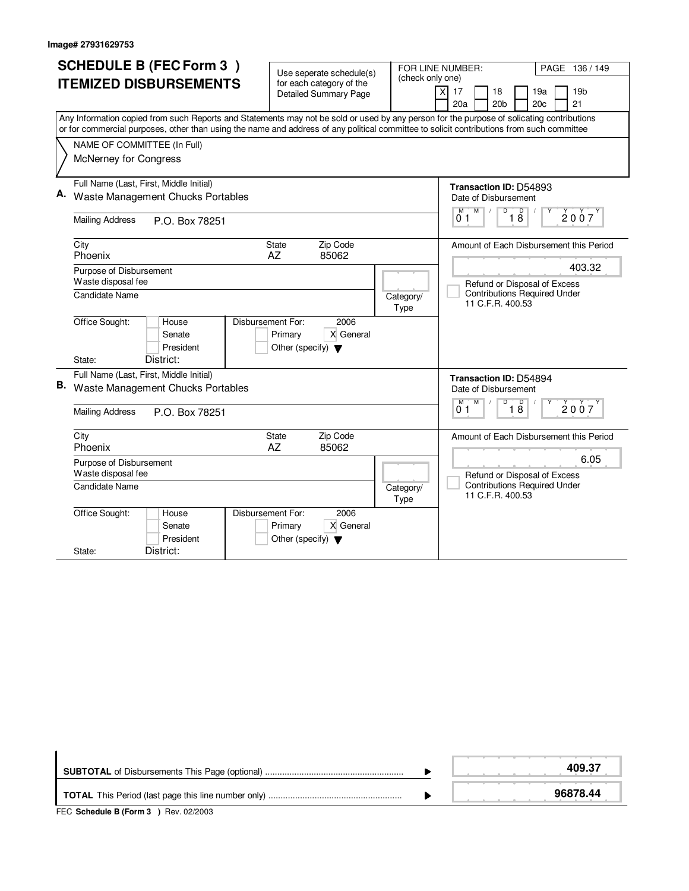Image# 27931629753

# SCHEDULE B (FEC Form 3 ) ITEMIZED DISBURSEMENTS

Use seperate schedule(s) for each category of the Detailed Summary Page

FOR LINE NUMBER: (check only one)

- [x] 17
- [ ] 18
- [ ] 19a
- [ ] 19b
- [ ] 20a
- [ ] 20b
- [ ] 20c
- [ ] 21

Any Information copied from such Reports and Statements may not be sold or used by any person for the purpose of solicating contributions or for commercial purposes, other than using the name and address of any political committee to solicit contributions from such committee

NAME OF COMMITTEE (In Full)
McNerney for Congress

## A.

**Full Name (Last, First, Middle Initial):** Waste Management Chucks Portables

**Mailing Address:** P.O. Box 78251

**City:** Phoenix **State:** AZ **Zip Code:** 85062

**Purpose of Disbursement:** Waste disposal fee

**Candidate Name:**

**Category/Type:**

**Office Sought:** [ ] House [ ] Senate [ ] President

**State:** **District:**

**Disbursement For:** 2006 [ ] Primary [x] General [ ] Other (specify)

**Transaction ID:** D54893

**Date of Disbursement:** 01/18/2007

**Amount of Each Disbursement this Period:** 403.32

[ ] Refund or Disposal of Excess Contributions Required Under 11 C.F.R. 400.53

## B.

**Full Name (Last, First, Middle Initial):** Waste Management Chucks Portables

**Mailing Address:** P.O. Box 78251

**City:** Phoenix **State:** AZ **Zip Code:** 85062

**Purpose of Disbursement:** Waste disposal fee

**Candidate Name:**

**Category/Type:**

**Office Sought:** [ ] House [ ] Senate [ ] President

**State:** **District:**

**Disbursement For:** 2006 [ ] Primary [x] General [ ] Other (specify)

**Transaction ID:** D54894

**Date of Disbursement:** 01/18/2007

**Amount of Each Disbursement this Period:** 6.05

[ ] Refund or Disposal of Excess Contributions Required Under 11 C.F.R. 400.53

---

**SUBTOTAL** of Disbursements This Page (optional) ........ **409.37**

**TOTAL** This Period (last page this line number only) ........ **96878.44**

FEC **Schedule B (Form 3 )** Rev. 02/2003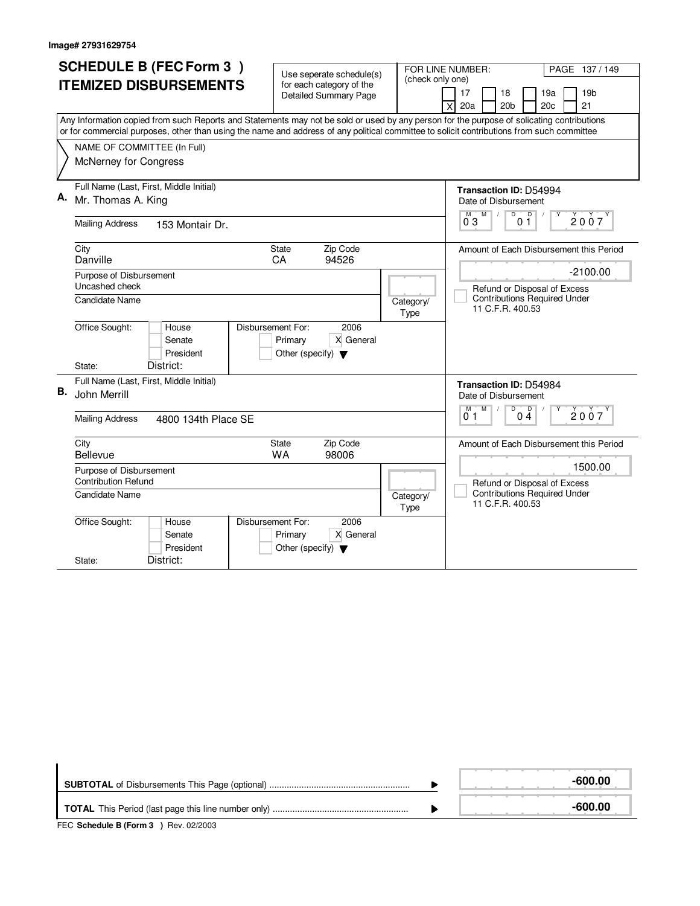Image# 27931629754

# SCHEDULE B (FEC Form 3 ) ITEMIZED DISBURSEMENTS

Use seperate schedule(s) for each category of the Detailed Summary Page

FOR LINE NUMBER: (check only one)

17 | 18 | 19a | 19b | X 20a | 20b | 20c | 21

Any Information copied from such Reports and Statements may not be sold or used by any person for the purpose of solicating contributions or for commercial purposes, other than using the name and address of any political committee to solicit contributions from such committee

NAME OF COMMITTEE (In Full)
McNerney for Congress

**A.** Full Name (Last, First, Middle Initial): Mr. Thomas A. King

Transaction ID: D54994

Date of Disbursement: 03/01/2007

Mailing Address: 153 Montair Dr.

City: Danville | State: CA | Zip Code: 94526

Amount of Each Disbursement this Period: -2100.00

Purpose of Disbursement: Uncashed check

Refund or Disposal of Excess Contributions Required Under 11 C.F.R. 400.53

Candidate Name:

Category/Type:

Office Sought: House / Senate / President

Disbursement For: 2006 — Primary / X General / Other (specify)

State: District:

**B.** Full Name (Last, First, Middle Initial): John Merrill

Transaction ID: D54984

Date of Disbursement: 01/04/2007

Mailing Address: 4800 134th Place SE

City: Bellevue | State: WA | Zip Code: 98006

Amount of Each Disbursement this Period: 1500.00

Purpose of Disbursement: Contribution Refund

Refund or Disposal of Excess Contributions Required Under 11 C.F.R. 400.53

Candidate Name:

Category/Type:

Office Sought: House / Senate / President

Disbursement For: 2006 — Primary / X General / Other (specify)

State: District:

**SUBTOTAL** of Disbursements This Page (optional): **-600.00**

**TOTAL** This Period (last page this line number only): **-600.00**

FEC **Schedule B (Form 3 )** Rev. 02/2003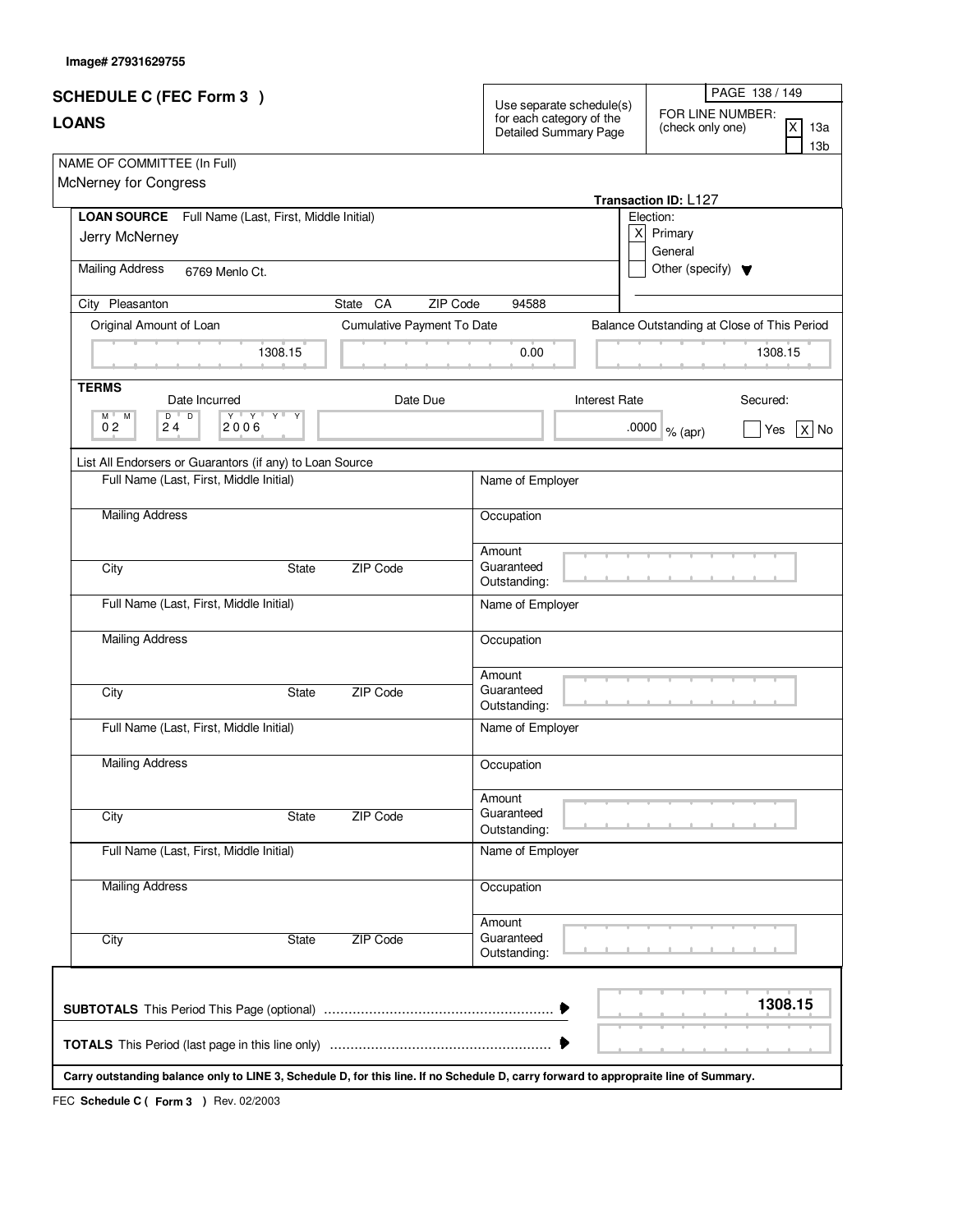**Image# 27931629755**

# SCHEDULE C (FEC Form 3 )

## LOANS

Use separate schedule(s) for each category of the Detailed Summary Page

FOR LINE NUMBER: (check only one)

- [X] 13a
- [ ] 13b

NAME OF COMMITTEE (In Full)
McNerney for Congress

**Transaction ID:** L127

**LOAN SOURCE** Full Name (Last, First, Middle Initial)
Jerry McNerney

Election:
- [X] Primary
- [ ] General
- [ ] Other (specify)

Mailing Address 6769 Menlo Ct.

City Pleasanton | State CA | ZIP Code 94588

| Original Amount of Loan | Cumulative Payment To Date | Balance Outstanding at Close of This Period |
|---|---|---|
| 1308.15 | 0.00 | 1308.15 |

**TERMS**

| Date Incurred | Date Due | Interest Rate | Secured |
|---|---|---|---|
| 02 24 2006 | | .0000 % (apr) | [ ] Yes [X] No |

List All Endorsers or Guarantors (if any) to Loan Source

| Full Name (Last, First, Middle Initial) | Name of Employer |
|---|---|
| Mailing Address | Occupation |
| City / State / ZIP Code | Amount Guaranteed Outstanding: |
| Full Name (Last, First, Middle Initial) | Name of Employer |
| Mailing Address | Occupation |
| City / State / ZIP Code | Amount Guaranteed Outstanding: |
| Full Name (Last, First, Middle Initial) | Name of Employer |
| Mailing Address | Occupation |
| City / State / ZIP Code | Amount Guaranteed Outstanding: |
| Full Name (Last, First, Middle Initial) | Name of Employer |
| Mailing Address | Occupation |
| City / State / ZIP Code | Amount Guaranteed Outstanding: |

**SUBTOTALS** This Period This Page (optional) ........ **1308.15**

**TOTALS** This Period (last page in this line only) ........

**Carry outstanding balance only to LINE 3, Schedule D, for this line. If no Schedule D, carry forward to appropraite line of Summary.**

FEC **Schedule C ( Form 3 )** Rev. 02/2003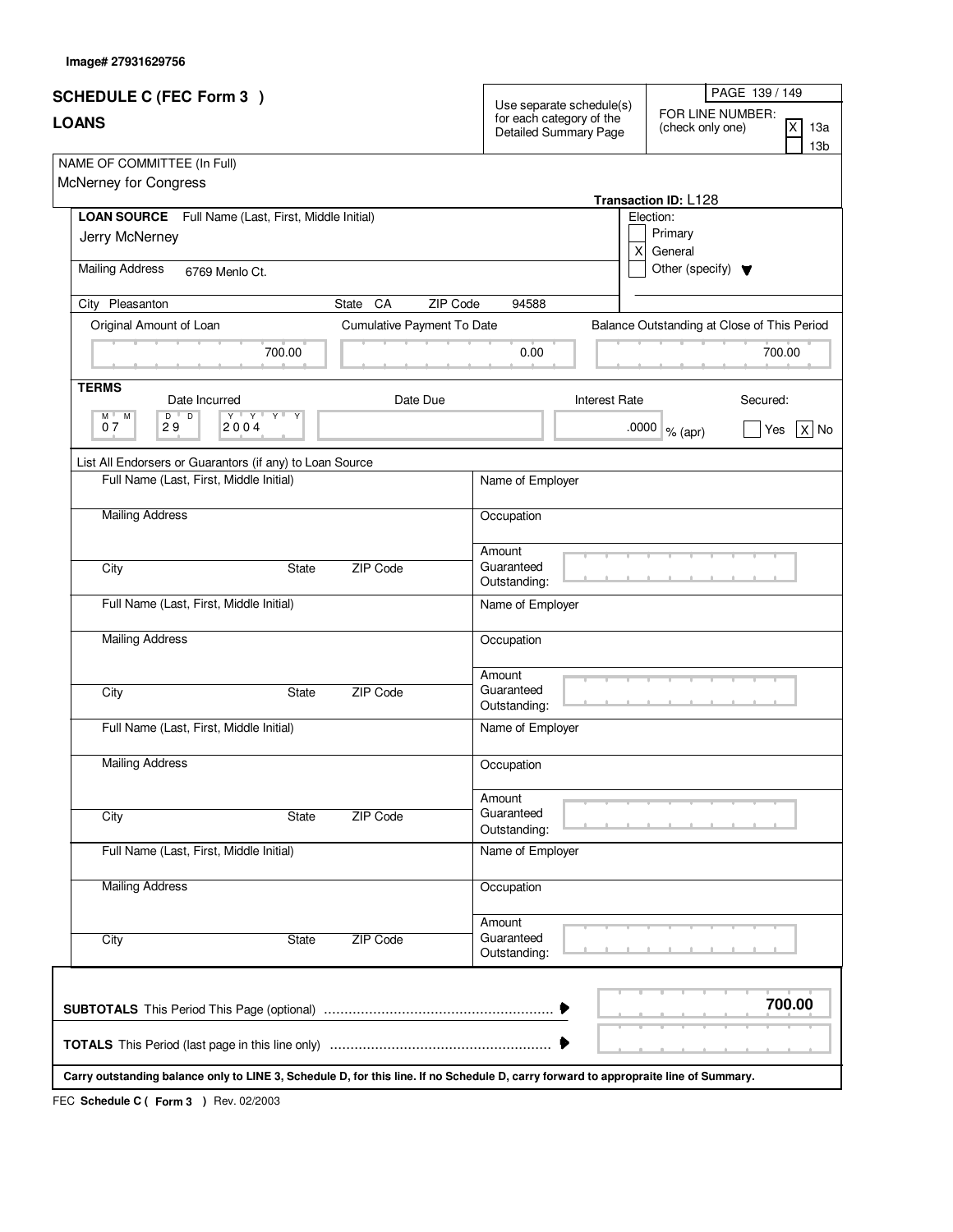Image# 27931629756

# SCHEDULE C (FEC Form 3 )

## LOANS

Use separate schedule(s) for each category of the Detailed Summary Page

FOR LINE NUMBER: (check only one)

- [X] 13a
- [ ] 13b

NAME OF COMMITTEE (In Full)
McNerney for Congress

**Transaction ID:** L128

**LOAN SOURCE** Full Name (Last, First, Middle Initial)
Jerry McNerney

Mailing Address 6769 Menlo Ct.

City Pleasanton State CA ZIP Code 94588

Election:
- [ ] Primary
- [X] General
- [ ] Other (specify)

| Original Amount of Loan | Cumulative Payment To Date | Balance Outstanding at Close of This Period |
|---|---|---|
| 700.00 | 0.00 | 700.00 |

**TERMS**

| Date Incurred | Date Due | Interest Rate | Secured |
|---|---|---|---|
| 07 29 2004 | | .0000 % (apr) | [ ] Yes [X] No |

List All Endorsers or Guarantors (if any) to Loan Source

| Full Name (Last, First, Middle Initial) | Name of Employer |
|---|---|
| Mailing Address | Occupation |
| City / State / ZIP Code | Amount Guaranteed Outstanding: |
| Full Name (Last, First, Middle Initial) | Name of Employer |
| Mailing Address | Occupation |
| City / State / ZIP Code | Amount Guaranteed Outstanding: |
| Full Name (Last, First, Middle Initial) | Name of Employer |
| Mailing Address | Occupation |
| City / State / ZIP Code | Amount Guaranteed Outstanding: |
| Full Name (Last, First, Middle Initial) | Name of Employer |
| Mailing Address | Occupation |
| City / State / ZIP Code | Amount Guaranteed Outstanding: |

**SUBTOTALS** This Period This Page (optional) ........ **700.00**

**TOTALS** This Period (last page in this line only) ........

**Carry outstanding balance only to LINE 3, Schedule D, for this line. If no Schedule D, carry forward to appropraite line of Summary.**

FEC **Schedule C ( Form 3 )** Rev. 02/2003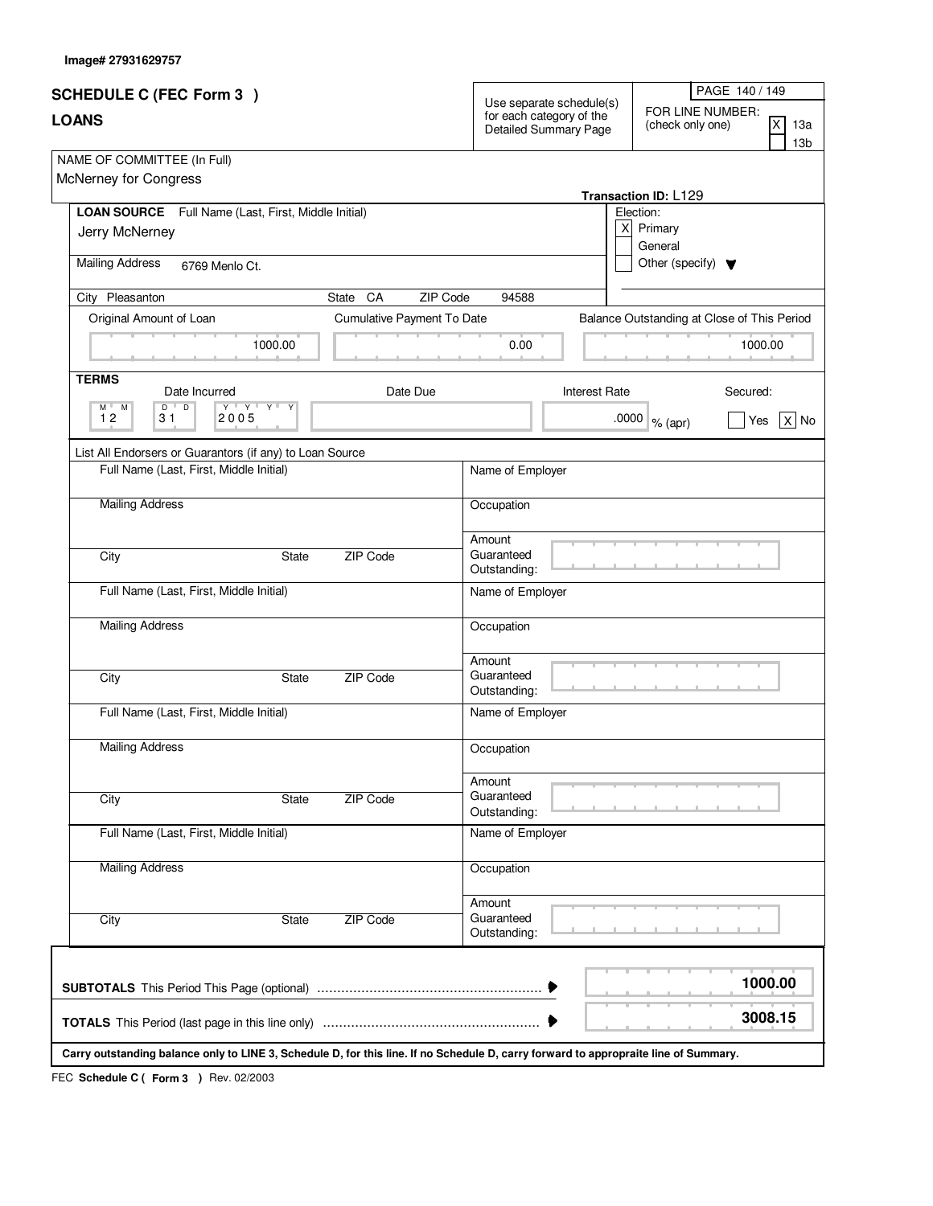Image# 27931629757

# SCHEDULE C (FEC Form 3 )

## LOANS

Use separate schedule(s) for each category of the Detailed Summary Page

FOR LINE NUMBER: (check only one)

- [X] 13a
- [ ] 13b

NAME OF COMMITTEE (In Full)
McNerney for Congress

Transaction ID: L129

**LOAN SOURCE** Full Name (Last, First, Middle Initial)
Jerry McNerney

Mailing Address 6769 Menlo Ct.

City Pleasanton State CA ZIP Code 94588

Election:

- [X] Primary
- [ ] General
- [ ] Other (specify)

| Original Amount of Loan | Cumulative Payment To Date | Balance Outstanding at Close of This Period |
|---|---|---|
| 1000.00 | 0.00 | 1000.00 |

**TERMS**

| Date Incurred | Date Due | Interest Rate | Secured: |
|---|---|---|---|
| 12 31 2005 | | .0000 % (apr) | [ ] Yes [X] No |

List All Endorsers or Guarantors (if any) to Loan Source

| Full Name (Last, First, Middle Initial) | Name of Employer |
|---|---|
| Mailing Address | Occupation |
| City State ZIP Code | Amount Guaranteed Outstanding: |
| Full Name (Last, First, Middle Initial) | Name of Employer |
| Mailing Address | Occupation |
| City State ZIP Code | Amount Guaranteed Outstanding: |
| Full Name (Last, First, Middle Initial) | Name of Employer |
| Mailing Address | Occupation |
| City State ZIP Code | Amount Guaranteed Outstanding: |
| Full Name (Last, First, Middle Initial) | Name of Employer |
| Mailing Address | Occupation |
| City State ZIP Code | Amount Guaranteed Outstanding: |

**SUBTOTALS** This Period This Page (optional) .......... **1000.00**

**TOTALS** This Period (last page in this line only) .......... **3008.15**

**Carry outstanding balance only to LINE 3, Schedule D, for this line. If no Schedule D, carry forward to appropraite line of Summary.**

FEC **Schedule C ( Form 3 )** Rev. 02/2003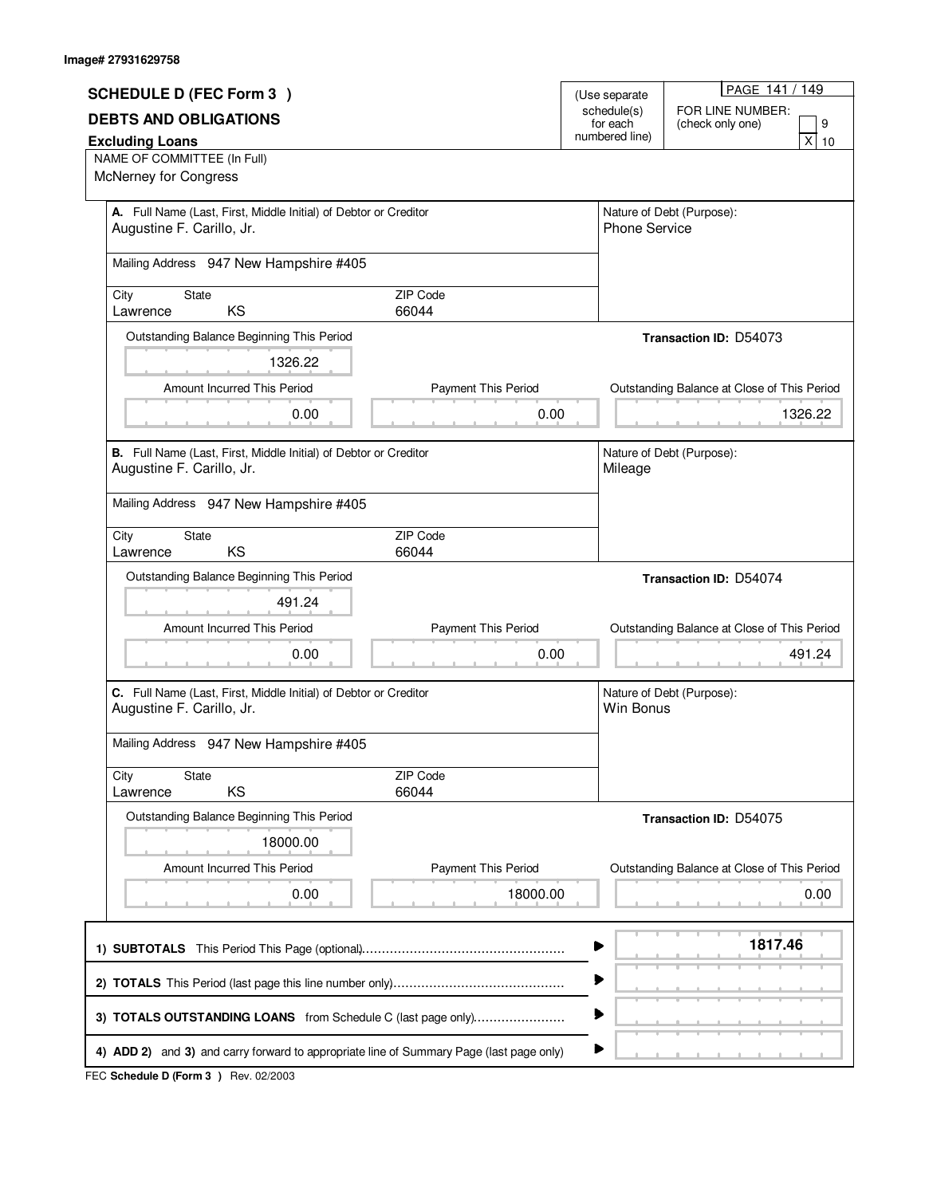Image# 27931629758

## SCHEDULE D (FEC Form 3 )

## DEBTS AND OBLIGATIONS

**Excluding Loans**

(Use separate schedule(s) for each numbered line)

FOR LINE NUMBER: (check only one)

- [ ] 9
- [X] 10

NAME OF COMMITTEE (In Full)
McNerney for Congress

---

**A.** Full Name (Last, First, Middle Initial) of Debtor or Creditor
Augustine F. Carillo, Jr.

Nature of Debt (Purpose): Phone Service

Mailing Address 947 New Hampshire #405

| City | State | ZIP Code |
|---|---|---|
| Lawrence | KS | 66044 |

Transaction ID: D54073

| Outstanding Balance Beginning This Period | Amount Incurred This Period | Payment This Period | Outstanding Balance at Close of This Period |
|---|---|---|---|
| 1326.22 | 0.00 | 0.00 | 1326.22 |

---

**B.** Full Name (Last, First, Middle Initial) of Debtor or Creditor
Augustine F. Carillo, Jr.

Nature of Debt (Purpose): Mileage

Mailing Address 947 New Hampshire #405

| City | State | ZIP Code |
|---|---|---|
| Lawrence | KS | 66044 |

Transaction ID: D54074

| Outstanding Balance Beginning This Period | Amount Incurred This Period | Payment This Period | Outstanding Balance at Close of This Period |
|---|---|---|---|
| 491.24 | 0.00 | 0.00 | 491.24 |

---

**C.** Full Name (Last, First, Middle Initial) of Debtor or Creditor
Augustine F. Carillo, Jr.

Nature of Debt (Purpose): Win Bonus

Mailing Address 947 New Hampshire #405

| City | State | ZIP Code |
|---|---|---|
| Lawrence | KS | 66044 |

Transaction ID: D54075

| Outstanding Balance Beginning This Period | Amount Incurred This Period | Payment This Period | Outstanding Balance at Close of This Period |
|---|---|---|---|
| 18000.00 | 0.00 | 18000.00 | 0.00 |

---

| | |
|---|---|
| 1) **SUBTOTALS** This Period This Page (optional) | **1817.46** |
| 2) **TOTALS** This Period (last page this line number only) | |
| 3) **TOTALS OUTSTANDING LOANS** from Schedule C (last page only) | |
| 4) **ADD 2)** and **3)** and carry forward to appropriate line of Summary Page (last page only) | |

FEC **Schedule D (Form 3 )** Rev. 02/2003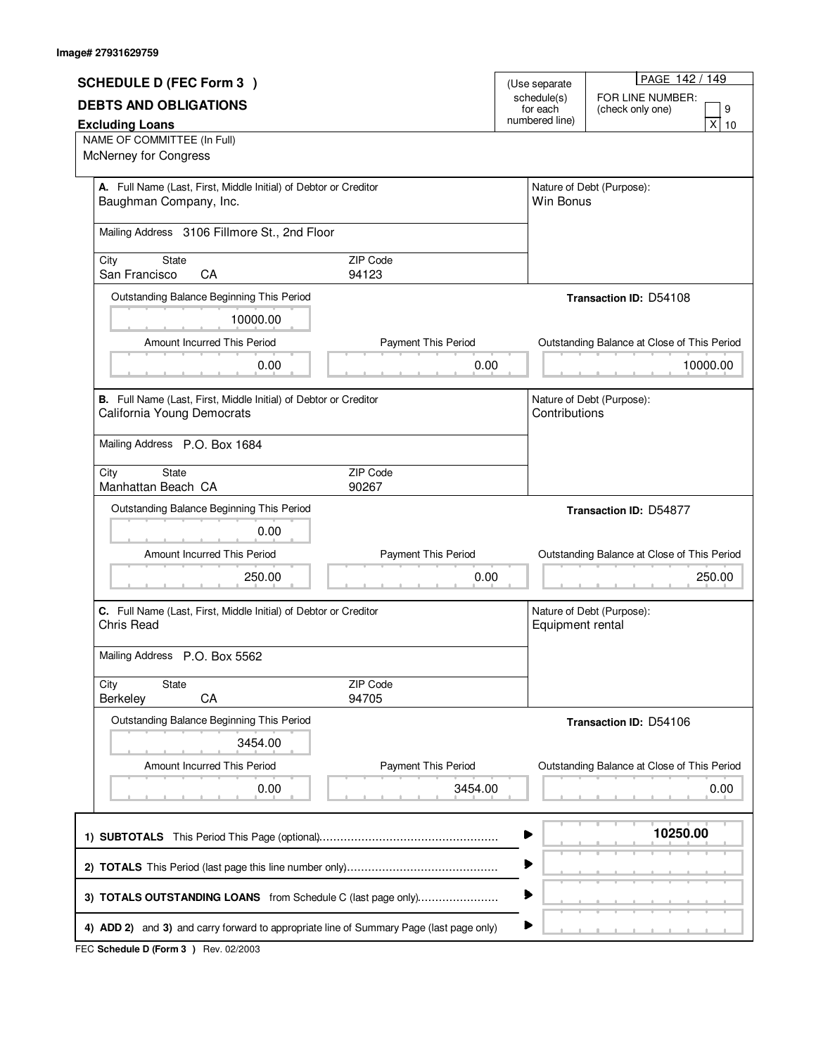Image# 27931629759

## SCHEDULE D (FEC Form 3 )

### DEBTS AND OBLIGATIONS

**Excluding Loans**

(Use separate schedule(s) for each numbered line)

PAGE 142 / 149

FOR LINE NUMBER: (check only one)

[ ] 9
[X] 10

NAME OF COMMITTEE (In Full)
McNerney for Congress

---

**A.** Full Name (Last, First, Middle Initial) of Debtor or Creditor
Baughman Company, Inc.

Nature of Debt (Purpose):
Win Bonus

Mailing Address 3106 Fillmore St., 2nd Floor

| City | State | ZIP Code |
|---|---|---|
| San Francisco | CA | 94123 |

Transaction ID: D54108

| Outstanding Balance Beginning This Period | Amount Incurred This Period | Payment This Period | Outstanding Balance at Close of This Period |
|---|---|---|---|
| 10000.00 | 0.00 | 0.00 | 10000.00 |

---

**B.** Full Name (Last, First, Middle Initial) of Debtor or Creditor
California Young Democrats

Nature of Debt (Purpose):
Contributions

Mailing Address P.O. Box 1684

| City | State | ZIP Code |
|---|---|---|
| Manhattan Beach | CA | 90267 |

Transaction ID: D54877

| Outstanding Balance Beginning This Period | Amount Incurred This Period | Payment This Period | Outstanding Balance at Close of This Period |
|---|---|---|---|
| 0.00 | 250.00 | 0.00 | 250.00 |

---

**C.** Full Name (Last, First, Middle Initial) of Debtor or Creditor
Chris Read

Nature of Debt (Purpose):
Equipment rental

Mailing Address P.O. Box 5562

| City | State | ZIP Code |
|---|---|---|
| Berkeley | CA | 94705 |

Transaction ID: D54106

| Outstanding Balance Beginning This Period | Amount Incurred This Period | Payment This Period | Outstanding Balance at Close of This Period |
|---|---|---|---|
| 3454.00 | 0.00 | 3454.00 | 0.00 |

---

| | |
|---|---|
| 1) **SUBTOTALS** This Period This Page (optional) | 10250.00 |
| 2) **TOTALS** This Period (last page this line number only) | |
| 3) **TOTALS OUTSTANDING LOANS** from Schedule C (last page only) | |
| 4) **ADD 2)** and **3)** and carry forward to appropriate line of Summary Page (last page only) | |

FEC **Schedule D (Form 3 )** Rev. 02/2003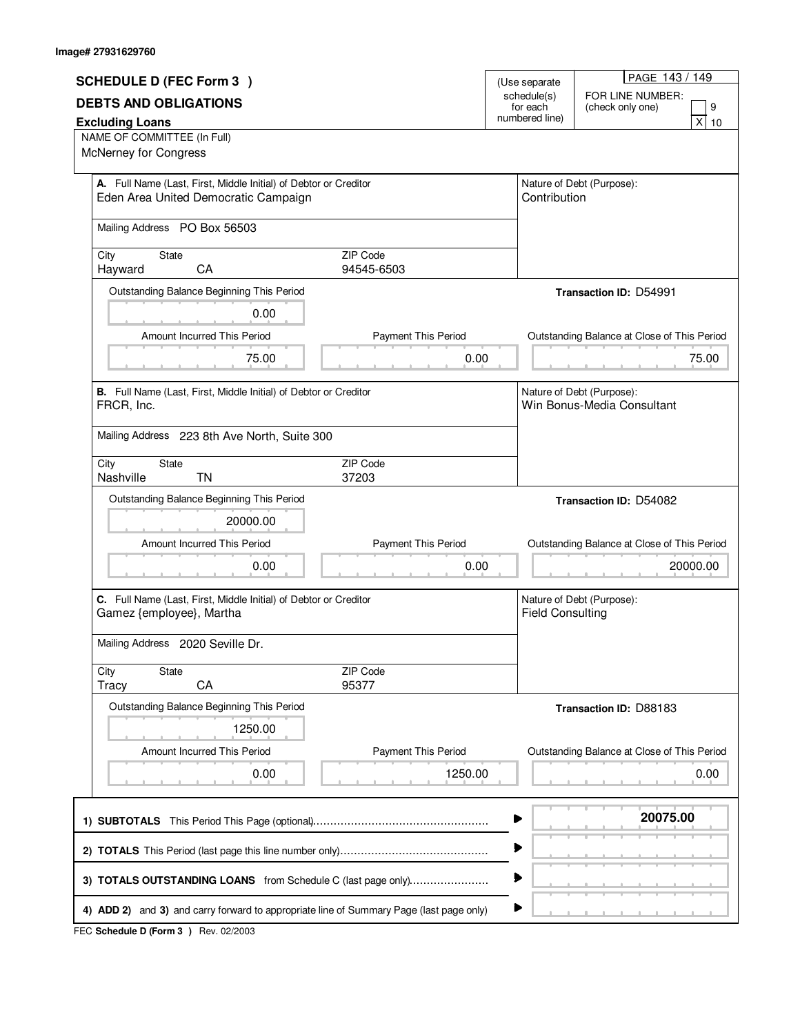Image# 27931629760

# SCHEDULE D (FEC Form 3 )

## DEBTS AND OBLIGATIONS

**Excluding Loans**

(Use separate schedule(s) for each numbered line)

FOR LINE NUMBER: (check only one)

[ ] 9
[X] 10

NAME OF COMMITTEE (In Full)
McNerney for Congress

---

**A.** Full Name (Last, First, Middle Initial) of Debtor or Creditor
Eden Area United Democratic Campaign

Nature of Debt (Purpose):
Contribution

Mailing Address PO Box 56503

| City | State | ZIP Code |
|---|---|---|
| Hayward | CA | 94545-6503 |

Transaction ID: D54991

| Outstanding Balance Beginning This Period | Amount Incurred This Period | Payment This Period | Outstanding Balance at Close of This Period |
|---|---|---|---|
| 0.00 | 75.00 | 0.00 | 75.00 |

---

**B.** Full Name (Last, First, Middle Initial) of Debtor or Creditor
FRCR, Inc.

Nature of Debt (Purpose):
Win Bonus-Media Consultant

Mailing Address 223 8th Ave North, Suite 300

| City | State | ZIP Code |
|---|---|---|
| Nashville | TN | 37203 |

Transaction ID: D54082

| Outstanding Balance Beginning This Period | Amount Incurred This Period | Payment This Period | Outstanding Balance at Close of This Period |
|---|---|---|---|
| 20000.00 | 0.00 | 0.00 | 20000.00 |

---

**C.** Full Name (Last, First, Middle Initial) of Debtor or Creditor
Gamez {employee}, Martha

Nature of Debt (Purpose):
Field Consulting

Mailing Address 2020 Seville Dr.

| City | State | ZIP Code |
|---|---|---|
| Tracy | CA | 95377 |

Transaction ID: D88183

| Outstanding Balance Beginning This Period | Amount Incurred This Period | Payment This Period | Outstanding Balance at Close of This Period |
|---|---|---|---|
| 1250.00 | 0.00 | 1250.00 | 0.00 |

---

| | |
|---|---|
| **1) SUBTOTALS** This Period This Page (optional) | 20075.00 |
| **2) TOTALS** This Period (last page this line number only) | |
| **3) TOTALS OUTSTANDING LOANS** from Schedule C (last page only) | |
| **4) ADD 2)** and **3)** and carry forward to appropriate line of Summary Page (last page only) | |

FEC **Schedule D (Form 3 )** Rev. 02/2003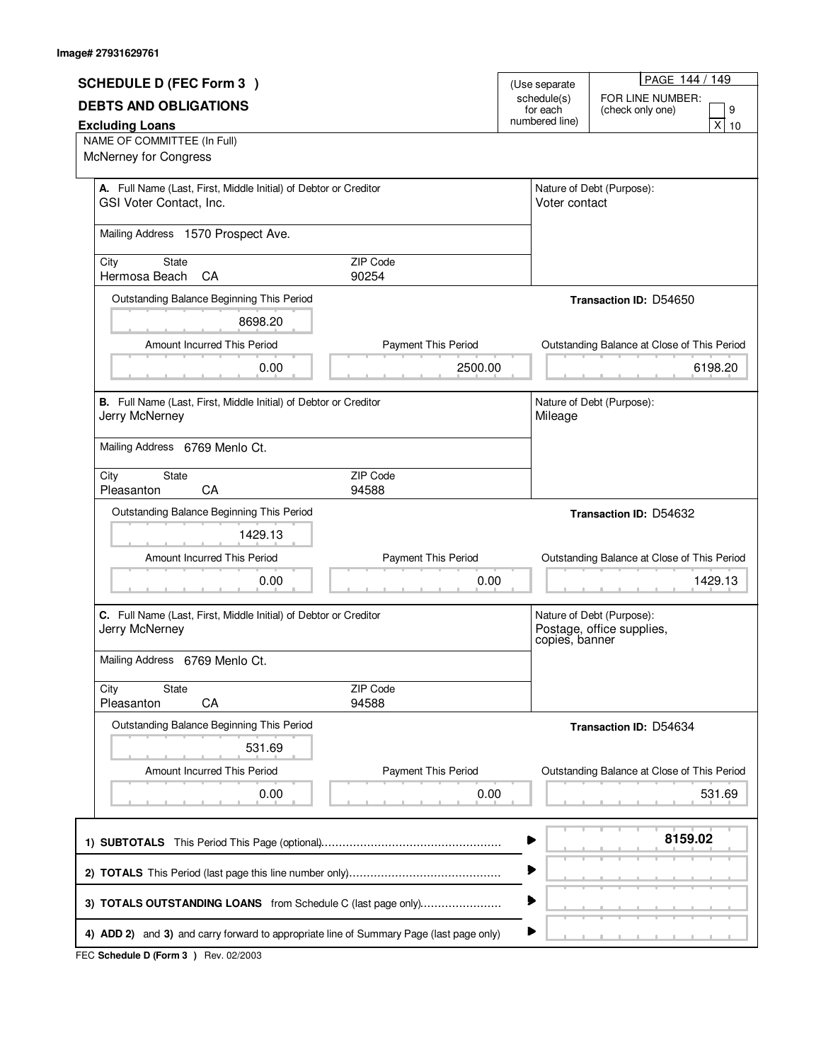Image# 27931629761

# SCHEDULE D (FEC Form 3 )

## DEBTS AND OBLIGATIONS

**Excluding Loans**

(Use separate schedule(s) for each numbered line)

PAGE 144 / 149

FOR LINE NUMBER: (check only one)

- [ ] 9
- [X] 10

NAME OF COMMITTEE (In Full)
McNerney for Congress

---

**A.** Full Name (Last, First, Middle Initial) of Debtor or Creditor
GSI Voter Contact, Inc.

Nature of Debt (Purpose):
Voter contact

Mailing Address 1570 Prospect Ave.

| City | State | ZIP Code |
|---|---|---|
| Hermosa Beach | CA | 90254 |

Transaction ID: D54650

| Outstanding Balance Beginning This Period | Amount Incurred This Period | Payment This Period | Outstanding Balance at Close of This Period |
|---|---|---|---|
| 8698.20 | 0.00 | 2500.00 | 6198.20 |

---

**B.** Full Name (Last, First, Middle Initial) of Debtor or Creditor
Jerry McNerney

Nature of Debt (Purpose):
Mileage

Mailing Address 6769 Menlo Ct.

| City | State | ZIP Code |
|---|---|---|
| Pleasanton | CA | 94588 |

Transaction ID: D54632

| Outstanding Balance Beginning This Period | Amount Incurred This Period | Payment This Period | Outstanding Balance at Close of This Period |
|---|---|---|---|
| 1429.13 | 0.00 | 0.00 | 1429.13 |

---

**C.** Full Name (Last, First, Middle Initial) of Debtor or Creditor
Jerry McNerney

Nature of Debt (Purpose):
Postage, office supplies, copies, banner

Mailing Address 6769 Menlo Ct.

| City | State | ZIP Code |
|---|---|---|
| Pleasanton | CA | 94588 |

Transaction ID: D54634

| Outstanding Balance Beginning This Period | Amount Incurred This Period | Payment This Period | Outstanding Balance at Close of This Period |
|---|---|---|---|
| 531.69 | 0.00 | 0.00 | 531.69 |

---

| | |
|---|---|
| **1) SUBTOTALS** This Period This Page (optional) | **8159.02** |
| **2) TOTALS** This Period (last page this line number only) | |
| **3) TOTALS OUTSTANDING LOANS** from Schedule C (last page only) | |
| **4) ADD 2)** and **3)** and carry forward to appropriate line of Summary Page (last page only) | |

FEC **Schedule D (Form 3 )** Rev. 02/2003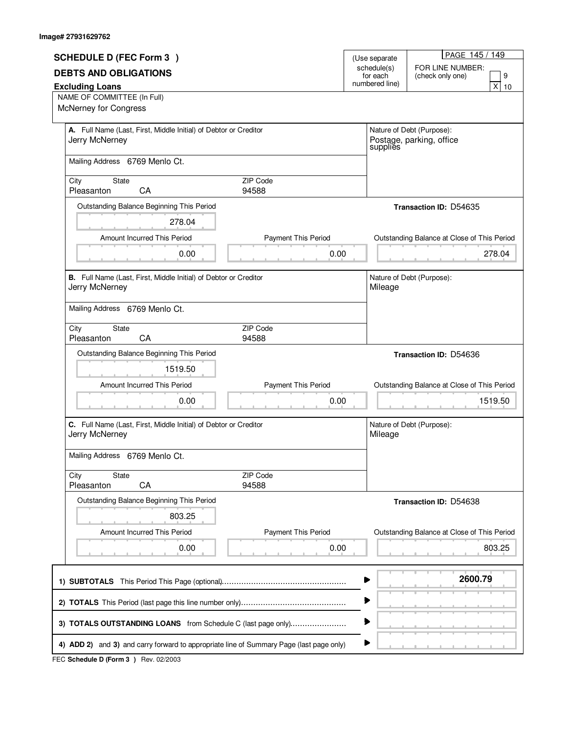Image# 27931629762

## SCHEDULE D (FEC Form 3 )

## DEBTS AND OBLIGATIONS

**Excluding Loans**

(Use separate schedule(s) for each numbered line)

FOR LINE NUMBER: (check only one)

[ ] 9
[X] 10

NAME OF COMMITTEE (In Full)
McNerney for Congress

---

**A.** Full Name (Last, First, Middle Initial) of Debtor or Creditor
Jerry McNerney

Nature of Debt (Purpose):
Postage, parking, office supplies

Mailing Address 6769 Menlo Ct.

| City | State | ZIP Code |
|---|---|---|
| Pleasanton | CA | 94588 |

Transaction ID: D54635

| Outstanding Balance Beginning This Period | Amount Incurred This Period | Payment This Period | Outstanding Balance at Close of This Period |
|---|---|---|---|
| 278.04 | 0.00 | 0.00 | 278.04 |

---

**B.** Full Name (Last, First, Middle Initial) of Debtor or Creditor
Jerry McNerney

Nature of Debt (Purpose):
Mileage

Mailing Address 6769 Menlo Ct.

| City | State | ZIP Code |
|---|---|---|
| Pleasanton | CA | 94588 |

Transaction ID: D54636

| Outstanding Balance Beginning This Period | Amount Incurred This Period | Payment This Period | Outstanding Balance at Close of This Period |
|---|---|---|---|
| 1519.50 | 0.00 | 0.00 | 1519.50 |

---

**C.** Full Name (Last, First, Middle Initial) of Debtor or Creditor
Jerry McNerney

Nature of Debt (Purpose):
Mileage

Mailing Address 6769 Menlo Ct.

| City | State | ZIP Code |
|---|---|---|
| Pleasanton | CA | 94588 |

Transaction ID: D54638

| Outstanding Balance Beginning This Period | Amount Incurred This Period | Payment This Period | Outstanding Balance at Close of This Period |
|---|---|---|---|
| 803.25 | 0.00 | 0.00 | 803.25 |

---

| | |
|---|---|
| 1) **SUBTOTALS** This Period This Page (optional) | **2600.79** |
| 2) **TOTALS** This Period (last page this line number only) | |
| 3) **TOTALS OUTSTANDING LOANS** from Schedule C (last page only) | |
| 4) **ADD 2)** and **3)** and carry forward to appropriate line of Summary Page (last page only) | |

FEC **Schedule D (Form 3 )** Rev. 02/2003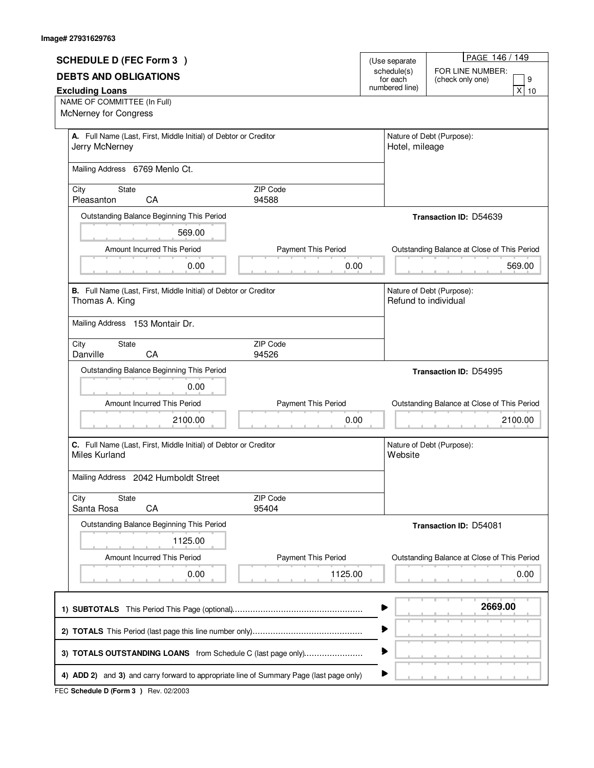Image# 27931629763

## SCHEDULE D (FEC Form 3 )

## DEBTS AND OBLIGATIONS

### Excluding Loans

(Use separate schedule(s) for each numbered line)

FOR LINE NUMBER: (check only one)

[ ] 9
[X] 10

NAME OF COMMITTEE (In Full)
McNerney for Congress

---

**A.** Full Name (Last, First, Middle Initial) of Debtor or Creditor
Jerry McNerney

Mailing Address 6769 Menlo Ct.

| City | State | ZIP Code |
|---|---|---|
| Pleasanton | CA | 94588 |

Nature of Debt (Purpose):
Hotel, mileage

Transaction ID: D54639

| Outstanding Balance Beginning This Period | Amount Incurred This Period | Payment This Period | Outstanding Balance at Close of This Period |
|---|---|---|---|
| 569.00 | 0.00 | 0.00 | 569.00 |

---

**B.** Full Name (Last, First, Middle Initial) of Debtor or Creditor
Thomas A. King

Mailing Address 153 Montair Dr.

| City | State | ZIP Code |
|---|---|---|
| Danville | CA | 94526 |

Nature of Debt (Purpose):
Refund to individual

Transaction ID: D54995

| Outstanding Balance Beginning This Period | Amount Incurred This Period | Payment This Period | Outstanding Balance at Close of This Period |
|---|---|---|---|
| 0.00 | 2100.00 | 0.00 | 2100.00 |

---

**C.** Full Name (Last, First, Middle Initial) of Debtor or Creditor
Miles Kurland

Mailing Address 2042 Humboldt Street

| City | State | ZIP Code |
|---|---|---|
| Santa Rosa | CA | 95404 |

Nature of Debt (Purpose):
Website

Transaction ID: D54081

| Outstanding Balance Beginning This Period | Amount Incurred This Period | Payment This Period | Outstanding Balance at Close of This Period |
|---|---|---|---|
| 1125.00 | 0.00 | 1125.00 | 0.00 |

---

| | |
|---|---|
| 1) **SUBTOTALS** This Period This Page (optional) | **2669.00** |
| 2) **TOTALS** This Period (last page this line number only) | |
| 3) **TOTALS OUTSTANDING LOANS** from Schedule C (last page only) | |
| 4) **ADD 2)** and **3)** and carry forward to appropriate line of Summary Page (last page only) | |

FEC **Schedule D (Form 3 )** Rev. 02/2003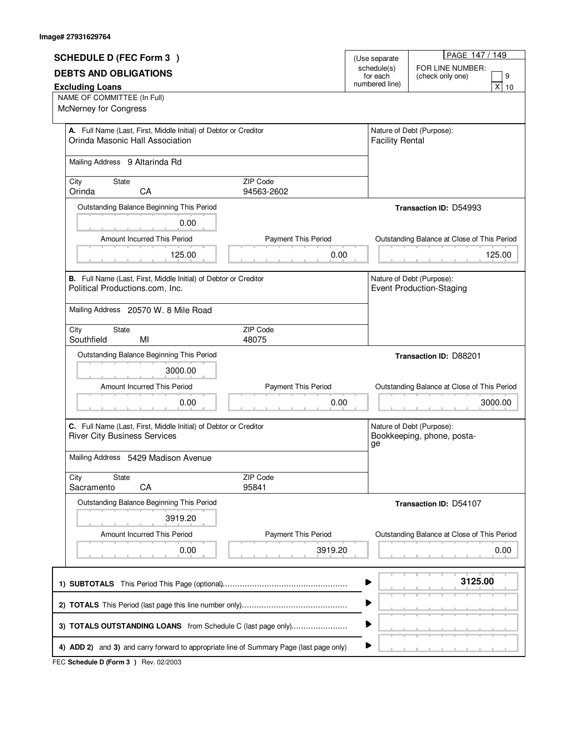Image# 27931629764

## SCHEDULE D (FEC Form 3 )

## DEBTS AND OBLIGATIONS

**Excluding Loans**

(Use separate schedule(s) for each numbered line)

FOR LINE NUMBER: (check only one)

[ ] 9
[X] 10

NAME OF COMMITTEE (In Full)
McNerney for Congress

---

**A.** Full Name (Last, First, Middle Initial) of Debtor or Creditor
Orinda Masonic Hall Association

Nature of Debt (Purpose):
Facility Rental

Mailing Address 9 Altarinda Rd

| City | State | ZIP Code |
|---|---|---|
| Orinda | CA | 94563-2602 |

**Transaction ID:** D54993

| Outstanding Balance Beginning This Period | Amount Incurred This Period | Payment This Period | Outstanding Balance at Close of This Period |
|---|---|---|---|
| 0.00 | 125.00 | 0.00 | 125.00 |

---

**B.** Full Name (Last, First, Middle Initial) of Debtor or Creditor
Political Productions.com, Inc.

Nature of Debt (Purpose):
Event Production-Staging

Mailing Address 20570 W. 8 Mile Road

| City | State | ZIP Code |
|---|---|---|
| Southfield | MI | 48075 |

**Transaction ID:** D88201

| Outstanding Balance Beginning This Period | Amount Incurred This Period | Payment This Period | Outstanding Balance at Close of This Period |
|---|---|---|---|
| 3000.00 | 0.00 | 0.00 | 3000.00 |

---

**C.** Full Name (Last, First, Middle Initial) of Debtor or Creditor
River City Business Services

Nature of Debt (Purpose):
Bookkeeping, phone, posta-ge

Mailing Address 5429 Madison Avenue

| City | State | ZIP Code |
|---|---|---|
| Sacramento | CA | 95841 |

**Transaction ID:** D54107

| Outstanding Balance Beginning This Period | Amount Incurred This Period | Payment This Period | Outstanding Balance at Close of This Period |
|---|---|---|---|
| 3919.20 | 0.00 | 3919.20 | 0.00 |

---

| | |
|---|---|
| 1) **SUBTOTALS** This Period This Page (optional) | **3125.00** |
| 2) **TOTALS** This Period (last page this line number only) | |
| 3) **TOTALS OUTSTANDING LOANS** from Schedule C (last page only) | |
| 4) **ADD 2)** and **3)** and carry forward to appropriate line of Summary Page (last page only) | |

FEC **Schedule D (Form 3 )** Rev. 02/2003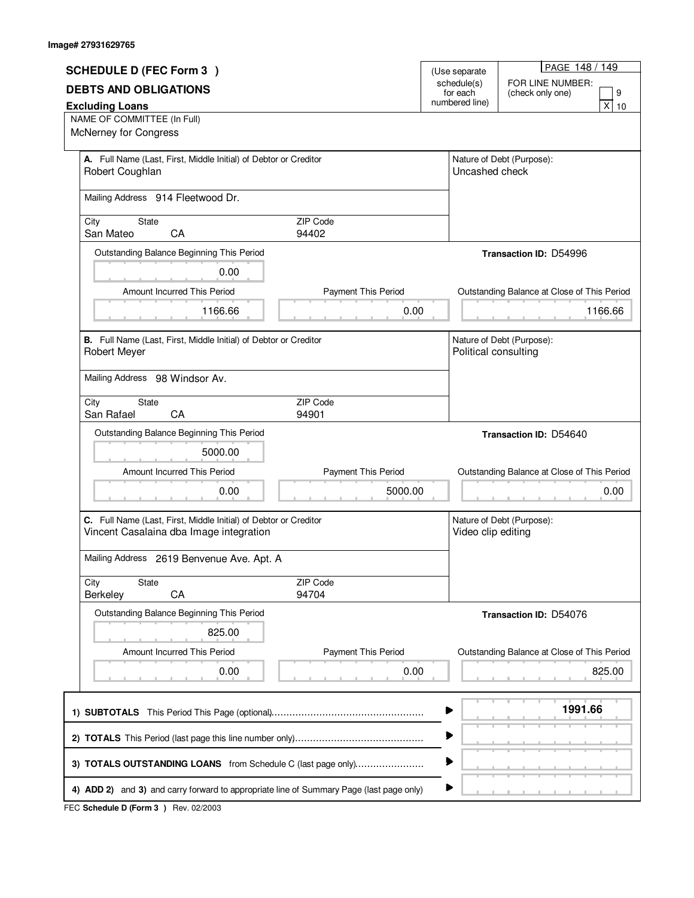Image# 27931629765

# SCHEDULE D (FEC Form 3 )

## DEBTS AND OBLIGATIONS

**Excluding Loans**

(Use separate schedule(s) for each numbered line)

FOR LINE NUMBER: (check only one)

[ ] 9
[X] 10

NAME OF COMMITTEE (In Full)
McNerney for Congress

---

**A.** Full Name (Last, First, Middle Initial) of Debtor or Creditor
Robert Coughlan

Nature of Debt (Purpose):
Uncashed check

Mailing Address 914 Fleetwood Dr.

| City | State | ZIP Code |
|---|---|---|
| San Mateo | CA | 94402 |

**Transaction ID:** D54996

| Outstanding Balance Beginning This Period | Amount Incurred This Period | Payment This Period | Outstanding Balance at Close of This Period |
|---|---|---|---|
| 0.00 | 1166.66 | 0.00 | 1166.66 |

---

**B.** Full Name (Last, First, Middle Initial) of Debtor or Creditor
Robert Meyer

Nature of Debt (Purpose):
Political consulting

Mailing Address 98 Windsor Av.

| City | State | ZIP Code |
|---|---|---|
| San Rafael | CA | 94901 |

**Transaction ID:** D54640

| Outstanding Balance Beginning This Period | Amount Incurred This Period | Payment This Period | Outstanding Balance at Close of This Period |
|---|---|---|---|
| 5000.00 | 0.00 | 5000.00 | 0.00 |

---

**C.** Full Name (Last, First, Middle Initial) of Debtor or Creditor
Vincent Casalaina dba Image integration

Nature of Debt (Purpose):
Video clip editing

Mailing Address 2619 Benvenue Ave. Apt. A

| City | State | ZIP Code |
|---|---|---|
| Berkeley | CA | 94704 |

**Transaction ID:** D54076

| Outstanding Balance Beginning This Period | Amount Incurred This Period | Payment This Period | Outstanding Balance at Close of This Period |
|---|---|---|---|
| 825.00 | 0.00 | 0.00 | 825.00 |

---

| | |
|---|---|
| 1) **SUBTOTALS** This Period This Page (optional) | **1991.66** |
| 2) **TOTALS** This Period (last page this line number only) | |
| 3) **TOTALS OUTSTANDING LOANS** from Schedule C (last page only) | |
| 4) **ADD 2)** and **3)** and carry forward to appropriate line of Summary Page (last page only) | |

FEC **Schedule D (Form 3 )** Rev. 02/2003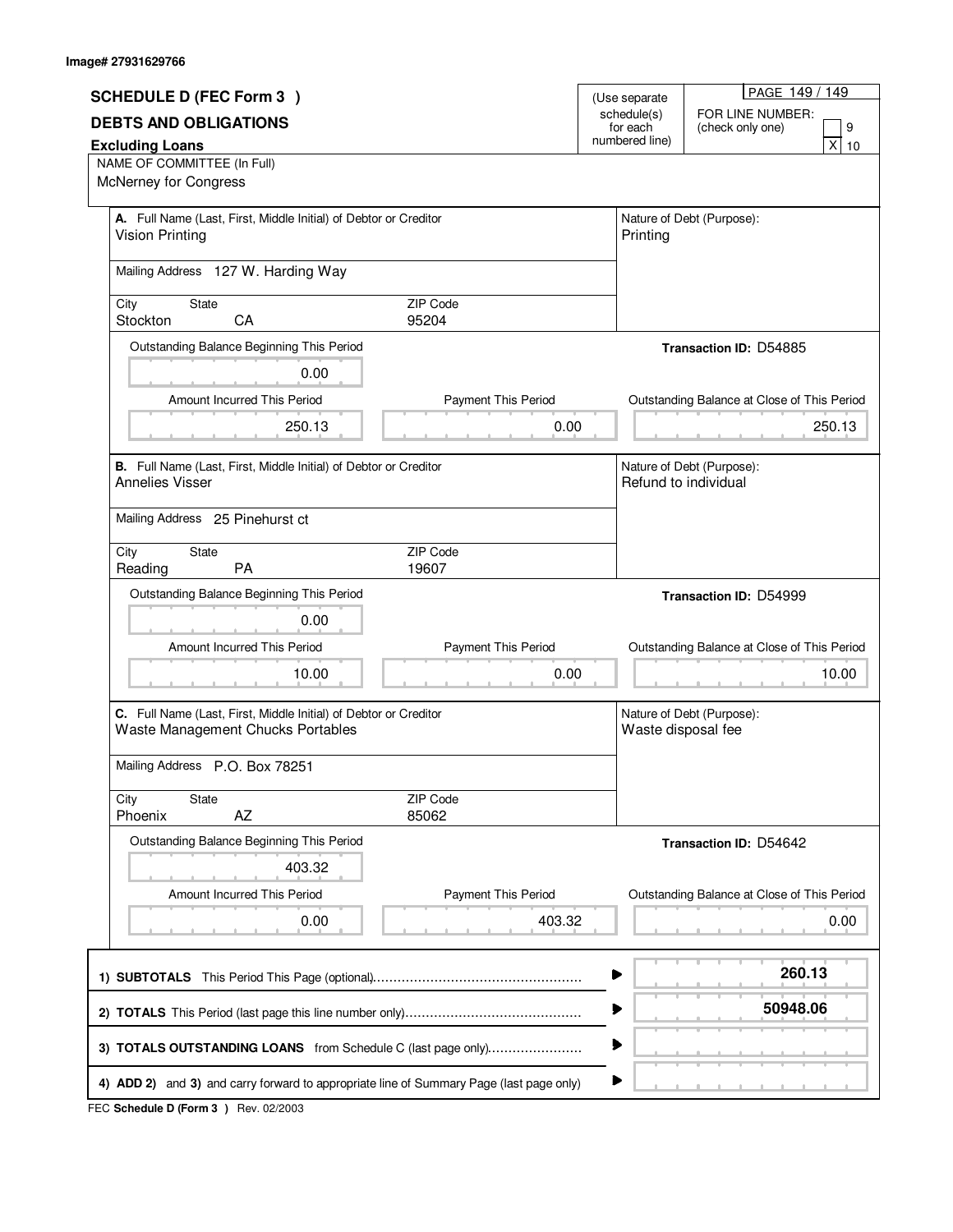Image# 27931629766

## SCHEDULE D (FEC Form 3 )

### DEBTS AND OBLIGATIONS

**Excluding Loans**

(Use separate schedule(s) for each numbered line)

FOR LINE NUMBER: (check only one)
[ ] 9
[X] 10

NAME OF COMMITTEE (In Full)
McNerney for Congress

---

**A.** Full Name (Last, First, Middle Initial) of Debtor or Creditor
Vision Printing

Nature of Debt (Purpose):
Printing

Mailing Address 127 W. Harding Way

| City | State | ZIP Code |
|---|---|---|
| Stockton | CA | 95204 |

Transaction ID: D54885

| Outstanding Balance Beginning This Period | Amount Incurred This Period | Payment This Period | Outstanding Balance at Close of This Period |
|---|---|---|---|
| 0.00 | 250.13 | 0.00 | 250.13 |

---

**B.** Full Name (Last, First, Middle Initial) of Debtor or Creditor
Annelies Visser

Nature of Debt (Purpose):
Refund to individual

Mailing Address 25 Pinehurst ct

| City | State | ZIP Code |
|---|---|---|
| Reading | PA | 19607 |

Transaction ID: D54999

| Outstanding Balance Beginning This Period | Amount Incurred This Period | Payment This Period | Outstanding Balance at Close of This Period |
|---|---|---|---|
| 0.00 | 10.00 | 0.00 | 10.00 |

---

**C.** Full Name (Last, First, Middle Initial) of Debtor or Creditor
Waste Management Chucks Portables

Nature of Debt (Purpose):
Waste disposal fee

Mailing Address P.O. Box 78251

| City | State | ZIP Code |
|---|---|---|
| Phoenix | AZ | 85062 |

Transaction ID: D54642

| Outstanding Balance Beginning This Period | Amount Incurred This Period | Payment This Period | Outstanding Balance at Close of This Period |
|---|---|---|---|
| 403.32 | 0.00 | 403.32 | 0.00 |

---

| | |
|---|---|
| 1) **SUBTOTALS** This Period This Page (optional) | **260.13** |
| 2) **TOTALS** This Period (last page this line number only) | **50948.06** |
| 3) **TOTALS OUTSTANDING LOANS** from Schedule C (last page only) | |
| 4) **ADD 2)** and **3)** and carry forward to appropriate line of Summary Page (last page only) | |

FEC **Schedule D (Form 3 )** Rev. 02/2003